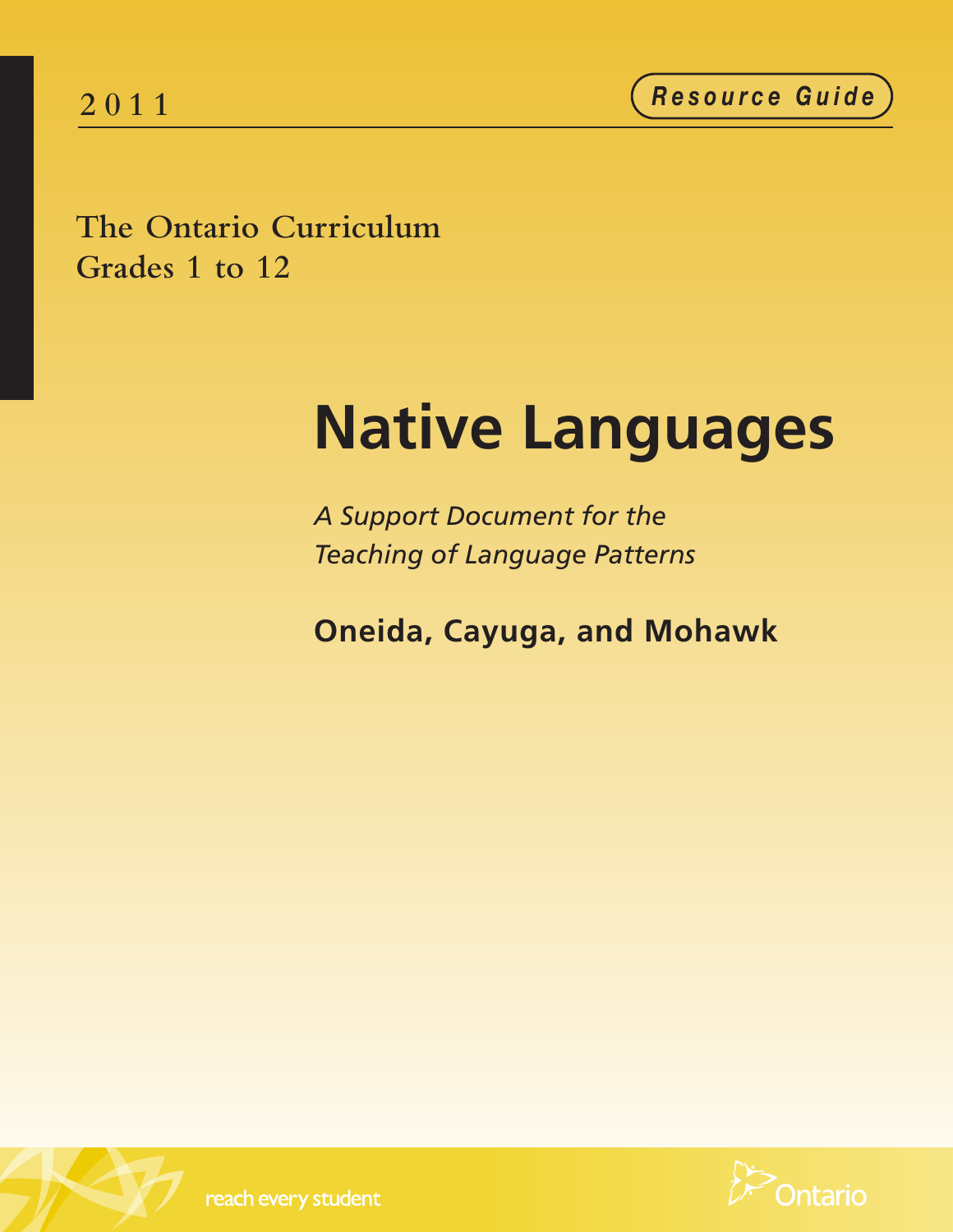2011

Resource Guide

The Ontario Curriculum
Grades 1 to 12

# Native Languages

*A Support Document for the Teaching of Language Patterns*

## Oneida, Cayuga, and Mohawk

reach every student

Ontario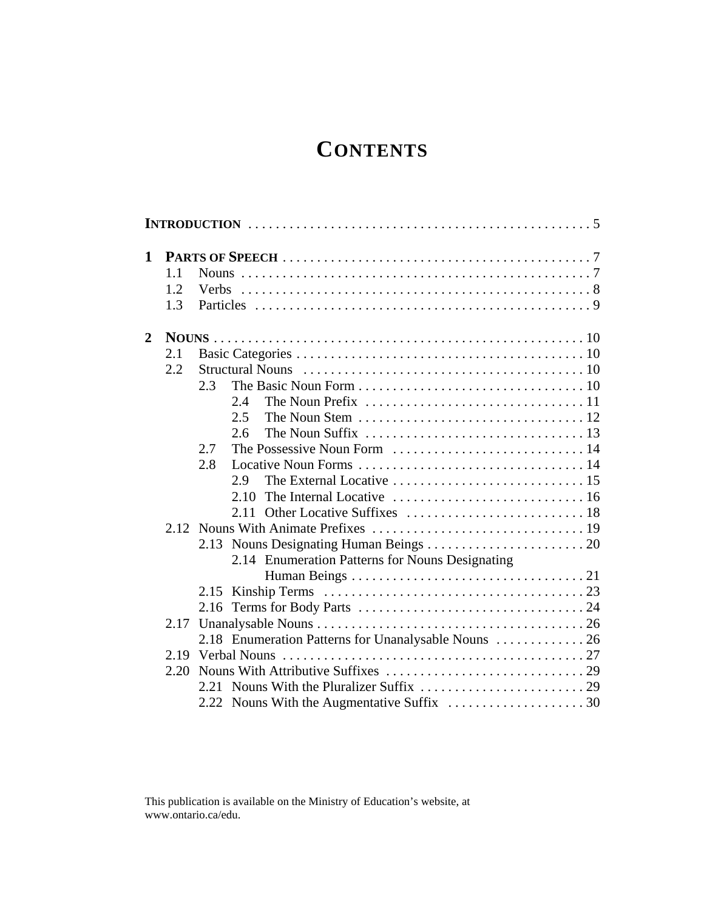# CONTENTS

**INTRODUCTION** . . . . . . . . . . . . . . . . . . . . . . . . . . . . . . . . . . . . . . . . . . . . . . . . 5

**1 PARTS OF SPEECH** . . . . . . . . . . . . . . . . . . . . . . . . . . . . . . . . . . . . . . . . . . . . . 7

- 1.1 Nouns . . . . . . . . . . . . . . . . . . . . . . . . . . . . . . . . . . . . . . . . . . . . . . . . . . . 7
- 1.2 Verbs . . . . . . . . . . . . . . . . . . . . . . . . . . . . . . . . . . . . . . . . . . . . . . . . . . . 8
- 1.3 Particles . . . . . . . . . . . . . . . . . . . . . . . . . . . . . . . . . . . . . . . . . . . . . . . . . 9

**2 NOUNS** . . . . . . . . . . . . . . . . . . . . . . . . . . . . . . . . . . . . . . . . . . . . . . . . . . . . . 10

- 2.1 Basic Categories . . . . . . . . . . . . . . . . . . . . . . . . . . . . . . . . . . . . . . . . . . 10
- 2.2 Structural Nouns . . . . . . . . . . . . . . . . . . . . . . . . . . . . . . . . . . . . . . . . . 10
  - 2.3 The Basic Noun Form . . . . . . . . . . . . . . . . . . . . . . . . . . . . . . . . . . 10
    - 2.4 The Noun Prefix . . . . . . . . . . . . . . . . . . . . . . . . . . . . . . . . 11
    - 2.5 The Noun Stem . . . . . . . . . . . . . . . . . . . . . . . . . . . . . . . . . 12
    - 2.6 The Noun Suffix . . . . . . . . . . . . . . . . . . . . . . . . . . . . . . . . 13
  - 2.7 The Possessive Noun Form . . . . . . . . . . . . . . . . . . . . . . . . . . . . 14
  - 2.8 Locative Noun Forms . . . . . . . . . . . . . . . . . . . . . . . . . . . . . . . . . 14
    - 2.9 The External Locative . . . . . . . . . . . . . . . . . . . . . . . . . . . . 15
    - 2.10 The Internal Locative . . . . . . . . . . . . . . . . . . . . . . . . . . . . 16
    - 2.11 Other Locative Suffixes . . . . . . . . . . . . . . . . . . . . . . . . . . 18
- 2.12 Nouns With Animate Prefixes . . . . . . . . . . . . . . . . . . . . . . . . . . . . . . . 19
  - 2.13 Nouns Designating Human Beings . . . . . . . . . . . . . . . . . . . . . . . 20
    - 2.14 Enumeration Patterns for Nouns Designating Human Beings . . . . . . . . . . . . . . . . . . . . . . . . . . . . . . . . . . 21
  - 2.15 Kinship Terms . . . . . . . . . . . . . . . . . . . . . . . . . . . . . . . . . . . . . . 23
  - 2.16 Terms for Body Parts . . . . . . . . . . . . . . . . . . . . . . . . . . . . . . . . . 24
- 2.17 Unanalysable Nouns . . . . . . . . . . . . . . . . . . . . . . . . . . . . . . . . . . . . . . . 26
  - 2.18 Enumeration Patterns for Unanalysable Nouns . . . . . . . . . . . . . 26
- 2.19 Verbal Nouns . . . . . . . . . . . . . . . . . . . . . . . . . . . . . . . . . . . . . . . . . . . . 27
- 2.20 Nouns With Attributive Suffixes . . . . . . . . . . . . . . . . . . . . . . . . . . . . . 29
  - 2.21 Nouns With the Pluralizer Suffix . . . . . . . . . . . . . . . . . . . . . . . . 29
  - 2.22 Nouns With the Augmentative Suffix . . . . . . . . . . . . . . . . . . . . 30

This publication is available on the Ministry of Education's website, at www.ontario.ca/edu.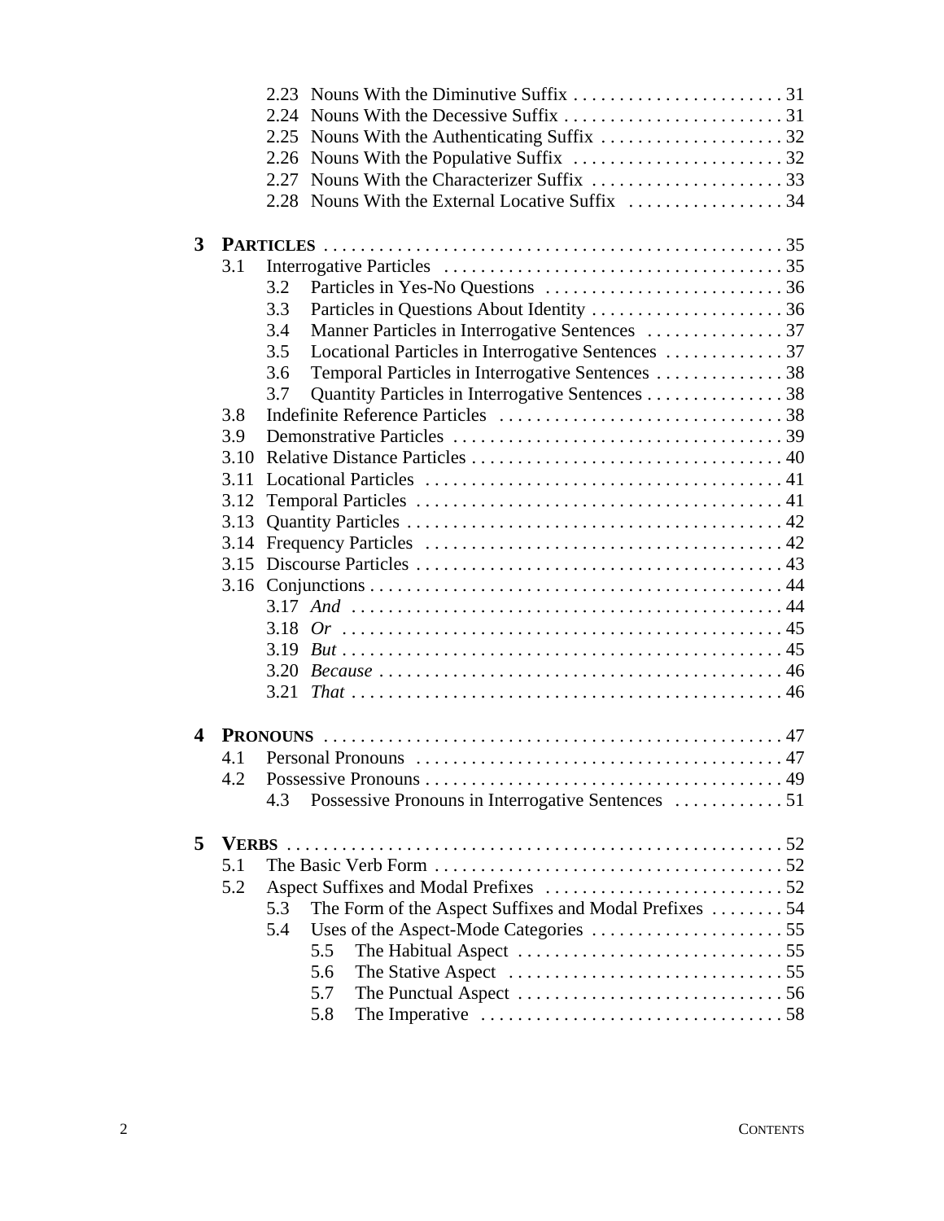- 2.23 Nouns With the Diminutive Suffix . . . . . . . . . . . . . . . . . . . . . . . 31
- 2.24 Nouns With the Decessive Suffix . . . . . . . . . . . . . . . . . . . . . . . . 31
- 2.25 Nouns With the Authenticating Suffix . . . . . . . . . . . . . . . . . . . . 32
- 2.26 Nouns With the Populative Suffix . . . . . . . . . . . . . . . . . . . . . . . 32
- 2.27 Nouns With the Characterizer Suffix . . . . . . . . . . . . . . . . . . . . . 33
- 2.28 Nouns With the External Locative Suffix . . . . . . . . . . . . . . . . . 34

**3 PARTICLES** . . . . . . . . . . . . . . . . . . . . . . . . . . . . . . . . . . . . . . . . . . . . . . . . . . 35

- 3.1 Interrogative Particles . . . . . . . . . . . . . . . . . . . . . . . . . . . . . . . . . . . . . 35
  - 3.2 Particles in Yes-No Questions . . . . . . . . . . . . . . . . . . . . . . . . . . 36
  - 3.3 Particles in Questions About Identity . . . . . . . . . . . . . . . . . . . . . 36
  - 3.4 Manner Particles in Interrogative Sentences . . . . . . . . . . . . . . . 37
  - 3.5 Locational Particles in Interrogative Sentences . . . . . . . . . . . . . 37
  - 3.6 Temporal Particles in Interrogative Sentences . . . . . . . . . . . . . . 38
  - 3.7 Quantity Particles in Interrogative Sentences . . . . . . . . . . . . . . . 38
- 3.8 Indefinite Reference Particles . . . . . . . . . . . . . . . . . . . . . . . . . . . . . . . 38
- 3.9 Demonstrative Particles . . . . . . . . . . . . . . . . . . . . . . . . . . . . . . . . . . . . 39
- 3.10 Relative Distance Particles . . . . . . . . . . . . . . . . . . . . . . . . . . . . . . . . . . 40
- 3.11 Locational Particles . . . . . . . . . . . . . . . . . . . . . . . . . . . . . . . . . . . . . . . 41
- 3.12 Temporal Particles . . . . . . . . . . . . . . . . . . . . . . . . . . . . . . . . . . . . . . . . 41
- 3.13 Quantity Particles . . . . . . . . . . . . . . . . . . . . . . . . . . . . . . . . . . . . . . . . . 42
- 3.14 Frequency Particles . . . . . . . . . . . . . . . . . . . . . . . . . . . . . . . . . . . . . . . 42
- 3.15 Discourse Particles . . . . . . . . . . . . . . . . . . . . . . . . . . . . . . . . . . . . . . . . 43
- 3.16 Conjunctions . . . . . . . . . . . . . . . . . . . . . . . . . . . . . . . . . . . . . . . . . . . . . 44
  - 3.17 *And* . . . . . . . . . . . . . . . . . . . . . . . . . . . . . . . . . . . . . . . . . . . . . . . . 44
  - 3.18 *Or* . . . . . . . . . . . . . . . . . . . . . . . . . . . . . . . . . . . . . . . . . . . . . . . . . 45
  - 3.19 *But* . . . . . . . . . . . . . . . . . . . . . . . . . . . . . . . . . . . . . . . . . . . . . . . . . 45
  - 3.20 *Because* . . . . . . . . . . . . . . . . . . . . . . . . . . . . . . . . . . . . . . . . . . . . . 46
  - 3.21 *That* . . . . . . . . . . . . . . . . . . . . . . . . . . . . . . . . . . . . . . . . . . . . . . . . 46

**4 PRONOUNS** . . . . . . . . . . . . . . . . . . . . . . . . . . . . . . . . . . . . . . . . . . . . . . . . . . 47

- 4.1 Personal Pronouns . . . . . . . . . . . . . . . . . . . . . . . . . . . . . . . . . . . . . . . . 47
- 4.2 Possessive Pronouns . . . . . . . . . . . . . . . . . . . . . . . . . . . . . . . . . . . . . . . 49
  - 4.3 Possessive Pronouns in Interrogative Sentences . . . . . . . . . . . . 51

**5 VERBS** . . . . . . . . . . . . . . . . . . . . . . . . . . . . . . . . . . . . . . . . . . . . . . . . . . . . . . 52

- 5.1 The Basic Verb Form . . . . . . . . . . . . . . . . . . . . . . . . . . . . . . . . . . . . . . . 52
- 5.2 Aspect Suffixes and Modal Prefixes . . . . . . . . . . . . . . . . . . . . . . . . . . 52
  - 5.3 The Form of the Aspect Suffixes and Modal Prefixes . . . . . . . . 54
  - 5.4 Uses of the Aspect-Mode Categories . . . . . . . . . . . . . . . . . . . . . . 55
    - 5.5 The Habitual Aspect . . . . . . . . . . . . . . . . . . . . . . . . . . . . . . . 55
    - 5.6 The Stative Aspect . . . . . . . . . . . . . . . . . . . . . . . . . . . . . . . . 55
    - 5.7 The Punctual Aspect . . . . . . . . . . . . . . . . . . . . . . . . . . . . . . . 56
    - 5.8 The Imperative . . . . . . . . . . . . . . . . . . . . . . . . . . . . . . . . . . . 58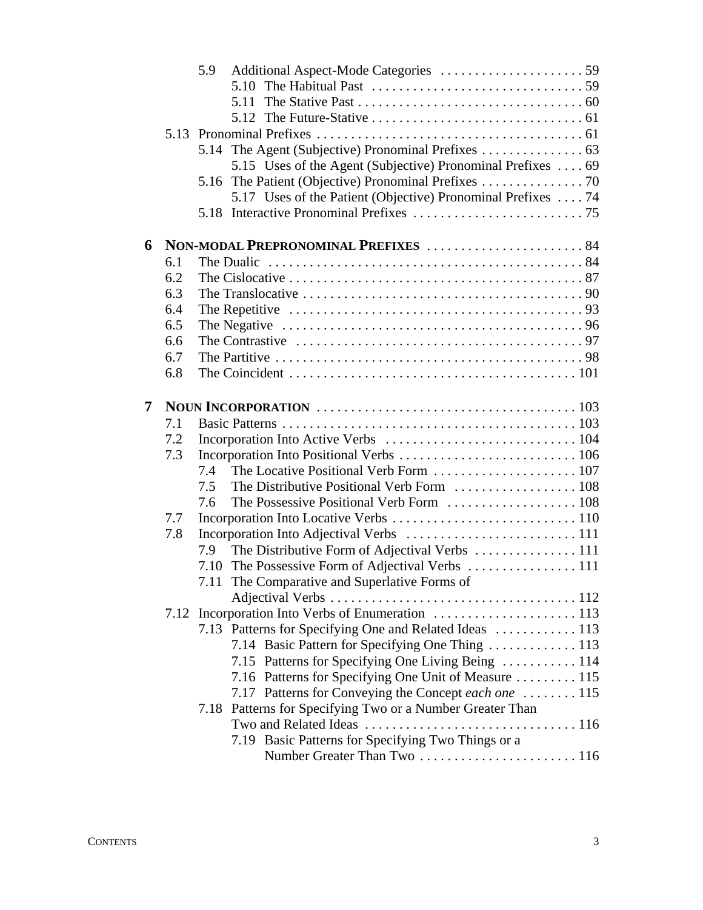- 5.9 Additional Aspect-Mode Categories . . . . . 59
  - 5.10 The Habitual Past . . . . . 59
  - 5.11 The Stative Past . . . . . 60
  - 5.12 The Future-Stative . . . . . 61
- 5.13 Pronominal Prefixes . . . . . 61
  - 5.14 The Agent (Subjective) Pronominal Prefixes . . . . . 63
    - 5.15 Uses of the Agent (Subjective) Pronominal Prefixes . . . . 69
  - 5.16 The Patient (Objective) Pronominal Prefixes . . . . . 70
    - 5.17 Uses of the Patient (Objective) Pronominal Prefixes . . . . 74
  - 5.18 Interactive Pronominal Prefixes . . . . . 75

**6 NON-MODAL PREPRONOMINAL PREFIXES . . . . . 84**

- 6.1 The Dualic . . . . . 84
- 6.2 The Cislocative . . . . . 87
- 6.3 The Translocative . . . . . 90
- 6.4 The Repetitive . . . . . 93
- 6.5 The Negative . . . . . 96
- 6.6 The Contrastive . . . . . 97
- 6.7 The Partitive . . . . . 98
- 6.8 The Coincident . . . . . 101

**7 NOUN INCORPORATION . . . . . 103**

- 7.1 Basic Patterns . . . . . 103
- 7.2 Incorporation Into Active Verbs . . . . . 104
- 7.3 Incorporation Into Positional Verbs . . . . . 106
  - 7.4 The Locative Positional Verb Form . . . . . 107
  - 7.5 The Distributive Positional Verb Form . . . . . 108
  - 7.6 The Possessive Positional Verb Form . . . . . 108
- 7.7 Incorporation Into Locative Verbs . . . . . 110
- 7.8 Incorporation Into Adjectival Verbs . . . . . 111
  - 7.9 The Distributive Form of Adjectival Verbs . . . . . 111
  - 7.10 The Possessive Form of Adjectival Verbs . . . . . 111
  - 7.11 The Comparative and Superlative Forms of Adjectival Verbs . . . . . 112
- 7.12 Incorporation Into Verbs of Enumeration . . . . . 113
  - 7.13 Patterns for Specifying One and Related Ideas . . . . . 113
    - 7.14 Basic Pattern for Specifying One Thing . . . . . 113
    - 7.15 Patterns for Specifying One Living Being . . . . . 114
    - 7.16 Patterns for Specifying One Unit of Measure . . . . . 115
    - 7.17 Patterns for Conveying the Concept *each one* . . . . . 115
  - 7.18 Patterns for Specifying Two or a Number Greater Than Two and Related Ideas . . . . . 116
    - 7.19 Basic Patterns for Specifying Two Things or a Number Greater Than Two . . . . . 116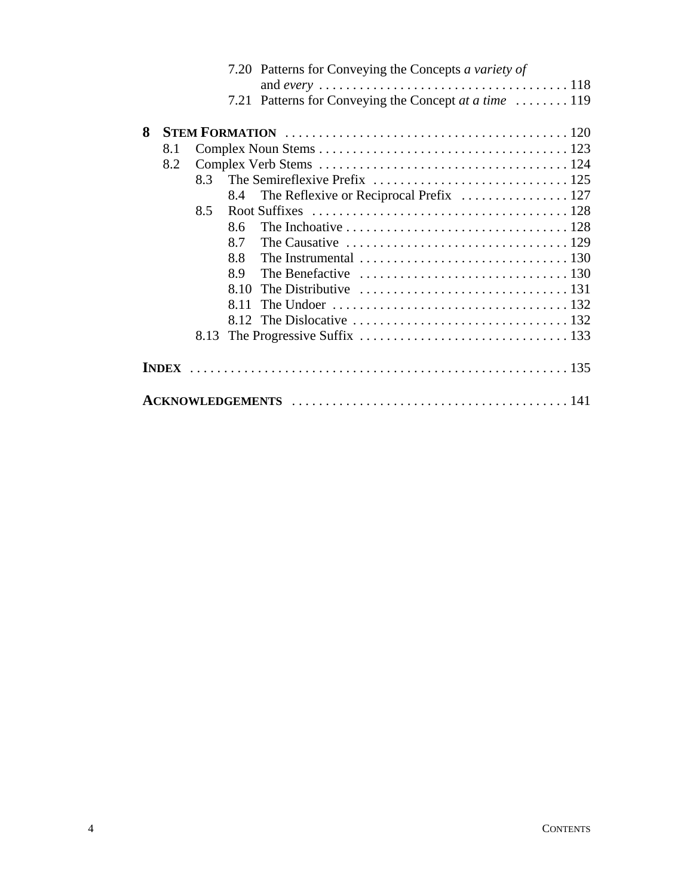7.20 Patterns for Conveying the Concepts *a variety of* and *every* . . . . . . . . . . . . . . . . . . . . . . . . . . . . . . . . . . . . 118
7.21 Patterns for Conveying the Concept *at a time* . . . . . . . . 119

**8 STEM FORMATION** . . . . . . . . . . . . . . . . . . . . . . . . . . . . . . . . . . . . . . . . . 120
- 8.1 Complex Noun Stems . . . . . . . . . . . . . . . . . . . . . . . . . . . . . . . . . . . . 123
- 8.2 Complex Verb Stems . . . . . . . . . . . . . . . . . . . . . . . . . . . . . . . . . . . . 124
  - 8.3 The Semireflexive Prefix . . . . . . . . . . . . . . . . . . . . . . . . . . . . 125
    - 8.4 The Reflexive or Reciprocal Prefix . . . . . . . . . . . . . . . . 127
  - 8.5 Root Suffixes . . . . . . . . . . . . . . . . . . . . . . . . . . . . . . . . . . . . . 128
    - 8.6 The Inchoative . . . . . . . . . . . . . . . . . . . . . . . . . . . . . . . . 128
    - 8.7 The Causative . . . . . . . . . . . . . . . . . . . . . . . . . . . . . . . . 129
    - 8.8 The Instrumental . . . . . . . . . . . . . . . . . . . . . . . . . . . . . . 130
    - 8.9 The Benefactive . . . . . . . . . . . . . . . . . . . . . . . . . . . . . . 130
    - 8.10 The Distributive . . . . . . . . . . . . . . . . . . . . . . . . . . . . . . 131
    - 8.11 The Undoer . . . . . . . . . . . . . . . . . . . . . . . . . . . . . . . . . . 132
    - 8.12 The Dislocative . . . . . . . . . . . . . . . . . . . . . . . . . . . . . . . 132
  - 8.13 The Progressive Suffix . . . . . . . . . . . . . . . . . . . . . . . . . . . . . . 133

**INDEX** . . . . . . . . . . . . . . . . . . . . . . . . . . . . . . . . . . . . . . . . . . . . . . . . . . . . . 135

**ACKNOWLEDGEMENTS** . . . . . . . . . . . . . . . . . . . . . . . . . . . . . . . . . . . . . . . . . 141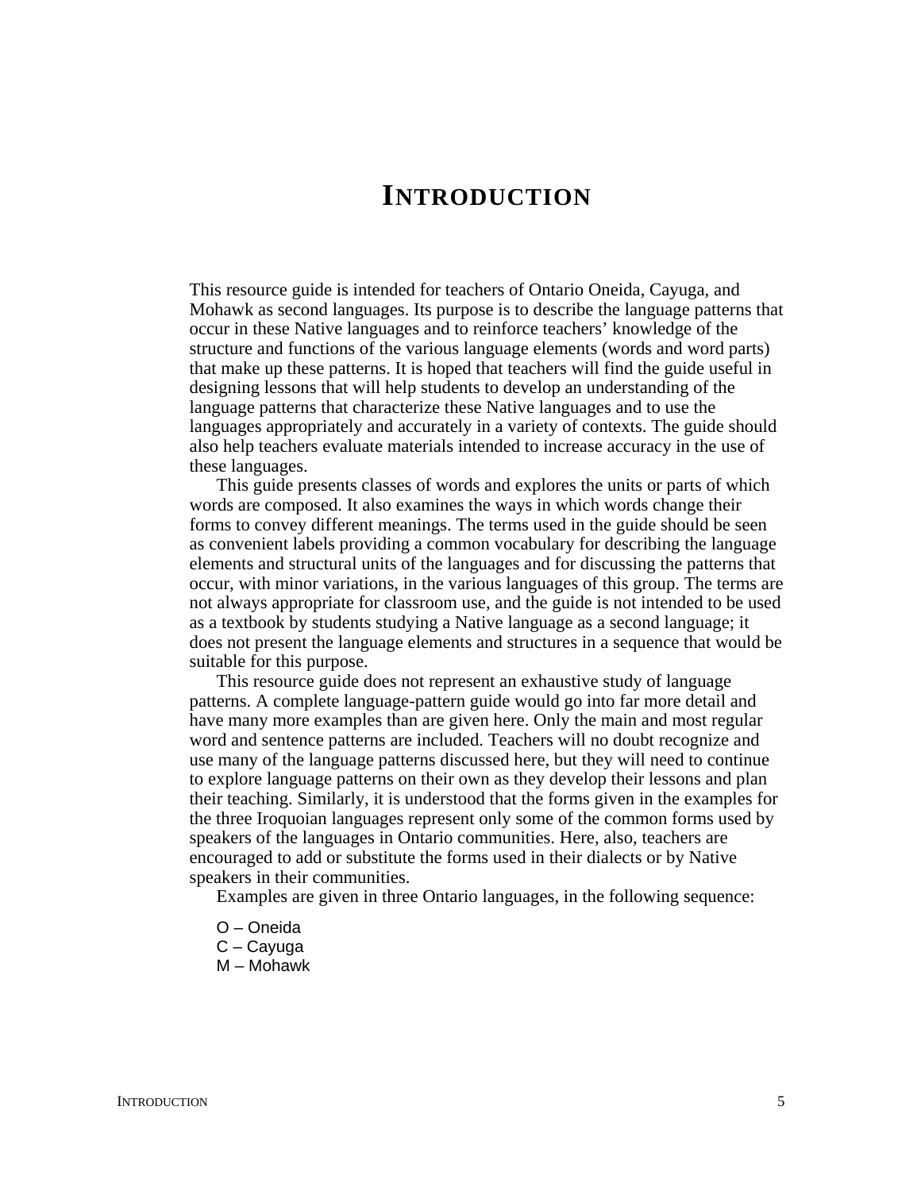# INTRODUCTION

This resource guide is intended for teachers of Ontario Oneida, Cayuga, and Mohawk as second languages. Its purpose is to describe the language patterns that occur in these Native languages and to reinforce teachers' knowledge of the structure and functions of the various language elements (words and word parts) that make up these patterns. It is hoped that teachers will find the guide useful in designing lessons that will help students to develop an understanding of the language patterns that characterize these Native languages and to use the languages appropriately and accurately in a variety of contexts. The guide should also help teachers evaluate materials intended to increase accuracy in the use of these languages.

This guide presents classes of words and explores the units or parts of which words are composed. It also examines the ways in which words change their forms to convey different meanings. The terms used in the guide should be seen as convenient labels providing a common vocabulary for describing the language elements and structural units of the languages and for discussing the patterns that occur, with minor variations, in the various languages of this group. The terms are not always appropriate for classroom use, and the guide is not intended to be used as a textbook by students studying a Native language as a second language; it does not present the language elements and structures in a sequence that would be suitable for this purpose.

This resource guide does not represent an exhaustive study of language patterns. A complete language-pattern guide would go into far more detail and have many more examples than are given here. Only the main and most regular word and sentence patterns are included. Teachers will no doubt recognize and use many of the language patterns discussed here, but they will need to continue to explore language patterns on their own as they develop their lessons and plan their teaching. Similarly, it is understood that the forms given in the examples for the three Iroquoian languages represent only some of the common forms used by speakers of the languages in Ontario communities. Here, also, teachers are encouraged to add or substitute the forms used in their dialects or by Native speakers in their communities.

Examples are given in three Ontario languages, in the following sequence:

O – Oneida
C – Cayuga
M – Mohawk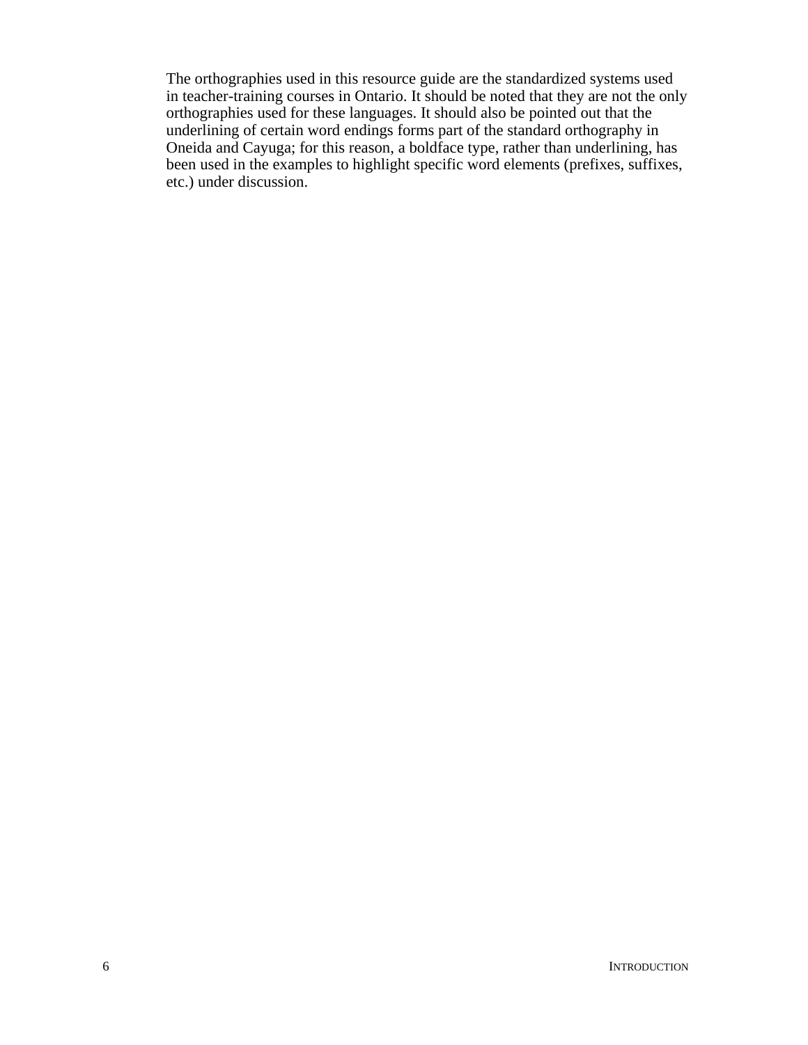The orthographies used in this resource guide are the standardized systems used in teacher-training courses in Ontario. It should be noted that they are not the only orthographies used for these languages. It should also be pointed out that the underlining of certain word endings forms part of the standard orthography in Oneida and Cayuga; for this reason, a boldface type, rather than underlining, has been used in the examples to highlight specific word elements (prefixes, suffixes, etc.) under discussion.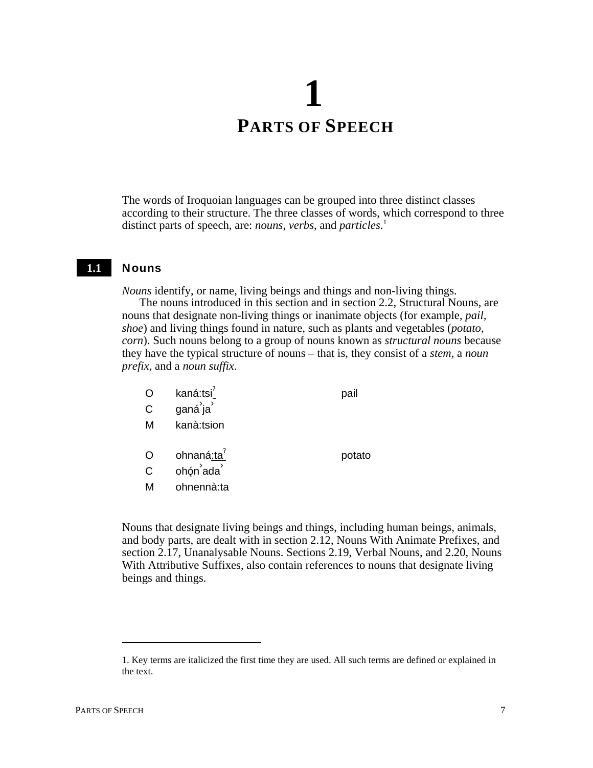# 1
# PARTS OF SPEECH

The words of Iroquoian languages can be grouped into three distinct classes according to their structure. The three classes of words, which correspond to three distinct parts of speech, are: *nouns*, *verbs*, and *particles*.[1]

## 1.1 Nouns

*Nouns* identify, or name, living beings and things and non-living things.

The nouns introduced in this section and in section 2.2, Structural Nouns, are nouns that designate non-living things or inanimate objects (for example, *pail*, *shoe*) and living things found in nature, such as plants and vegetables (*potato*, *corn*). Such nouns belong to a group of nouns known as *structural nouns* because they have the typical structure of nouns – that is, they consist of a *stem*, a *noun prefix*, and a *noun suffix*.

| | | |
|---|---|---|
| O | kaná:tsiˀ | pail |
| C | ganá̓ja̓ | |
| M | kanà:tsion | |
| | | |
| O | ohnaná:taˀ | potato |
| C | ohǫ́n̓ada̓ | |
| M | ohnennà:ta | |

Nouns that designate living beings and things, including human beings, animals, and body parts, are dealt with in section 2.12, Nouns With Animate Prefixes, and section 2.17, Unanalysable Nouns. Sections 2.19, Verbal Nouns, and 2.20, Nouns With Attributive Suffixes, also contain references to nouns that designate living beings and things.

---

1. Key terms are italicized the first time they are used. All such terms are defined or explained in the text.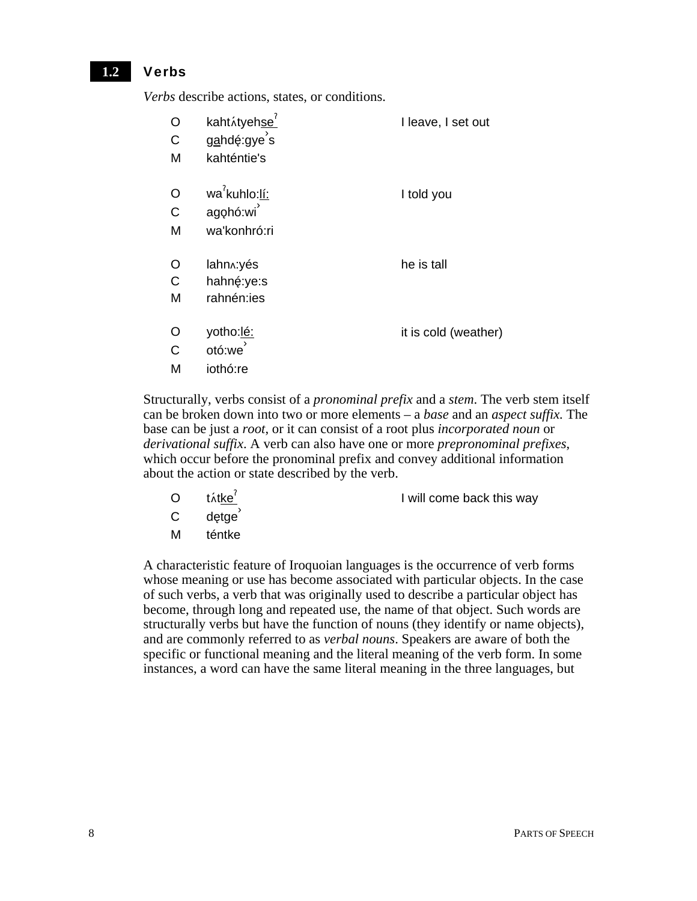## 1.2 Verbs

*Verbs* describe actions, states, or conditions.

| | | |
|---|---|---|
| O | kahtʌ́tyehse<u>ˀ</u> | I leave, I set out |
| C | g<u>a</u>hdę́:gyeˀs | |
| M | kahténtie's | |
| O | waˀkuhlo:<u>lí:</u> | I told you |
| C | agǫhó:wiˀ | |
| M | wa'konhró:ri | |
| O | lahnʌ:yés | he is tall |
| C | hahnę́:ye:s | |
| M | rahnén:ies | |
| O | yotho:<u>lé:</u> | it is cold (weather) |
| C | otó:weˀ | |
| M | iothó:re | |

Structurally, verbs consist of a *pronominal prefix* and a *stem*. The verb stem itself can be broken down into two or more elements – a *base* and an *aspect suffix*. The base can be just a *root*, or it can consist of a root plus *incorporated noun* or *derivational suffix*. A verb can also have one or more *prepronominal prefixes*, which occur before the pronominal prefix and convey additional information about the action or state described by the verb.

| | | |
|---|---|---|
| O | tʌ́t<u>keˀ</u> | I will come back this way |
| C | dę̨tgeˀ | |
| M | téntke | |

A characteristic feature of Iroquoian languages is the occurrence of verb forms whose meaning or use has become associated with particular objects. In the case of such verbs, a verb that was originally used to describe a particular object has become, through long and repeated use, the name of that object. Such words are structurally verbs but have the function of nouns (they identify or name objects), and are commonly referred to as *verbal nouns*. Speakers are aware of both the specific or functional meaning and the literal meaning of the verb form. In some instances, a word can have the same literal meaning in the three languages, but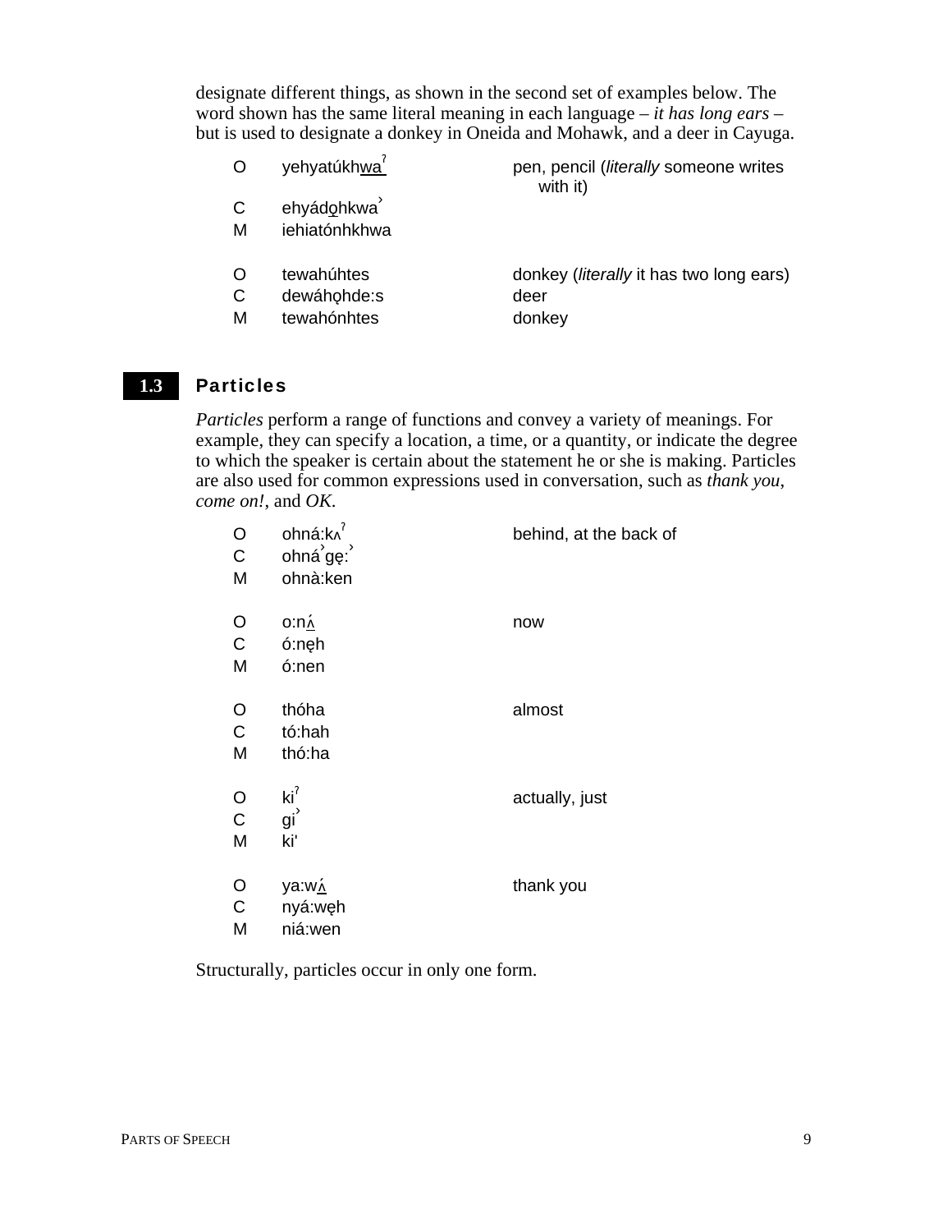designate different things, as shown in the second set of examples below. The word shown has the same literal meaning in each language – *it has long ears* – but is used to designate a donkey in Oneida and Mohawk, and a deer in Cayuga.

| | | |
|---|---|---|
| O | yehyatúkh<u>wa</u>ˀ | pen, pencil (*literally* someone writes with it) |
| C | ehyád<u>o̜</u>hkwa˒ | |
| M | iehiatónhkhwa | |
| | | |
| O | tewahúhtes | donkey (*literally* it has two long ears) |
| C | dewáho̜hde:s | deer |
| M | tewahónhtes | donkey |

## 1.3 Particles

*Particles* perform a range of functions and convey a variety of meanings. For example, they can specify a location, a time, or a quantity, or indicate the degree to which the speaker is certain about the statement he or she is making. Particles are also used for common expressions used in conversation, such as *thank you*, *come on!*, and *OK*.

| | | |
|---|---|---|
| O | ohná:kʌˀ | behind, at the back of |
| C | ohná˒ge̜:˒ | |
| M | ohnà:ken | |
| | | |
| O | o:n<u>ʌ́</u> | now |
| C | ó:ne̜h | |
| M | ó:nen | |
| | | |
| O | thóha | almost |
| C | tó:hah | |
| M | thó:ha | |
| | | |
| O | kiˀ | actually, just |
| C | gi˒ | |
| M | ki' | |
| | | |
| O | ya:w<u>ʌ́</u> | thank you |
| C | nyá:we̜h | |
| M | niá:wen | |

Structurally, particles occur in only one form.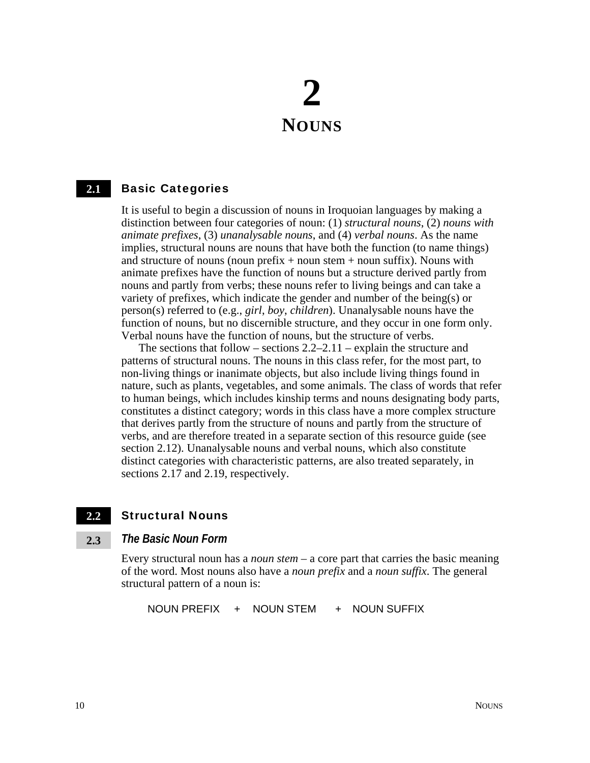# 2
# NOUNS

## 2.1 Basic Categories

It is useful to begin a discussion of nouns in Iroquoian languages by making a distinction between four categories of noun: (1) *structural nouns*, (2) *nouns with animate prefixes*, (3) *unanalysable nouns*, and (4) *verbal nouns*. As the name implies, structural nouns are nouns that have both the function (to name things) and structure of nouns (noun prefix + noun stem + noun suffix). Nouns with animate prefixes have the function of nouns but a structure derived partly from nouns and partly from verbs; these nouns refer to living beings and can take a variety of prefixes, which indicate the gender and number of the being(s) or person(s) referred to (e.g., *girl*, *boy*, *children*). Unanalysable nouns have the function of nouns, but no discernible structure, and they occur in one form only. Verbal nouns have the function of nouns, but the structure of verbs.

The sections that follow – sections 2.2–2.11 – explain the structure and patterns of structural nouns. The nouns in this class refer, for the most part, to non-living things or inanimate objects, but also include living things found in nature, such as plants, vegetables, and some animals. The class of words that refer to human beings, which includes kinship terms and nouns designating body parts, constitutes a distinct category; words in this class have a more complex structure that derives partly from the structure of nouns and partly from the structure of verbs, and are therefore treated in a separate section of this resource guide (see section 2.12). Unanalysable nouns and verbal nouns, which also constitute distinct categories with characteristic patterns, are also treated separately, in sections 2.17 and 2.19, respectively.

## 2.2 Structural Nouns

### 2.3 *The Basic Noun Form*

Every structural noun has a *noun stem* – a core part that carries the basic meaning of the word. Most nouns also have a *noun prefix* and a *noun suffix*. The general structural pattern of a noun is:

NOUN PREFIX + NOUN STEM + NOUN SUFFIX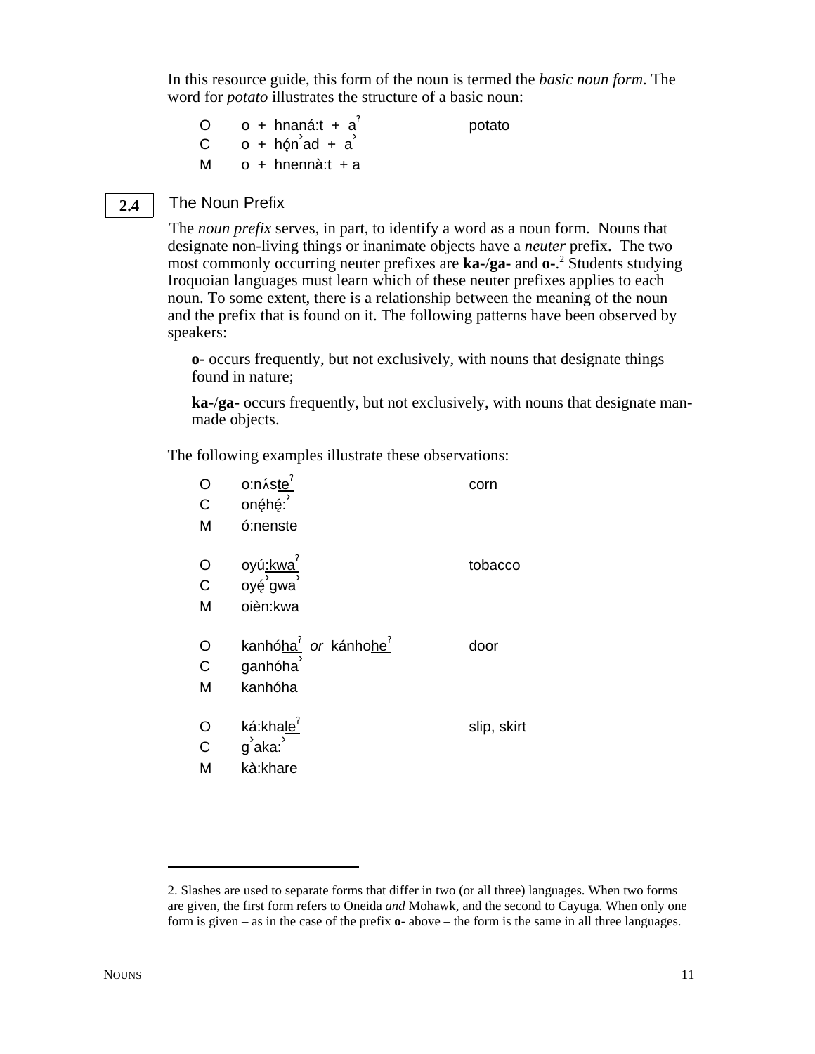In this resource guide, this form of the noun is termed the *basic noun form*. The word for *potato* illustrates the structure of a basic noun:

| | | |
|---|---|---|
| O | o + hnaná:t + aˀ | potato |
| C | o + hǫ́n˺ad + a˺ | |
| M | o + hnennà:t + a | |

## 2.4 The Noun Prefix

The *noun prefix* serves, in part, to identify a word as a noun form. Nouns that designate non-living things or inanimate objects have a *neuter* prefix. The two most commonly occurring neuter prefixes are **ka-**/**ga-** and **o-**.[2] Students studying Iroquoian languages must learn which of these neuter prefixes applies to each noun. To some extent, there is a relationship between the meaning of the noun and the prefix that is found on it. The following patterns have been observed by speakers:

> **o-** occurs frequently, but not exclusively, with nouns that designate things found in nature;
>
> **ka-**/**ga-** occurs frequently, but not exclusively, with nouns that designate man-made objects.

The following examples illustrate these observations:

| | | |
|---|---|---|
| O | o:nʌ́steˀ | corn |
| C | onę́hę́:˺ | |
| M | ó:nenste | |
| O | oyú:kwaˀ | tobacco |
| C | oyę́˺gwa˺ | |
| M | oièn:kwa | |
| O | kanhóhaˀ *or* kánhoheˀ | door |
| C | ganhóha˺ | |
| M | kanhóha | |
| O | ká:khaleˀ | slip, skirt |
| C | g˺aka:˺ | |
| M | kà:khare | |

---

2. Slashes are used to separate forms that differ in two (or all three) languages. When two forms are given, the first form refers to Oneida *and* Mohawk, and the second to Cayuga. When only one form is given – as in the case of the prefix **o-** above – the form is the same in all three languages.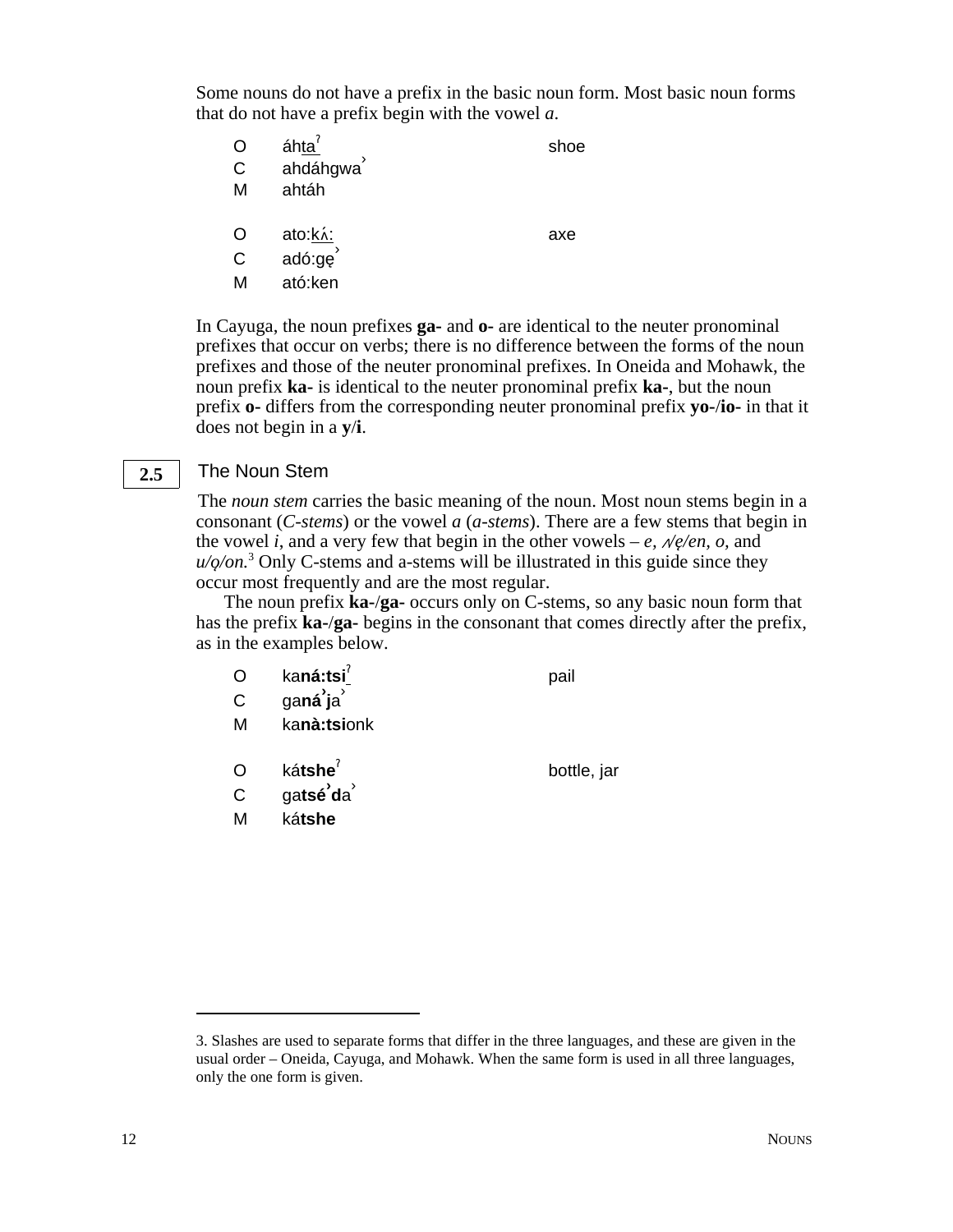Some nouns do not have a prefix in the basic noun form. Most basic noun forms that do not have a prefix begin with the vowel *a*.

| | | |
|---|---|---|
| O | áhta<u>ˀ</u> | shoe |
| C | ahdáhgwa˒ | |
| M | ahtáh | |
| | | |
| O | ato:k<u>ʌ́:</u> | axe |
| C | adó:gę˒ | |
| M | ató:ken | |

In Cayuga, the noun prefixes **ga-** and **o-** are identical to the neuter pronominal prefixes that occur on verbs; there is no difference between the forms of the noun prefixes and those of the neuter pronominal prefixes. In Oneida and Mohawk, the noun prefix **ka-** is identical to the neuter pronominal prefix **ka-**, but the noun prefix **o-** differs from the corresponding neuter pronominal prefix **yo-**/**io-** in that it does not begin in a **y**/**i**.

## 2.5 The Noun Stem

The *noun stem* carries the basic meaning of the noun. Most noun stems begin in a consonant (*C-stems*) or the vowel *a* (*a-stems*). There are a few stems that begin in the vowel *i*, and a very few that begin in the other vowels – *e*, *ʌ/ę/en*, *o*, and *u/ǫ/on.*[3] Only C-stems and a-stems will be illustrated in this guide since they occur most frequently and are the most regular.

The noun prefix **ka**-/**ga-** occurs only on C-stems, so any basic noun form that has the prefix **ka**-/**ga-** begins in the consonant that comes directly after the prefix, as in the examples below.

| | | |
|---|---|---|
| O | ka**ná:tsi**<u>ˀ</u> | pail |
| C | ga**náˀj**a˒ | |
| M | ka**nà:tsi**onk | |
| | | |
| O | ká**tshe**ˀ | bottle, jar |
| C | ga**tséˀd**a˒ | |
| M | ká**tshe** | |

---

3. Slashes are used to separate forms that differ in the three languages, and these are given in the usual order – Oneida, Cayuga, and Mohawk. When the same form is used in all three languages, only the one form is given.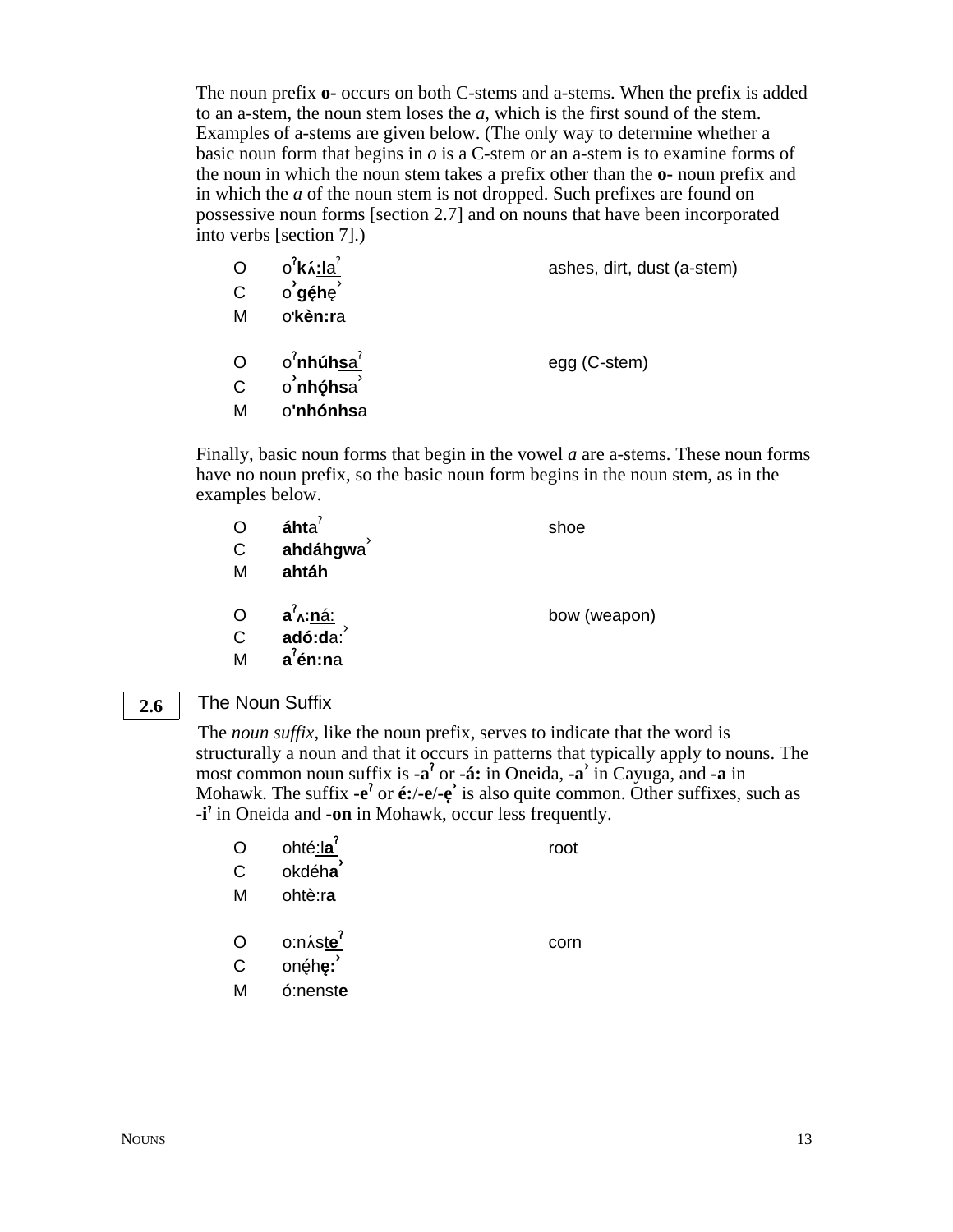The noun prefix **o-** occurs on both C-stems and a-stems. When the prefix is added to an a-stem, the noun stem loses the *a*, which is the first sound of the stem. Examples of a-stems are given below. (The only way to determine whether a basic noun form that begins in *o* is a C-stem or an a-stem is to examine forms of the noun in which the noun stem takes a prefix other than the **o-** noun prefix and in which the *a* of the noun stem is not dropped. Such prefixes are found on possessive noun forms [section 2.7] and on nouns that have been incorporated into verbs [section 7].)

| | | |
|---|---|---|
| O | oˀ**kʌ́:l**aˀ | ashes, dirt, dust (a-stem) |
| C | o̓**gę́h**ę̓ | |
| M | oˈ**kèn:r**a | |
| | | |
| O | oˀ**nhúhs**aˀ | egg (C-stem) |
| C | o̓**nhǫ́hs**a̓ | |
| M | o**ˈnhónhs**a | |

Finally, basic noun forms that begin in the vowel *a* are a-stems. These noun forms have no noun prefix, so the basic noun form begins in the noun stem, as in the examples below.

| | | |
|---|---|---|
| O | **áht**aˀ | shoe |
| C | **ahdáhgw**a̓ | |
| M | **ahtáh** | |
| | | |
| O | **aˀʌ:n**á: | bow (weapon) |
| C | **adó:d**a:̓ | |
| M | **aˀén:n**a | |

## 2.6 The Noun Suffix

The *noun suffix*, like the noun prefix, serves to indicate that the word is structurally a noun and that it occurs in patterns that typically apply to nouns. The most common noun suffix is **-aˀ** or **-á:** in Oneida, **-a̓** in Cayuga, and **-a** in Mohawk. The suffix **-eˀ** or **é:**/**-e**/**-ę̓** is also quite common. Other suffixes, such as **-iˀ** in Oneida and **-on** in Mohawk, occur less frequently.

| | | |
|---|---|---|
| O | ohté:l**aˀ** | root |
| C | okdéh**a̓** | |
| M | ohtè:r**a** | |
| | | |
| O | o:nʌst**eˀ** | corn |
| C | onę́h**ę:̓** | |
| M | ó:nenst**e** | |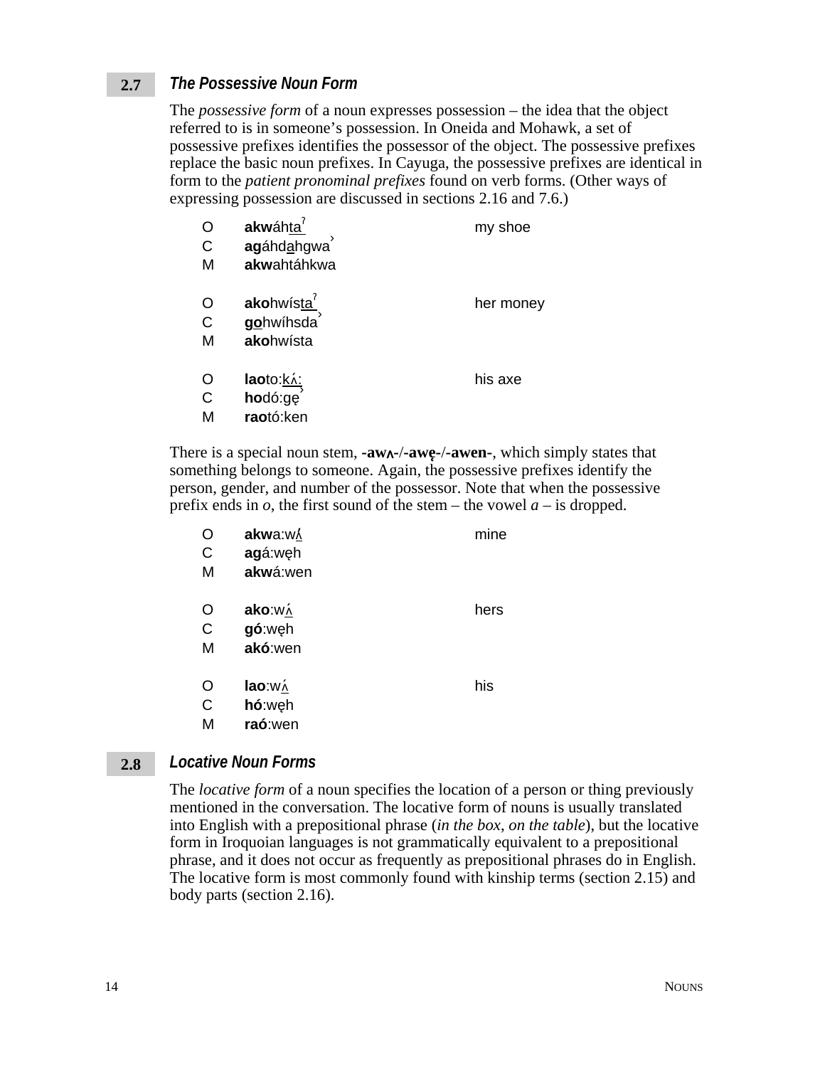## 2.7 *The Possessive Noun Form*

The *possessive form* of a noun expresses possession – the idea that the object referred to is in someone's possession. In Oneida and Mohawk, a set of possessive prefixes identifies the possessor of the object. The possessive prefixes replace the basic noun prefixes. In Cayuga, the possessive prefixes are identical in form to the *patient pronominal prefixes* found on verb forms. (Other ways of expressing possession are discussed in sections 2.16 and 7.6.)

| | | |
|---|---|---|
| O | **akw**áh<u>taˀ</u> | my shoe |
| C | **ag**áhd<u>a</u>hgwa˒ | |
| M | **akw**ahtáhkwa | |
| | | |
| O | **ako**hwís<u>taˀ</u> | her money |
| C | **<u>g</u>o**hwíhsda˒ | |
| M | **ako**hwísta | |
| | | |
| O | **lao**to:<u>kʌ́:</u> | his axe |
| C | **ho**dó:gę˒ | |
| M | **rao**tó:ken | |

There is a special noun stem, **-awʌ-**/**-awę-**/**-awen-**, which simply states that something belongs to someone. Again, the possessive prefixes identify the person, gender, and number of the possessor. Note that when the possessive prefix ends in *o*, the first sound of the stem – the vowel *a* – is dropped.

| | | |
|---|---|---|
| O | **akw**a:w<u>ʌ́</u> | mine |
| C | **ag**á:węh | |
| M | **akw**á:wen | |
| | | |
| O | **ako**:w<u>ʌ́</u> | hers |
| C | **gó**:węh | |
| M | **akó**:wen | |
| | | |
| O | **lao**:w<u>ʌ́</u> | his |
| C | **hó**:węh | |
| M | **raó**:wen | |

## 2.8 *Locative Noun Forms*

The *locative form* of a noun specifies the location of a person or thing previously mentioned in the conversation. The locative form of nouns is usually translated into English with a prepositional phrase (*in the box*, *on the table*), but the locative form in Iroquoian languages is not grammatically equivalent to a prepositional phrase, and it does not occur as frequently as prepositional phrases do in English. The locative form is most commonly found with kinship terms (section 2.15) and body parts (section 2.16).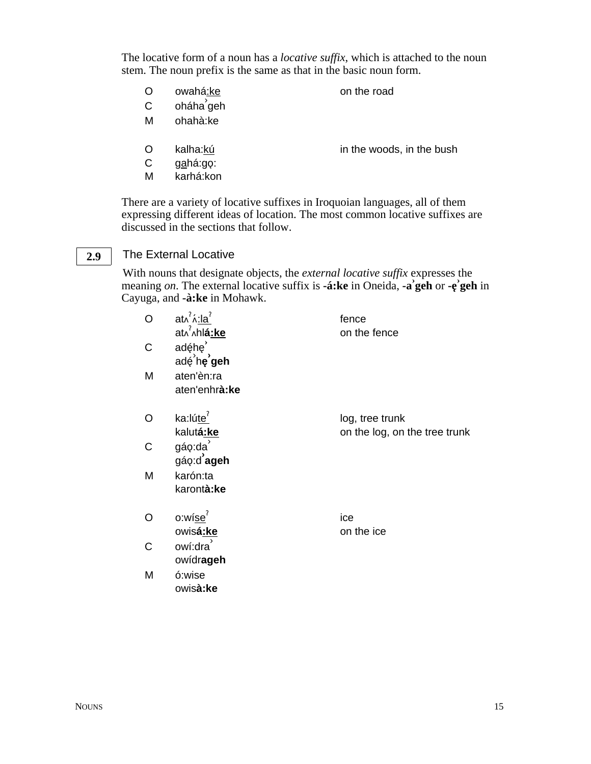The locative form of a noun has a *locative suffix*, which is attached to the noun stem. The noun prefix is the same as that in the basic noun form.

| | | |
|---|---|---|
| O | owahá:ke | on the road |
| C | oháha˺geh | |
| M | ohahà:ke | |
| | | |
| O | kalha:kú | in the woods, in the bush |
| C | gahá:gǫ: | |
| M | karhá:kon | |

There are a variety of locative suffixes in Iroquoian languages, all of them expressing different ideas of location. The most common locative suffixes are discussed in the sections that follow.

## 2.9 The External Locative

With nouns that designate objects, the *external locative suffix* expresses the meaning *on*. The external locative suffix is **-á:ke** in Oneida, **-a˺geh** or **-ę˺geh** in Cayuga, and **-à:ke** in Mohawk.

| | | |
|---|---|---|
| O | atʌˀʌ́:laˀ | fence |
| | atʌˀʌhl**á:ke** | on the fence |
| C | adę́hę˺ | |
| | adę́˺h**ę˺geh** | |
| M | aten'èn:ra | |
| | aten'enhr**à:ke** | |
| | | |
| O | ka:lúteˀ | log, tree trunk |
| | kalut**á:ke** | on the log, on the tree trunk |
| C | gáǫ:da˺ | |
| | gáǫ:d**˺ageh** | |
| M | karón:ta | |
| | karont**à:ke** | |
| | | |
| O | o:wíseˀ | ice |
| | owis**á:ke** | on the ice |
| C | owí:dra˺ | |
| | owídr**ageh** | |
| M | ó:wise | |
| | owis**à:ke** | |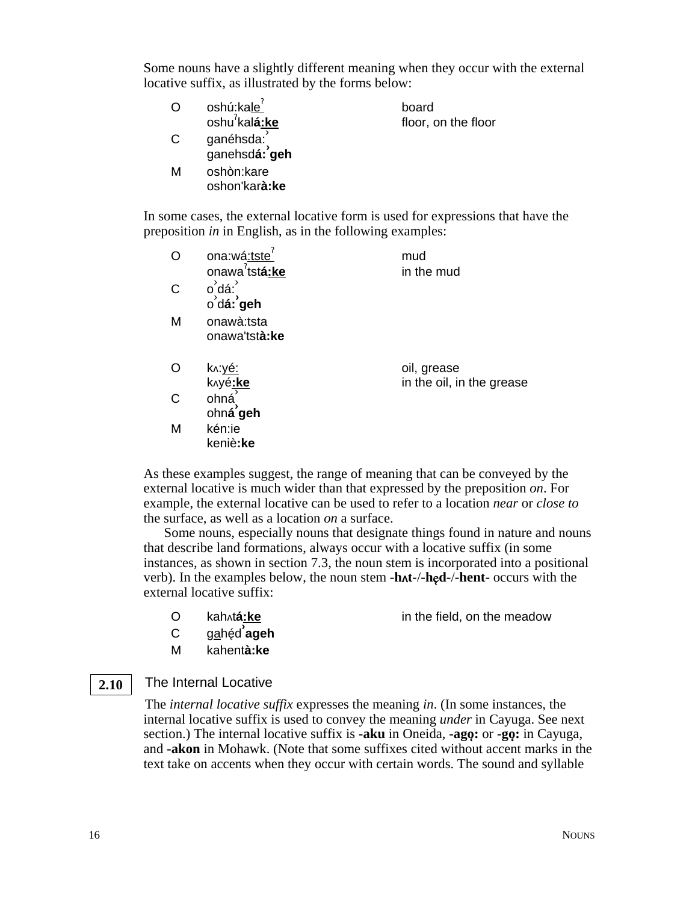Some nouns have a slightly different meaning when they occur with the external locative suffix, as illustrated by the forms below:

| | | |
|---|---|---|
| O | oshú:ka<u>le</u>ˀ | board |
| | oshuˀkal**<u>á:ke</u>** | floor, on the floor |
| C | ganéhsda:ˀ | |
| | ganehsd**á:ˀgeh** | |
| M | oshòn:kare | |
| | oshon'kar**à:ke** | |

In some cases, the external locative form is used for expressions that have the preposition *in* in English, as in the following examples:

| | | |
|---|---|---|
| O | ona:wá<u>:tste</u>ˀ | mud |
| | onawaˀtst**<u>á:ke</u>** | in the mud |
| C | oˀdá:ˀ | |
| | oˀd**á:ˀgeh** | |
| M | onawà:tsta | |
| | onawa'tst**à:ke** | |
| | | |
| O | kʌ:<u>yé:</u> | oil, grease |
| | kʌyé**<u>:ke</u>** | in the oil, in the grease |
| C | ohnáˀ | |
| | ohn**áˀgeh** | |
| M | kén:ie | |
| | kenià**:ke** | |

As these examples suggest, the range of meaning that can be conveyed by the external locative is much wider than that expressed by the preposition *on*. For example, the external locative can be used to refer to a location *near* or *close to* the surface, as well as a location *on* a surface.

Some nouns, especially nouns that designate things found in nature and nouns that describe land formations, always occur with a locative suffix (in some instances, as shown in section 7.3, the noun stem is incorporated into a positional verb). In the examples below, the noun stem **-hʌt-**/**-hę̨d-**/**-hent-** occurs with the external locative suffix:

| | | |
|---|---|---|
| O | kahʌt**<u>á:ke</u>** | in the field, on the meadow |
| C | g<u>a</u>hę̨́dˀ**ageh** | |
| M | kahent**à:ke** | |

## 2.10 The Internal Locative

The *internal locative suffix* expresses the meaning *in*. (In some instances, the internal locative suffix is used to convey the meaning *under* in Cayuga. See next section.) The internal locative suffix is **-aku** in Oneida, **-agǫ:** or **-gǫ:** in Cayuga, and **-akon** in Mohawk. (Note that some suffixes cited without accent marks in the text take on accents when they occur with certain words. The sound and syllable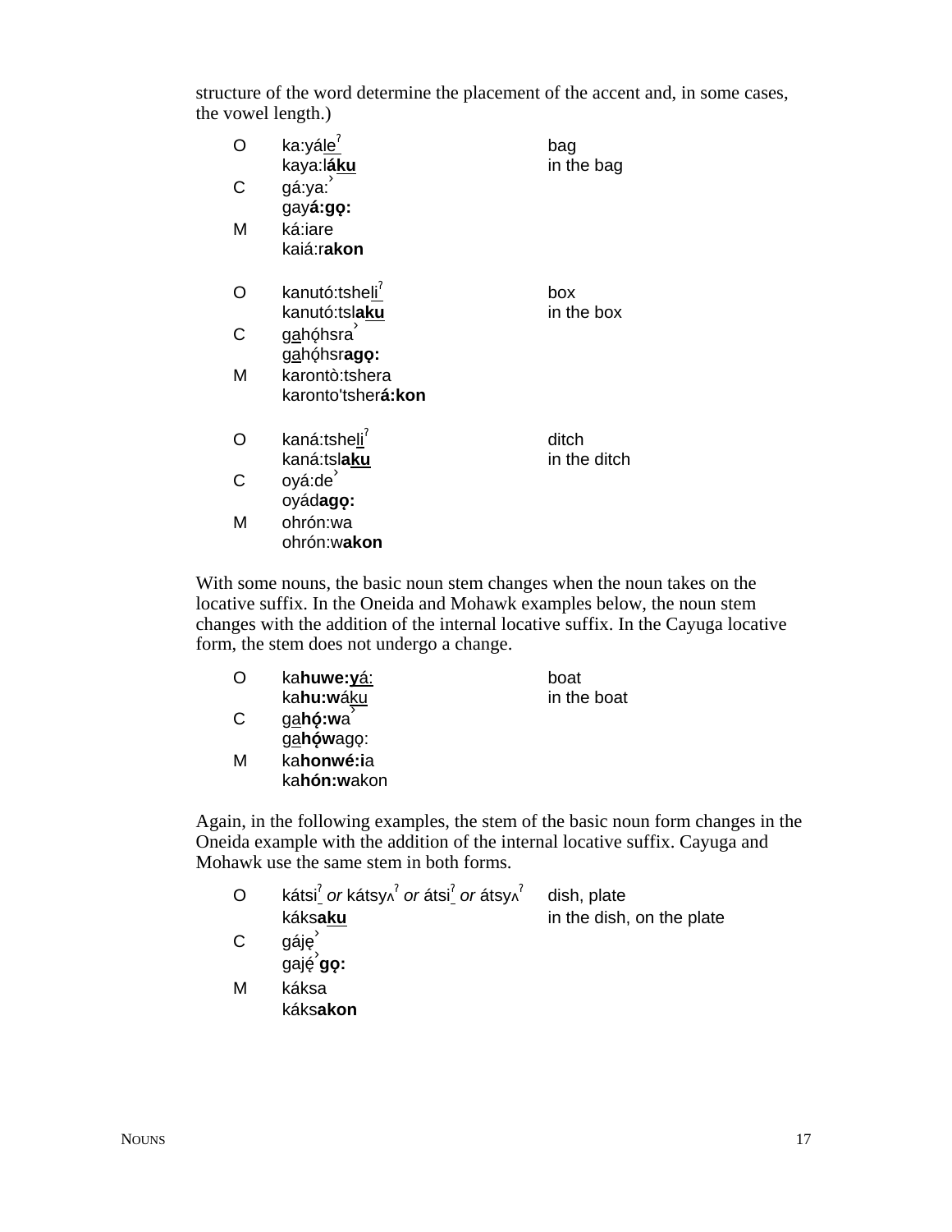structure of the word determine the placement of the accent and, in some cases, the vowel length.)

| | | |
|---|---|---|
| O | ka:yále<sup>ʔ</sup><br>kaya:l**áku** | bag<br>in the bag |
| C | gá:ya:ˀ<br>gay**á:gǫ:** | |
| M | ká:iare<br>kaiá:r**akon** | |
| O | kanutó:tsheliʔ<br>kanutó:tsl**aku** | box<br>in the box |
| C | gahǫ́hsraˀ<br>gahǫ́hsr**agǫ:** | |
| M | karontò:tshera<br>karonto'tsher**á:kon** | |
| O | kaná:tsheliʔ<br>kaná:tsl**aku** | ditch<br>in the ditch |
| C | oyá:deˀ<br>oyád**agǫ:** | |
| M | ohrón:wa<br>ohrón:w**akon** | |

With some nouns, the basic noun stem changes when the noun takes on the locative suffix. In the Oneida and Mohawk examples below, the noun stem changes with the addition of the internal locative suffix. In the Cayuga locative form, the stem does not undergo a change.

| | | |
|---|---|---|
| O | ka**huwe:y**á:<br>ka**hu:w**áku | boat<br>in the boat |
| C | ga**hǫ́:w**aˀ<br>ga**hǫ́w**agǫ: | |
| M | ka**honwé:i**a<br>ka**hón:w**akon | |

Again, in the following examples, the stem of the basic noun form changes in the Oneida example with the addition of the internal locative suffix. Cayuga and Mohawk use the same stem in both forms.

| | | |
|---|---|---|
| O | kátsiʔ *or* kátsyʌʔ *or* átsiʔ *or* átsyʌʔ<br>káks**aku** | dish, plate<br>in the dish, on the plate |
| C | gájęˀ<br>gaję́ˀ**gǫ:** | |
| M | káksa<br>káks**akon** | |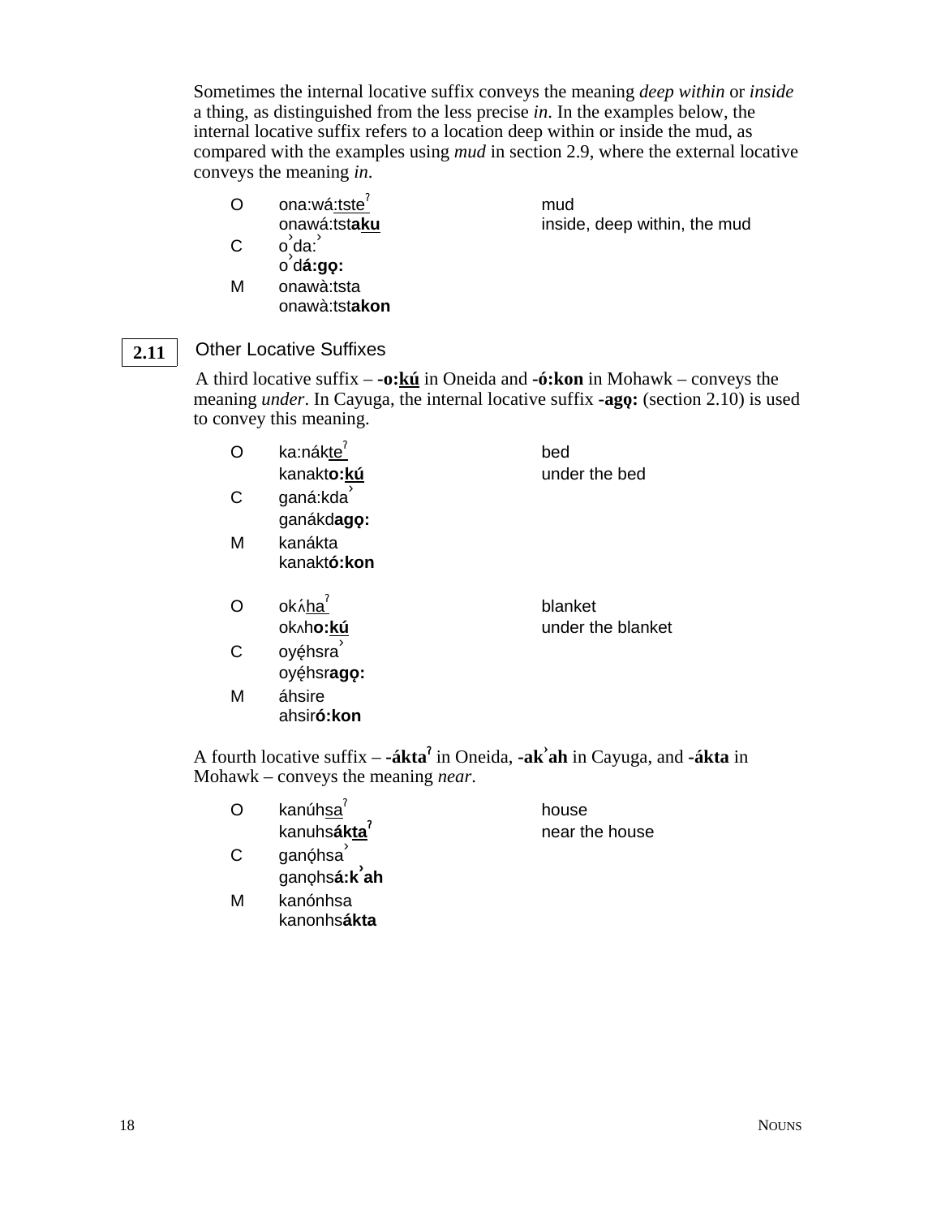Sometimes the internal locative suffix conveys the meaning *deep within* or *inside* a thing, as distinguished from the less precise *in*. In the examples below, the internal locative suffix refers to a location deep within or inside the mud, as compared with the examples using *mud* in section 2.9, where the external locative conveys the meaning *in*.

| | | |
|---|---|---|
| O | ona:wá<u>:tsteˀ</u> | mud |
| | onawá:ts**<u>taku</u>** | inside, deep within, the mud |
| C | oˀda:ˀ | |
| | oˀd**á:gǫ:** | |
| M | onawà:tsta | |
| | onawà:tst**akon** | |

## 2.11 Other Locative Suffixes

A third locative suffix – **-o:<u>kú</u>** in Oneida and **-ó:kon** in Mohawk – conveys the meaning *under*. In Cayuga, the internal locative suffix **-agǫ:** (section 2.10) is used to convey this meaning.

| | | |
|---|---|---|
| O | ka:nák<u>teˀ</u> | bed |
| | kanakt**o:<u>kú</u>** | under the bed |
| C | ganá:kdaˀ | |
| | ganákd**agǫ:** | |
| M | kanákta | |
| | kanakt**ó:kon** | |
| | | |
| O | ok<u>ʌ́haˀ</u> | blanket |
| | okʌh**o:<u>kú</u>** | under the blanket |
| C | oyę́hsraˀ | |
| | oyę́hsr**agǫ:** | |
| M | áhsire | |
| | ahsir**ó:kon** | |

A fourth locative suffix – **-áktaˀ** in Oneida, **-akˀah** in Cayuga, and **-ákta** in Mohawk – conveys the meaning *near*.

| | | |
|---|---|---|
| O | kanúh<u>saˀ</u> | house |
| | kanuhs**ák<u>taˀ</u>** | near the house |
| C | ganǫ́hsaˀ | |
| | ganǫhs**á:kˀah** | |
| M | kanónhsa | |
| | kanonhs**ákta** | |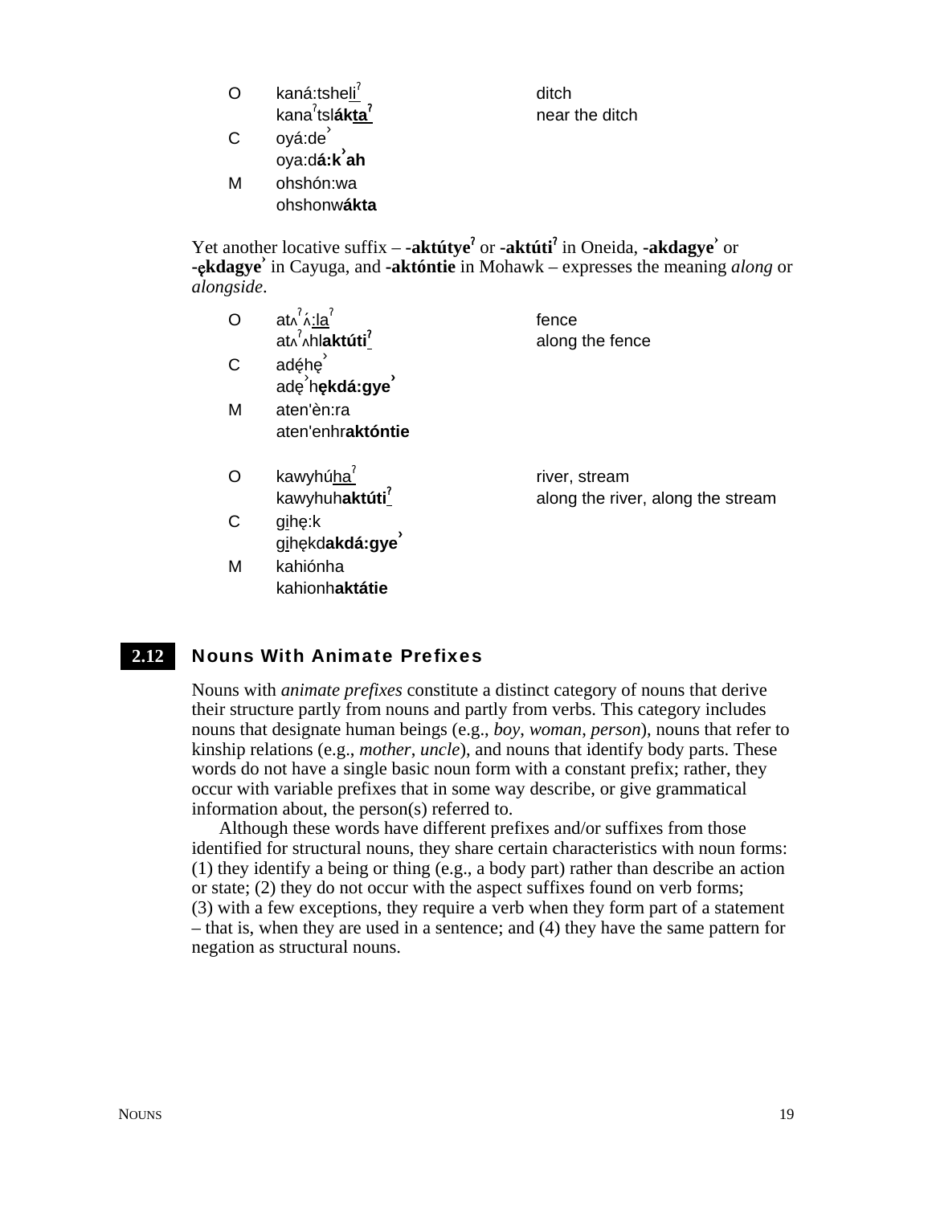| | | |
|---|---|---|
| O | kaná:tsheli̲ˀ | ditch |
| | kanaˀtsl**ák̲t̲a̲ˀ** | near the ditch |
| C | oyá:deˀ | |
| | oya:d**á:kˀah** | |
| M | ohshón:wa | |
| | ohshonw**ákta** | |

Yet another locative suffix – **-aktútyeˀ** or **-aktútiˀ** in Oneida, **-akdagyeˀ** or **-ękdagyeˀ** in Cayuga, and **-aktóntie** in Mohawk – expresses the meaning *along* or *alongside*.

| | | |
|---|---|---|
| O | atʌˀʌ́:l̲a̲ˀ | fence |
| | atʌˀʌhl**aktúti̲ˀ** | along the fence |
| C | adę́hęˀ | |
| | adęˀh**ękdá:gyeˀ** | |
| M | aten'èn:ra | |
| | aten'enhr**aktóntie** | |
| | | |
| O | kawyhúh̲a̲ˀ | river, stream |
| | kawyhuh**aktúti̲ˀ** | along the river, along the stream |
| C | gi̲hę:k | |
| | gi̲hękd**akdá:gyeˀ** | |
| M | kahiónha | |
| | kahionh**aktátie** | |

## 2.12 Nouns With Animate Prefixes

Nouns with *animate prefixes* constitute a distinct category of nouns that derive their structure partly from nouns and partly from verbs. This category includes nouns that designate human beings (e.g., *boy*, *woman*, *person*), nouns that refer to kinship relations (e.g., *mother*, *uncle*), and nouns that identify body parts. These words do not have a single basic noun form with a constant prefix; rather, they occur with variable prefixes that in some way describe, or give grammatical information about, the person(s) referred to.

Although these words have different prefixes and/or suffixes from those identified for structural nouns, they share certain characteristics with noun forms: (1) they identify a being or thing (e.g., a body part) rather than describe an action or state; (2) they do not occur with the aspect suffixes found on verb forms; (3) with a few exceptions, they require a verb when they form part of a statement – that is, when they are used in a sentence; and (4) they have the same pattern for negation as structural nouns.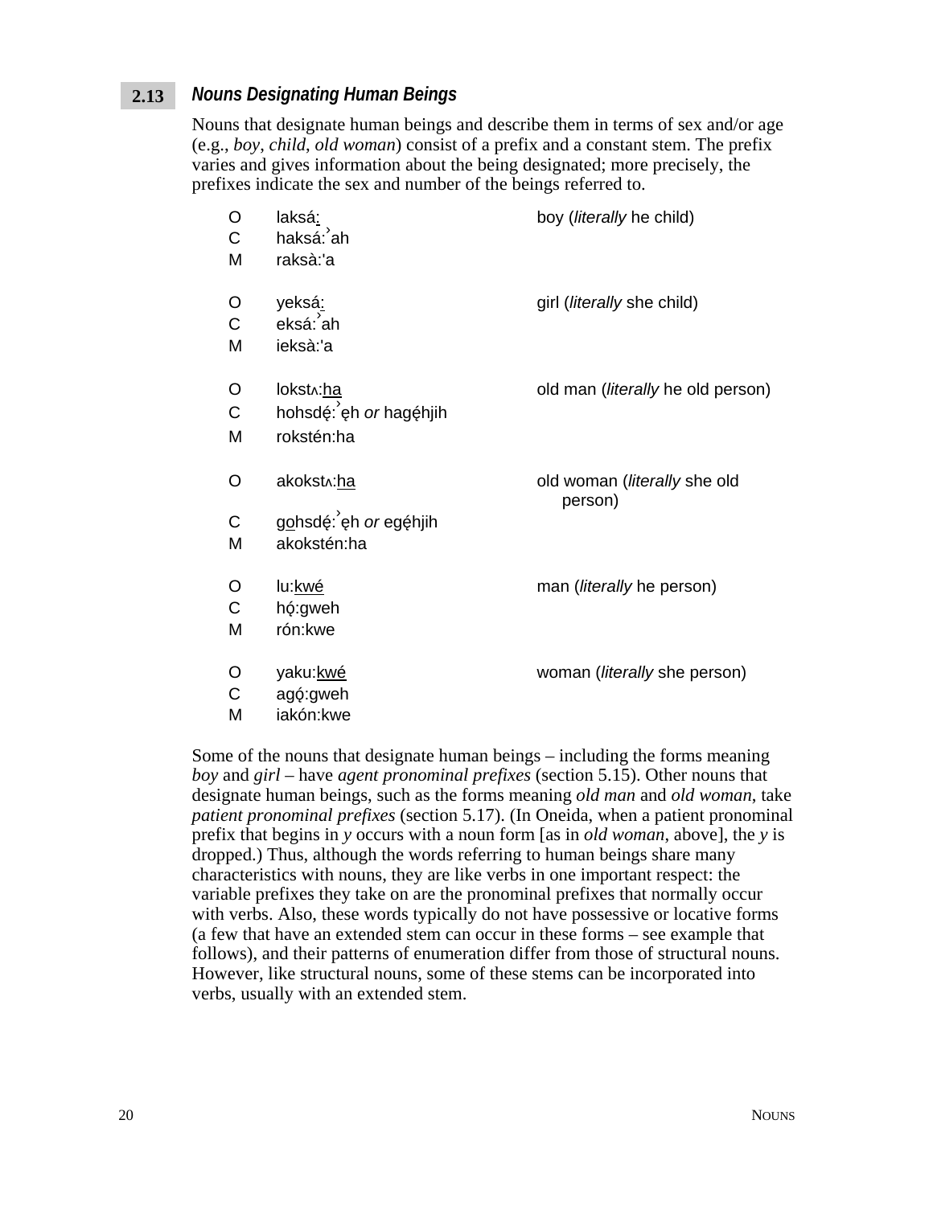## 2.13 *Nouns Designating Human Beings*

Nouns that designate human beings and describe them in terms of sex and/or age (e.g., *boy*, *child*, *old woman*) consist of a prefix and a constant stem. The prefix varies and gives information about the being designated; more precisely, the prefixes indicate the sex and number of the beings referred to.

| | | |
|---|---|---|
| O | laksá<u>:</u> | boy (*literally* he child) |
| C | haksá:ˀah | |
| M | raksà:'a | |
| | | |
| O | yeksá<u>:</u> | girl (*literally* she child) |
| C | eksá:ˀah | |
| M | ieksà:'a | |
| | | |
| O | lokstʌ:<u>ha</u> | old man (*literally* he old person) |
| C | hohsdę́:ˀęh *or* hagę́hjih | |
| M | rokstén:ha | |
| | | |
| O | akokstʌ:<u>ha</u> | old woman (*literally* she old person) |
| C | g<u>o</u>hsdę́:ˀęh *or* egę́hjih | |
| M | akokstén:ha | |
| | | |
| O | lu:<u>kwé</u> | man (*literally* he person) |
| C | hǫ́:gweh | |
| M | rón:kwe | |
| | | |
| O | yaku:<u>kwé</u> | woman (*literally* she person) |
| C | agǫ́:gweh | |
| M | iakón:kwe | |

Some of the nouns that designate human beings – including the forms meaning *boy* and *girl* – have *agent pronominal prefixes* (section 5.15). Other nouns that designate human beings, such as the forms meaning *old man* and *old woman*, take *patient pronominal prefixes* (section 5.17). (In Oneida, when a patient pronominal prefix that begins in *y* occurs with a noun form [as in *old woman*, above], the *y* is dropped.) Thus, although the words referring to human beings share many characteristics with nouns, they are like verbs in one important respect: the variable prefixes they take on are the pronominal prefixes that normally occur with verbs. Also, these words typically do not have possessive or locative forms (a few that have an extended stem can occur in these forms – see example that follows), and their patterns of enumeration differ from those of structural nouns. However, like structural nouns, some of these stems can be incorporated into verbs, usually with an extended stem.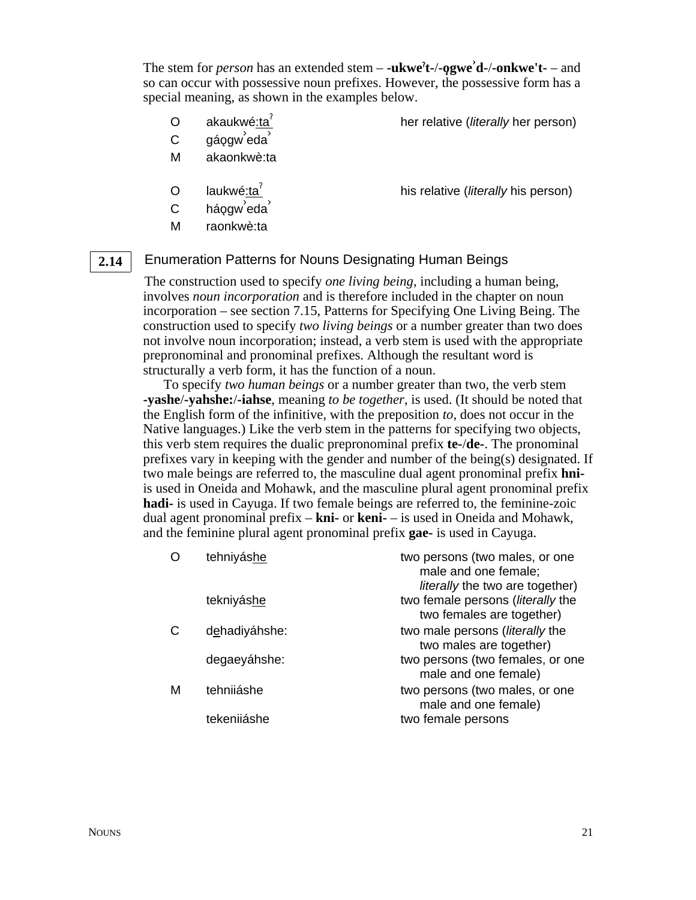The stem for *person* has an extended stem – **-ukweˀt-**/**-ǫgweˀd-**/**-onkwe't-** – and so can occur with possessive noun prefixes. However, the possessive form has a special meaning, as shown in the examples below.

| | | |
|---|---|---|
| O | akaukwé<u>:taˀ</u> | her relative (*literally* her person) |
| C | gáǫgwˀedaˀ | |
| M | akaonkwè:ta | |
| O | laukwé<u>:taˀ</u> | his relative (*literally* his person) |
| C | háǫgwˀedaˀ | |
| M | raonkwè:ta | |

## 2.14 Enumeration Patterns for Nouns Designating Human Beings

The construction used to specify *one living being*, including a human being, involves *noun incorporation* and is therefore included in the chapter on noun incorporation – see section 7.15, Patterns for Specifying One Living Being. The construction used to specify *two living beings* or a number greater than two does not involve noun incorporation; instead, a verb stem is used with the appropriate prepronominal and pronominal prefixes. Although the resultant word is structurally a verb form, it has the function of a noun.

To specify *two human beings* or a number greater than two, the verb stem **-yashe**/**-yahshe:**/**-iahse**, meaning *to be together*, is used. (It should be noted that the English form of the infinitive, with the preposition *to*, does not occur in the Native languages.) Like the verb stem in the patterns for specifying two objects, this verb stem requires the dualic prepronominal prefix **te-**/**de-**. The pronominal prefixes vary in keeping with the gender and number of the being(s) designated. If two male beings are referred to, the masculine dual agent pronominal prefix **hni-** is used in Oneida and Mohawk, and the masculine plural agent pronominal prefix **hadi-** is used in Cayuga. If two female beings are referred to, the feminine-zoic dual agent pronominal prefix – **kni-** or **keni-** – is used in Oneida and Mohawk, and the feminine plural agent pronominal prefix **gae-** is used in Cayuga.

| | | |
|---|---|---|
| O | tehniyás<u>he</u> | two persons (two males, or one male and one female; *literally* the two are together) |
| | tekniyás<u>he</u> | two female persons (*literally* the two females are together) |
| C | d<u>e</u>hadiyáhshe: | two male persons (*literally* the two males are together) |
| | degaeyáhshe: | two persons (two females, or one male and one female) |
| M | tehniiáshe | two persons (two males, or one male and one female) |
| | tekeniiáshe | two female persons |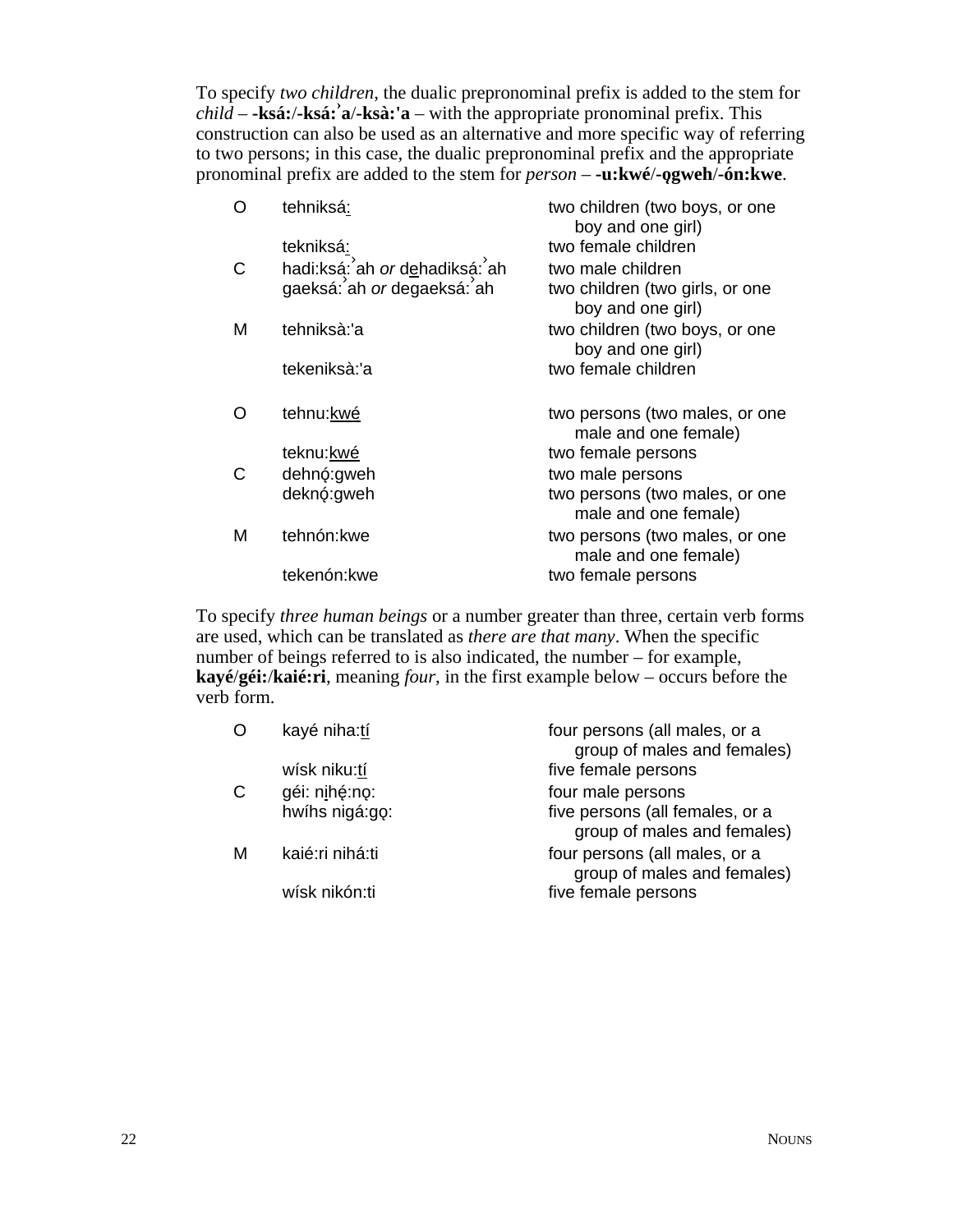To specify *two children*, the dualic prepronominal prefix is added to the stem for *child* – **-ksá:**/**-ksá:ˀa**/**-ksà:'a** – with the appropriate pronominal prefix. This construction can also be used as an alternative and more specific way of referring to two persons; in this case, the dualic prepronominal prefix and the appropriate pronominal prefix are added to the stem for *person* – **-u:kwé**/**-ǫgweh**/**-ón:kwe**.

| | | |
|---|---|---|
| O | tehniksá: | two children (two boys, or one boy and one girl) |
| | tekniksá: | two female children |
| C | hadi:ksá:ˀah *or* dehadiksá:ˀah | two male children |
| | gaeksá:ˀah *or* degaeksá:ˀah | two children (two girls, or one boy and one girl) |
| M | tehniksà:'a | two children (two boys, or one boy and one girl) |
| | tekeniksà:'a | two female children |
| | | |
| O | tehnu:kwé | two persons (two males, or one male and one female) |
| | teknu:kwé | two female persons |
| C | dehnǫ́:gweh | two male persons |
| | deknǫ́:gweh | two persons (two males, or one male and one female) |
| M | tehnón:kwe | two persons (two males, or one male and one female) |
| | tekenón:kwe | two female persons |

To specify *three human beings* or a number greater than three, certain verb forms are used, which can be translated as *there are that many*. When the specific number of beings referred to is also indicated, the number – for example, **kayé**/**géi:**/**kaié:ri**, meaning *four*, in the first example below – occurs before the verb form.

| | | |
|---|---|---|
| O | kayé niha:tí | four persons (all males, or a group of males and females) |
| | wísk niku:tí | five female persons |
| C | géi: nihę́:nǫ: | four male persons |
| | hwíhs nigá:gǫ: | five persons (all females, or a group of males and females) |
| M | kaié:ri nihá:ti | four persons (all males, or a group of males and females) |
| | wísk nikón:ti | five female persons |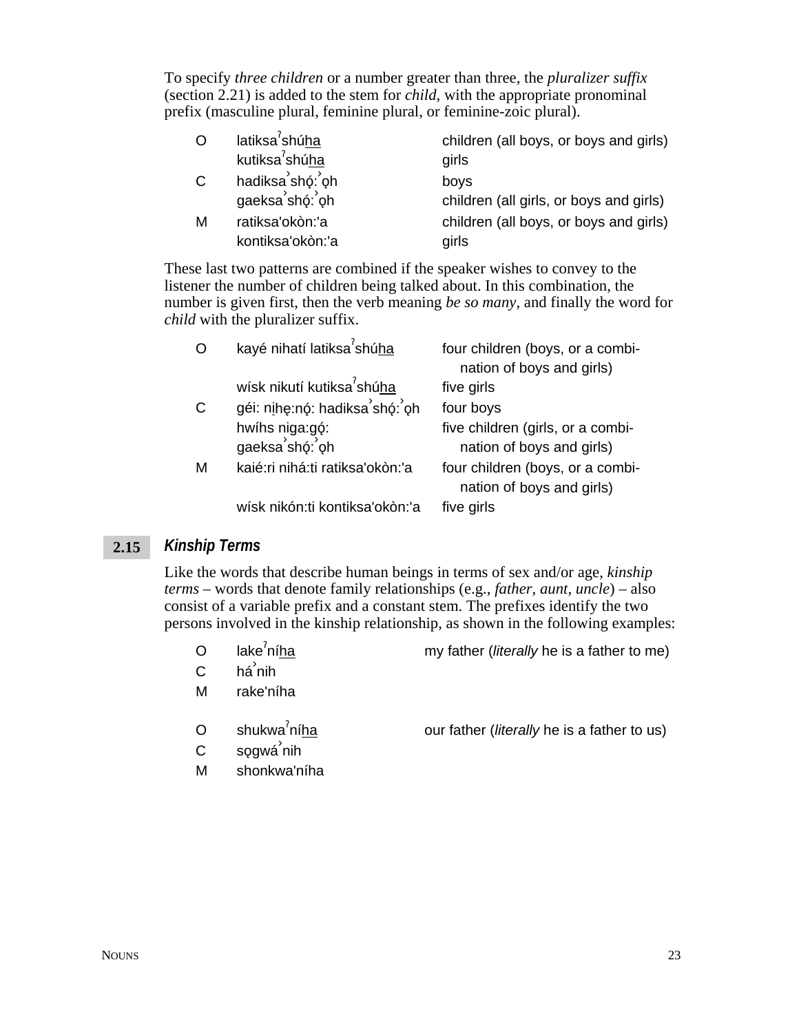To specify *three children* or a number greater than three, the *pluralizer suffix* (section 2.21) is added to the stem for *child*, with the appropriate pronominal prefix (masculine plural, feminine plural, or feminine-zoic plural).

| | | |
|---|---|---|
| O | latiksaˀshú<u>ha</u> | children (all boys, or boys and girls) |
| | kutiksaˀshú<u>ha</u> | girls |
| C | hadiksa˒shǫ́:˒ǫh | boys |
| | gaeksa˒shǫ́:˒ǫh | children (all girls, or boys and girls) |
| M | ratiksa'okòn:'a | children (all boys, or boys and girls) |
| | kontiksa'okòn:'a | girls |

These last two patterns are combined if the speaker wishes to convey to the listener the number of children being talked about. In this combination, the number is given first, then the verb meaning *be so many*, and finally the word for *child* with the pluralizer suffix.

| | | |
|---|---|---|
| O | kayé nihatí latiksaˀshú<u>ha</u> | four children (boys, or a combination of boys and girls) |
| | wísk nikutí kutiksaˀshú<u>ha</u> | five girls |
| C | géi: ni̱hę:nǫ́: hadiksa˒shǫ́:˒ǫh | four boys |
| | hwíhs niga:gǫ́: gaeksa˒shǫ́:˒ǫh | five children (girls, or a combination of boys and girls) |
| M | kaié:ri nihá:ti ratiksa'okòn:'a | four children (boys, or a combination of boys and girls) |
| | wísk nikón:ti kontiksa'okòn:'a | five girls |

## 2.15 *Kinship Terms*

Like the words that describe human beings in terms of sex and/or age, *kinship terms* – words that denote family relationships (e.g., *father*, *aunt*, *uncle*) – also consist of a variable prefix and a constant stem. The prefixes identify the two persons involved in the kinship relationship, as shown in the following examples:

| | | |
|---|---|---|
| O | lakeˀní<u>ha</u> | my father (*literally* he is a father to me) |
| C | há˒nih | |
| M | rake'níha | |
| | | |
| O | shukwaˀní<u>ha</u> | our father (*literally* he is a father to us) |
| C | sǫgwá˒nih | |
| M | shonkwa'níha | |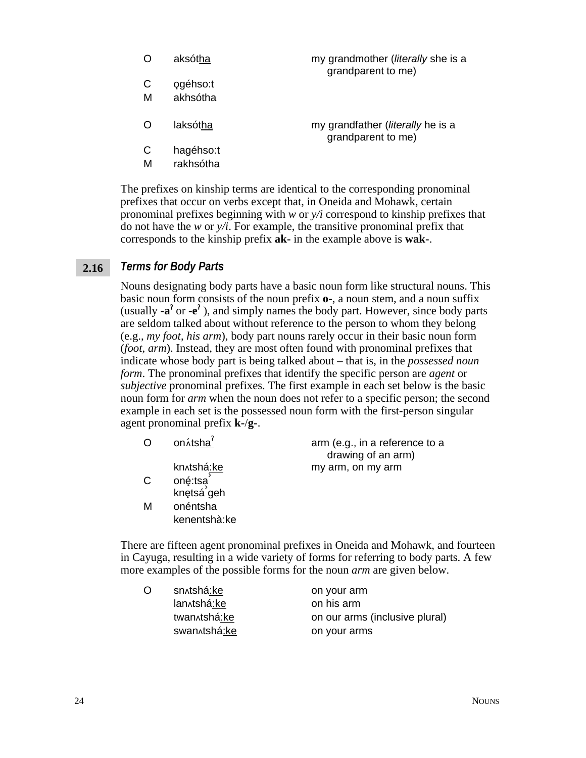| | | |
|---|---|---|
| O | aksó<u>tha</u> | my grandmother (*literally* she is a grandparent to me) |
| C | ǫgéhso:t | |
| M | akhsótha | |
| | | |
| O | laksó<u>tha</u> | my grandfather (*literally* he is a grandparent to me) |
| C | hagéhso:t | |
| M | rakhsótha | |

The prefixes on kinship terms are identical to the corresponding pronominal prefixes that occur on verbs except that, in Oneida and Mohawk, certain pronominal prefixes beginning with *w* or *y/i* correspond to kinship prefixes that do not have the *w* or *y/i*. For example, the transitive pronominal prefix that corresponds to the kinship prefix **ak-** in the example above is **wak-**.

## 2.16 *Terms for Body Parts*

Nouns designating body parts have a basic noun form like structural nouns. This basic noun form consists of the noun prefix **o-**, a noun stem, and a noun suffix (usually **-aˀ** or **-eˀ** ), and simply names the body part. However, since body parts are seldom talked about without reference to the person to whom they belong (e.g., *my foot*, *his arm*), body part nouns rarely occur in their basic noun form (*foot*, *arm*). Instead, they are most often found with pronominal prefixes that indicate whose body part is being talked about – that is, in the *possessed noun form*. The pronominal prefixes that identify the specific person are *agent* or *subjective* pronominal prefixes. The first example in each set below is the basic noun form for *arm* when the noun does not refer to a specific person; the second example in each set is the possessed noun form with the first-person singular agent pronominal prefix **k-**/**g-**.

| | | |
|---|---|---|
| O | onʌ́ts<u>haˀ</u> | arm (e.g., in a reference to a drawing of an arm) |
| | knʌtshá<u>:ke</u> | my arm, on my arm |
| C | onę́:tsaˀ | |
| | knętsáˀgeh | |
| M | onéntsha | |
| | kenentshà:ke | |

There are fifteen agent pronominal prefixes in Oneida and Mohawk, and fourteen in Cayuga, resulting in a wide variety of forms for referring to body parts. A few more examples of the possible forms for the noun *arm* are given below.

| | | |
|---|---|---|
| O | snʌtshá<u>:ke</u> | on your arm |
| | lanʌtshá<u>:ke</u> | on his arm |
| | twanʌtshá<u>:ke</u> | on our arms (inclusive plural) |
| | swanʌtshá<u>:ke</u> | on your arms |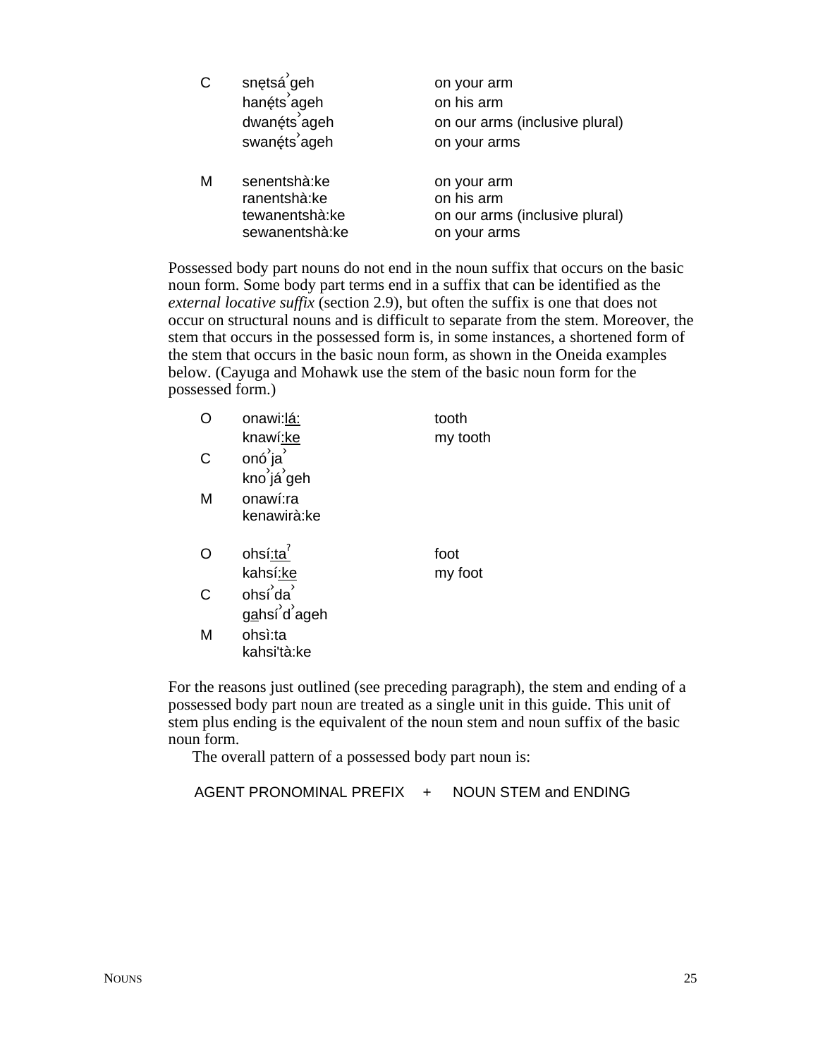| | | |
|---|---|---|
| C | snętsá˺geh | on your arm |
| | hanę́ts˺ageh | on his arm |
| | dwanę́ts˺ageh | on our arms (inclusive plural) |
| | swanę́ts˺ageh | on your arms |
| | | |
| M | senentshà:ke | on your arm |
| | ranentshà:ke | on his arm |
| | tewanentshà:ke | on our arms (inclusive plural) |
| | sewanentshà:ke | on your arms |

Possessed body part nouns do not end in the noun suffix that occurs on the basic noun form. Some body part terms end in a suffix that can be identified as the *external locative suffix* (section 2.9), but often the suffix is one that does not occur on structural nouns and is difficult to separate from the stem. Moreover, the stem that occurs in the possessed form is, in some instances, a shortened form of the stem that occurs in the basic noun form, as shown in the Oneida examples below. (Cayuga and Mohawk use the stem of the basic noun form for the possessed form.)

| | | |
|---|---|---|
| O | onawi:<u>lá:</u> | tooth |
| | knawí<u>:ke</u> | my tooth |
| C | onó˺ja˺ | |
| | kno˺já˺geh | |
| M | onawí:ra | |
| | kenawirà:ke | |
| | | |
| O | ohsí<u>:taˀ</u> | foot |
| | kahsí<u>:ke</u> | my foot |
| C | ohsí˺da˺ | |
| | g<u>a</u>hsí˺d˺ageh | |
| M | ohsì:ta | |
| | kahsi'tà:ke | |

For the reasons just outlined (see preceding paragraph), the stem and ending of a possessed body part noun are treated as a single unit in this guide. This unit of stem plus ending is the equivalent of the noun stem and noun suffix of the basic noun form.

The overall pattern of a possessed body part noun is:

AGENT PRONOMINAL PREFIX + NOUN STEM and ENDING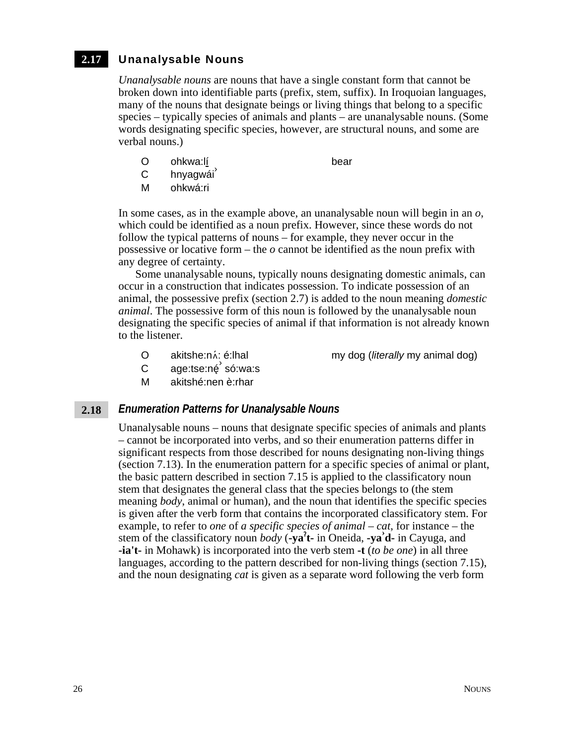## 2.17 Unanalysable Nouns

*Unanalysable nouns* are nouns that have a single constant form that cannot be broken down into identifiable parts (prefix, stem, suffix). In Iroquoian languages, many of the nouns that designate beings or living things that belong to a specific species – typically species of animals and plants – are unanalysable nouns. (Some words designating specific species, however, are structural nouns, and some are verbal nouns.)

| | | |
|---|---|---|
| O | ohkwa:lí̲ | bear |
| C | hnyagwáiˀ | |
| M | ohkwá:ri | |

In some cases, as in the example above, an unanalysable noun will begin in an *o*, which could be identified as a noun prefix. However, since these words do not follow the typical patterns of nouns – for example, they never occur in the possessive or locative form – the *o* cannot be identified as the noun prefix with any degree of certainty.

Some unanalysable nouns, typically nouns designating domestic animals, can occur in a construction that indicates possession. To indicate possession of an animal, the possessive prefix (section 2.7) is added to the noun meaning *domestic animal*. The possessive form of this noun is followed by the unanalysable noun designating the specific species of animal if that information is not already known to the listener.

| | | |
|---|---|---|
| O | akitshe:nʌ́: é:lhal | my dog (*literally* my animal dog) |
| C | age:tse:nę́ˀ só:wa:s | |
| M | akitshé:nen è:rhar | |

## 2.18 *Enumeration Patterns for Unanalysable Nouns*

Unanalysable nouns – nouns that designate specific species of animals and plants – cannot be incorporated into verbs, and so their enumeration patterns differ in significant respects from those described for nouns designating non-living things (section 7.13). In the enumeration pattern for a specific species of animal or plant, the basic pattern described in section 7.15 is applied to the classificatory noun stem that designates the general class that the species belongs to (the stem meaning *body*, animal or human), and the noun that identifies the specific species is given after the verb form that contains the incorporated classificatory stem. For example, to refer to *one* of *a specific species of animal* – *cat*, for instance – the stem of the classificatory noun *body* (**-yaˀt-** in Oneida, **-yaˀd-** in Cayuga, and **-ia't-** in Mohawk) is incorporated into the verb stem **-t** (*to be one*) in all three languages, according to the pattern described for non-living things (section 7.15), and the noun designating *cat* is given as a separate word following the verb form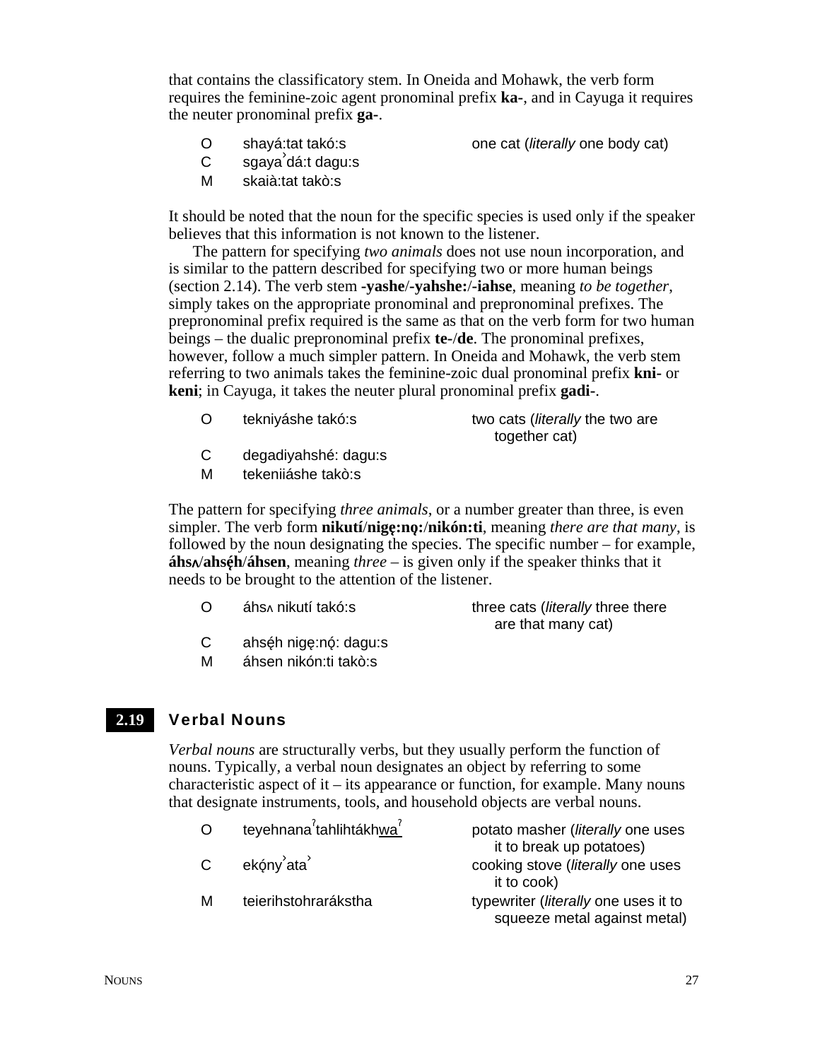that contains the classificatory stem. In Oneida and Mohawk, the verb form requires the feminine-zoic agent pronominal prefix **ka-**, and in Cayuga it requires the neuter pronominal prefix **ga-**.

| | | |
|---|---|---|
| O | shayá:tat takó:s | one cat (*literally* one body cat) |
| C | sgayaˀdá:t dagu:s | |
| M | skaià:tat takò:s | |

It should be noted that the noun for the specific species is used only if the speaker believes that this information is not known to the listener.

The pattern for specifying *two animals* does not use noun incorporation, and is similar to the pattern described for specifying two or more human beings (section 2.14). The verb stem **-yashe**/**-yahshe:**/**-iahse**, meaning *to be together*, simply takes on the appropriate pronominal and prepronominal prefixes. The prepronominal prefix required is the same as that on the verb form for two human beings – the dualic prepronominal prefix **te-**/**de**. The pronominal prefixes, however, follow a much simpler pattern. In Oneida and Mohawk, the verb stem referring to two animals takes the feminine-zoic dual pronominal prefix **kni-** or **keni**; in Cayuga, it takes the neuter plural pronominal prefix **gadi-**.

| | | |
|---|---|---|
| O | tekniyáshe takó:s | two cats (*literally* the two are together cat) |
| C | degadiyahshé: dagu:s | |
| M | tekeniiáshe takò:s | |

The pattern for specifying *three animals*, or a number greater than three, is even simpler. The verb form **nikutí**/**nigę:nǫ:**/**nikón:ti**, meaning *there are that many*, is followed by the noun designating the species. The specific number – for example, **áhsʌ**/**ahsę́h**/**áhsen**, meaning *three* – is given only if the speaker thinks that it needs to be brought to the attention of the listener.

| | | |
|---|---|---|
| O | áhsʌ nikutí takó:s | three cats (*literally* three there are that many cat) |
| C | ahsę́h nigę:nǫ́: dagu:s | |
| M | áhsen nikón:ti takò:s | |

## 2.19 Verbal Nouns

*Verbal nouns* are structurally verbs, but they usually perform the function of nouns. Typically, a verbal noun designates an object by referring to some characteristic aspect of it – its appearance or function, for example. Many nouns that designate instruments, tools, and household objects are verbal nouns.

| | | |
|---|---|---|
| O | teyehnanaˀtahlihtákhwaˀ | potato masher (*literally* one uses it to break up potatoes) |
| C | ekǫ́nyˀataˀ | cooking stove (*literally* one uses it to cook) |
| M | teierihstohrarákstha | typewriter (*literally* one uses it to squeeze metal against metal) |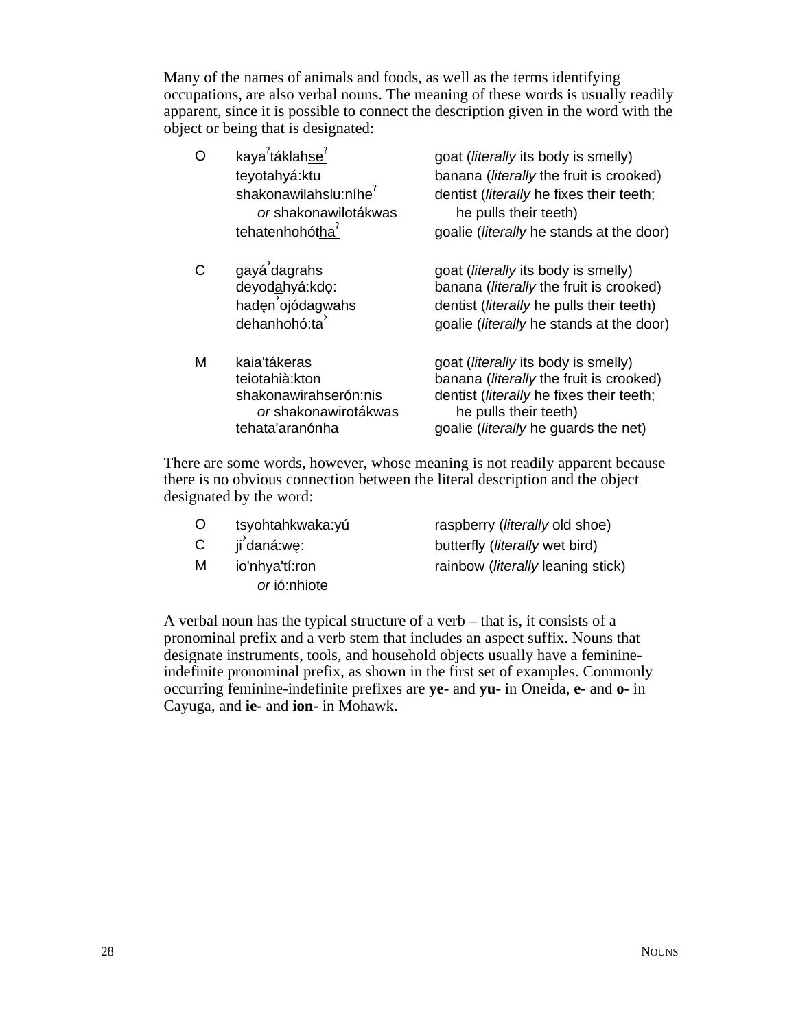Many of the names of animals and foods, as well as the terms identifying occupations, are also verbal nouns. The meaning of these words is usually readily apparent, since it is possible to connect the description given in the word with the object or being that is designated:

| | | |
|---|---|---|
| O | kayaˀtáklahs<u>e</u>ˀ | goat (*literally* its body is smelly) |
| | teyotahyá:ktu | banana (*literally* the fruit is crooked) |
| | shakonawilahslu:níheˀ | dentist (*literally* he fixes their teeth; |
| | *or* shakonawilotákwas | he pulls their teeth) |
| | tehatenhohót<u>ha</u>ˀ | goalie (*literally* he stands at the door) |
| C | gayáˀdagrahs | goat (*literally* its body is smelly) |
| | deyod<u>a</u>hyá:kdǫ: | banana (*literally* the fruit is crooked) |
| | hadęnˀojódagwahs | dentist (*literally* he pulls their teeth) |
| | dehanhohó:taˀ | goalie (*literally* he stands at the door) |
| M | kaia'tákeras | goat (*literally* its body is smelly) |
| | teiotahià:kton | banana (*literally* the fruit is crooked) |
| | shakonawirahserón:nis | dentist (*literally* he fixes their teeth; |
| | *or* shakonawirotákwas | he pulls their teeth) |
| | tehata'aranónha | goalie (*literally* he guards the net) |

There are some words, however, whose meaning is not readily apparent because there is no obvious connection between the literal description and the object designated by the word:

| | | |
|---|---|---|
| O | tsyohtahkwaka:y<u>ú</u> | raspberry (*literally* old shoe) |
| C | jiˀdaná:wę: | butterfly (*literally* wet bird) |
| M | io'nhya'tí:ron | rainbow (*literally* leaning stick) |
| | *or* ió:nhiote | |

A verbal noun has the typical structure of a verb – that is, it consists of a pronominal prefix and a verb stem that includes an aspect suffix. Nouns that designate instruments, tools, and household objects usually have a feminine-indefinite pronominal prefix, as shown in the first set of examples. Commonly occurring feminine-indefinite prefixes are **ye-** and **yu-** in Oneida, **e-** and **o-** in Cayuga, and **ie-** and **ion-** in Mohawk.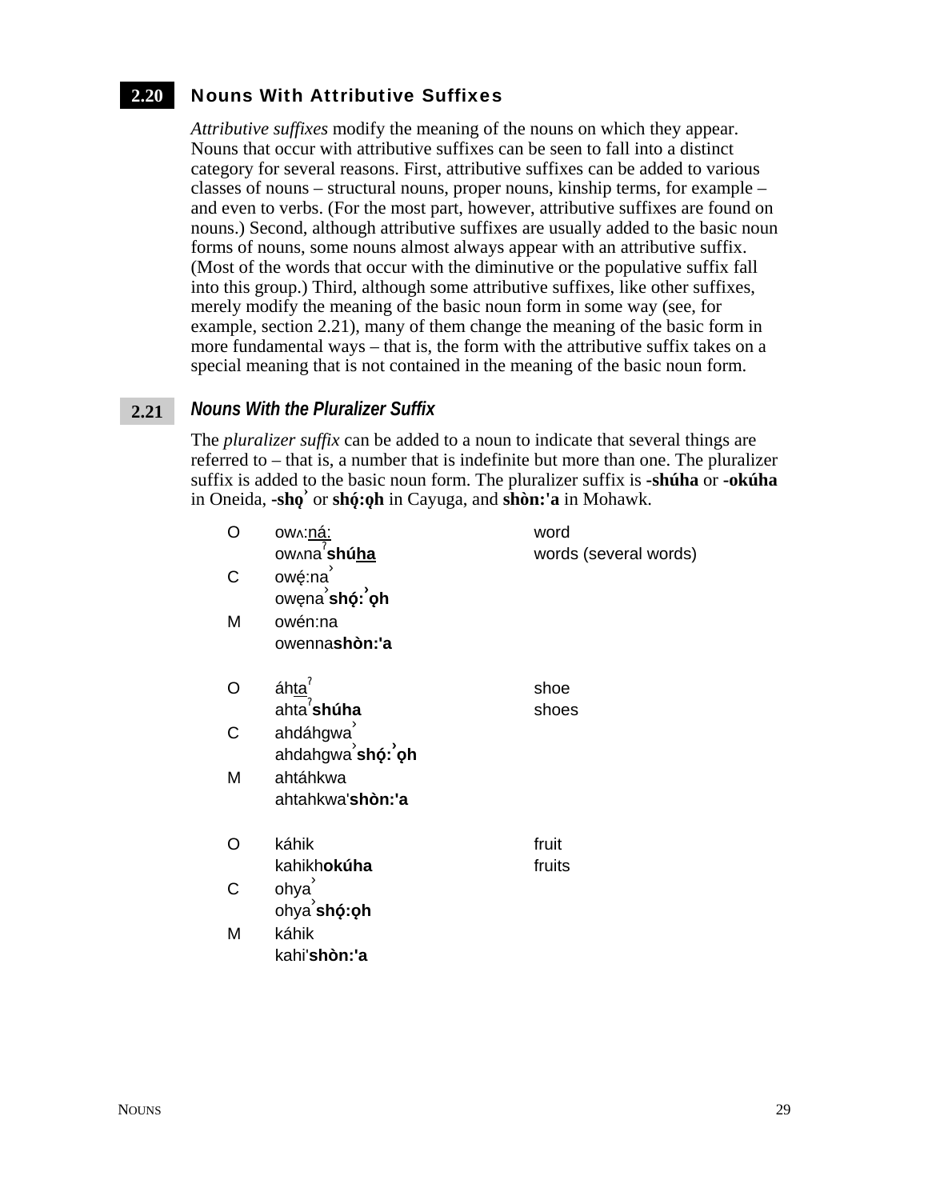## 2.20 Nouns With Attributive Suffixes

*Attributive suffixes* modify the meaning of the nouns on which they appear. Nouns that occur with attributive suffixes can be seen to fall into a distinct category for several reasons. First, attributive suffixes can be added to various classes of nouns – structural nouns, proper nouns, kinship terms, for example – and even to verbs. (For the most part, however, attributive suffixes are found on nouns.) Second, although attributive suffixes are usually added to the basic noun forms of nouns, some nouns almost always appear with an attributive suffix. (Most of the words that occur with the diminutive or the populative suffix fall into this group.) Third, although some attributive suffixes, like other suffixes, merely modify the meaning of the basic noun form in some way (see, for example, section 2.21), many of them change the meaning of the basic form in more fundamental ways – that is, the form with the attributive suffix takes on a special meaning that is not contained in the meaning of the basic noun form.

### 2.21 Nouns With the Pluralizer Suffix

The *pluralizer suffix* can be added to a noun to indicate that several things are referred to – that is, a number that is indefinite but more than one. The pluralizer suffix is added to the basic noun form. The pluralizer suffix is **-shúha** or **-okúha** in Oneida, **-shǫ̓** or **shǫ́:ǫh** in Cayuga, and **shòn:'a** in Mohawk.

| | | |
|---|---|---|
| O | owʌ:<u>ná:</u> | word |
| | owʌnaˀ**shú<u>ha</u>** | words (several words) |
| C | owę́:naˀ | |
| | owęnaˀ**shǫ́:ˀǫh** | |
| M | owén:na | |
| | owenna**shòn:'a** | |
| | | |
| O | áh<u>ta</u>ˀ | shoe |
| | ahtaˀ**shúha** | shoes |
| C | ahdáhgwaˀ | |
| | ahdahgwaˀ**shǫ́:ˀǫh** | |
| M | ahtáhkwa | |
| | ahtahkwa'**shòn:'a** | |
| | | |
| O | káhik | fruit |
| | kahikh**okúha** | fruits |
| C | ohyaˀ | |
| | ohyaˀ**shǫ́:ǫh** | |
| M | káhik | |
| | kahi'**shòn:'a** | |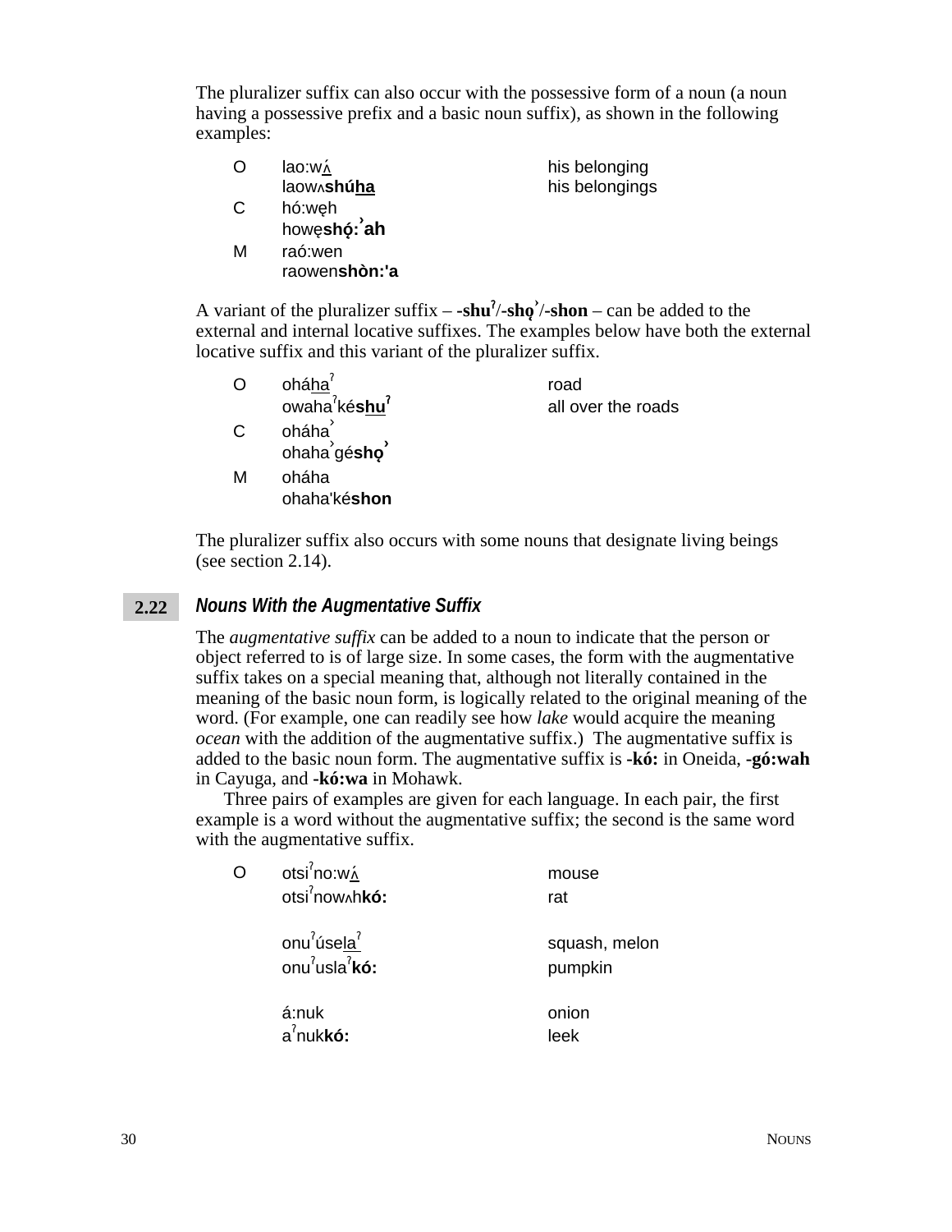The pluralizer suffix can also occur with the possessive form of a noun (a noun having a possessive prefix and a basic noun suffix), as shown in the following examples:

| | | |
|---|---|---|
| O | lao:wʌ́ | his belonging |
| | laowʌ**shú<u>ha</u>** | his belongings |
| C | hó:wę̨h | |
| | howę̨**shǫ́:ˀah** | |
| M | raó:wen | |
| | raowen**shòn:'a** | |

A variant of the pluralizer suffix – **-shuˀ**/**-shǫˀ**/**-shon** – can be added to the external and internal locative suffixes. The examples below have both the external locative suffix and this variant of the pluralizer suffix.

| | | |
|---|---|---|
| O | oháhaˀ | road |
| | owahaˀké**shuˀ** | all over the roads |
| C | ohához | |
| | ohahaˀgé**shǫˀ** | |
| M | oháha | |
| | ohaha'ké**shon** | |

The pluralizer suffix also occurs with some nouns that designate living beings (see section 2.14).

## 2.22 *Nouns With the Augmentative Suffix*

The *augmentative suffix* can be added to a noun to indicate that the person or object referred to is of large size. In some cases, the form with the augmentative suffix takes on a special meaning that, although not literally contained in the meaning of the basic noun form, is logically related to the original meaning of the word. (For example, one can readily see how *lake* would acquire the meaning *ocean* with the addition of the augmentative suffix.) The augmentative suffix is added to the basic noun form. The augmentative suffix is **-kó:** in Oneida, **-gó:wah** in Cayuga, and **-kó:wa** in Mohawk.

Three pairs of examples are given for each language. In each pair, the first example is a word without the augmentative suffix; the second is the same word with the augmentative suffix.

| | | |
|---|---|---|
| O | otsiˀno:wʌ́ | mouse |
| | otsiˀnowʌh**kó:** | rat |
| | onuˀúse<u>laˀ</u> | squash, melon |
| | onuˀuslaˀ**kó:** | pumpkin |
| | á:nuk | onion |
| | aˀnuk**kó:** | leek |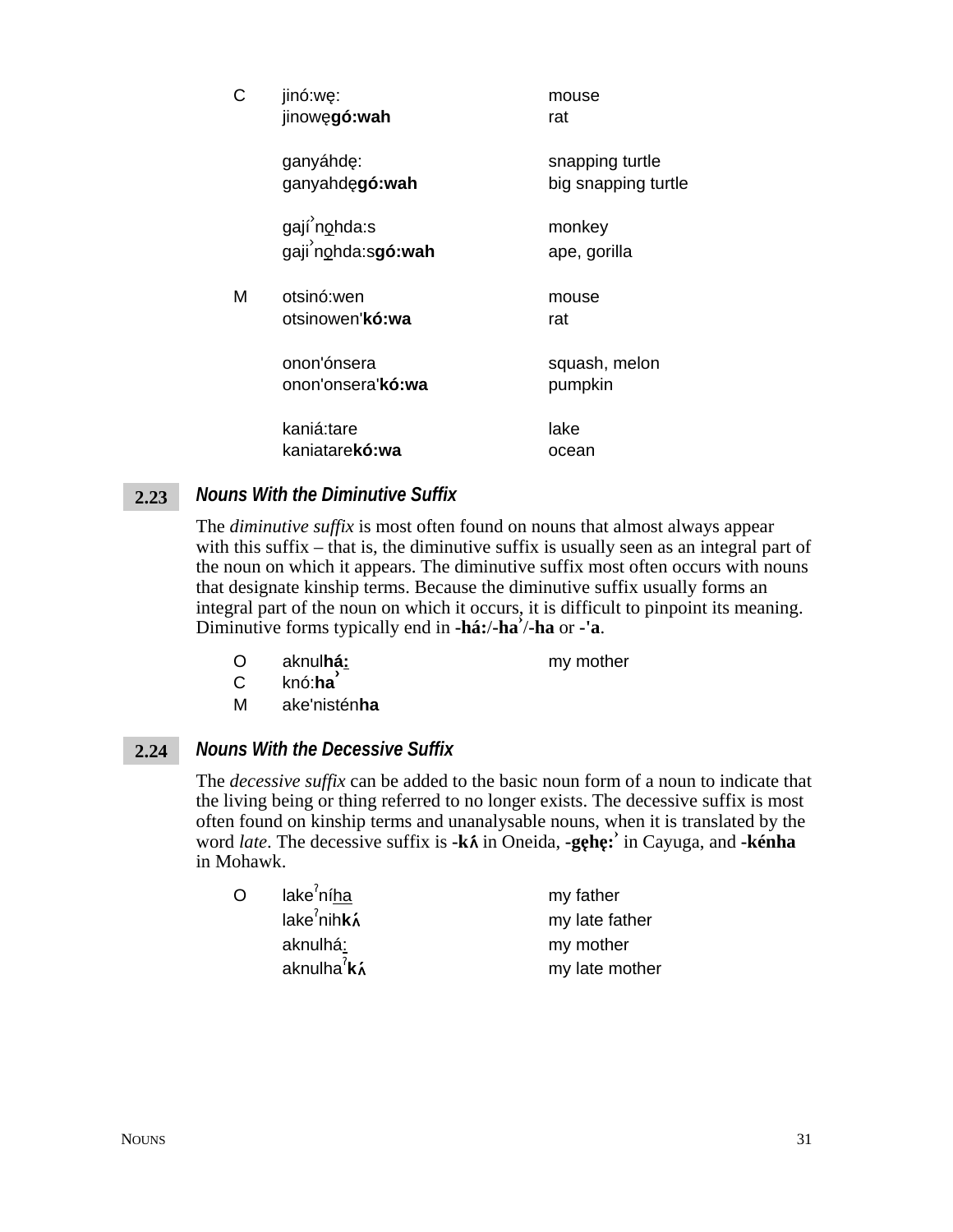| | | |
|---|---|---|
| C | jinó:wę: | mouse |
| | jinowę**gó:wah** | rat |
| | | |
| | ganyáhdę: | snapping turtle |
| | ganyahdę**gó:wah** | big snapping turtle |
| | | |
| | gajíˀnǫhda:s | monkey |
| | gajiˀnǫhda:s**gó:wah** | ape, gorilla |
| | | |
| M | otsinó:wen | mouse |
| | otsinowen'**kó:wa** | rat |
| | | |
| | onon'ónsera | squash, melon |
| | onon'onsera'**kó:wa** | pumpkin |
| | | |
| | kaniá:tare | lake |
| | kaniatare**kó:wa** | ocean |

## 2.23 *Nouns With the Diminutive Suffix*

The *diminutive suffix* is most often found on nouns that almost always appear with this suffix – that is, the diminutive suffix is usually seen as an integral part of the noun on which it appears. The diminutive suffix most often occurs with nouns that designate kinship terms. Because the diminutive suffix usually forms an integral part of the noun on which it occurs, it is difficult to pinpoint its meaning. Diminutive forms typically end in **-há:**/**-haˀ**/**-ha** or **-'a**.

| | | |
|---|---|---|
| O | aknul**há:** | my mother |
| C | knó:**haˀ** | |
| M | ake'nistén**ha** | |

## 2.24 *Nouns With the Decessive Suffix*

The *decessive suffix* can be added to the basic noun form of a noun to indicate that the living being or thing referred to no longer exists. The decessive suffix is most often found on kinship terms and unanalysable nouns, when it is translated by the word *late*. The decessive suffix is **-kʌ́** in Oneida, **-gęhę:ˀ** in Cayuga, and **-kénha** in Mohawk.

| | | |
|---|---|---|
| O | lakeˀníha | my father |
| | lakeˀnih**kʌ́** | my late father |
| | aknulhá: | my mother |
| | aknulhaˀ**kʌ́** | my late mother |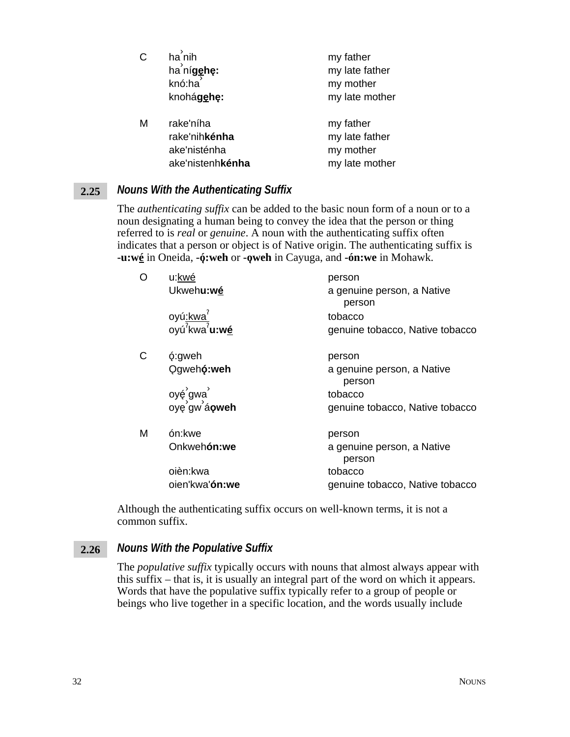| | | |
|---|---|---|
| C | ha˺nih | my father |
| | ha˺ní**gẹ̱hę:** | my late father |
| | knó:ha˺ | my mother |
| | knohá**gẹ̱hę:** | my late mother |
| | | |
| M | rake'níha | my father |
| | rake'nih**kénha** | my late father |
| | ake'nisténha | my mother |
| | ake'nistenh**kénha** | my late mother |

## 2.25 *Nouns With the Authenticating Suffix*

The *authenticating suffix* can be added to the basic noun form of a noun or to a noun designating a human being to convey the idea that the person or thing referred to is *real* or *genuine*. A noun with the authenticating suffix often indicates that a person or object is of Native origin. The authenticating suffix is **-u:wé̲** in Oneida, **-ǫ́:weh** or **-ǫweh** in Cayuga, and **-ón:we** in Mohawk.

| | | |
|---|---|---|
| O | u:kwé̲ | person |
| | Ukweh**u:wé̲** | a genuine person, a Native person |
| | oyú:kwa̲ˀ | tobacco |
| | oyúˀkwaˀ**u:wé̲** | genuine tobacco, Native tobacco |
| | | |
| C | ǫ́:gweh | person |
| | Ǫgweh**ǫ́:weh** | a genuine person, a Native person |
| | oyę́˺gwa˺ | tobacco |
| | oyę˺gw˺á**ǫweh** | genuine tobacco, Native tobacco |
| | | |
| M | ón:kwe | person |
| | Onkweh**ón:we** | a genuine person, a Native person |
| | oièn:kwa | tobacco |
| | oien'kwa'**ón:we** | genuine tobacco, Native tobacco |

Although the authenticating suffix occurs on well-known terms, it is not a common suffix.

## 2.26 *Nouns With the Populative Suffix*

The *populative suffix* typically occurs with nouns that almost always appear with this suffix – that is, it is usually an integral part of the word on which it appears. Words that have the populative suffix typically refer to a group of people or beings who live together in a specific location, and the words usually include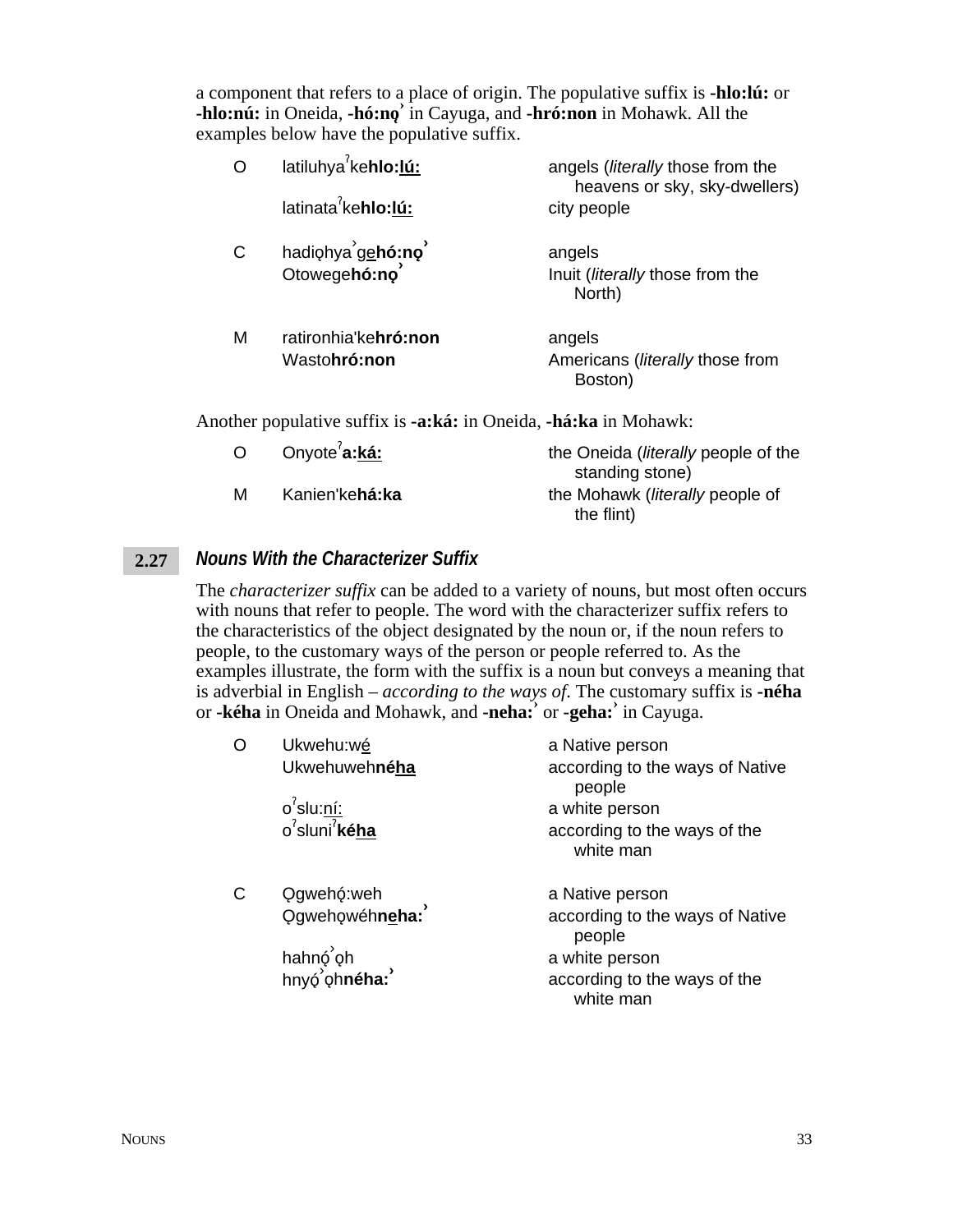a component that refers to a place of origin. The populative suffix is **-hlo:lú:** or **-hlo:nú:** in Oneida, **-hó:nǫˀ** in Cayuga, and **-hró:non** in Mohawk. All the examples below have the populative suffix.

| | | |
|---|---|---|
| O | latiluhyaˀke**hlo:lú:** | angels (*literally* those from the heavens or sky, sky-dwellers) |
| | latinataˀke**hlo:lú:** | city people |
| C | hadiǫhyaˀge**hó:nǫˀ** | angels |
| | Otowege**hó:nǫˀ** | Inuit (*literally* those from the North) |
| M | ratironhia'ke**hró:non** | angels |
| | Wasto**hró:non** | Americans (*literally* those from Boston) |

Another populative suffix is **-a:ká:** in Oneida, **-há:ka** in Mohawk:

| | | |
|---|---|---|
| O | Onyoteˀ**a:ká:** | the Oneida (*literally* people of the standing stone) |
| M | Kanien'ke**há:ka** | the Mohawk (*literally* people of the flint) |

## 2.27 *Nouns With the Characterizer Suffix*

The *characterizer suffix* can be added to a variety of nouns, but most often occurs with nouns that refer to people. The word with the characterizer suffix refers to the characteristics of the object designated by the noun or, if the noun refers to people, to the customary ways of the person or people referred to. As the examples illustrate, the form with the suffix is a noun but conveys a meaning that is adverbial in English – *according to the ways of*. The customary suffix is **-néha** or **-kéha** in Oneida and Mohawk, and **-neha:ˀ** or **-geha:ˀ** in Cayuga.

| | | |
|---|---|---|
| O | Ukwehu:wé | a Native person |
| | Ukwehuweh**néha** | according to the ways of Native people |
| | oˀslu:ní: | a white person |
| | oˀsluniˀ**kéha** | according to the ways of the white man |
| C | Ǫgwehǫ́:weh | a Native person |
| | Ǫgwehǫwéh**neha:ˀ** | according to the ways of Native people |
| | hahnǫ́ˀǫh | a white person |
| | hnyǫ́ˀǫh**néha:ˀ** | according to the ways of the white man |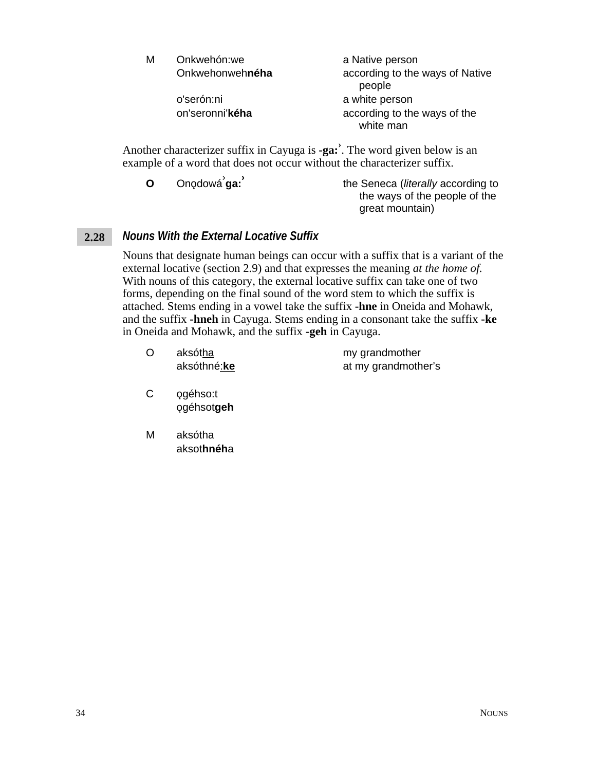| | | |
|---|---|---|
| M | Onkwehón:we | a Native person |
| | Onkwehonweh**néha** | according to the ways of Native people |
| | o'serón:ni | a white person |
| | on'seronni'**kéha** | according to the ways of the white man |

Another characterizer suffix in Cayuga is **-ga:ʾ**. The word given below is an example of a word that does not occur without the characterizer suffix.

| | | |
|---|---|---|
| **O** | Onǫdowáʾ**ga:ʾ** | the Seneca (*literally* according to the ways of the people of the great mountain) |

## 2.28 *Nouns With the External Locative Suffix*

Nouns that designate human beings can occur with a suffix that is a variant of the external locative (section 2.9) and that expresses the meaning *at the home of.* With nouns of this category, the external locative suffix can take one of two forms, depending on the final sound of the word stem to which the suffix is attached. Stems ending in a vowel take the suffix **-hne** in Oneida and Mohawk, and the suffix **-hneh** in Cayuga. Stems ending in a consonant take the suffix **-ke** in Oneida and Mohawk, and the suffix **-geh** in Cayuga.

| | | |
|---|---|---|
| O | aksótha | my grandmother |
| | aksóthné:**ke** | at my grandmother's |
| C | ǫgéhso:t | |
| | ǫgéhsot**geh** | |
| M | aksótha | |
| | aksot**hnéh**a | |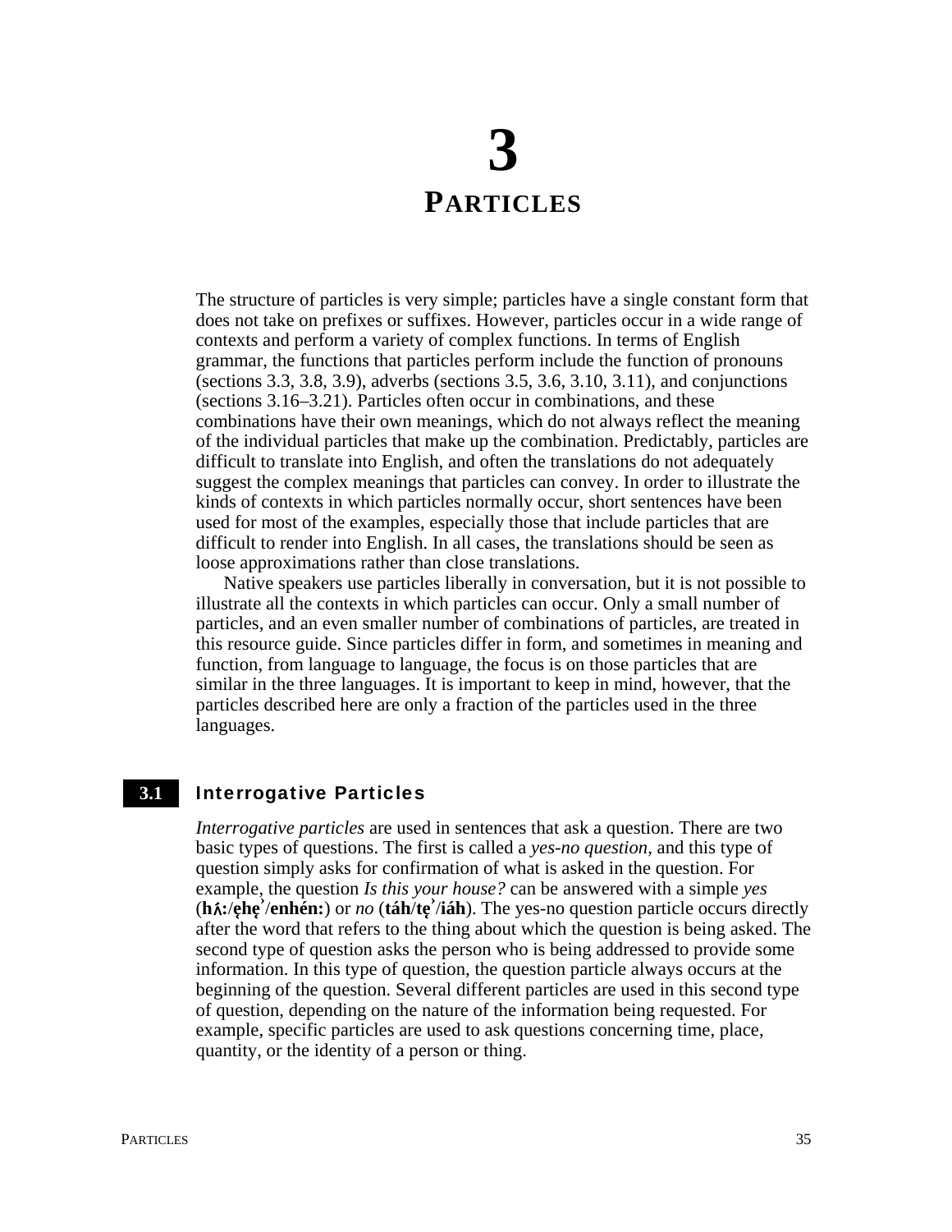# 3

# PARTICLES

The structure of particles is very simple; particles have a single constant form that does not take on prefixes or suffixes. However, particles occur in a wide range of contexts and perform a variety of complex functions. In terms of English grammar, the functions that particles perform include the function of pronouns (sections 3.3, 3.8, 3.9), adverbs (sections 3.5, 3.6, 3.10, 3.11), and conjunctions (sections 3.16–3.21). Particles often occur in combinations, and these combinations have their own meanings, which do not always reflect the meaning of the individual particles that make up the combination. Predictably, particles are difficult to translate into English, and often the translations do not adequately suggest the complex meanings that particles can convey. In order to illustrate the kinds of contexts in which particles normally occur, short sentences have been used for most of the examples, especially those that include particles that are difficult to render into English. In all cases, the translations should be seen as loose approximations rather than close translations.

Native speakers use particles liberally in conversation, but it is not possible to illustrate all the contexts in which particles can occur. Only a small number of particles, and an even smaller number of combinations of particles, are treated in this resource guide. Since particles differ in form, and sometimes in meaning and function, from language to language, the focus is on those particles that are similar in the three languages. It is important to keep in mind, however, that the particles described here are only a fraction of the particles used in the three languages.

## 3.1 Interrogative Particles

*Interrogative particles* are used in sentences that ask a question. There are two basic types of questions. The first is called a *yes-no question*, and this type of question simply asks for confirmation of what is asked in the question. For example, the question *Is this your house?* can be answered with a simple *yes* (**hʌ́:**/**ę̨hę̨ˀ**/**enhén:**) or *no* (**táh**/**tę̨ˀ**/**iáh**). The yes-no question particle occurs directly after the word that refers to the thing about which the question is being asked. The second type of question asks the person who is being addressed to provide some information. In this type of question, the question particle always occurs at the beginning of the question. Several different particles are used in this second type of question, depending on the nature of the information being requested. For example, specific particles are used to ask questions concerning time, place, quantity, or the identity of a person or thing.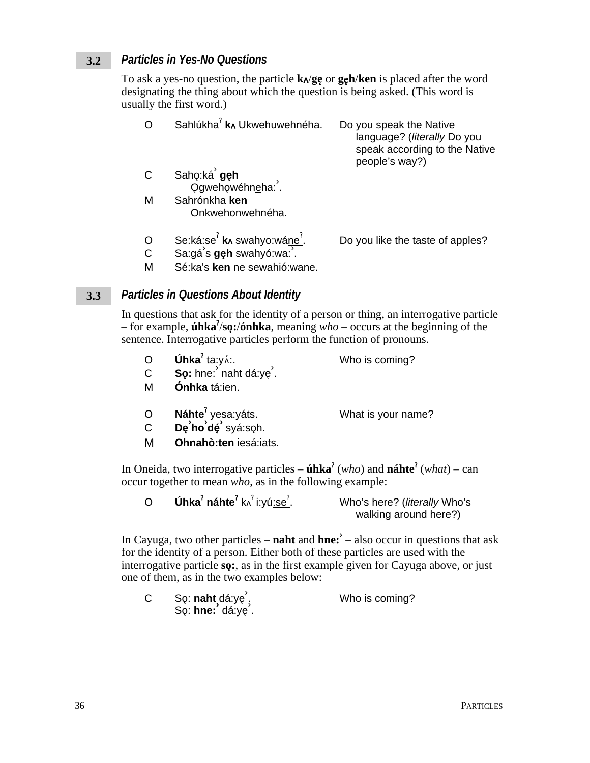## 3.2 *Particles in Yes-No Questions*

To ask a yes-no question, the particle **kʌ**/**gę** or **gęh**/**ken** is placed after the word designating the thing about which the question is being asked. (This word is usually the first word.)

| | | |
|---|---|---|
| O | Sahlúkhaˀ **kʌ** Ukwehuwehnéha. | Do you speak the Native language? (*literally* Do you speak according to the Native people's way?) |
| C | Sahǫ:ká̓ **gęh** Ǫgwehǫwéhneha:̓. | |
| M | Sahrónkha **ken** Onkwehonwehnéha. | |
| | | |
| O | Se:ká:seˀ **kʌ** swahyo:wáneˀ. | Do you like the taste of apples? |
| C | Sa:gá̓s **gęh** swahyó:wa:̓. | |
| M | Sé:ka's **ken** ne sewahió:wane. | |

## 3.3 *Particles in Questions About Identity*

In questions that ask for the identity of a person or thing, an interrogative particle – for example, **úhkaˀ**/**sǫ:**/**ónhka**, meaning *who* – occurs at the beginning of the sentence. Interrogative particles perform the function of pronouns.

| | | |
|---|---|---|
| O | **Úhkaˀ** ta:yʌ́:. | Who is coming? |
| C | **Sǫ:** hne:̓ naht dá:yę̓. | |
| M | **Ónhka** tá:ien. | |
| | | |
| O | **Náhteˀ** yesa:yáts. | What is your name? |
| C | **Dę̓ho̓dę́̓** syá:sǫh. | |
| M | **Ohnahò:ten** iesá:iats. | |

In Oneida, two interrogative particles – **úhkaˀ** (*who*) and **náhteˀ** (*what*) – can occur together to mean *who*, as in the following example:

| | | |
|---|---|---|
| O | **Úhkaˀ náhteˀ** kʌˀ i:yú:seˀ. | Who's here? (*literally* Who's walking around here?) |

In Cayuga, two other particles – **naht** and **hne:̓** – also occur in questions that ask for the identity of a person. Either both of these particles are used with the interrogative particle **sǫ:**, as in the first example given for Cayuga above, or just one of them, as in the two examples below:

| | | |
|---|---|---|
| C | Sǫ: **naht** dá:yę̓. | Who is coming? |
| | Sǫ: **hne:̓** dá:yę̓. | |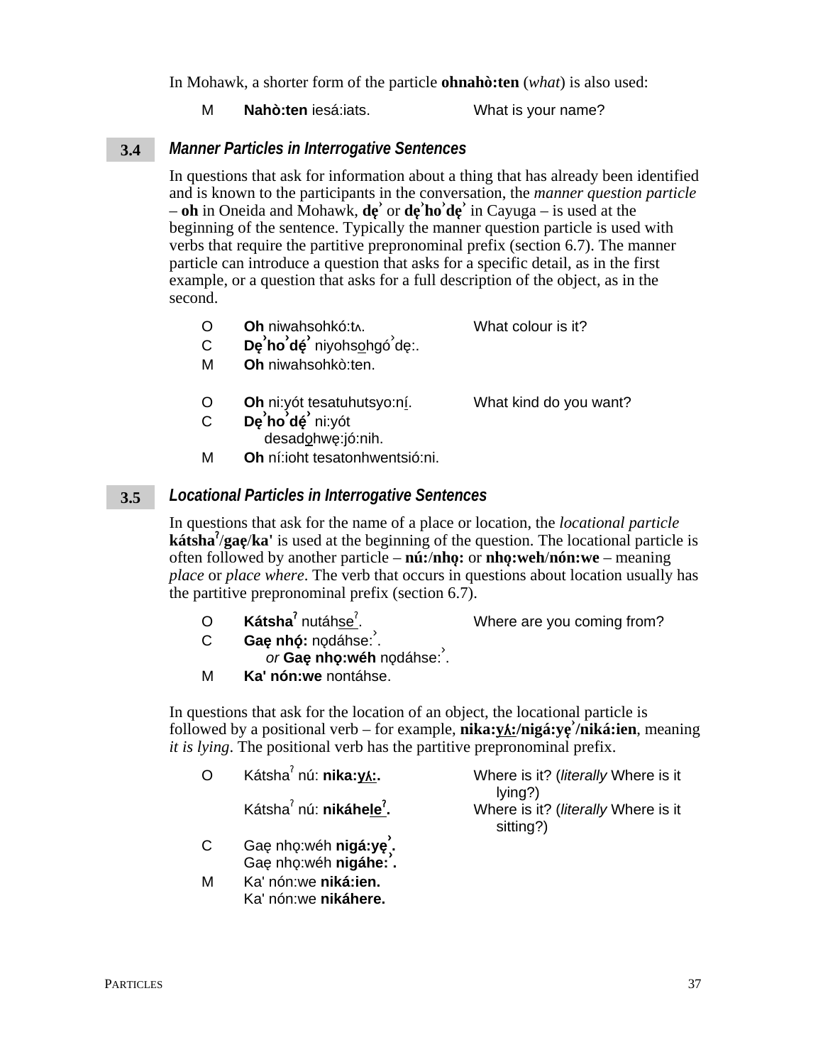In Mohawk, a shorter form of the particle **ohnahò:ten** (*what*) is also used:

| | | |
|---|---|---|
| M | **Nahò:ten** iesá:iats. | What is your name? |

### 3.4 *Manner Particles in Interrogative Sentences*

In questions that ask for information about a thing that has already been identified and is known to the participants in the conversation, the *manner question particle* – **oh** in Oneida and Mohawk, **dę̨ˀ** or **dęˀhoˀdęˀ** in Cayuga – is used at the beginning of the sentence. Typically the manner question particle is used with verbs that require the partitive prepronominal prefix (section 6.7). The manner particle can introduce a question that asks for a specific detail, as in the first example, or a question that asks for a full description of the object, as in the second.

| | | |
|---|---|---|
| O | **Oh** niwahsohkó:tʌ. | What colour is it? |
| C | **Dęˀhoˀdę́ˀ** niyohso̲hgóˀdę:. | |
| M | **Oh** niwahsohkò:ten. | |
| | | |
| O | **Oh** ni:yót tesatuhutsyo:ní̲. | What kind do you want? |
| C | **Dęˀhoˀdę́ˀ** ni:yót desado̲hwę:jó:nih. | |
| M | **Oh** ní:ioht tesatonhwentsió:ni. | |

### 3.5 *Locational Particles in Interrogative Sentences*

In questions that ask for the name of a place or location, the *locational particle* **kátshaˀ/gaę/ka'** is used at the beginning of the question. The locational particle is often followed by another particle – **nú:/nhǫ:** or **nhǫ:weh/nón:we** – meaning *place* or *place where*. The verb that occurs in questions about location usually has the partitive prepronominal prefix (section 6.7).

| | | |
|---|---|---|
| O | **Kátshaˀ** nutáhse̲ˀ. | Where are you coming from? |
| C | **Gaę nhǫ́:** nǫdáhse:ˀ. *or* **Gaę nhǫ:wéh** nǫdáhse:ˀ. | |
| M | **Ka' nón:we** nontáhse. | |

In questions that ask for the location of an object, the locational particle is followed by a positional verb – for example, **nika:y̲ʌ́:̲/nigá:yęˀ/niká:ien**, meaning *it is lying*. The positional verb has the partitive prepronominal prefix.

| | | |
|---|---|---|
| O | Kátshaˀ nú: **nika:y̲ʌ́:̲.** | Where is it? (*literally* Where is it lying?) |
| | Kátshaˀ nú: **nikáhele̲ˀ.** | Where is it? (*literally* Where is it sitting?) |
| C | Gaę nhǫ:wéh **nigá:yę̨ˀ.** | |
| | Gaę nhǫ:wéh **nigáhe:ˀ.** | |
| M | Ka' nón:we **niká:ien.** | |
| | Ka' nón:we **nikáhere.** | |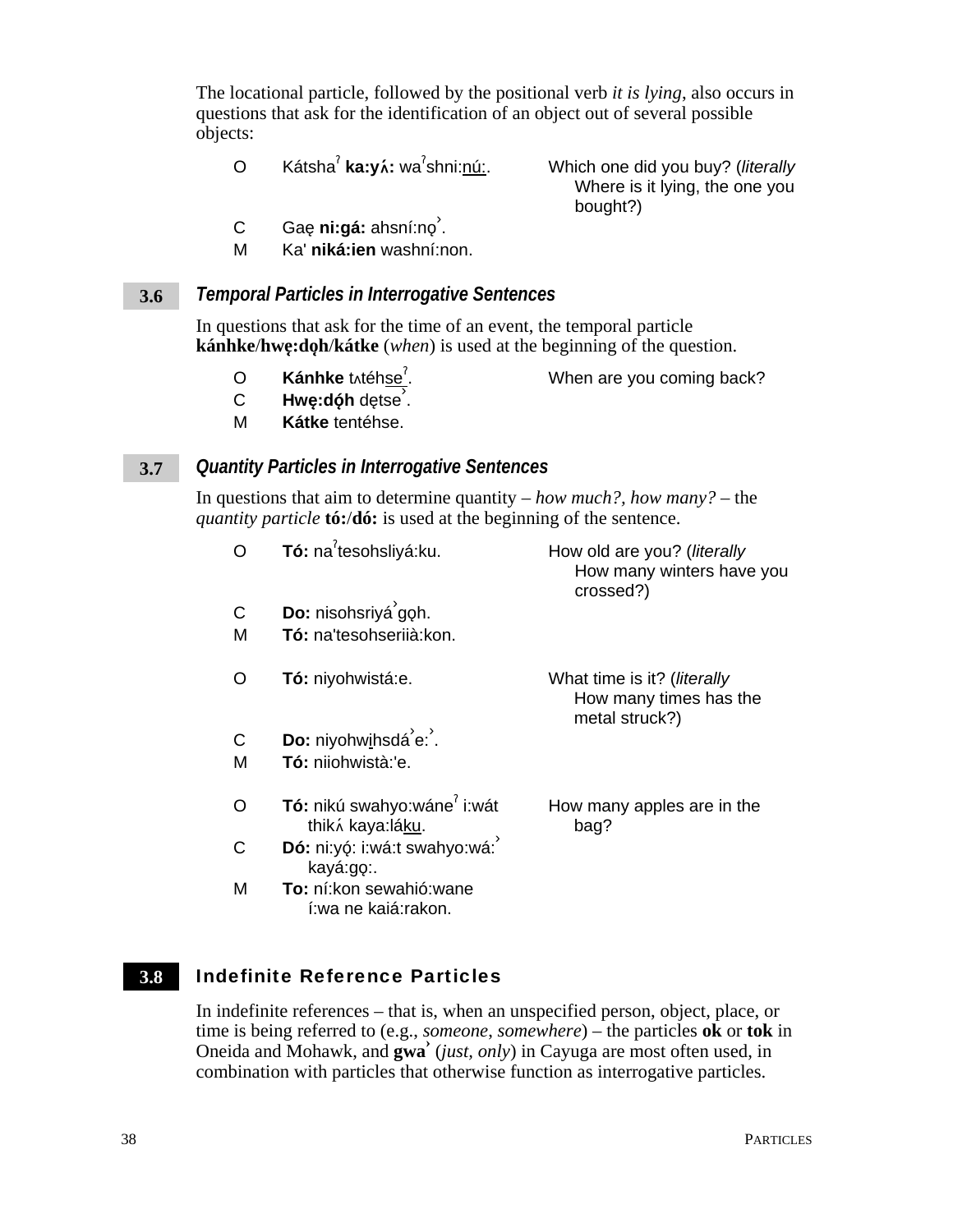The locational particle, followed by the positional verb *it is lying*, also occurs in questions that ask for the identification of an object out of several possible objects:

| | | |
|---|---|---|
| O | Kátshaˀ **ka:yʌ́:** waˀshni:<u>nú:</u>. | Which one did you buy? (*literally* Where is it lying, the one you bought?) |
| C | Gaę **ni:gá:** ahsní:nǫ˺. | |
| M | Ka' **niká:ien** washní:non. | |

### 3.6 *Temporal Particles in Interrogative Sentences*

In questions that ask for the time of an event, the temporal particle **kánhke**/**hwę:dǫh**/**kátke** (*when*) is used at the beginning of the question.

| | | |
|---|---|---|
| O | **Kánhke** tʌtéh<u>se</u>ˀ. | When are you coming back? |
| C | **Hwę:dǫ́h** dętse˺. | |
| M | **Kátke** tentéhse. | |

### 3.7 *Quantity Particles in Interrogative Sentences*

In questions that aim to determine quantity – *how much?*, *how many?* – the *quantity particle* **tó:**/**dó:** is used at the beginning of the sentence.

| | | |
|---|---|---|
| O | **Tó:** naˀtesohsliyá:ku. | How old are you? (*literally* How many winters have you crossed?) |
| C | **Do:** nisohsriyá˺gǫh. | |
| M | **Tó:** na'tesohseriià:kon. | |
| O | **Tó:** niyohwistá:e. | What time is it? (*literally* How many times has the metal struck?) |
| C | **Do:** niyohw<u>i</u>hsdá˺e:˺. | |
| M | **Tó:** niiohwistà:'e. | |
| O | **Tó:** nikú swahyo:wáneˀ i:wát thikʌ́ kaya:lá<u>ku</u>. | How many apples are in the bag? |
| C | **Dó:** ni:yǫ́: i:wá:t swahyo:wá:˺ kayá:gǫ:. | |
| M | **To:** ní:kon sewahió:wane í:wa ne kaiá:rakon. | |

### 3.8 Indefinite Reference Particles

In indefinite references – that is, when an unspecified person, object, place, or time is being referred to (e.g., *someone*, *somewhere*) – the particles **ok** or **tok** in Oneida and Mohawk, and **gwa˺** (*just, only*) in Cayuga are most often used, in combination with particles that otherwise function as interrogative particles.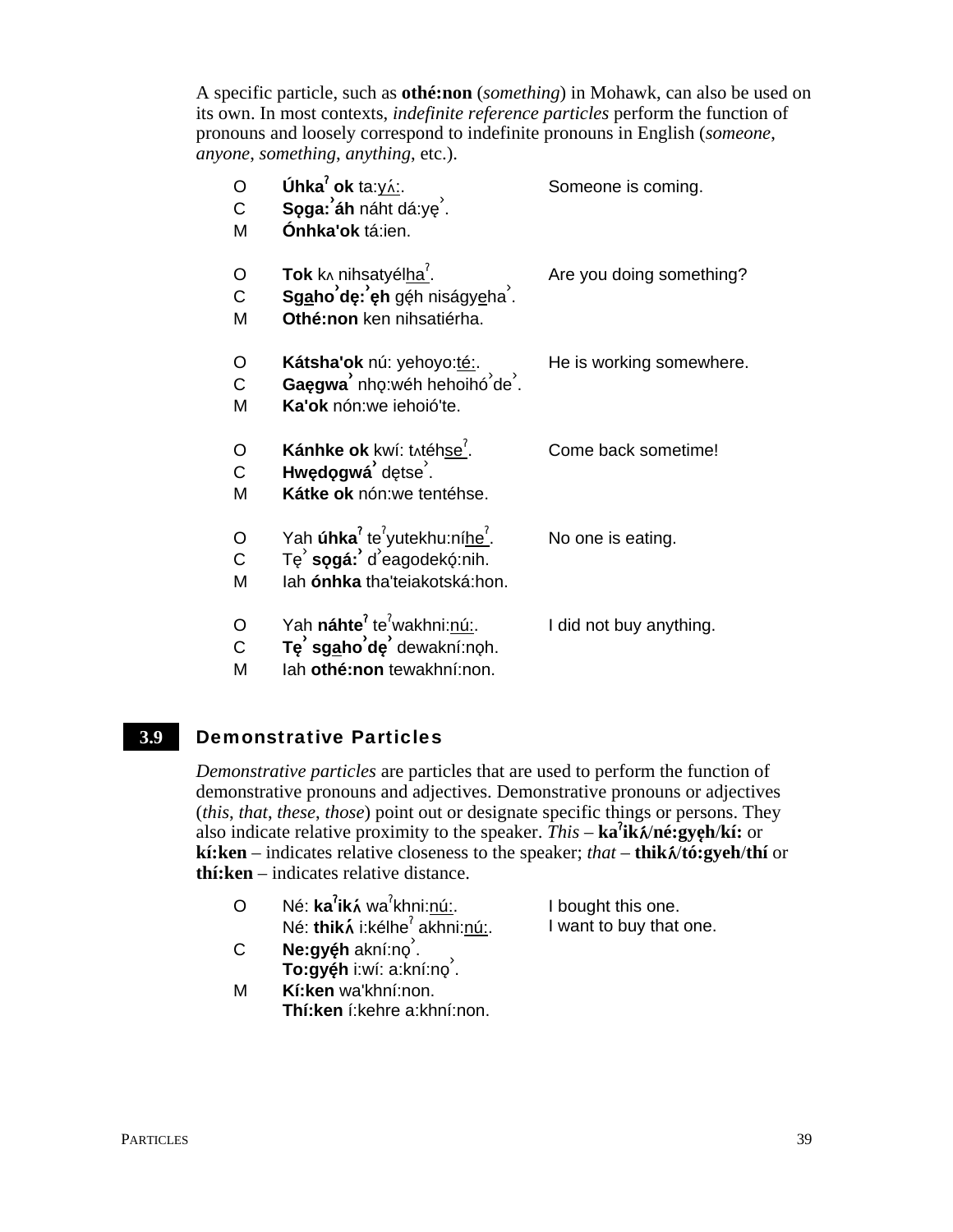A specific particle, such as **othé:non** (*something*) in Mohawk, can also be used on its own. In most contexts, *indefinite reference particles* perform the function of pronouns and loosely correspond to indefinite pronouns in English (*someone*, *anyone*, *something*, *anything*, etc.).

| | | |
|---|---|---|
| O | **Úhkaˀ ok** ta:yʌ́:. | Someone is coming. |
| C | **Sǫga:ˀáh** náht dá:yę˺. | |
| M | **Ónhka'ok** tá:ien. | |
| O | **Tok** kʌ nihsatyélhaˀ. | Are you doing something? |
| C | **Sgaho˺dę:˺ęh** gę́h niságyeha˺. | |
| M | **Othé:non** ken nihsatiérha. | |
| O | **Kátsha'ok** nú: yehoyo:té:. | He is working somewhere. |
| C | **Gaęgwa˺** nhǫ:wéh hehoihó˺de˺. | |
| M | **Ka'ok** nón:we iehoió'te. | |
| O | **Kánhke ok** kwí: tʌtéhseˀ. | Come back sometime! |
| C | **Hwędǫgwá˺** dętse˺. | |
| M | **Kátke ok** nón:we tentéhse. | |
| O | Yah **úhkaˀ** teˀyutekhu:níheˀ. | No one is eating. |
| C | Tę˺ **sǫgá:˺** d˺eagodekǫ́:nih. | |
| M | Iah **ónhka** tha'teiakotská:hon. | |
| O | Yah **náhteˀ** teˀwakhni:nú:. | I did not buy anything. |
| C | **Tę˺ sgaho˺dę˺** dewakní:nǫh. | |
| M | Iah **othé:non** tewakhní:non. | |

## 3.9 Demonstrative Particles

*Demonstrative particles* are particles that are used to perform the function of demonstrative pronouns and adjectives. Demonstrative pronouns or adjectives (*this*, *that*, *these*, *those*) point out or designate specific things or persons. They also indicate relative proximity to the speaker. *This* – **kaˀikʌ́/né:gyęh/kí:** or **kí:ken** – indicates relative closeness to the speaker; *that* – **thikʌ́/tó:gyeh/thí** or **thí:ken** – indicates relative distance.

| | | |
|---|---|---|
| O | Né: **kaˀikʌ́** waˀkhni:nú:. | I bought this one. |
| | Né: **thikʌ́** i:kélheˀ akhni:nú:. | I want to buy that one. |
| C | **Ne:gyę́h** akní:nǫ˺. | |
| | **To:gyę́h** i:wí: a:kní:nǫ˺. | |
| M | **Kí:ken** wa'khní:non. | |
| | **Thí:ken** í:kehre a:khní:non. | |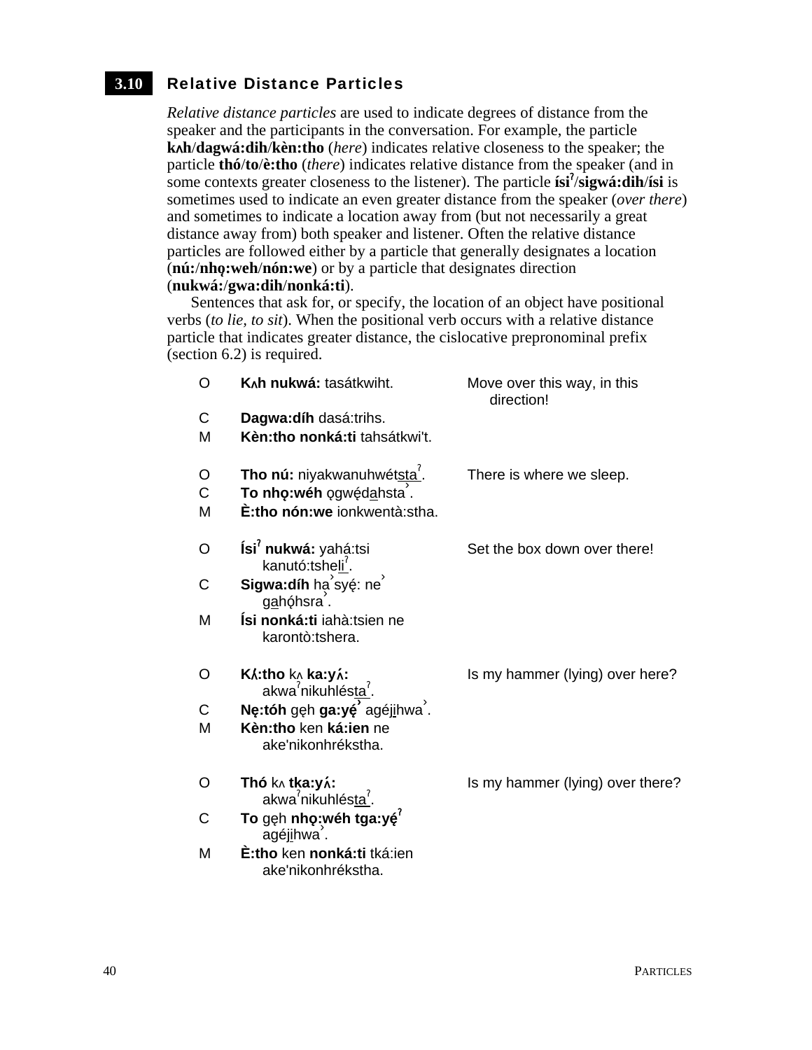## 3.10 Relative Distance Particles

*Relative distance particles* are used to indicate degrees of distance from the speaker and the participants in the conversation. For example, the particle **kʌh/dagwá:dih/kèn:tho** (*here*) indicates relative closeness to the speaker; the particle **thó/to/è:tho** (*there*) indicates relative distance from the speaker (and in some contexts greater closeness to the listener). The particle **ísiˀ/sigwá:dih/ísi** is sometimes used to indicate an even greater distance from the speaker (*over there*) and sometimes to indicate a location away from (but not necessarily a great distance away from) both speaker and listener. Often the relative distance particles are followed either by a particle that generally designates a location (**nú:/nhǫ:weh/nón:we**) or by a particle that designates direction (**nukwá:/gwa:dih/nonká:ti**).

Sentences that ask for, or specify, the location of an object have positional verbs (*to lie*, *to sit*). When the positional verb occurs with a relative distance particle that indicates greater distance, the cislocative prepronominal prefix (section 6.2) is required.

| | | |
|---|---|---|
| O | **Kʌh nukwá:** tasátkwiht. | Move over this way, in this direction! |
| C | **Dagwa:díh** dasá:trihs. | |
| M | **Kèn:tho nonká:ti** tahsátkwi't. | |
| O | **Tho nú:** niyakwanuhwétstaˀ. | There is where we sleep. |
| C | **To nhǫ:wéh** ǫgwę́dahstaˀ. | |
| M | **È:tho nón:we** ionkwentà:stha. | |
| O | **Ísiˀ nukwá:** yahá:tsi kanutó:tsheliˀ. | Set the box down over there! |
| C | **Sigwa:díh** haˀsyę́: neˀ gahǫ́hsraˀ. | |
| M | **Ísi nonká:ti** iahà:tsien ne karontò:tshera. | |
| O | **Kʌ́:tho** kʌ **ka:yʌ́:** akwaˀnikuhléstaˀ. | Is my hammer (lying) over here? |
| C | **Nę:tóh** gęh **ga:yę́ˀ** agéjihwaˀ. | |
| M | **Kèn:tho** ken **ká:ien** ne ake'nikonhrékstha. | |
| O | **Thó** kʌ **tka:yʌ́:** akwaˀnikuhléstaˀ. | Is my hammer (lying) over there? |
| C | **To** gęh **nhǫ:wéh tga:yę́ˀ** agéjihwaˀ. | |
| M | **È:tho** ken **nonká:ti** tká:ien ake'nikonhrékstha. | |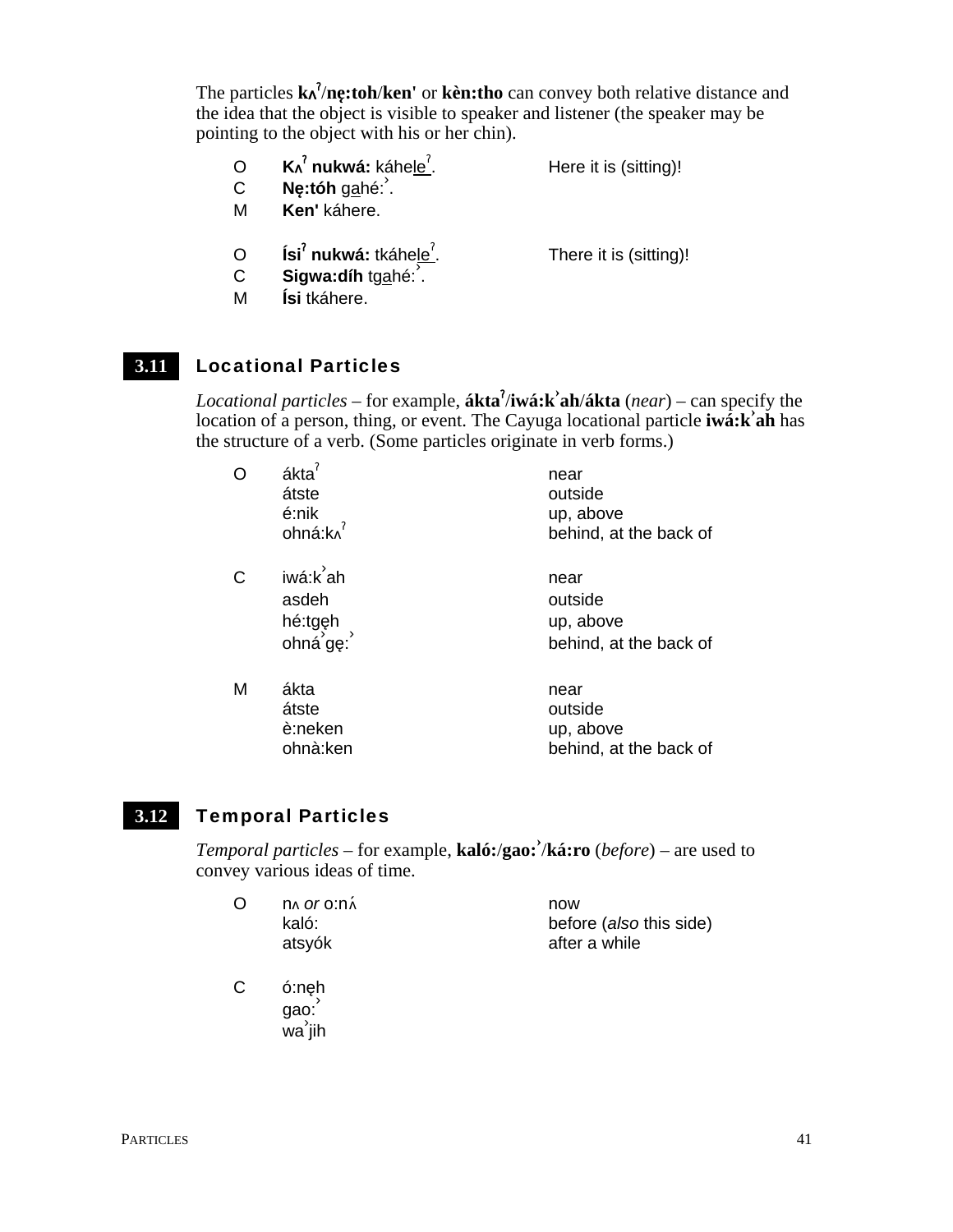The particles **kʌˀ/nę:toh/ken'** or **kèn:tho** can convey both relative distance and the idea that the object is visible to speaker and listener (the speaker may be pointing to the object with his or her chin).

| | | |
|---|---|---|
| O | **Kʌˀ nukwá:** káhe<u>le</u>ˀ. | Here it is (sitting)! |
| C | **Nę:tóh** g<u>a</u>hé:ˀ. | |
| M | **Ken'** káhere. | |
| | | |
| O | **Ísiˀ nukwá:** tkáhe<u>le</u>ˀ. | There it is (sitting)! |
| C | **Sigwa:díh** tg<u>a</u>hé:ˀ. | |
| M | **Ísi** tkáhere. | |

## 3.11 Locational Particles

*Locational particles* – for example, **áktaˀ/iwá:kˀah/ákta** (*near*) – can specify the location of a person, thing, or event. The Cayuga locational particle **iwá:kˀah** has the structure of a verb. (Some particles originate in verb forms.)

| | | |
|---|---|---|
| O | áktaˀ | near |
| | átste | outside |
| | é:nik | up, above |
| | ohná:kʌˀ | behind, at the back of |
| | | |
| C | iwá:kˀah | near |
| | asdeh | outside |
| | hé:tgęh | up, above |
| | ohnáˀgę:ˀ | behind, at the back of |
| | | |
| M | ákta | near |
| | átste | outside |
| | è:neken | up, above |
| | ohnà:ken | behind, at the back of |

## 3.12 Temporal Particles

*Temporal particles* – for example, **kaló:/gao:ˀ/ká:ro** (*before*) – are used to convey various ideas of time.

| | | |
|---|---|---|
| O | nʌ *or* o:nʌ́ | now |
| | kaló: | before (*also* this side) |
| | atsyók | after a while |
| | | |
| C | ó:nęh | |
| | gao:ˀ | |
| | waˀjih | |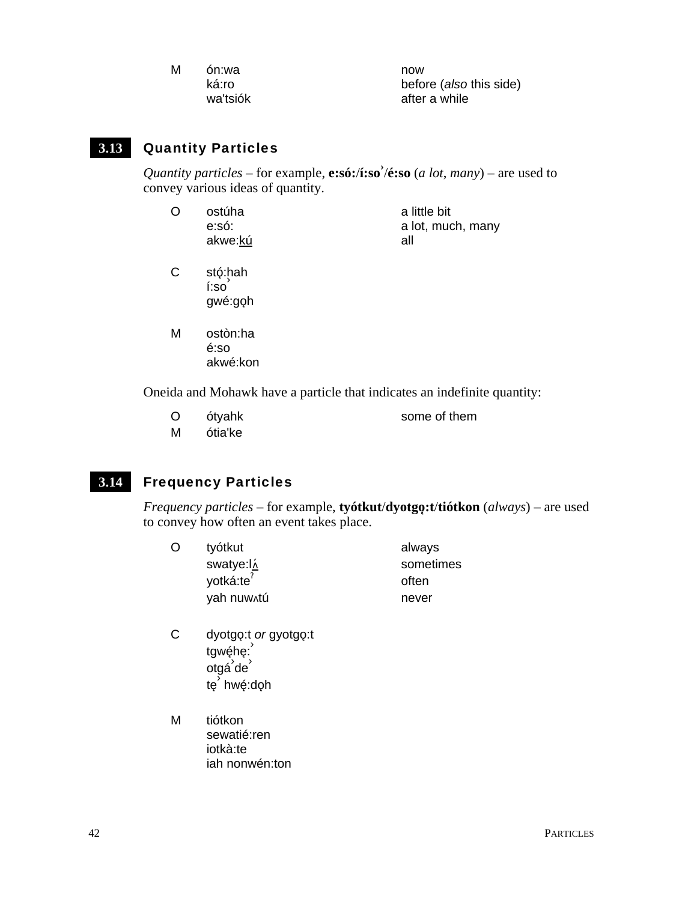| | | |
|---|---|---|
| M | ón:wa | now |
| | ká:ro | before (*also* this side) |
| | wa'tsiók | after a while |

## 3.13 Quantity Particles

*Quantity particles* – for example, **e:só:/í:soˀ/é:so** (*a lot*, *many*) – are used to convey various ideas of quantity.

| | | |
|---|---|---|
| O | ostúha | a little bit |
| | e:só: | a lot, much, many |
| | akwe:<u>kú</u> | all |
| C | stǫ́:hah | |
| | í:soˀ | |
| | gwé:gǫh | |
| M | ostòn:ha | |
| | é:so | |
| | akwé:kon | |

Oneida and Mohawk have a particle that indicates an indefinite quantity:

| | | |
|---|---|---|
| O | ótyahk | some of them |
| M | ótia'ke | |

## 3.14 Frequency Particles

*Frequency particles* – for example, **tyótkut/dyotgǫ:t/tiótkon** (*always*) – are used to convey how often an event takes place.

| | | |
|---|---|---|
| O | tyótkut | always |
| | swatye:l<u>ʌ́</u> | sometimes |
| | yotká:teˀ | often |
| | yah nuwʌtú | never |
| C | dyotgǫ:t *or* gyotgǫ:t | |
| | tgwę́hę:ˀ | |
| | otgáˀdeˀ | |
| | tęˀ hwę́:dǫh | |
| M | tiótkon | |
| | sewatié:ren | |
| | iotkà:te | |
| | iah nonwén:ton | |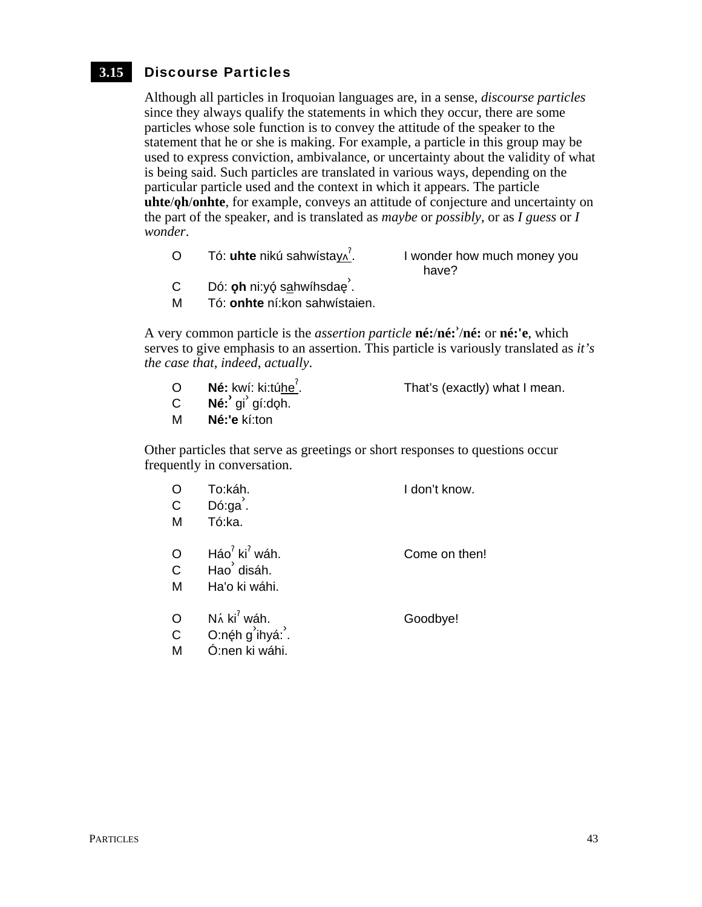## 3.15 Discourse Particles

Although all particles in Iroquoian languages are, in a sense, *discourse particles* since they always qualify the statements in which they occur, there are some particles whose sole function is to convey the attitude of the speaker to the statement that he or she is making. For example, a particle in this group may be used to express conviction, ambivalance, or uncertainty about the validity of what is being said. Such particles are translated in various ways, depending on the particular particle used and the context in which it appears. The particle **uhte**/**ǫh**/**onhte**, for example, conveys an attitude of conjecture and uncertainty on the part of the speaker, and is translated as *maybe* or *possibly*, or as *I guess* or *I wonder*.

| | | |
|---|---|---|
| O | Tó: **uhte** nikú sahwístayʌˀ. | I wonder how much money you have? |
| C | Dó: **ǫh** ni:yǫ́ sahwíhsdaęˀ. | |
| M | Tó: **onhte** ní:kon sahwístaien. | |

A very common particle is the *assertion particle* **né:**/**né:ˀ**/**né:** or **né:'e**, which serves to give emphasis to an assertion. This particle is variously translated as *it's the case that*, *indeed*, *actually*.

| | | |
|---|---|---|
| O | **Né:** kwí: ki:túheˀ. | That's (exactly) what I mean. |
| C | **Né:ˀ** giˀ gí:dǫh. | |
| M | **Né:'e** kí:ton | |

Other particles that serve as greetings or short responses to questions occur frequently in conversation.

| | | |
|---|---|---|
| O | To:káh. | I don't know. |
| C | Dó:gaˀ. | |
| M | Tó:ka. | |
| | | |
| O | Háoˀ kiˀ wáh. | Come on then! |
| C | Haoˀ disáh. | |
| M | Ha'o ki wáhi. | |
| | | |
| O | Nʌ́ kiˀ wáh. | Goodbye! |
| C | O:nę́h gˀihyá:ˀ. | |
| M | Ó:nen ki wáhi. | |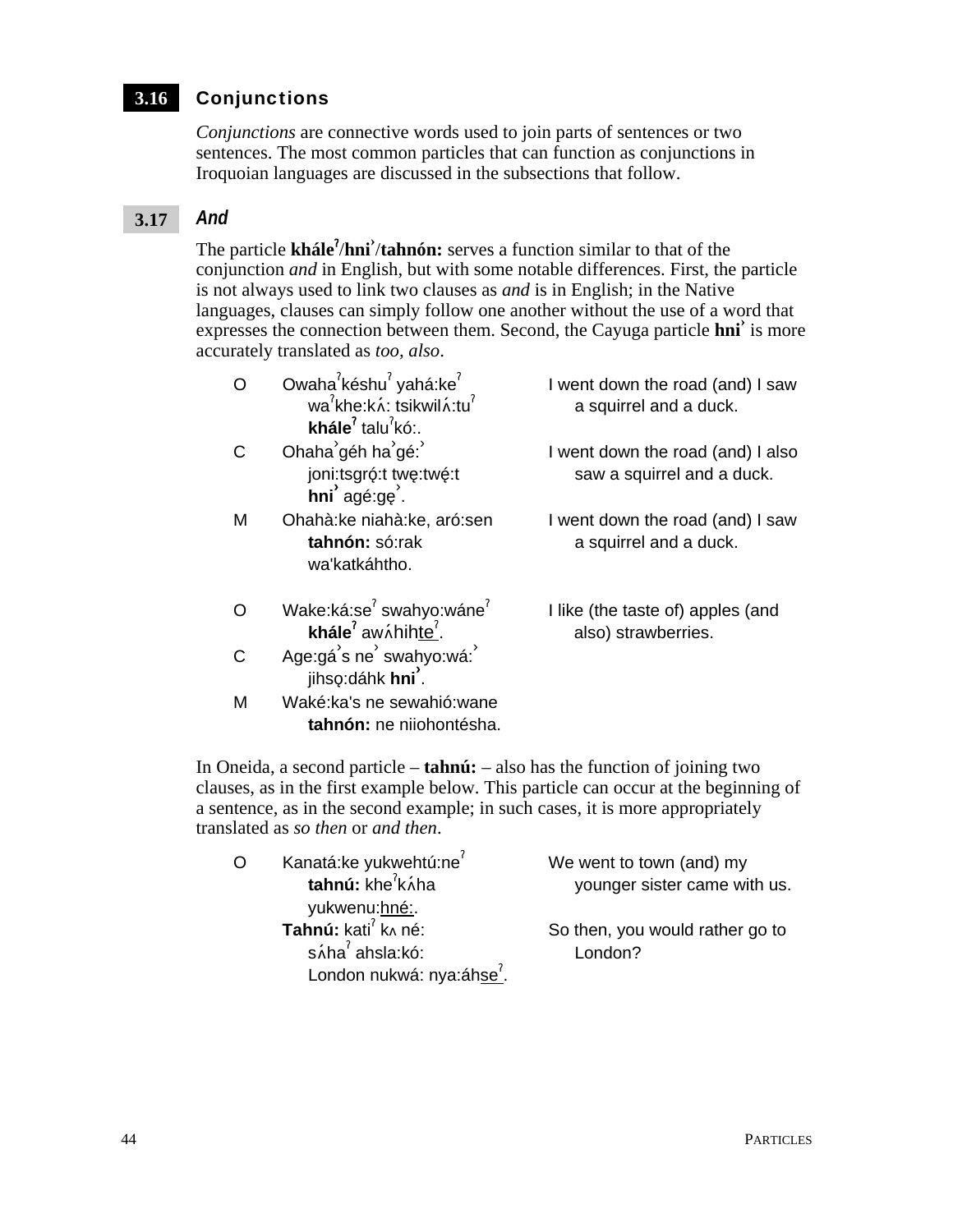## 3.16 Conjunctions

*Conjunctions* are connective words used to join parts of sentences or two sentences. The most common particles that can function as conjunctions in Iroquoian languages are discussed in the subsections that follow.

### 3.17 *And*

The particle **kháleˀ/hniʾ/tahnón:** serves a function similar to that of the conjunction *and* in English, but with some notable differences. First, the particle is not always used to link two clauses as *and* is in English; in the Native languages, clauses can simply follow one another without the use of a word that expresses the connection between them. Second, the Cayuga particle **hniʾ** is more accurately translated as *too, also*.

| | | |
|---|---|---|
| O | Owahaˀkéshuˀ yahá:keˀ waˀkhe:kʌ́: tsikwilʌ́:tuˀ **kháleˀ** taluˀkó:. | I went down the road (and) I saw a squirrel and a duck. |
| C | Ohahaʾgéh haʾgé:ʾ joni:tsgró̜:t twę:twę́:t **hniʾ** agé:gę̜ʾ. | I went down the road (and) I also saw a squirrel and a duck. |
| M | Ohahà:ke niahà:ke, aró:sen **tahnón:** só:rak wa'katkáhtho. | I went down the road (and) I saw a squirrel and a duck. |
| O | Wake:ká:seˀ swahyo:wáneˀ **kháleˀ** awʌ́hihteˀ. | I like (the taste of) apples (and also) strawberries. |
| C | Age:gáʾs neʾ swahyo:wá:ʾ jihso̜:dáhk **hniʾ**. | |
| M | Waké:ka's ne sewahió:wane **tahnón:** ne niiohontésha. | |

In Oneida, a second particle – **tahnú:** – also has the function of joining two clauses, as in the first example below. This particle can occur at the beginning of a sentence, as in the second example; in such cases, it is more appropriately translated as *so then* or *and then*.

| | | |
|---|---|---|
| O | Kanatá:ke yukwehtú:neˀ **tahnú:** kheˀkʌ́ha yukwenu:hné:. | We went to town (and) my younger sister came with us. |
| | **Tahnú:** katiˀ kʌ né: sʌ́haˀ ahsla:kó: London nukwá: nya:áhseˀ. | So then, you would rather go to London? |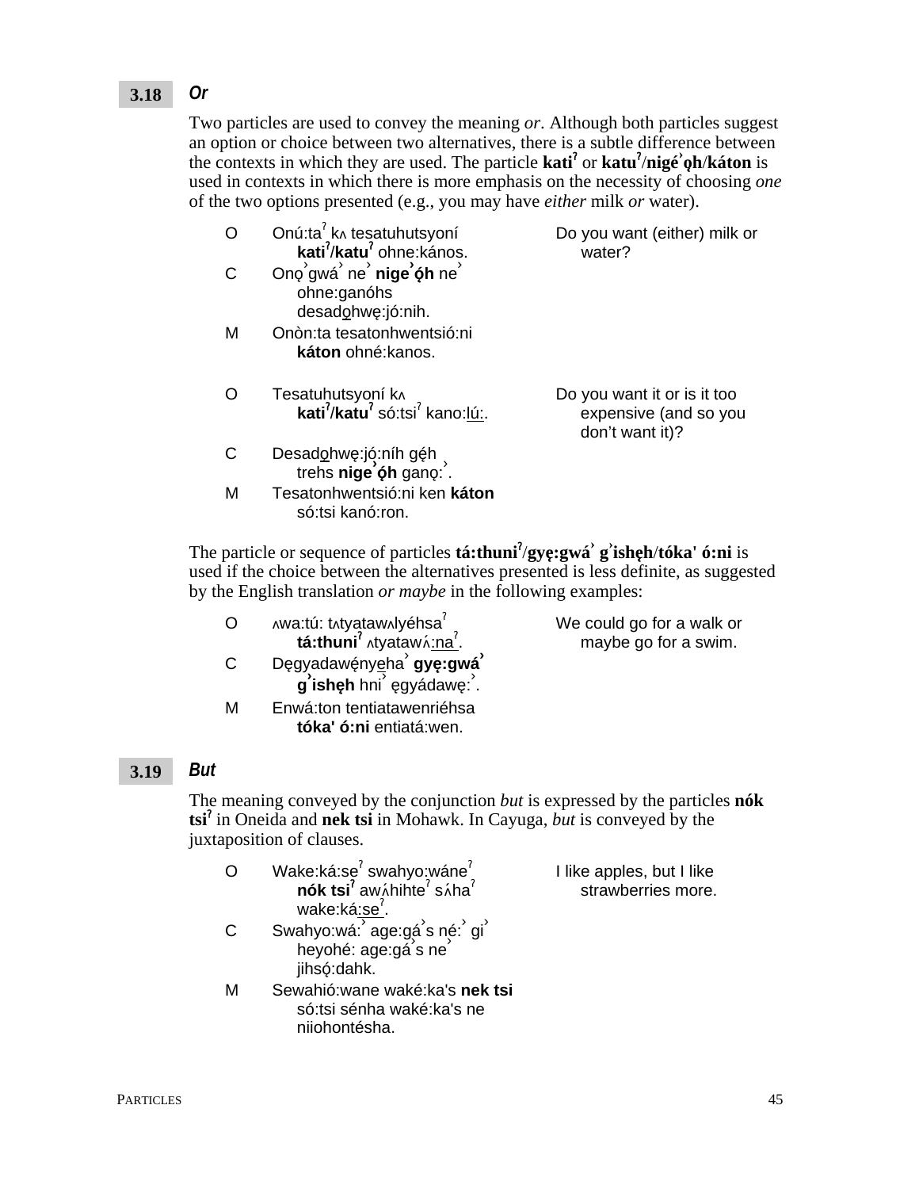## 3.18 *Or*

Two particles are used to convey the meaning *or*. Although both particles suggest an option or choice between two alternatives, there is a subtle difference between the contexts in which they are used. The particle **katiˀ** or **katuˀ/nigéˀǫh/káton** is used in contexts in which there is more emphasis on the necessity of choosing *one* of the two options presented (e.g., you may have *either* milk *or* water).

| | | |
|---|---|---|
| O | Onú:taˀ kʌ tesatuhutsyoní **katiˀ/katuˀ** ohne:kános. | Do you want (either) milk or water? |
| C | Onǫˀgwáˀ neˀ **nigeˀǫ́h** neˀ ohne:ganóhs desadohwę:jó:nih. | |
| M | Onòn:ta tesatonhwentsió:ni **káton** ohné:kanos. | |
| O | Tesatuhutsyoní kʌ **katiˀ/katuˀ** só:tsiˀ kano:lú:. | Do you want it or is it too expensive (and so you don't want it)? |
| C | Desadohwę:jǫ́:níh gę́h trehs **nigeˀǫ́h** ganǫ:ˀ. | |
| M | Tesatonhwentsió:ni ken **káton** só:tsi kanó:ron. | |

The particle or sequence of particles **tá:thuniˀ/gyę:gwáˀ gˀishęh/tóka' ó:ni** is used if the choice between the alternatives presented is less definite, as suggested by the English translation *or maybe* in the following examples:

| | | |
|---|---|---|
| O | ʌwa:tú: tʌtyatawʌlyéhsaˀ **tá:thuniˀ** ʌtyatawʌ́:naˀ. | We could go for a walk or maybe go for a swim. |
| C | Dęgyadawę́nyehaˀ **gyę:gwáˀ gˀishęh** hniˀ ęgyádawę:ˀ. | |
| M | Enwá:ton tentiatawenriéhsa **tóka' ó:ni** entiatá:wen. | |

## 3.19 *But*

The meaning conveyed by the conjunction *but* is expressed by the particles **nók tsiˀ** in Oneida and **nek tsi** in Mohawk. In Cayuga, *but* is conveyed by the juxtaposition of clauses.

| | | |
|---|---|---|
| O | Wake:ká:seˀ swahyo:wáneˀ **nók tsiˀ** awʌ́hihteˀ sʌ́haˀ wake:ká:seˀ. | I like apples, but I like strawberries more. |
| C | Swahyo:wá:ˀ age:gáˀs né:ˀ giˀ heyohé: age:gáˀs neˀ jihsǫ́:dahk. | |
| M | Sewahió:wane waké:ka's **nek tsi** só:tsi sénha waké:ka's ne niiohontésha. | |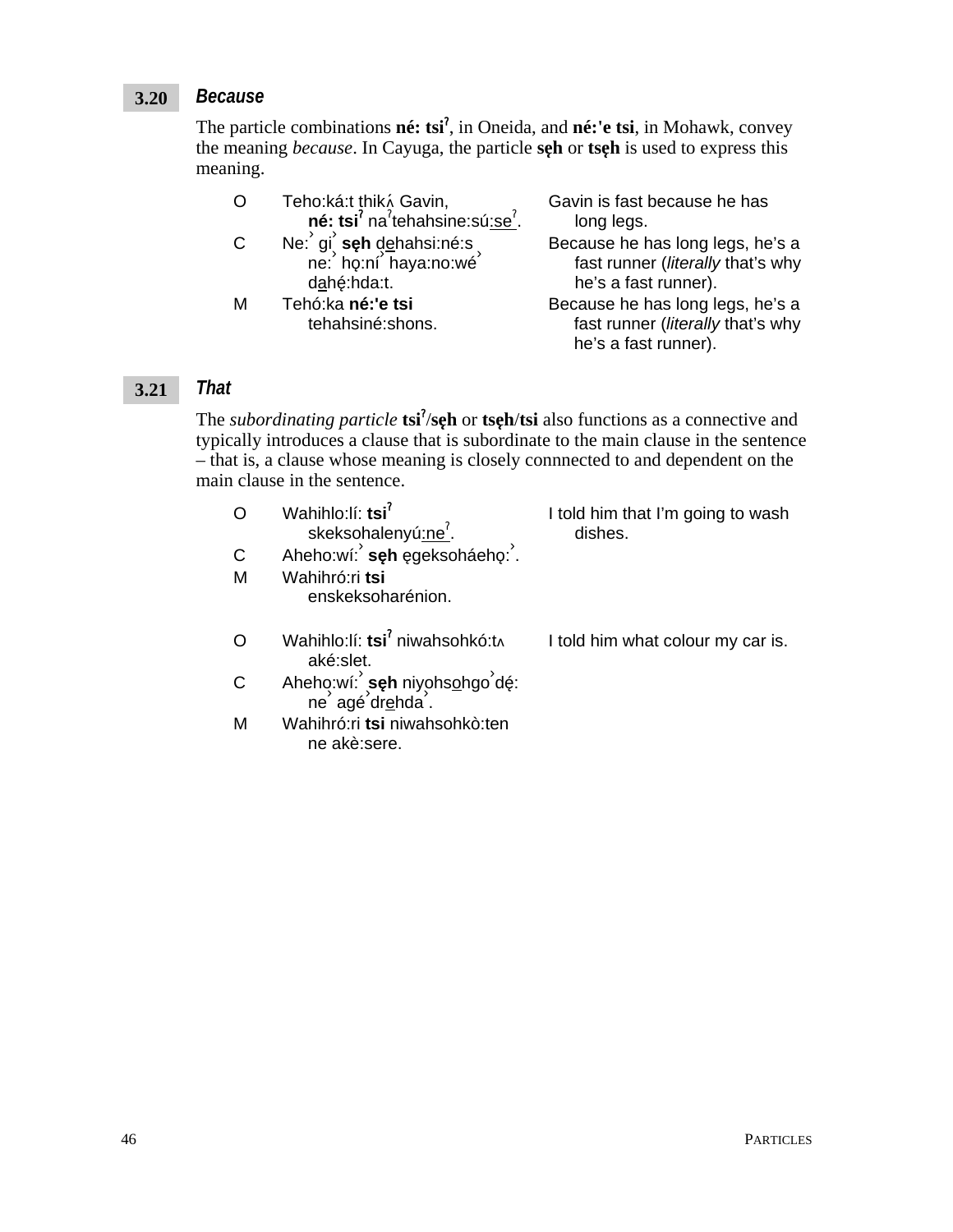## 3.20 *Because*

The particle combinations **né: tsiˀ**, in Oneida, and **né:'e tsi**, in Mohawk, convey the meaning *because*. In Cayuga, the particle **sęh** or **tsęh** is used to express this meaning.

| | | |
|---|---|---|
| O | Teho:ká:t thikʌ́ Gavin, **né: tsiˀ** naˀtehahsine:sú:seˀ. | Gavin is fast because he has long legs. |
| C | Ne:ˀ giˀ **sęh** dehahsi:né:s ne:ˀ hǫ:níˀ haya:no:wéˀ dahę́:hda:t. | Because he has long legs, he's a fast runner (*literally* that's why he's a fast runner). |
| M | Tehó:ka **né:'e tsi** tehahsiné:shons. | Because he has long legs, he's a fast runner (*literally* that's why he's a fast runner). |

## 3.21 *That*

The *subordinating particle* **tsiˀ**/**sęh** or **tsęh**/**tsi** also functions as a connective and typically introduces a clause that is subordinate to the main clause in the sentence – that is, a clause whose meaning is closely connnected to and dependent on the main clause in the sentence.

| | | |
|---|---|---|
| O | Wahihlo:lí: **tsiˀ** skeksohalenyú:neˀ. | I told him that I'm going to wash dishes. |
| C | Aheho:wí:ˀ **sęh** ęgeksoháehǫ:ˀ. | |
| M | Wahihró:ri **tsi** enskeksoharénion. | |
| | | |
| O | Wahihlo:lí: **tsiˀ** niwahsohkó:tʌ aké:slet. | I told him what colour my car is. |
| C | Ahehǫ:wí:ˀ **sęh** niyohsohgoˀdę́: neˀ agéˀdrehdaˀ. | |
| M | Wahihró:ri **tsi** niwahsohkò:ten ne akè:sere. | |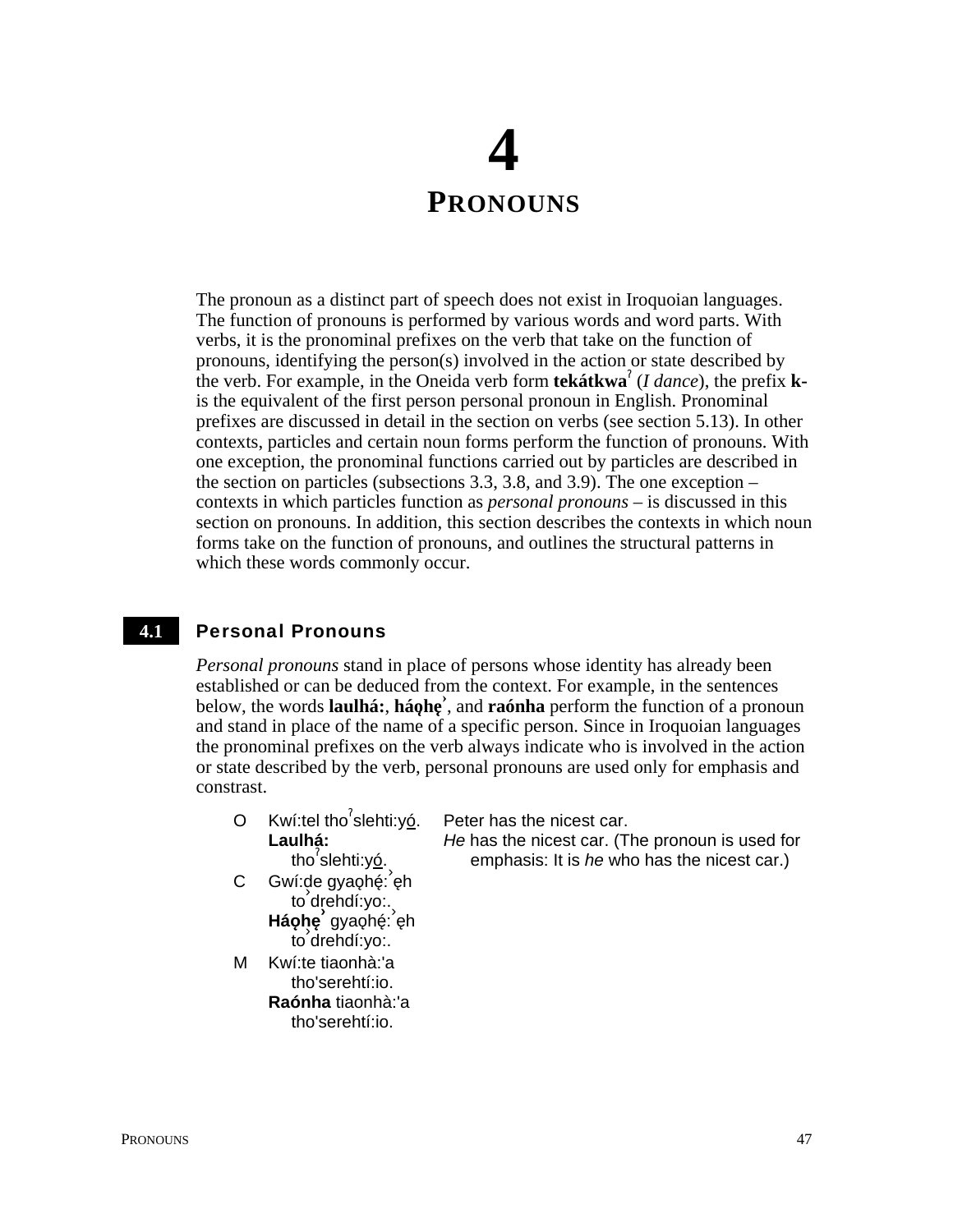# 4

# PRONOUNS

The pronoun as a distinct part of speech does not exist in Iroquoian languages. The function of pronouns is performed by various words and word parts. With verbs, it is the pronominal prefixes on the verb that take on the function of pronouns, identifying the person(s) involved in the action or state described by the verb. For example, in the Oneida verb form **tekátkwaˀ** (*I dance*), the prefix **k-** is the equivalent of the first person personal pronoun in English. Pronominal prefixes are discussed in detail in the section on verbs (see section 5.13). In other contexts, particles and certain noun forms perform the function of pronouns. With one exception, the pronominal functions carried out by particles are described in the section on particles (subsections 3.3, 3.8, and 3.9). The one exception – contexts in which particles function as *personal pronouns* – is discussed in this section on pronouns. In addition, this section describes the contexts in which noun forms take on the function of pronouns, and outlines the structural patterns in which these words commonly occur.

## 4.1 Personal Pronouns

*Personal pronouns* stand in place of persons whose identity has already been established or can be deduced from the context. For example, in the sentences below, the words **laulhá:**, **háǫhę˺**, and **raónha** perform the function of a pronoun and stand in place of the name of a specific person. Since in Iroquoian languages the pronominal prefixes on the verb always indicate who is involved in the action or state described by the verb, personal pronouns are used only for emphasis and constrast.

| | | |
|---|---|---|
| O | Kwí:tel thoˀslehti:yó. | Peter has the nicest car. |
| | **Laulhá:** thoˀslehti:yó. | *He* has the nicest car. (The pronoun is used for emphasis: It is *he* who has the nicest car.) |
| C | Gwí:de gyaǫhę́:˺ęh to˺drehdí:yo:. | |
| | **Háǫhę˺** gyaǫhę́:˺ęh to˺drehdí:yo:. | |
| M | Kwí:te tiaonhà:'a tho'serehtí:io. | |
| | **Raónha** tiaonhà:'a tho'serehtí:io. | |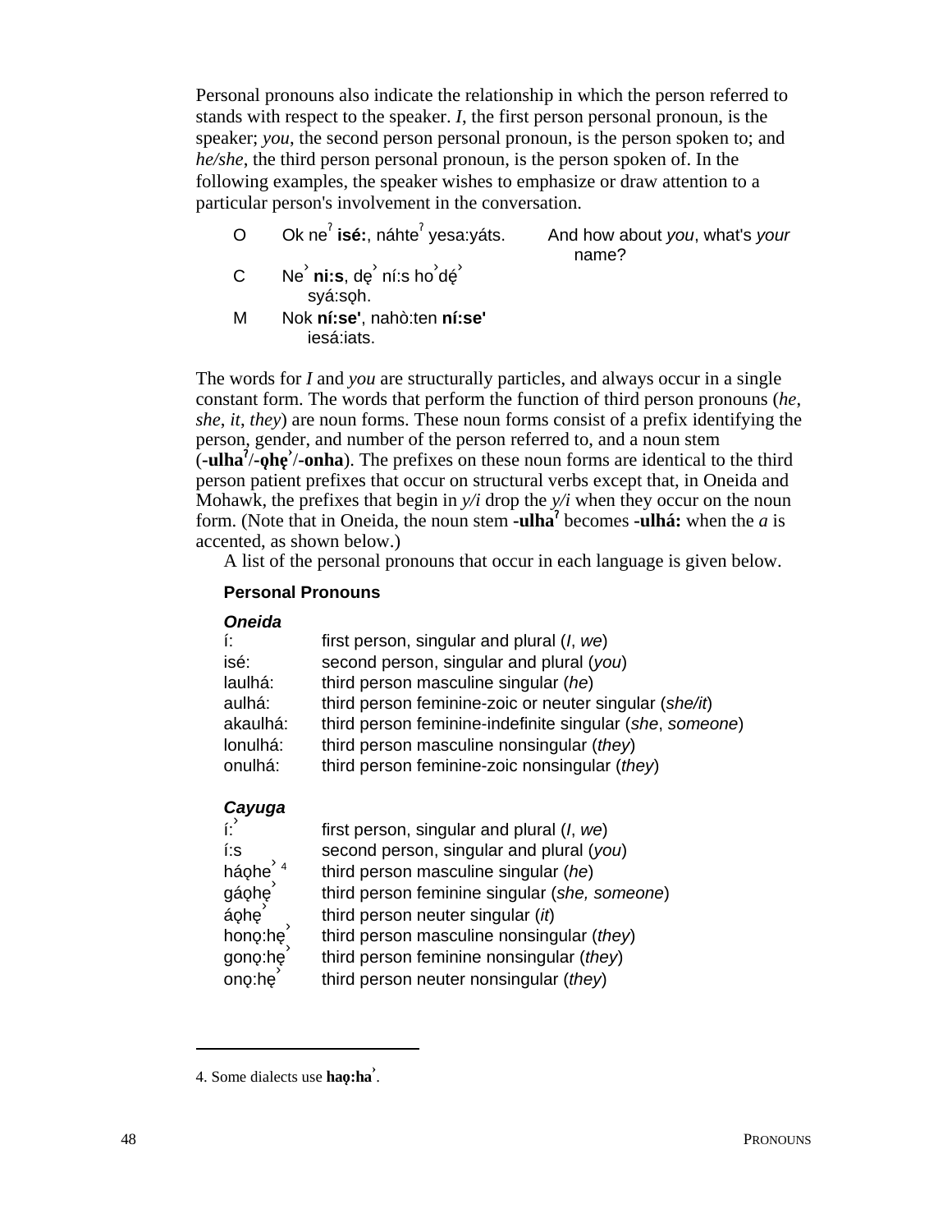Personal pronouns also indicate the relationship in which the person referred to stands with respect to the speaker. *I*, the first person personal pronoun, is the speaker; *you*, the second person personal pronoun, is the person spoken to; and *he/she*, the third person personal pronoun, is the person spoken of. In the following examples, the speaker wishes to emphasize or draw attention to a particular person's involvement in the conversation.

| | | |
|---|---|---|
| O | Ok neˀ **isé:**, náhteˀ yesa:yáts. | And how about *you*, what's *your* name? |
| C | Ne˺ **ni:s**, dę˺ ní:s ho˺dę́˺ syá:sǫh. | |
| M | Nok **ní:se'**, nahò:ten **ní:se'** iesá:iats. | |

The words for *I* and *you* are structurally particles, and always occur in a single constant form. The words that perform the function of third person pronouns (*he*, *she*, *it*, *they*) are noun forms. These noun forms consist of a prefix identifying the person, gender, and number of the person referred to, and a noun stem (**-ulhaˀ**/**-ǫhę˺**/**-onha**). The prefixes on these noun forms are identical to the third person patient prefixes that occur on structural verbs except that, in Oneida and Mohawk, the prefixes that begin in *y/i* drop the *y/i* when they occur on the noun form. (Note that in Oneida, the noun stem **-ulhaˀ** becomes **-ulhá:** when the *a* is accented, as shown below.)

A list of the personal pronouns that occur in each language is given below.

**Personal Pronouns**

***Oneida***

| | |
|---|---|
| í: | first person, singular and plural (*I*, *we*) |
| isé: | second person, singular and plural (*you*) |
| laulhá: | third person masculine singular (*he*) |
| aulhá: | third person feminine-zoic or neuter singular (*she/it*) |
| akaulhá: | third person feminine-indefinite singular (*she*, *someone*) |
| lonulhá: | third person masculine nonsingular (*they*) |
| onulhá: | third person feminine-zoic nonsingular (*they*) |

***Cayuga***

| | |
|---|---|
| í:˺ | first person, singular and plural (*I*, *we*) |
| í:s | second person, singular and plural (*you*) |
| háǫhe˺ [4] | third person masculine singular (*he*) |
| gáǫhę˺ | third person feminine singular (*she, someone*) |
| áǫhę˺ | third person neuter singular (*it*) |
| honǫ:hę˺ | third person masculine nonsingular (*they*) |
| gonǫ:hę˺ | third person feminine nonsingular (*they*) |
| onǫ:hę˺ | third person neuter nonsingular (*they*) |

4. Some dialects use **haǫ:ha˺**.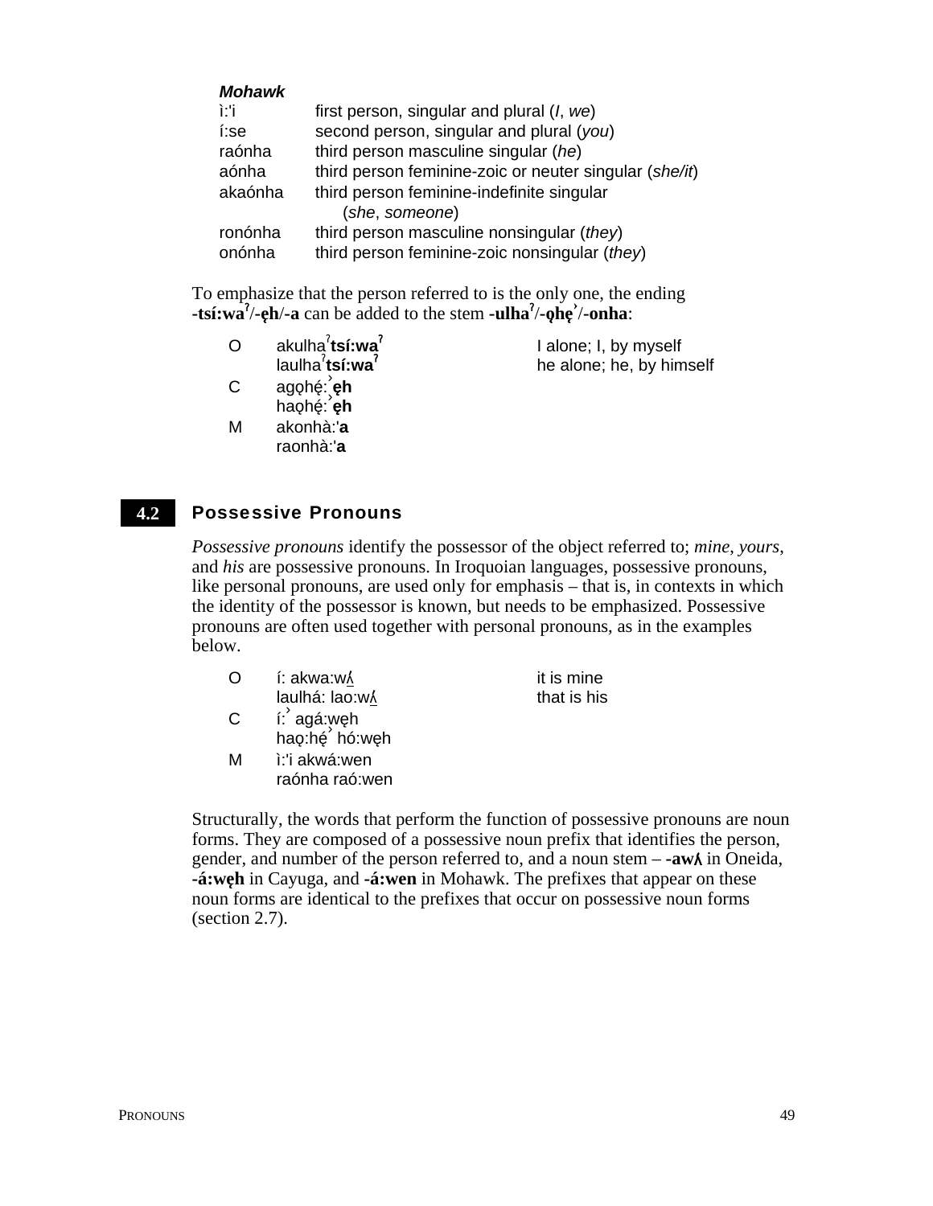***Mohawk***

| | |
|---|---|
| ì:'i | first person, singular and plural (*I*, *we*) |
| í:se | second person, singular and plural (*you*) |
| raónha | third person masculine singular (*he*) |
| aónha | third person feminine-zoic or neuter singular (*she/it*) |
| akaónha | third person feminine-indefinite singular (*she*, *someone*) |
| ronónha | third person masculine nonsingular (*they*) |
| onónha | third person feminine-zoic nonsingular (*they*) |

To emphasize that the person referred to is the only one, the ending **-tsí:waˀ/-ęh/-a** can be added to the stem **-ulhaˀ/-ǫhęˀ/-onha**:

| | | |
|---|---|---|
| O | akulhaˀ**tsí:waˀ** | I alone; I, by myself |
| | laulhaˀ**tsí:waˀ** | he alone; he, by himself |
| C | agǫhę́:ˀ**ęh** | |
| | haǫhę́:ˀ**ęh** | |
| M | akonhà:'**a** | |
| | raonhà:'**a** | |

## 4.2 Possessive Pronouns

*Possessive pronouns* identify the possessor of the object referred to; *mine*, *yours*, and *his* are possessive pronouns. In Iroquoian languages, possessive pronouns, like personal pronouns, are used only for emphasis – that is, in contexts in which the identity of the possessor is known, but needs to be emphasized. Possessive pronouns are often used together with personal pronouns, as in the examples below.

| | | |
|---|---|---|
| O | í: akwa:wʌ̲́ | it is mine |
| | laulhá: lao:wʌ̲́ | that is his |
| C | í:ˀ agá:węh | |
| | haǫ:hę́ˀ hó:węh | |
| M | ì:'i akwá:wen | |
| | raónha raó:wen | |

Structurally, the words that perform the function of possessive pronouns are noun forms. They are composed of a possessive noun prefix that identifies the person, gender, and number of the person referred to, and a noun stem – **-awʌ** in Oneida, **-á:węh** in Cayuga, and **-á:wen** in Mohawk. The prefixes that appear on these noun forms are identical to the prefixes that occur on possessive noun forms (section 2.7).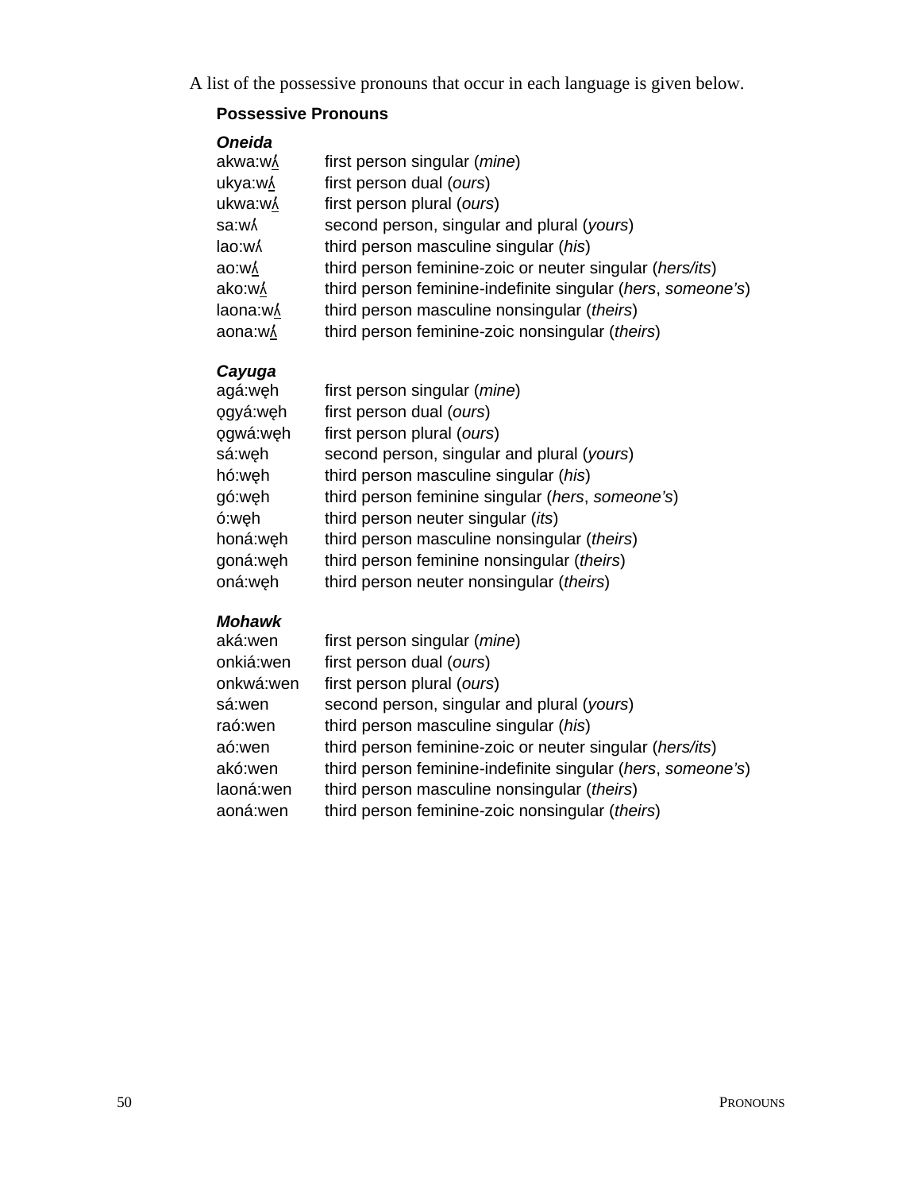A list of the possessive pronouns that occur in each language is given below.

**Possessive Pronouns**

***Oneida***

| | |
|---|---|
| akwa:wʌ́ | first person singular (*mine*) |
| ukya:wʌ́ | first person dual (*ours*) |
| ukwa:wʌ́ | first person plural (*ours*) |
| sa:wʌ | second person, singular and plural (*yours*) |
| lao:wʌ | third person masculine singular (*his*) |
| ao:wʌ́ | third person feminine-zoic or neuter singular (*hers/its*) |
| ako:wʌ́ | third person feminine-indefinite singular (*hers*, *someone's*) |
| laona:wʌ́ | third person masculine nonsingular (*theirs*) |
| aona:wʌ́ | third person feminine-zoic nonsingular (*theirs*) |

***Cayuga***

| | |
|---|---|
| agá:wę̨h | first person singular (*mine*) |
| ǫgyá:wę̨h | first person dual (*ours*) |
| ǫgwá:wę̨h | first person plural (*ours*) |
| sá:wę̨h | second person, singular and plural (*yours*) |
| hó:wę̨h | third person masculine singular (*his*) |
| gó:wę̨h | third person feminine singular (*hers*, *someone's*) |
| ó:wę̨h | third person neuter singular (*its*) |
| honá:wę̨h | third person masculine nonsingular (*theirs*) |
| goná:wę̨h | third person feminine nonsingular (*theirs*) |
| oná:wę̨h | third person neuter nonsingular (*theirs*) |

***Mohawk***

| | |
|---|---|
| aká:wen | first person singular (*mine*) |
| onkiá:wen | first person dual (*ours*) |
| onkwá:wen | first person plural (*ours*) |
| sá:wen | second person, singular and plural (*yours*) |
| raó:wen | third person masculine singular (*his*) |
| aó:wen | third person feminine-zoic or neuter singular (*hers/its*) |
| akó:wen | third person feminine-indefinite singular (*hers*, *someone's*) |
| laoná:wen | third person masculine nonsingular (*theirs*) |
| aoná:wen | third person feminine-zoic nonsingular (*theirs*) |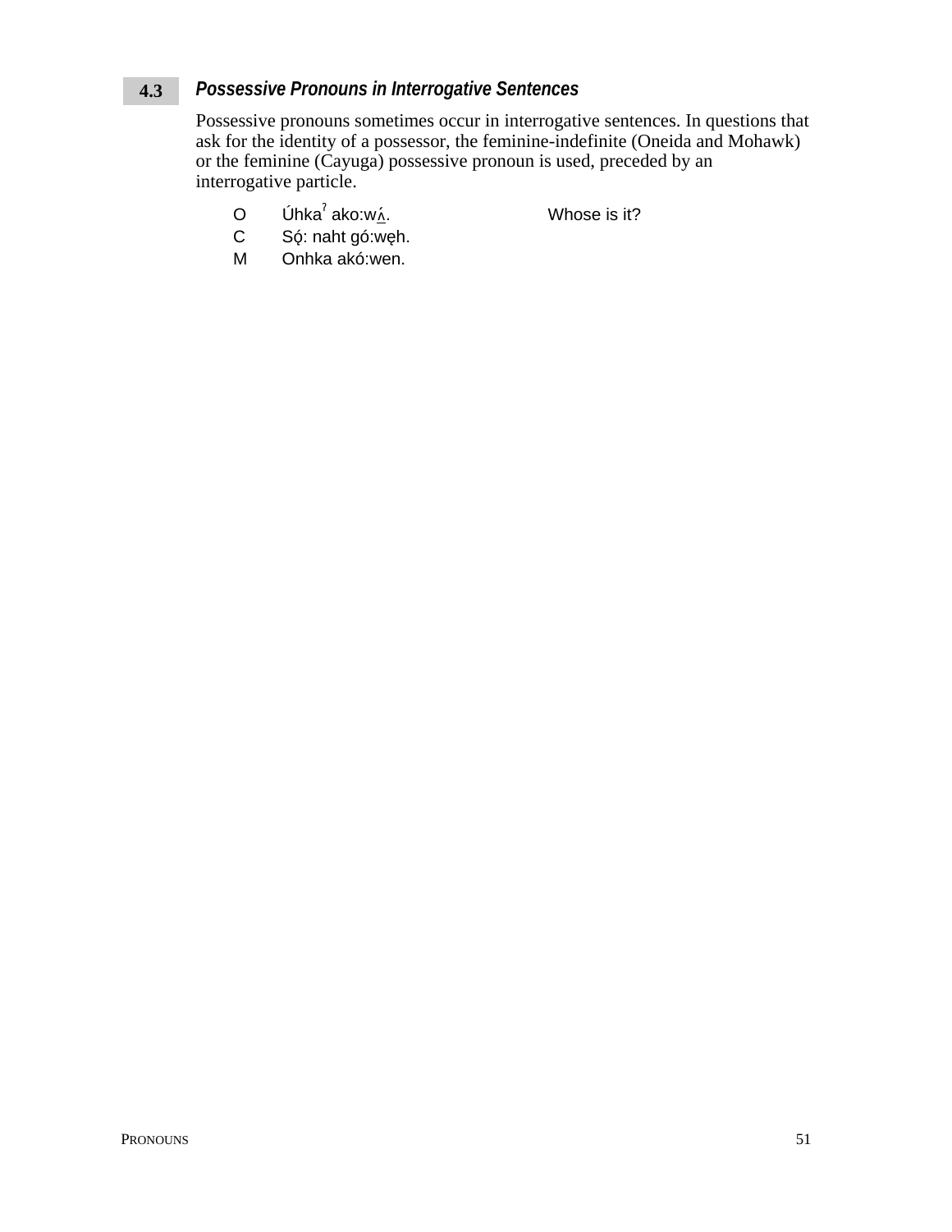### 4.3 *Possessive Pronouns in Interrogative Sentences*

Possessive pronouns sometimes occur in interrogative sentences. In questions that ask for the identity of a possessor, the feminine-indefinite (Oneida and Mohawk) or the feminine (Cayuga) possessive pronoun is used, preceded by an interrogative particle.

| | | |
|---|---|---|
| O | Úhkaˀ ako:wʌ́. | Whose is it? |
| C | Sǫ́: naht gó:węh. | |
| M | Onhka akó:wen. | |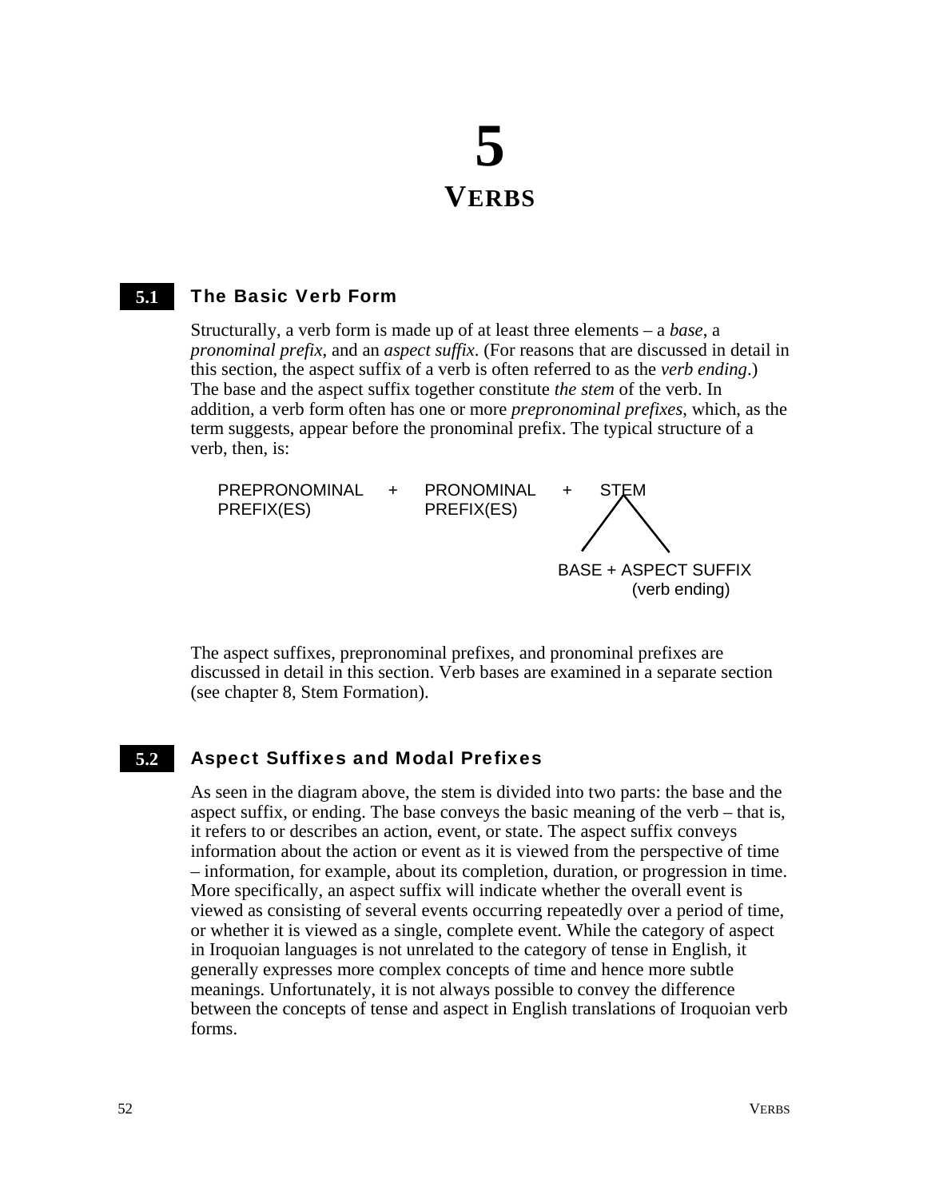# 5
# VERBS

## 5.1 The Basic Verb Form

Structurally, a verb form is made up of at least three elements – a *base*, a *pronominal prefix*, and an *aspect suffix*. (For reasons that are discussed in detail in this section, the aspect suffix of a verb is often referred to as the *verb ending*.) The base and the aspect suffix together constitute *the stem* of the verb. In addition, a verb form often has one or more *prepronominal prefixes*, which, as the term suggests, appear before the pronominal prefix. The typical structure of a verb, then, is:

```
PREPRONOMINAL   +   PRONOMINAL   +   STEM
PREFIX(ES)          PREFIX(ES)        /  \
                                     /    \
                              BASE + ASPECT SUFFIX
                                      (verb ending)
```

The aspect suffixes, prepronominal prefixes, and pronominal prefixes are discussed in detail in this section. Verb bases are examined in a separate section (see chapter 8, Stem Formation).

## 5.2 Aspect Suffixes and Modal Prefixes

As seen in the diagram above, the stem is divided into two parts: the base and the aspect suffix, or ending. The base conveys the basic meaning of the verb – that is, it refers to or describes an action, event, or state. The aspect suffix conveys information about the action or event as it is viewed from the perspective of time – information, for example, about its completion, duration, or progression in time. More specifically, an aspect suffix will indicate whether the overall event is viewed as consisting of several events occurring repeatedly over a period of time, or whether it is viewed as a single, complete event. While the category of aspect in Iroquoian languages is not unrelated to the category of tense in English, it generally expresses more complex concepts of time and hence more subtle meanings. Unfortunately, it is not always possible to convey the difference between the concepts of tense and aspect in English translations of Iroquoian verb forms.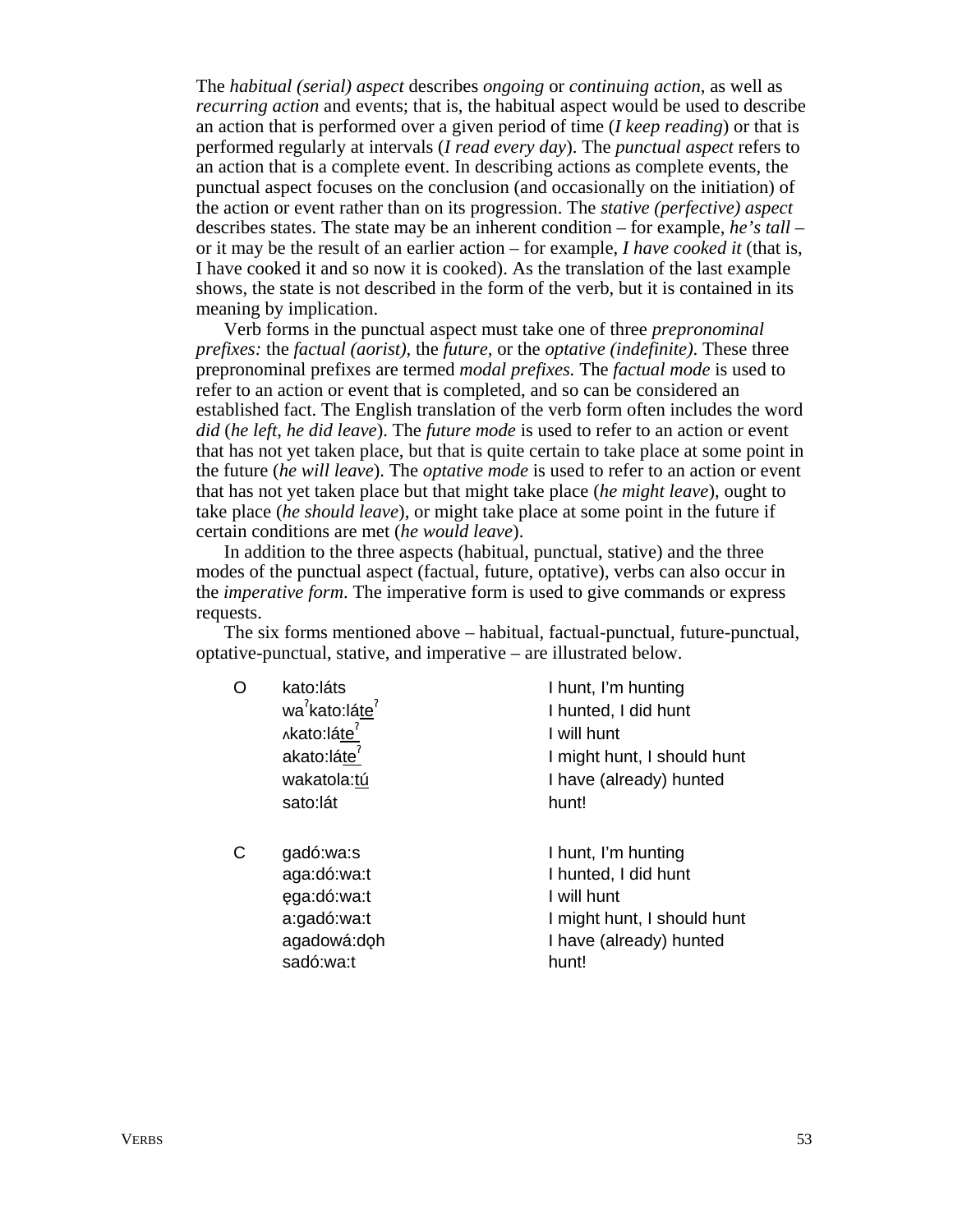The *habitual (serial) aspect* describes *ongoing* or *continuing action*, as well as *recurring action* and events; that is, the habitual aspect would be used to describe an action that is performed over a given period of time (*I keep reading*) or that is performed regularly at intervals (*I read every day*). The *punctual aspect* refers to an action that is a complete event. In describing actions as complete events, the punctual aspect focuses on the conclusion (and occasionally on the initiation) of the action or event rather than on its progression. The *stative (perfective) aspect* describes states. The state may be an inherent condition – for example, *he's tall* – or it may be the result of an earlier action – for example, *I have cooked it* (that is, I have cooked it and so now it is cooked). As the translation of the last example shows, the state is not described in the form of the verb, but it is contained in its meaning by implication.

Verb forms in the punctual aspect must take one of three *prepronominal prefixes:* the *factual (aorist),* the *future,* or the *optative (indefinite).* These three prepronominal prefixes are termed *modal prefixes.* The *factual mode* is used to refer to an action or event that is completed, and so can be considered an established fact. The English translation of the verb form often includes the word *did* (*he left, he did leave*). The *future mode* is used to refer to an action or event that has not yet taken place, but that is quite certain to take place at some point in the future (*he will leave*). The *optative mode* is used to refer to an action or event that has not yet taken place but that might take place (*he might leave*), ought to take place (*he should leave*), or might take place at some point in the future if certain conditions are met (*he would leave*).

In addition to the three aspects (habitual, punctual, stative) and the three modes of the punctual aspect (factual, future, optative), verbs can also occur in the *imperative form*. The imperative form is used to give commands or express requests.

The six forms mentioned above – habitual, factual-punctual, future-punctual, optative-punctual, stative, and imperative – are illustrated below.

| | | |
|---|---|---|
| O | kato:láts | I hunt, I'm hunting |
| | waˀkato:láteˀ | I hunted, I did hunt |
| | ʌkato:láteˀ | I will hunt |
| | akato:láteˀ | I might hunt, I should hunt |
| | wakatola:tú | I have (already) hunted |
| | sato:lát | hunt! |
| C | gadó:wa:s | I hunt, I'm hunting |
| | aga:dó:wa:t | I hunted, I did hunt |
| | ęga:dó:wa:t | I will hunt |
| | a:gadó:wa:t | I might hunt, I should hunt |
| | agadowá:dǫh | I have (already) hunted |
| | sadó:wa:t | hunt! |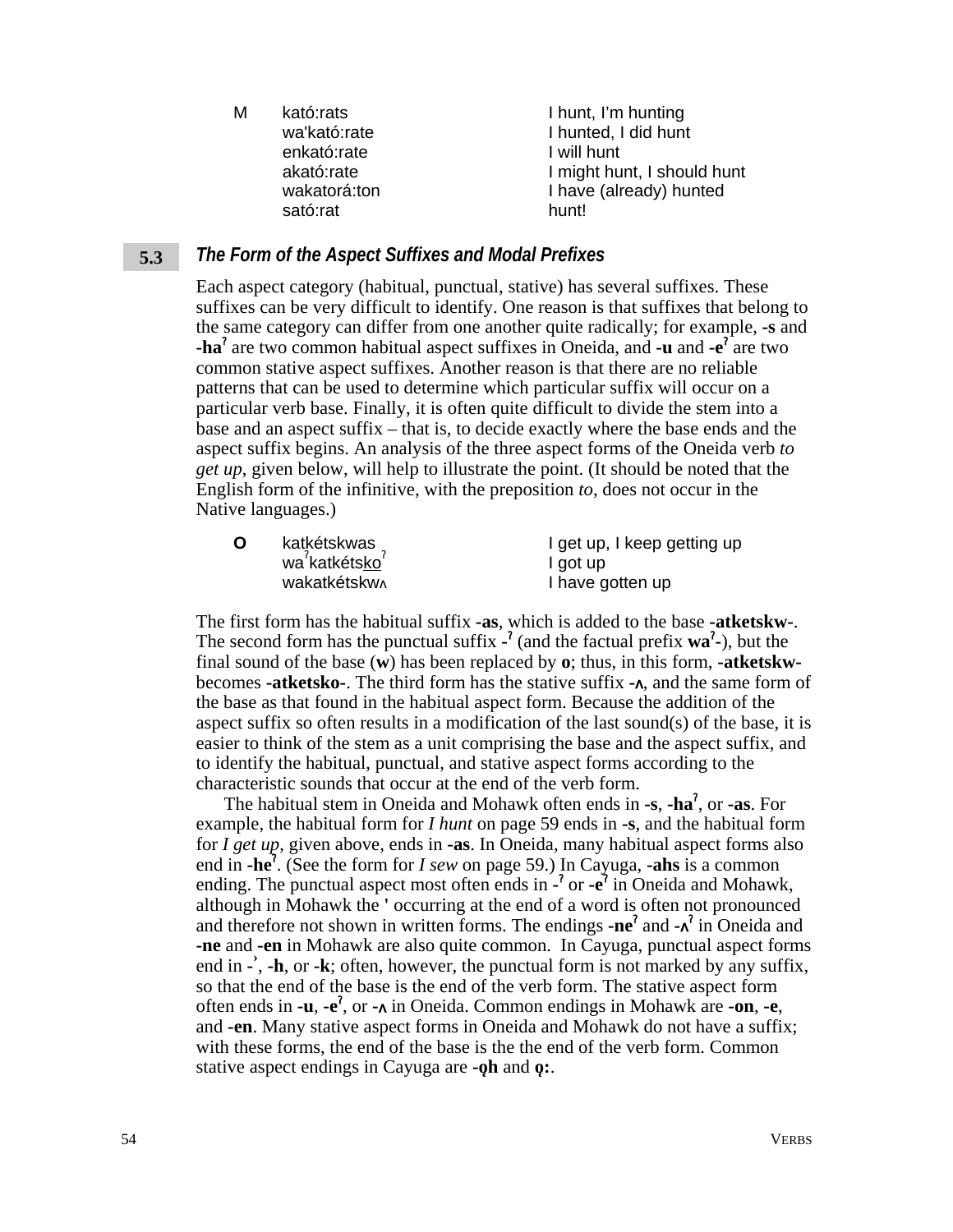| | | |
|---|---|---|
| M | kató:rats | I hunt, I'm hunting |
| | wa'kató:rate | I hunted, I did hunt |
| | enkató:rate | I will hunt |
| | akató:rate | I might hunt, I should hunt |
| | wakatorá:ton | I have (already) hunted |
| | sató:rat | hunt! |

## 5.3 *The Form of the Aspect Suffixes and Modal Prefixes*

Each aspect category (habitual, punctual, stative) has several suffixes. These suffixes can be very difficult to identify. One reason is that suffixes that belong to the same category can differ from one another quite radically; for example, **-s** and **-haˀ** are two common habitual aspect suffixes in Oneida, and **-u** and **-eˀ** are two common stative aspect suffixes. Another reason is that there are no reliable patterns that can be used to determine which particular suffix will occur on a particular verb base. Finally, it is often quite difficult to divide the stem into a base and an aspect suffix – that is, to decide exactly where the base ends and the aspect suffix begins. An analysis of the three aspect forms of the Oneida verb *to get up*, given below, will help to illustrate the point. (It should be noted that the English form of the infinitive, with the preposition *to*, does not occur in the Native languages.)

| | | |
|---|---|---|
| **O** | katkétskwas | I get up, I keep getting up |
| | waˀkatkéts<u>ko</u>ˀ | I got up |
| | wakatkétskwʌ | I have gotten up |

The first form has the habitual suffix **-as**, which is added to the base **-atketskw-**. The second form has the punctual suffix **-ˀ** (and the factual prefix **waˀ-**), but the final sound of the base (**w**) has been replaced by **o**; thus, in this form, **-atketskw-** becomes **-atketsko-**. The third form has the stative suffix **-ʌ**, and the same form of the base as that found in the habitual aspect form. Because the addition of the aspect suffix so often results in a modification of the last sound(s) of the base, it is easier to think of the stem as a unit comprising the base and the aspect suffix, and to identify the habitual, punctual, and stative aspect forms according to the characteristic sounds that occur at the end of the verb form.

The habitual stem in Oneida and Mohawk often ends in **-s**, **-haˀ**, or **-as**. For example, the habitual form for *I hunt* on page 59 ends in **-s**, and the habitual form for *I get up*, given above, ends in **-as**. In Oneida, many habitual aspect forms also end in **-heˀ**. (See the form for *I sew* on page 59.) In Cayuga, **-ahs** is a common ending. The punctual aspect most often ends in **-ˀ** or **-eˀ** in Oneida and Mohawk, although in Mohawk the **'** occurring at the end of a word is often not pronounced and therefore not shown in written forms. The endings **-neˀ** and **-ʌˀ** in Oneida and **-ne** and **-en** in Mohawk are also quite common. In Cayuga, punctual aspect forms end in **-ˀ**, **-h**, or **-k**; often, however, the punctual form is not marked by any suffix, so that the end of the base is the end of the verb form. The stative aspect form often ends in **-u**, **-eˀ**, or **-ʌ** in Oneida. Common endings in Mohawk are **-on**, **-e**, and **-en**. Many stative aspect forms in Oneida and Mohawk do not have a suffix; with these forms, the end of the base is the the end of the verb form. Common stative aspect endings in Cayuga are **-ǫh** and **ǫ:**.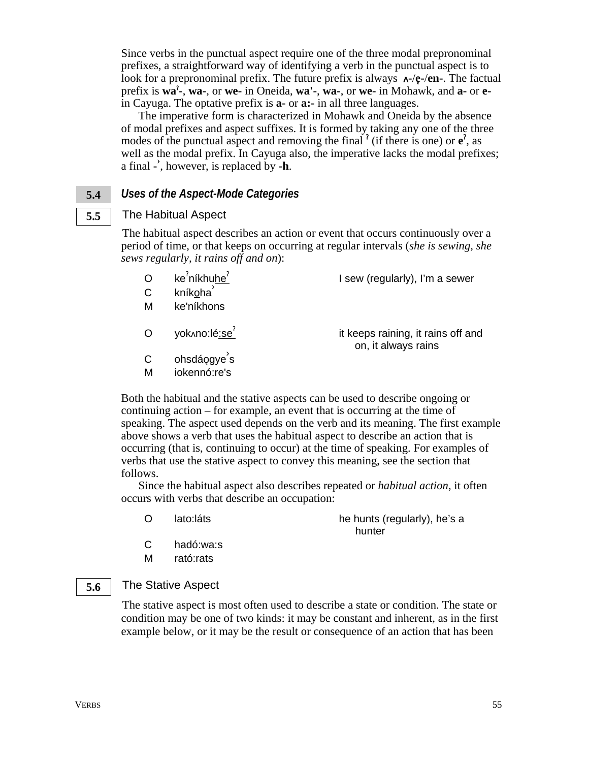Since verbs in the punctual aspect require one of the three modal prepronominal prefixes, a straightforward way of identifying a verb in the punctual aspect is to look for a prepronominal prefix. The future prefix is always **ʌ-**/**ę-**/**en-**. The factual prefix is **waˀ-**, **wa-**, or **we-** in Oneida, **wa'-**, **wa-**, or **we-** in Mohawk, and **a-** or **e-** in Cayuga. The optative prefix is **a-** or **a:-** in all three languages.

The imperative form is characterized in Mohawk and Oneida by the absence of modal prefixes and aspect suffixes. It is formed by taking any one of the three modes of the punctual aspect and removing the final **ˀ** (if there is one) or **eˀ**, as well as the modal prefix. In Cayuga also, the imperative lacks the modal prefixes; a final **-ˀ**, however, is replaced by **-h**.

## 5.4 *Uses of the Aspect-Mode Categories*

### 5.5 The Habitual Aspect

The habitual aspect describes an action or event that occurs continuously over a period of time, or that keeps on occurring at regular intervals (*she is sewing, she sews regularly, it rains off and on*):

| | | |
|---|---|---|
| O | keˀníkhuheˀ | I sew (regularly), I'm a sewer |
| C | kníkǫhaˀ | |
| M | ke'níkhons | |
| O | yokʌno:lé:seˀ | it keeps raining, it rains off and on, it always rains |
| C | ohsdáǫgyeˀs | |
| M | iokennó:re's | |

Both the habitual and the stative aspects can be used to describe ongoing or continuing action – for example, an event that is occurring at the time of speaking. The aspect used depends on the verb and its meaning. The first example above shows a verb that uses the habitual aspect to describe an action that is occurring (that is, continuing to occur) at the time of speaking. For examples of verbs that use the stative aspect to convey this meaning, see the section that follows.

Since the habitual aspect also describes repeated or *habitual action*, it often occurs with verbs that describe an occupation:

| | | |
|---|---|---|
| O | lato:láts | he hunts (regularly), he's a hunter |
| C | hadó:wa:s | |
| M | rató:rats | |

### 5.6 The Stative Aspect

The stative aspect is most often used to describe a state or condition. The state or condition may be one of two kinds: it may be constant and inherent, as in the first example below, or it may be the result or consequence of an action that has been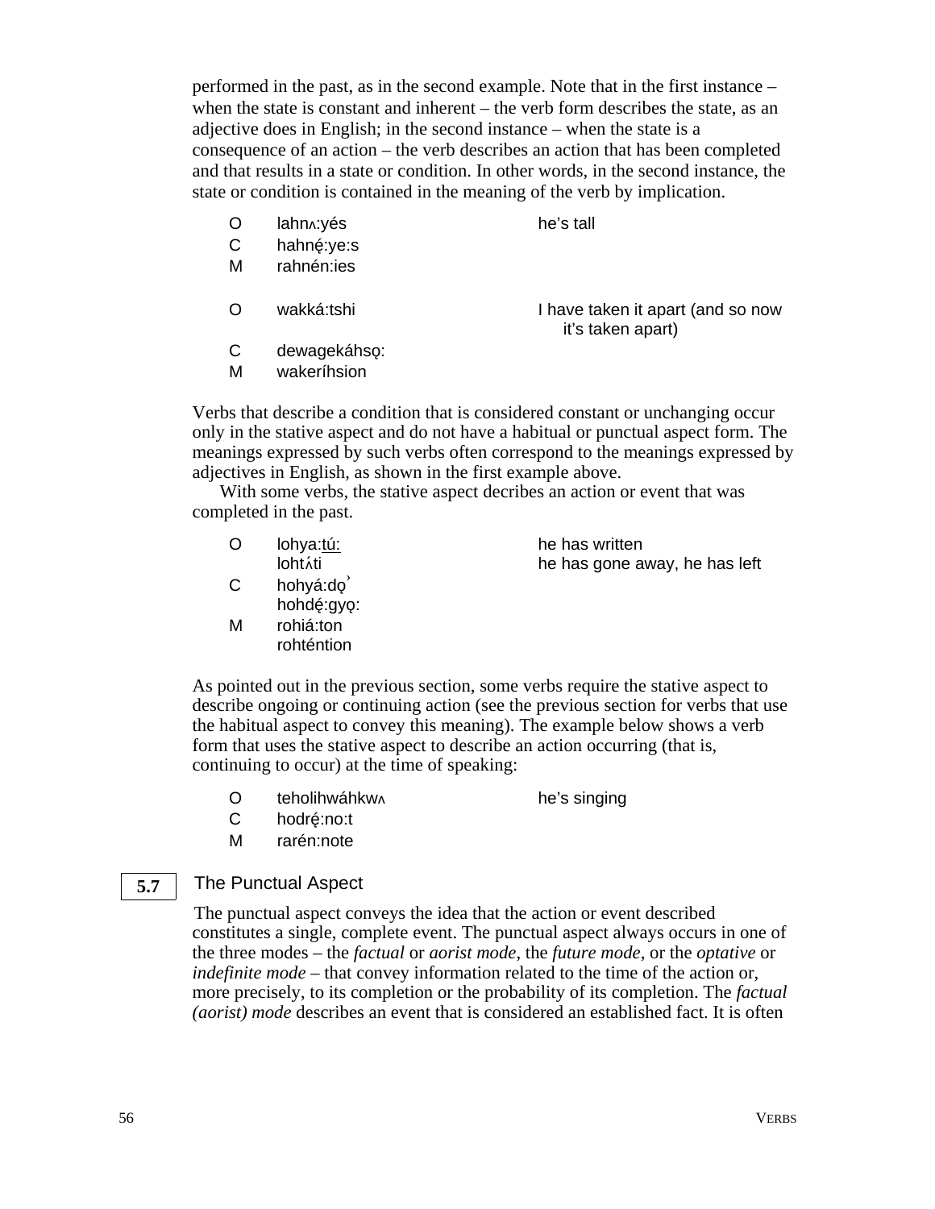performed in the past, as in the second example. Note that in the first instance – when the state is constant and inherent – the verb form describes the state, as an adjective does in English; in the second instance – when the state is a consequence of an action – the verb describes an action that has been completed and that results in a state or condition. In other words, in the second instance, the state or condition is contained in the meaning of the verb by implication.

| | | |
|---|---|---|
| O | lahnʌ:yés | he’s tall |
| C | hahnę́:ye:s | |
| M | rahnén:ies | |
| | | |
| O | wakká:tshi | I have taken it apart (and so now it’s taken apart) |
| C | dewagekáhsǫ: | |
| M | wakeríhsion | |

Verbs that describe a condition that is considered constant or unchanging occur only in the stative aspect and do not have a habitual or punctual aspect form. The meanings expressed by such verbs often correspond to the meanings expressed by adjectives in English, as shown in the first example above.

With some verbs, the stative aspect decribes an action or event that was completed in the past.

| | | |
|---|---|---|
| O | lohya:<u>tú:</u> | he has written |
| | lohtʌ́ti | he has gone away, he has left |
| C | hohyá:dǫ’ | |
| | hohdę́:gyǫ: | |
| M | rohiá:ton | |
| | rohténtion | |

As pointed out in the previous section, some verbs require the stative aspect to describe ongoing or continuing action (see the previous section for verbs that use the habitual aspect to convey this meaning). The example below shows a verb form that uses the stative aspect to describe an action occurring (that is, continuing to occur) at the time of speaking:

| | | |
|---|---|---|
| O | teholihwáhkwʌ | he’s singing |
| C | hodrę́:no:t | |
| M | rarén:note | |

## 5.7 The Punctual Aspect

The punctual aspect conveys the idea that the action or event described constitutes a single, complete event. The punctual aspect always occurs in one of the three modes – the *factual* or *aorist mode,* the *future mode,* or the *optative* or *indefinite mode* – that convey information related to the time of the action or, more precisely, to its completion or the probability of its completion. The *factual (aorist) mode* describes an event that is considered an established fact. It is often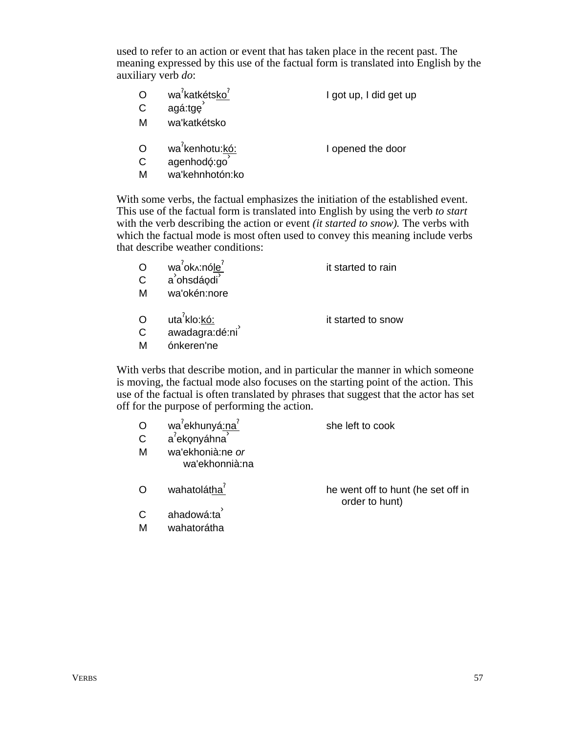used to refer to an action or event that has taken place in the recent past. The meaning expressed by this use of the factual form is translated into English by the auxiliary verb *do*:

| | | |
|---|---|---|
| O | waˀkatkétskoˀ | I got up, I did get up |
| C | agá:tgę̨˺ | |
| M | wa'katkétsko | |

| | | |
|---|---|---|
| O | waˀkenhotu:kó: | I opened the door |
| C | agenhodǫ́:go˺ | |
| M | wa'kehnhotón:ko | |

With some verbs, the factual emphasizes the initiation of the established event. This use of the factual form is translated into English by using the verb *to start* with the verb describing the action or event *(it started to snow).* The verbs with which the factual mode is most often used to convey this meaning include verbs that describe weather conditions:

| | | |
|---|---|---|
| O | waˀokʌ:nóleˀ | it started to rain |
| C | a˺ohsdáǫdi˺ | |
| M | wa'okén:nore | |

| | | |
|---|---|---|
| O | utaˀklo:kó: | it started to snow |
| C | awadagra:dé:ni˺ | |
| M | ónkeren'ne | |

With verbs that describe motion, and in particular the manner in which someone is moving, the factual mode also focuses on the starting point of the action. This use of the factual is often translated by phrases that suggest that the actor has set off for the purpose of performing the action.

| | | |
|---|---|---|
| O | waˀekhunyá:naˀ | she left to cook |
| C | aˀekǫnyáhna˺ | |
| M | wa'ekhonià:ne *or* wa'ekhonnià:na | |

| | | |
|---|---|---|
| O | wahatoláthaˀ | he went off to hunt (he set off in order to hunt) |
| C | ahadowá:ta˺ | |
| M | wahatorátha | |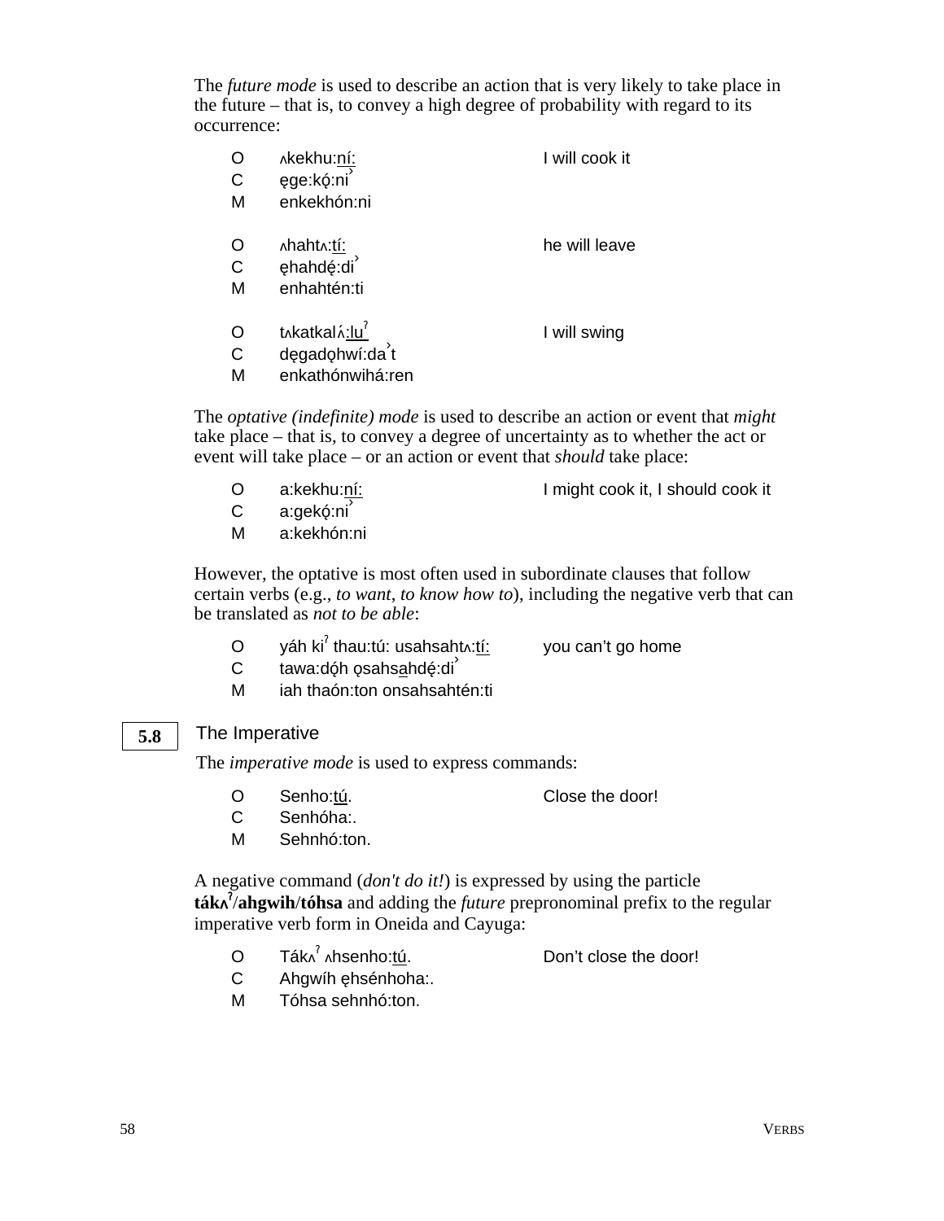The *future mode* is used to describe an action that is very likely to take place in the future – that is, to convey a high degree of probability with regard to its occurrence:

| | | |
|---|---|---|
| O | ʌkekhu:ní: | I will cook it |
| C | ę̨ge:kǫ́:ni̓ | |
| M | enkekhón:ni | |
| | | |
| O | ʌhahtʌ:tí: | he will leave |
| C | ę̨hahdę́:di̓ | |
| M | enhahtén:ti | |
| | | |
| O | tʌkatkalʌ́:luˀ | I will swing |
| C | dę̨gadǫhwí:da̓t | |
| M | enkathónwihá:ren | |

The *optative (indefinite) mode* is used to describe an action or event that *might* take place – that is, to convey a degree of uncertainty as to whether the act or event will take place – or an action or event that *should* take place:

| | | |
|---|---|---|
| O | a:kekhu:ní: | I might cook it, I should cook it |
| C | a:gekǫ́:ni̓ | |
| M | a:kekhón:ni | |

However, the optative is most often used in subordinate clauses that follow certain verbs (e.g., *to want*, *to know how to*), including the negative verb that can be translated as *not to be able*:

| | | |
|---|---|---|
| O | yáh kiˀ thau:tú: usahsahtʌ:tí: | you can't go home |
| C | tawa:dǫ́h ǫsahsahdę́:di̓ | |
| M | iah thaón:ton onsahsahtén:ti | |

## 5.8 The Imperative

The *imperative mode* is used to express commands:

| | | |
|---|---|---|
| O | Senho:tú. | Close the door! |
| C | Senhóha:. | |
| M | Sehnhó:ton. | |

A negative command (*don't do it!*) is expressed by using the particle **tákʌˀ**/**ahgwih**/**tóhsa** and adding the *future* prepronominal prefix to the regular imperative verb form in Oneida and Cayuga:

| | | |
|---|---|---|
| O | Tákʌˀ ʌhsenho:tú. | Don't close the door! |
| C | Ahgwíh ę̨hsénhoha:. | |
| M | Tóhsa sehnhó:ton. | |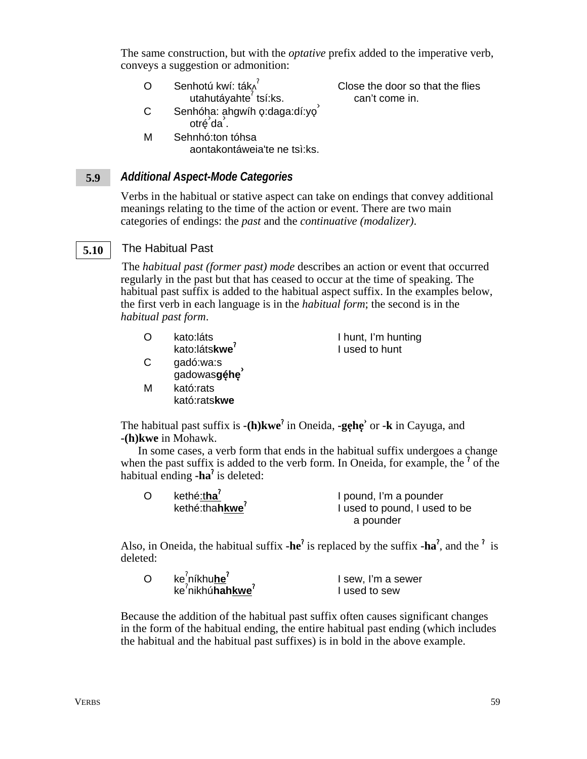The same construction, but with the *optative* prefix added to the imperative verb, conveys a suggestion or admonition:

| | | |
|---|---|---|
| O | Senhotú kwí: tákʌˀ utahutáyahteˀ tsí:ks. | Close the door so that the flies can't come in. |
| C | Senhóha: ahgwíh ǫ:daga:dí:yǫˀ otrę́ˀdaˀ. | |
| M | Sehnhó:ton tóhsa aontakontáweia'te ne tsì:ks. | |

## 5.9 *Additional Aspect-Mode Categories*

Verbs in the habitual or stative aspect can take on endings that convey additional meanings relating to the time of the action or event. There are two main categories of endings: the *past* and the *continuative (modalizer)*.

### 5.10 The Habitual Past

The *habitual past (former past) mode* describes an action or event that occurred regularly in the past but that has ceased to occur at the time of speaking. The habitual past suffix is added to the habitual aspect suffix. In the examples below, the first verb in each language is in the *habitual form*; the second is in the *habitual past form*.

| | | |
|---|---|---|
| O | kato:láts | I hunt, I'm hunting |
| | kato:láts**kweˀ** | I used to hunt |
| C | gadó:wa:s | |
| | gadowas**gę́hęˀ** | |
| M | kató:rats | |
| | kató:rats**kwe** | |

The habitual past suffix is **-(h)kweˀ** in Oneida, **-gęhęˀ** or **-k** in Cayuga, and **-(h)kwe** in Mohawk.

In some cases, a verb form that ends in the habitual suffix undergoes a change when the past suffix is added to the verb form. In Oneida, for example, the **ˀ** of the habitual ending **-haˀ** is deleted:

| | | |
|---|---|---|
| O | kethé:**thaˀ** | I pound, I'm a pounder |
| | kethé:tha**hkweˀ** | I used to pound, I used to be a pounder |

Also, in Oneida, the habitual suffix **-heˀ** is replaced by the suffix **-haˀ**, and the **ˀ** is deleted:

| | | |
|---|---|---|
| O | keˀníkhu**heˀ** | I sew, I'm a sewer |
| | keˀnikhú**hahkweˀ** | I used to sew |

Because the addition of the habitual past suffix often causes significant changes in the form of the habitual ending, the entire habitual past ending (which includes the habitual and the habitual past suffixes) is in bold in the above example.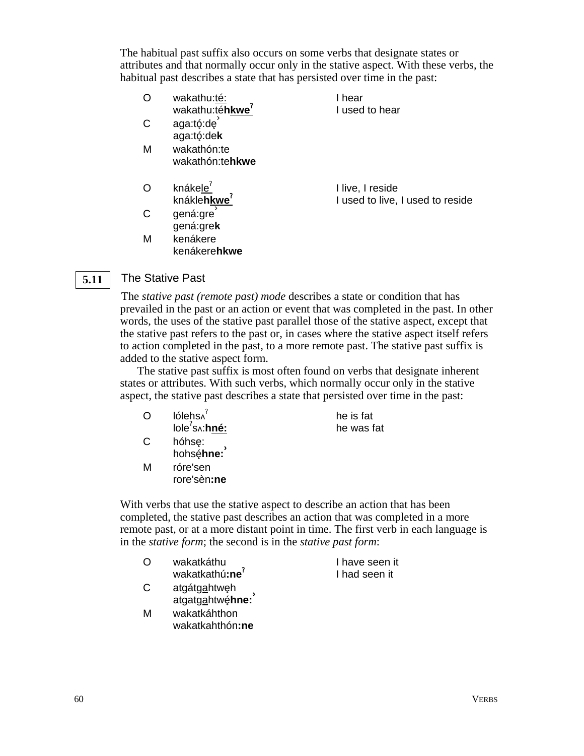The habitual past suffix also occurs on some verbs that designate states or attributes and that normally occur only in the stative aspect. With these verbs, the habitual past describes a state that has persisted over time in the past:

| | | |
|---|---|---|
| O | wakathu:té:<br>wakathu:té**hkweˀ** | I hear<br>I used to hear |
| C | aga:tǫ́:dę̓<br>aga:tǫ́:de**k** | |
| M | wakathón:te<br>wakathón:te**hkwe** | |
| O | knákeleˀ<br>knákle**hkweˀ** | I live, I reside<br>I used to live, I used to reside |
| C | gená:gre̓<br>gená:gre**k** | |
| M | kenákere<br>kenákere**hkwe** | |

## 5.11 The Stative Past

The *stative past (remote past) mode* describes a state or condition that has prevailed in the past or an action or event that was completed in the past. In other words, the uses of the stative past parallel those of the stative aspect, except that the stative past refers to the past or, in cases where the stative aspect itself refers to action completed in the past, to a more remote past. The stative past suffix is added to the stative aspect form.

The stative past suffix is most often found on verbs that designate inherent states or attributes. With such verbs, which normally occur only in the stative aspect, the stative past describes a state that persisted over time in the past:

| | | |
|---|---|---|
| O | lóleh̥sʌˀ<br>loleˀsʌ:**hné:** | he is fat<br>he was fat |
| C | hóhsę:<br>hohsę́**hne:**̓ | |
| M | róre'sen<br>rore'sèn**:ne** | |

With verbs that use the stative aspect to describe an action that has been completed, the stative past describes an action that was completed in a more remote past, or at a more distant point in time. The first verb in each language is in the *stative form*; the second is in the *stative past form*:

| | | |
|---|---|---|
| O | wakatkáthu<br>wakatkathú**:neˀ** | I have seen it<br>I had seen it |
| C | atgátgahtwęh<br>atgatgahtwę́**hne:**̓ | |
| M | wakatkáhthon<br>wakatkahthón**:ne** | |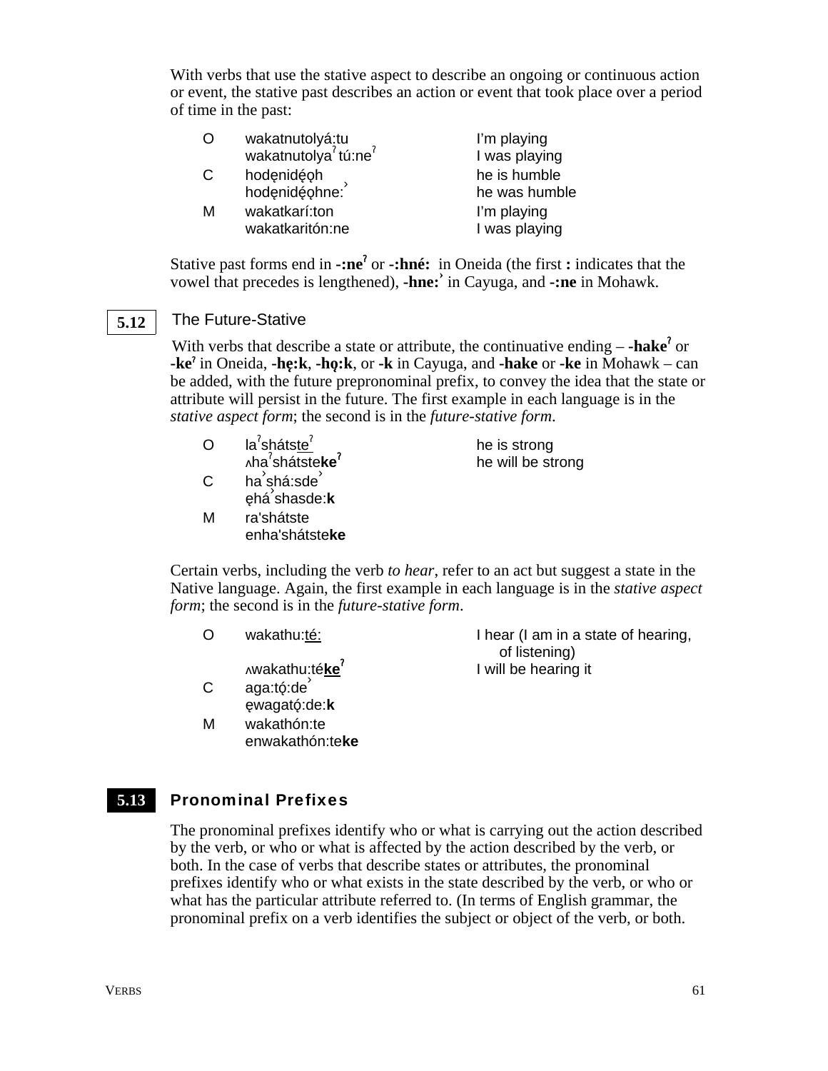With verbs that use the stative aspect to describe an ongoing or continuous action or event, the stative past describes an action or event that took place over a period of time in the past:

| | | |
|---|---|---|
| O | wakatnutolyá:tu | I'm playing |
| | wakatnutolyaˀtú:neˀ | I was playing |
| C | hodę̨nidę́ǫh | he is humble |
| | hodę̨nidę́ǫhne:ˀ | he was humble |
| M | wakatkarí:ton | I'm playing |
| | wakatkaritón:ne | I was playing |

Stative past forms end in **-:neˀ** or **-:hné:** in Oneida (the first **:** indicates that the vowel that precedes is lengthened), **-hne:ˀ** in Cayuga, and **-:ne** in Mohawk.

## 5.12 The Future-Stative

With verbs that describe a state or attribute, the continuative ending – **-hakeˀ** or **-keˀ** in Oneida, **-hę:k**, **-hǫ:k**, or **-k** in Cayuga, and **-hake** or **-ke** in Mohawk – can be added, with the future prepronominal prefix, to convey the idea that the state or attribute will persist in the future. The first example in each language is in the *stative aspect form*; the second is in the *future-stative form*.

| | | |
|---|---|---|
| O | laˀshátsteˀ | he is strong |
| | ʌhaˀshátste**keˀ** | he will be strong |
| C | haˀshá:sdeˀ | |
| | ęháˀshasde:**k** | |
| M | ra'shátste | |
| | enha'shátste**ke** | |

Certain verbs, including the verb *to hear*, refer to an act but suggest a state in the Native language. Again, the first example in each language is in the *stative aspect form*; the second is in the *future-stative form*.

| | | |
|---|---|---|
| O | wakathu:té: | I hear (I am in a state of hearing, of listening) |
| | ʌwakathu:té**keˀ** | I will be hearing it |
| C | aga:tǫ́:deˀ | |
| | ęwagatǫ́:de:**k** | |
| M | wakathón:te | |
| | enwakathón:te**ke** | |

## 5.13 Pronominal Prefixes

The pronominal prefixes identify who or what is carrying out the action described by the verb, or who or what is affected by the action described by the verb, or both. In the case of verbs that describe states or attributes, the pronominal prefixes identify who or what exists in the state described by the verb, or who or what has the particular attribute referred to. (In terms of English grammar, the pronominal prefix on a verb identifies the subject or object of the verb, or both.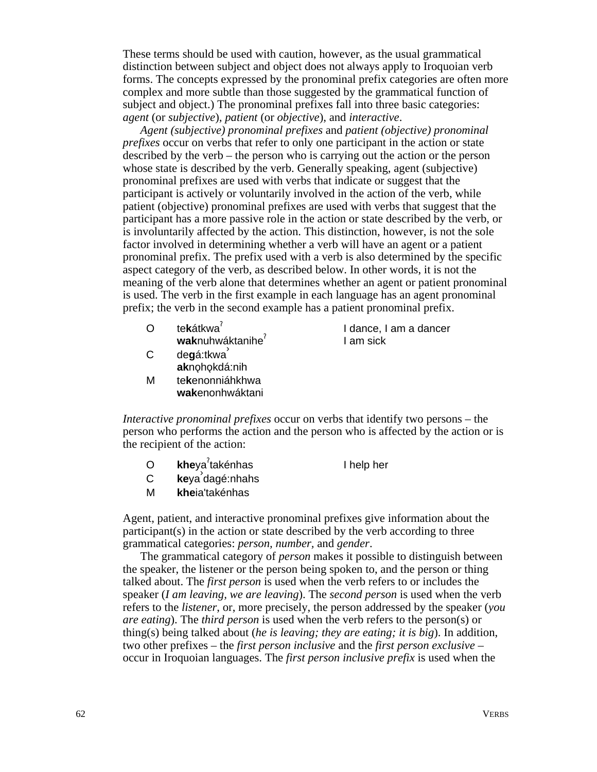These terms should be used with caution, however, as the usual grammatical distinction between subject and object does not always apply to Iroquoian verb forms. The concepts expressed by the pronominal prefix categories are often more complex and more subtle than those suggested by the grammatical function of subject and object.) The pronominal prefixes fall into three basic categories: *agent* (or *subjective*), *patient* (or *objective*), and *interactive*.

*Agent (subjective) pronominal prefixes* and *patient (objective) pronominal prefixes* occur on verbs that refer to only one participant in the action or state described by the verb – the person who is carrying out the action or the person whose state is described by the verb. Generally speaking, agent (subjective) pronominal prefixes are used with verbs that indicate or suggest that the participant is actively or voluntarily involved in the action of the verb, while patient (objective) pronominal prefixes are used with verbs that suggest that the participant has a more passive role in the action or state described by the verb, or is involuntarily affected by the action. This distinction, however, is not the sole factor involved in determining whether a verb will have an agent or a patient pronominal prefix. The prefix used with a verb is also determined by the specific aspect category of the verb, as described below. In other words, it is not the meaning of the verb alone that determines whether an agent or patient pronominal is used. The verb in the first example in each language has an agent pronominal prefix; the verb in the second example has a patient pronominal prefix.

| | | |
|---|---|---|
| O | te**k**átkwaˀ | I dance, I am a dancer |
| | **wak**nuhwáktaniheˀ | I am sick |
| C | de**g**á:tkwa˃ | |
| | **ak**nǫhǫkdá:nih | |
| M | te**k**enonniáhkhwa | |
| | **wak**enonhwáktani | |

*Interactive pronominal prefixes* occur on verbs that identify two persons – the person who performs the action and the person who is affected by the action or is the recipient of the action:

| | | |
|---|---|---|
| O | **khe**yaˀtakénhas | I help her |
| C | **ke**ya˃dagé:nhahs | |
| M | **khe**ia'takénhas | |

Agent, patient, and interactive pronominal prefixes give information about the participant(s) in the action or state described by the verb according to three grammatical categories: *person*, *number*, and *gender*.

The grammatical category of *person* makes it possible to distinguish between the speaker, the listener or the person being spoken to, and the person or thing talked about. The *first person* is used when the verb refers to or includes the speaker (*I am leaving, we are leaving*). The *second person* is used when the verb refers to the *listener*, or, more precisely, the person addressed by the speaker (*you are eating*). The *third person* is used when the verb refers to the person(s) or thing(s) being talked about (*he is leaving; they are eating; it is big*). In addition, two other prefixes – the *first person inclusive* and the *first person exclusive* – occur in Iroquoian languages. The *first person inclusive prefix* is used when the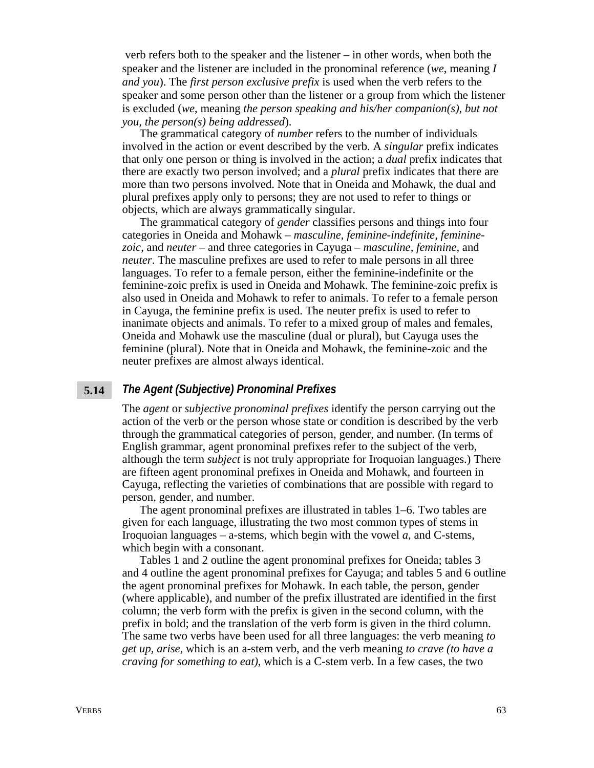verb refers both to the speaker and the listener – in other words, when both the speaker and the listener are included in the pronominal reference (*we*, meaning *I and you*). The *first person exclusive prefix* is used when the verb refers to the speaker and some person other than the listener or a group from which the listener is excluded (*we*, meaning *the person speaking and his/her companion(s), but not you, the person(s) being addressed*).

The grammatical category of *number* refers to the number of individuals involved in the action or event described by the verb. A *singular* prefix indicates that only one person or thing is involved in the action; a *dual* prefix indicates that there are exactly two person involved; and a *plural* prefix indicates that there are more than two persons involved. Note that in Oneida and Mohawk, the dual and plural prefixes apply only to persons; they are not used to refer to things or objects, which are always grammatically singular.

The grammatical category of *gender* classifies persons and things into four categories in Oneida and Mohawk – *masculine, feminine-indefinite, feminine-zoic*, and *neuter* – and three categories in Cayuga – *masculine, feminine*, and *neuter*. The masculine prefixes are used to refer to male persons in all three languages. To refer to a female person, either the feminine-indefinite or the feminine-zoic prefix is used in Oneida and Mohawk. The feminine-zoic prefix is also used in Oneida and Mohawk to refer to animals. To refer to a female person in Cayuga, the feminine prefix is used. The neuter prefix is used to refer to inanimate objects and animals. To refer to a mixed group of males and females, Oneida and Mohawk use the masculine (dual or plural), but Cayuga uses the feminine (plural). Note that in Oneida and Mohawk, the feminine-zoic and the neuter prefixes are almost always identical.

## 5.14 *The Agent (Subjective) Pronominal Prefixes*

The *agent* or *subjective pronominal prefixes* identify the person carrying out the action of the verb or the person whose state or condition is described by the verb through the grammatical categories of person, gender, and number. (In terms of English grammar, agent pronominal prefixes refer to the subject of the verb, although the term *subject* is not truly appropriate for Iroquoian languages.) There are fifteen agent pronominal prefixes in Oneida and Mohawk, and fourteen in Cayuga, reflecting the varieties of combinations that are possible with regard to person, gender, and number.

The agent pronominal prefixes are illustrated in tables 1–6. Two tables are given for each language, illustrating the two most common types of stems in Iroquoian languages – a-stems, which begin with the vowel *a*, and C-stems, which begin with a consonant.

Tables 1 and 2 outline the agent pronominal prefixes for Oneida; tables 3 and 4 outline the agent pronominal prefixes for Cayuga; and tables 5 and 6 outline the agent pronominal prefixes for Mohawk. In each table, the person, gender (where applicable), and number of the prefix illustrated are identified in the first column; the verb form with the prefix is given in the second column, with the prefix in bold; and the translation of the verb form is given in the third column. The same two verbs have been used for all three languages: the verb meaning *to get up, arise*, which is an a-stem verb, and the verb meaning *to crave (to have a craving for something to eat)*, which is a C-stem verb. In a few cases, the two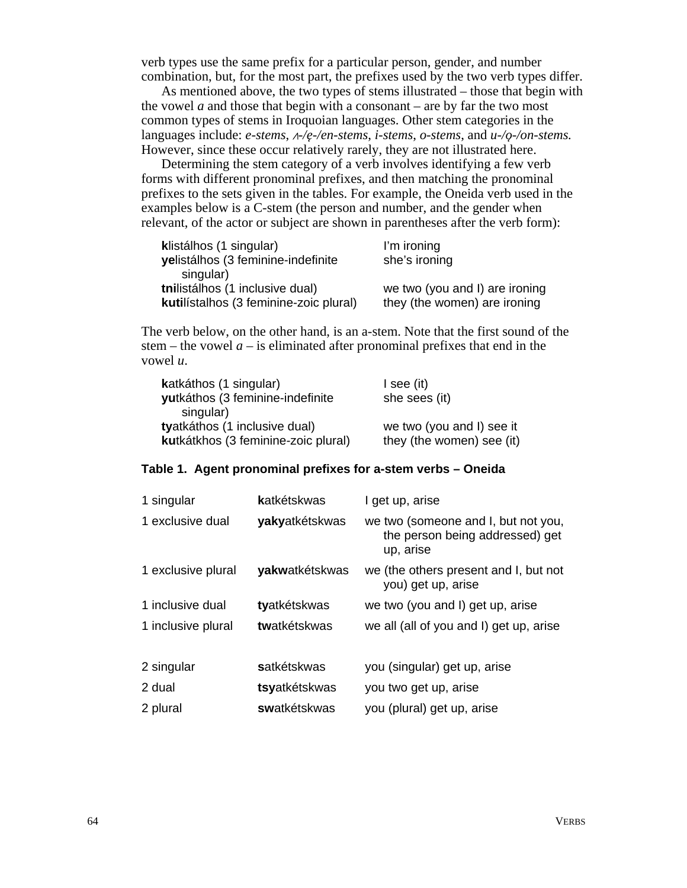verb types use the same prefix for a particular person, gender, and number combination, but, for the most part, the prefixes used by the two verb types differ.

As mentioned above, the two types of stems illustrated – those that begin with the vowel *a* and those that begin with a consonant – are by far the two most common types of stems in Iroquoian languages. Other stem categories in the languages include: *e-stems*, *ʌ-/ę-/en-stems*, *i-stems*, *o-stems*, and *u-/ǫ-/on-stems.* However, since these occur relatively rarely, they are not illustrated here.

Determining the stem category of a verb involves identifying a few verb forms with different pronominal prefixes, and then matching the pronominal prefixes to the sets given in the tables. For example, the Oneida verb used in the examples below is a C-stem (the person and number, and the gender when relevant, of the actor or subject are shown in parentheses after the verb form):

| | |
|---|---|
| **k**listálhos (1 singular) | I'm ironing |
| **ye**listálhos (3 feminine-indefinite singular) | she's ironing |
| **tni**listálhos (1 inclusive dual) | we two (you and I) are ironing |
| **kuti**lístalhos (3 feminine-zoic plural) | they (the women) are ironing |

The verb below, on the other hand, is an a-stem. Note that the first sound of the stem – the vowel *a* – is eliminated after pronominal prefixes that end in the vowel *u*.

| | |
|---|---|
| **k**atkáthos (1 singular) | I see (it) |
| **yu**tkáthos (3 feminine-indefinite singular) | she sees (it) |
| **ty**atkáthos (1 inclusive dual) | we two (you and I) see it |
| **ku**tkátkhos (3 feminine-zoic plural) | they (the women) see (it) |

**Table 1. Agent pronominal prefixes for a-stem verbs – Oneida**

| | | |
|---|---|---|
| 1 singular | **k**atkétskwas | I get up, arise |
| 1 exclusive dual | **yaky**atkétskwas | we two (someone and I, but not you, the person being addressed) get up, arise |
| 1 exclusive plural | **yakw**atkétskwas | we (the others present and I, but not you) get up, arise |
| 1 inclusive dual | **ty**atkétskwas | we two (you and I) get up, arise |
| 1 inclusive plural | **tw**atkétskwas | we all (all of you and I) get up, arise |
| 2 singular | **s**atkétskwas | you (singular) get up, arise |
| 2 dual | **tsy**atkétskwas | you two get up, arise |
| 2 plural | **sw**atkétskwas | you (plural) get up, arise |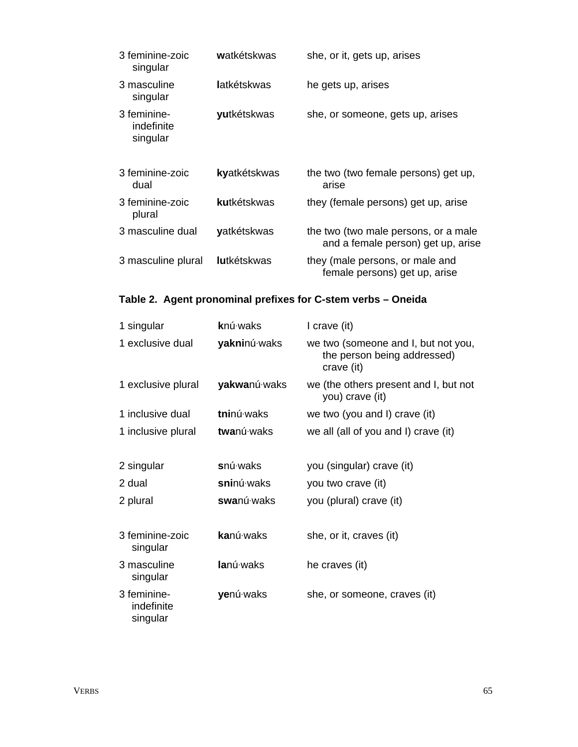| | | |
|---|---|---|
| 3 feminine-zoic singular | **w**atkétskwas | she, or it, gets up, arises |
| 3 masculine singular | **l**atkétskwas | he gets up, arises |
| 3 feminine-indefinite singular | **yu**tkétskwas | she, or someone, gets up, arises |
| | | |
| 3 feminine-zoic dual | **ky**atkétskwas | the two (two female persons) get up, arise |
| 3 feminine-zoic plural | **ku**tkétskwas | they (female persons) get up, arise |
| 3 masculine dual | **y**atkétskwas | the two (two male persons, or a male and a female person) get up, arise |
| 3 masculine plural | **lu**tkétskwas | they (male persons, or male and female persons) get up, arise |

**Table 2. Agent pronominal prefixes for C-stem verbs – Oneida**

| | | |
|---|---|---|
| 1 singular | **k**nú·waks | I crave (it) |
| 1 exclusive dual | **yakni**nú·waks | we two (someone and I, but not you, the person being addressed) crave (it) |
| 1 exclusive plural | **yakwa**nú·waks | we (the others present and I, but not you) crave (it) |
| 1 inclusive dual | **tni**nú·waks | we two (you and I) crave (it) |
| 1 inclusive plural | **twa**nú·waks | we all (all of you and I) crave (it) |
| | | |
| 2 singular | **s**nú·waks | you (singular) crave (it) |
| 2 dual | **sni**nú·waks | you two crave (it) |
| 2 plural | **swa**nú·waks | you (plural) crave (it) |
| | | |
| 3 feminine-zoic singular | **ka**nú·waks | she, or it, craves (it) |
| 3 masculine singular | **la**nú·waks | he craves (it) |
| 3 feminine-indefinite singular | **ye**nú·waks | she, or someone, craves (it) |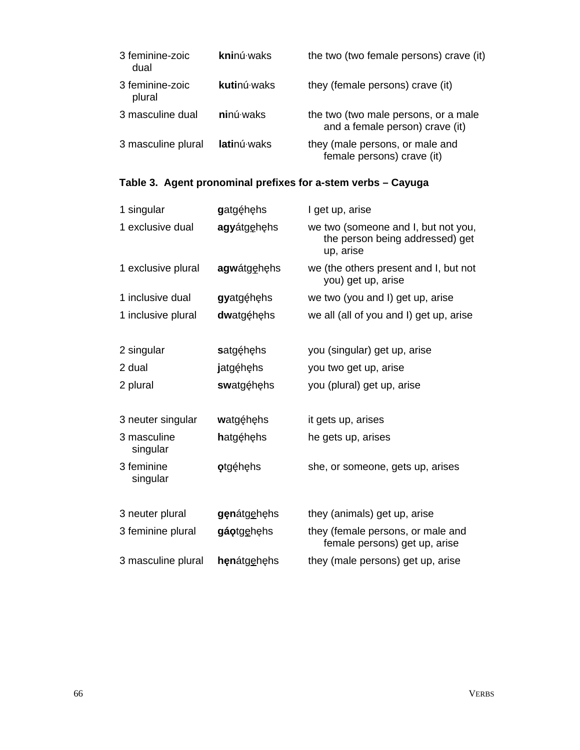| | | |
|---|---|---|
| 3 feminine-zoic dual | **kni**nú·waks | the two (two female persons) crave (it) |
| 3 feminine-zoic plural | **kuti**nú·waks | they (female persons) crave (it) |
| 3 masculine dual | **ni**nú·waks | the two (two male persons, or a male and a female person) crave (it) |
| 3 masculine plural | **lati**nú·waks | they (male persons, or male and female persons) crave (it) |

**Table 3. Agent pronominal prefixes for a-stem verbs – Cayuga**

| | | |
|---|---|---|
| 1 singular | **g**atgę́hęhs | I get up, arise |
| 1 exclusive dual | **agy**átgę̱hęhs | we two (someone and I, but not you, the person being addressed) get up, arise |
| 1 exclusive plural | **agw**átgę̱hęhs | we (the others present and I, but not you) get up, arise |
| 1 inclusive dual | **gy**atgę́hęhs | we two (you and I) get up, arise |
| 1 inclusive plural | **dw**atgę́hęhs | we all (all of you and I) get up, arise |
| | | |
| 2 singular | **s**atgę́hęhs | you (singular) get up, arise |
| 2 dual | **j**atgę́hęhs | you two get up, arise |
| 2 plural | **sw**atgę́hęhs | you (plural) get up, arise |
| | | |
| 3 neuter singular | **w**atgę́hęhs | it gets up, arises |
| 3 masculine singular | **h**atgę́hęhs | he gets up, arises |
| 3 feminine singular | **ǫ**tgę́hęhs | she, or someone, gets up, arises |
| | | |
| 3 neuter plural | **gęn**átgę̱hęhs | they (animals) get up, arise |
| 3 feminine plural | **gáǫ**tgę̱hęhs | they (female persons, or male and female persons) get up, arise |
| 3 masculine plural | **hęn**átgę̱hęhs | they (male persons) get up, arise |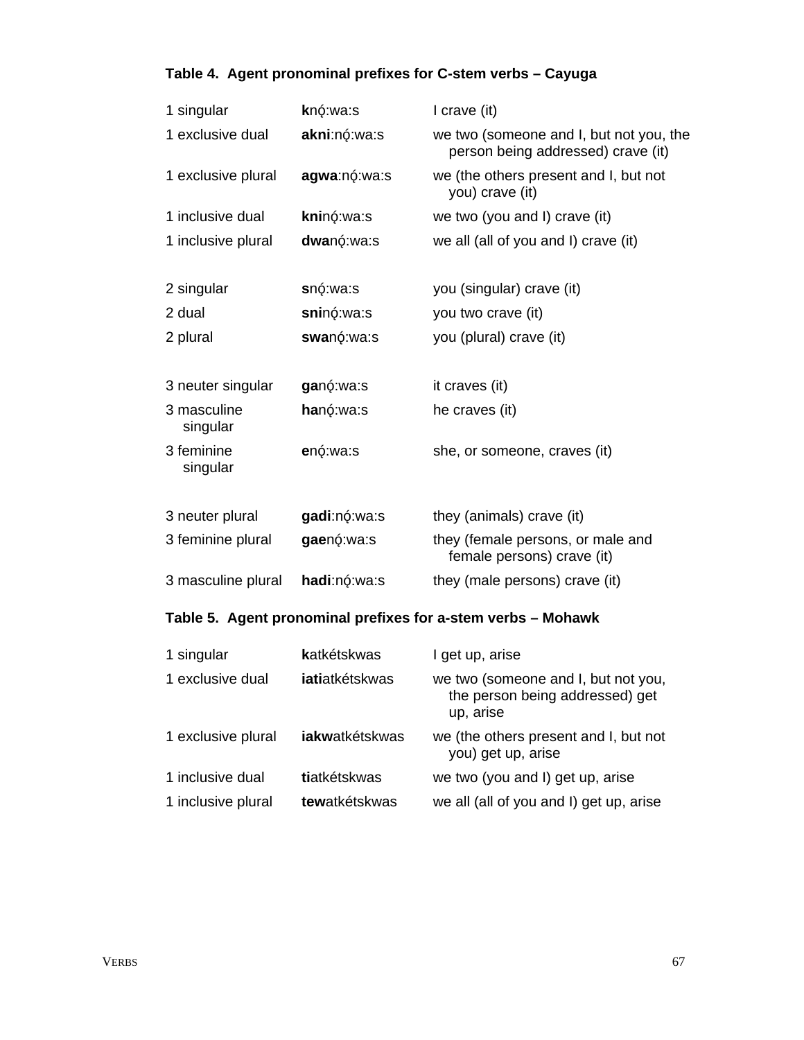**Table 4. Agent pronominal prefixes for C-stem verbs – Cayuga**

| | | |
|---|---|---|
| 1 singular | **k**nǫ́:wa:s | I crave (it) |
| 1 exclusive dual | **akni**:nǫ́:wa:s | we two (someone and I, but not you, the person being addressed) crave (it) |
| 1 exclusive plural | **agwa**:nǫ́:wa:s | we (the others present and I, but not you) crave (it) |
| 1 inclusive dual | **kni**nǫ́:wa:s | we two (you and I) crave (it) |
| 1 inclusive plural | **dwa**nǫ́:wa:s | we all (all of you and I) crave (it) |
| 2 singular | **s**nǫ́:wa:s | you (singular) crave (it) |
| 2 dual | **sni**nǫ́:wa:s | you two crave (it) |
| 2 plural | **swa**nǫ́:wa:s | you (plural) crave (it) |
| 3 neuter singular | **ga**nǫ́:wa:s | it craves (it) |
| 3 masculine singular | **ha**nǫ́:wa:s | he craves (it) |
| 3 feminine singular | **e**nǫ́:wa:s | she, or someone, craves (it) |
| 3 neuter plural | **gadi**:nǫ́:wa:s | they (animals) crave (it) |
| 3 feminine plural | **gae**nǫ́:wa:s | they (female persons, or male and female persons) crave (it) |
| 3 masculine plural | **hadi**:nǫ́:wa:s | they (male persons) crave (it) |

**Table 5. Agent pronominal prefixes for a-stem verbs – Mohawk**

| | | |
|---|---|---|
| 1 singular | **k**atkétskwas | I get up, arise |
| 1 exclusive dual | **iati**atkétskwas | we two (someone and I, but not you, the person being addressed) get up, arise |
| 1 exclusive plural | **iakw**atkétskwas | we (the others present and I, but not you) get up, arise |
| 1 inclusive dual | **ti**atkétskwas | we two (you and I) get up, arise |
| 1 inclusive plural | **tew**atkétskwas | we all (all of you and I) get up, arise |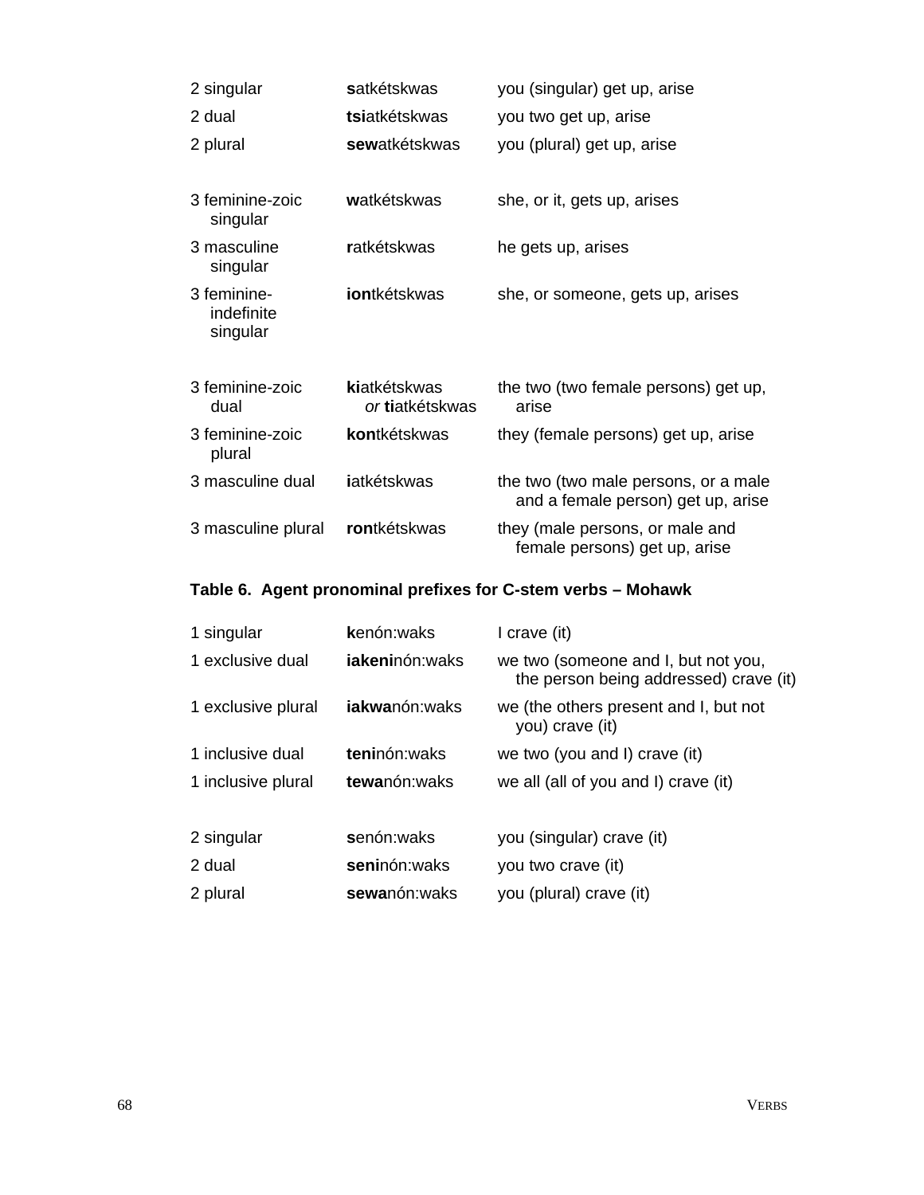| | | |
|---|---|---|
| 2 singular | **s**atkétskwas | you (singular) get up, arise |
| 2 dual | **tsi**atkétskwas | you two get up, arise |
| 2 plural | **sew**atkétskwas | you (plural) get up, arise |
| | | |
| 3 feminine-zoic singular | **w**atkétskwas | she, or it, gets up, arises |
| 3 masculine singular | **r**atkétskwas | he gets up, arises |
| 3 feminine-indefinite singular | **ion**tkétskwas | she, or someone, gets up, arises |
| | | |
| 3 feminine-zoic dual | **ki**atkétskwas *or* **ti**atkétskwas | the two (two female persons) get up, arise |
| 3 feminine-zoic plural | **kon**tkétskwas | they (female persons) get up, arise |
| 3 masculine dual | **i**atkétskwas | the two (two male persons, or a male and a female person) get up, arise |
| 3 masculine plural | **ron**tkétskwas | they (male persons, or male and female persons) get up, arise |

**Table 6. Agent pronominal prefixes for C-stem verbs – Mohawk**

| | | |
|---|---|---|
| 1 singular | **k**enón:waks | I crave (it) |
| 1 exclusive dual | **iakeni**nón:waks | we two (someone and I, but not you, the person being addressed) crave (it) |
| 1 exclusive plural | **iakwa**nón:waks | we (the others present and I, but not you) crave (it) |
| 1 inclusive dual | **teni**nón:waks | we two (you and I) crave (it) |
| 1 inclusive plural | **tewa**nón:waks | we all (all of you and I) crave (it) |
| | | |
| 2 singular | **s**enón:waks | you (singular) crave (it) |
| 2 dual | **seni**nón:waks | you two crave (it) |
| 2 plural | **sewa**nón:waks | you (plural) crave (it) |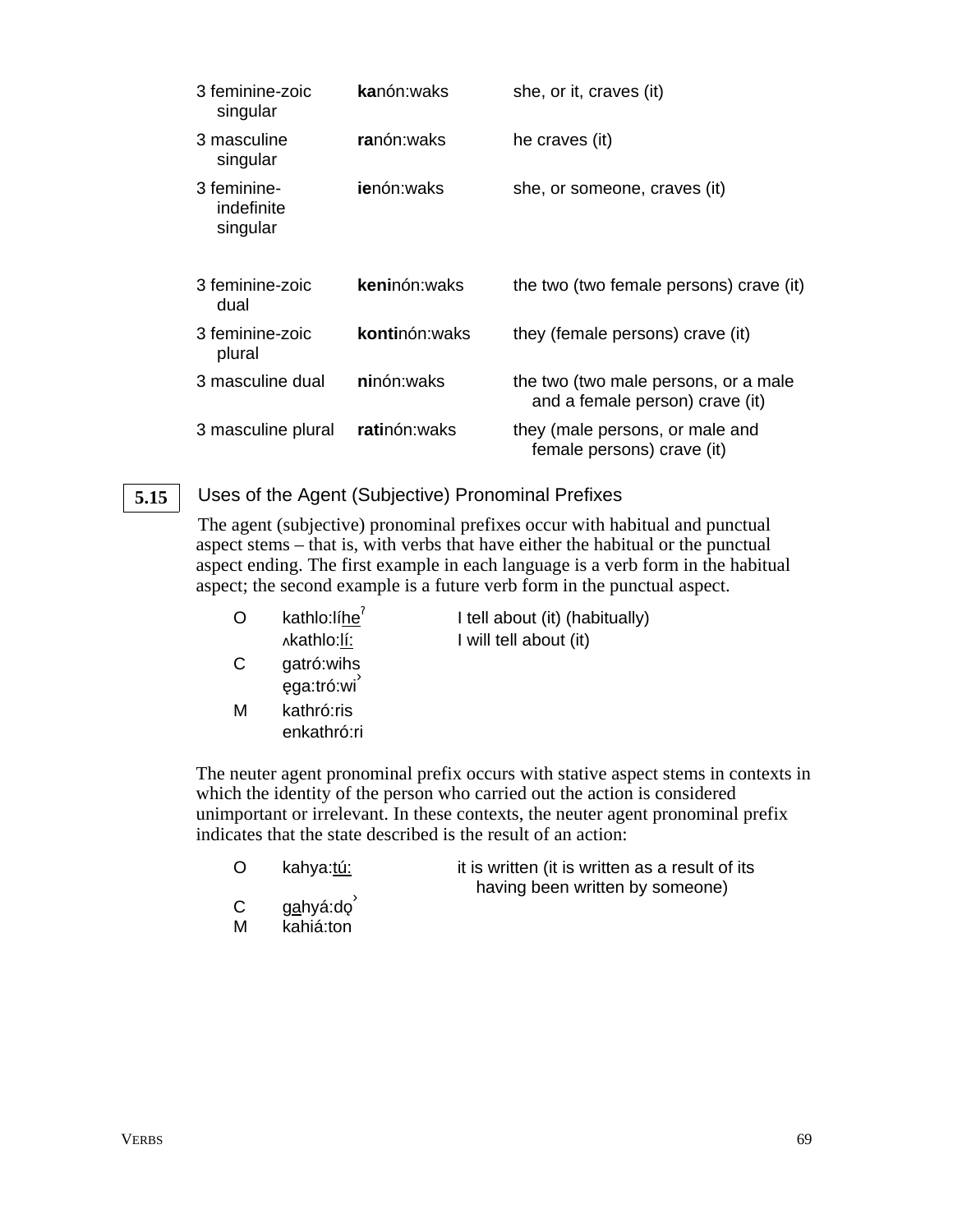| | | |
|---|---|---|
| 3 feminine-zoic singular | **ka**nón:waks | she, or it, craves (it) |
| 3 masculine singular | **ra**nón:waks | he craves (it) |
| 3 feminine-indefinite singular | **ie**nón:waks | she, or someone, craves (it) |
| | | |
| 3 feminine-zoic dual | **keni**nón:waks | the two (two female persons) crave (it) |
| 3 feminine-zoic plural | **konti**nón:waks | they (female persons) crave (it) |
| 3 masculine dual | **ni**nón:waks | the two (two male persons, or a male and a female person) crave (it) |
| 3 masculine plural | **rati**nón:waks | they (male persons, or male and female persons) crave (it) |

## 5.15 Uses of the Agent (Subjective) Pronominal Prefixes

The agent (subjective) pronominal prefixes occur with habitual and punctual aspect stems – that is, with verbs that have either the habitual or the punctual aspect ending. The first example in each language is a verb form in the habitual aspect; the second example is a future verb form in the punctual aspect.

| | | |
|---|---|---|
| O | kathlo:lí<u>he</u>ˀ | I tell about (it) (habitually) |
| | ʌkathlo:<u>lí:</u> | I will tell about (it) |
| C | gatró:wihs | |
| | ęga:tró:wi˒ | |
| M | kathró:ris | |
| | enkathró:ri | |

The neuter agent pronominal prefix occurs with stative aspect stems in contexts in which the identity of the person who carried out the action is considered unimportant or irrelevant. In these contexts, the neuter agent pronominal prefix indicates that the state described is the result of an action:

| | | |
|---|---|---|
| O | kahya:<u>tú:</u> | it is written (it is written as a result of its having been written by someone) |
| C | g<u>a</u>hyá:dǫ˒ | |
| M | kahiá:ton | |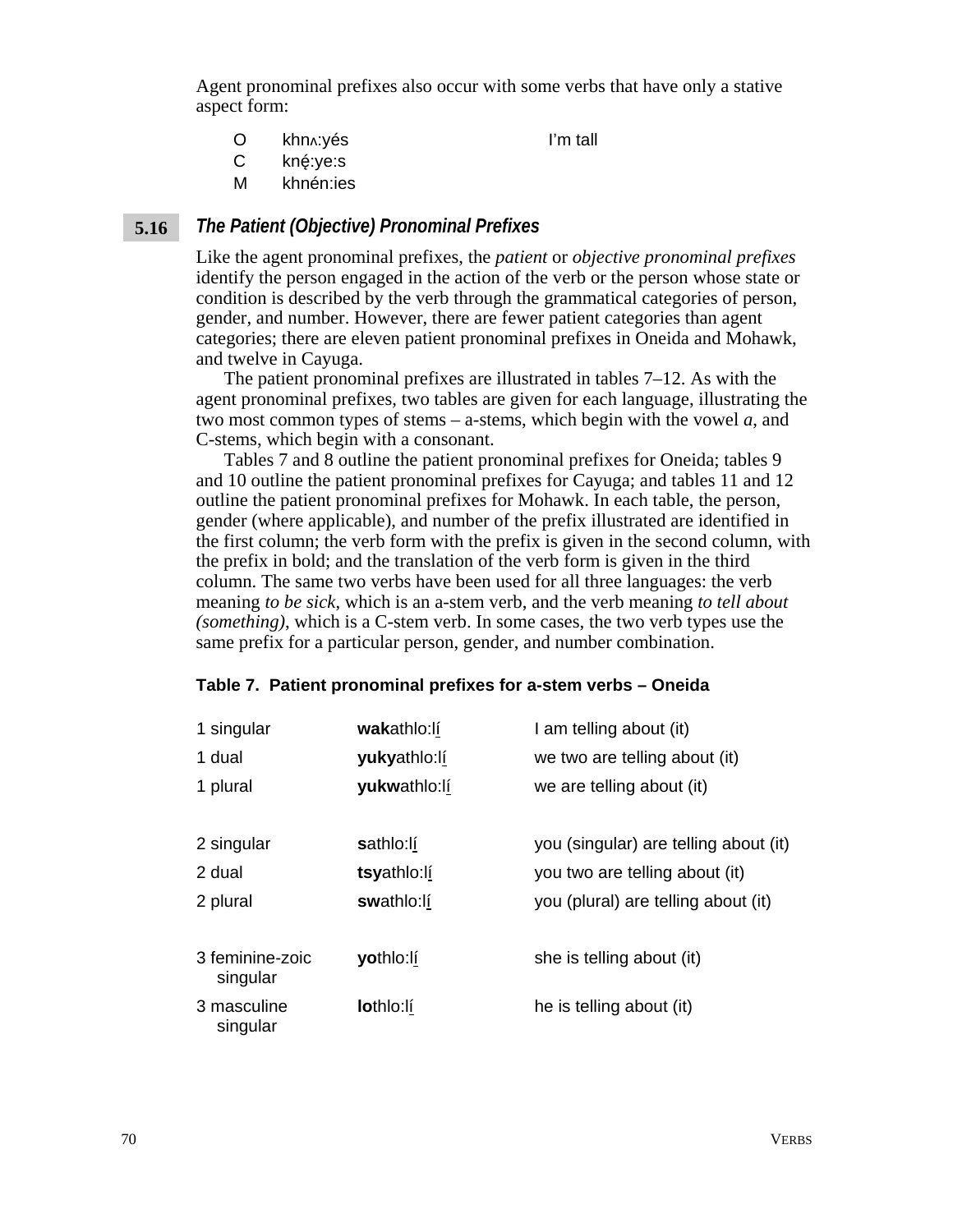Agent pronominal prefixes also occur with some verbs that have only a stative aspect form:

| | | |
|---|---|---|
| O | khnʌ:yés | I'm tall |
| C | kné̜:ye:s | |
| M | khnén:ies | |

## 5.16 *The Patient (Objective) Pronominal Prefixes*

Like the agent pronominal prefixes, the *patient* or *objective pronominal prefixes* identify the person engaged in the action of the verb or the person whose state or condition is described by the verb through the grammatical categories of person, gender, and number. However, there are fewer patient categories than agent categories; there are eleven patient pronominal prefixes in Oneida and Mohawk, and twelve in Cayuga.

The patient pronominal prefixes are illustrated in tables 7–12. As with the agent pronominal prefixes, two tables are given for each language, illustrating the two most common types of stems – a-stems, which begin with the vowel *a*, and C-stems, which begin with a consonant.

Tables 7 and 8 outline the patient pronominal prefixes for Oneida; tables 9 and 10 outline the patient pronominal prefixes for Cayuga; and tables 11 and 12 outline the patient pronominal prefixes for Mohawk. In each table, the person, gender (where applicable), and number of the prefix illustrated are identified in the first column; the verb form with the prefix is given in the second column, with the prefix in bold; and the translation of the verb form is given in the third column. The same two verbs have been used for all three languages: the verb meaning *to be sick*, which is an a-stem verb, and the verb meaning *to tell about (something)*, which is a C-stem verb. In some cases, the two verb types use the same prefix for a particular person, gender, and number combination.

**Table 7. Patient pronominal prefixes for a-stem verbs – Oneida**

| | | |
|---|---|---|
| 1 singular | **wak**athlo:lí̲ | I am telling about (it) |
| 1 dual | **yuky**athlo:lí̲ | we two are telling about (it) |
| 1 plural | **yukw**athlo:lí̲ | we are telling about (it) |
| | | |
| 2 singular | **s**athlo:lí̲ | you (singular) are telling about (it) |
| 2 dual | **tsy**athlo:lí̲ | you two are telling about (it) |
| 2 plural | **sw**athlo:lí̲ | you (plural) are telling about (it) |
| | | |
| 3 feminine-zoic singular | **yo**thlo:lí̲ | she is telling about (it) |
| 3 masculine singular | **lo**thlo:lí̲ | he is telling about (it) |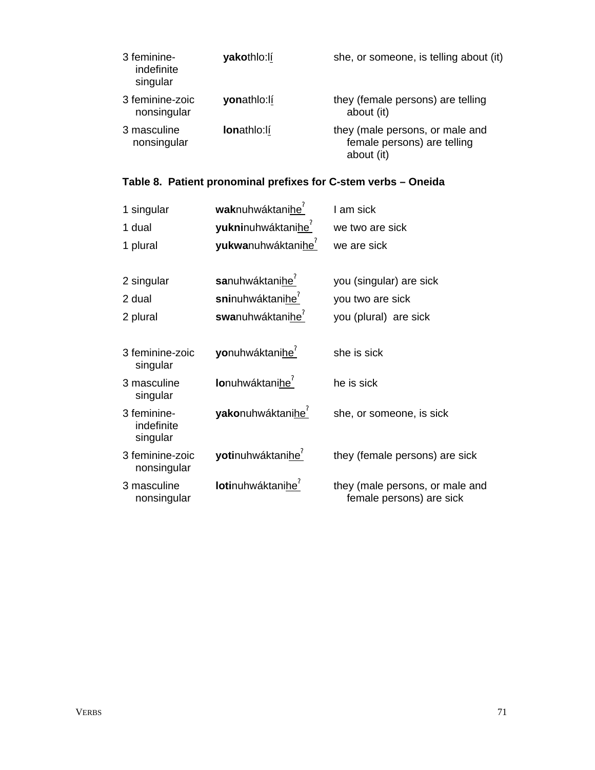| | | |
|---|---|---|
| 3 feminine-indefinite singular | **yako**thlo:l<u>í</u> | she, or someone, is telling about (it) |
| 3 feminine-zoic nonsingular | **yon**athlo:l<u>í</u> | they (female persons) are telling about (it) |
| 3 masculine nonsingular | **lon**athlo:l<u>í</u> | they (male persons, or male and female persons) are telling about (it) |

**Table 8. Patient pronominal prefixes for C-stem verbs – Oneida**

| | | |
|---|---|---|
| 1 singular | **wak**nuhwáktani<u>heˀ</u> | I am sick |
| 1 dual | **yukni**nuhwáktani<u>heˀ</u> | we two are sick |
| 1 plural | **yukwa**nuhwáktani<u>heˀ</u> | we are sick |
| | | |
| 2 singular | **sa**nuhwáktani<u>heˀ</u> | you (singular) are sick |
| 2 dual | **sni**nuhwáktani<u>heˀ</u> | you two are sick |
| 2 plural | **swa**nuhwáktani<u>heˀ</u> | you (plural) are sick |
| | | |
| 3 feminine-zoic singular | **yo**nuhwáktani<u>heˀ</u> | she is sick |
| 3 masculine singular | **lo**nuhwáktani<u>heˀ</u> | he is sick |
| 3 feminine-indefinite singular | **yako**nuhwáktani<u>heˀ</u> | she, or someone, is sick |
| 3 feminine-zoic nonsingular | **yoti**nuhwáktani<u>heˀ</u> | they (female persons) are sick |
| 3 masculine nonsingular | **loti**nuhwáktani<u>heˀ</u> | they (male persons, or male and female persons) are sick |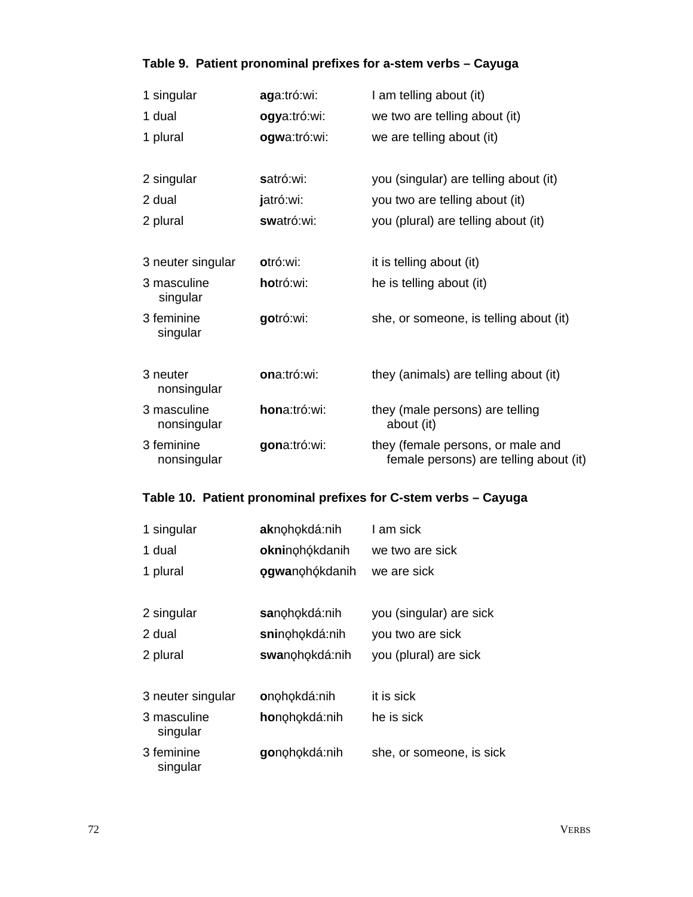**Table 9. Patient pronominal prefixes for a-stem verbs – Cayuga**

| | | |
|---|---|---|
| 1 singular | **ag**a:tró:wi: | I am telling about (it) |
| 1 dual | **ogy**a:tró:wi: | we two are telling about (it) |
| 1 plural | **ogw**a:tró:wi: | we are telling about (it) |
| | | |
| 2 singular | **s**atró:wi: | you (singular) are telling about (it) |
| 2 dual | **j**atró:wi: | you two are telling about (it) |
| 2 plural | **sw**atró:wi: | you (plural) are telling about (it) |
| | | |
| 3 neuter singular | **o**tró:wi: | it is telling about (it) |
| 3 masculine singular | **ho**tró:wi: | he is telling about (it) |
| 3 feminine singular | **go**tró:wi: | she, or someone, is telling about (it) |
| | | |
| 3 neuter nonsingular | **on**a:tró:wi: | they (animals) are telling about (it) |
| 3 masculine nonsingular | **hon**a:tró:wi: | they (male persons) are telling about (it) |
| 3 feminine nonsingular | **gon**a:tró:wi: | they (female persons, or male and female persons) are telling about (it) |

**Table 10. Patient pronominal prefixes for C-stem verbs – Cayuga**

| | | |
|---|---|---|
| 1 singular | **ak**nọhọkdá:nih | I am sick |
| 1 dual | **okni**nọhǫ́kdanih | we two are sick |
| 1 plural | **ọgwa**nọhǫ́kdanih | we are sick |
| | | |
| 2 singular | **sa**nọhọkdá:nih | you (singular) are sick |
| 2 dual | **sni**nọhọkdá:nih | you two are sick |
| 2 plural | **swa**nọhọkdá:nih | you (plural) are sick |
| | | |
| 3 neuter singular | **o**nọhọkdá:nih | it is sick |
| 3 masculine singular | **ho**nọhọkdá:nih | he is sick |
| 3 feminine singular | **go**nọhọkdá:nih | she, or someone, is sick |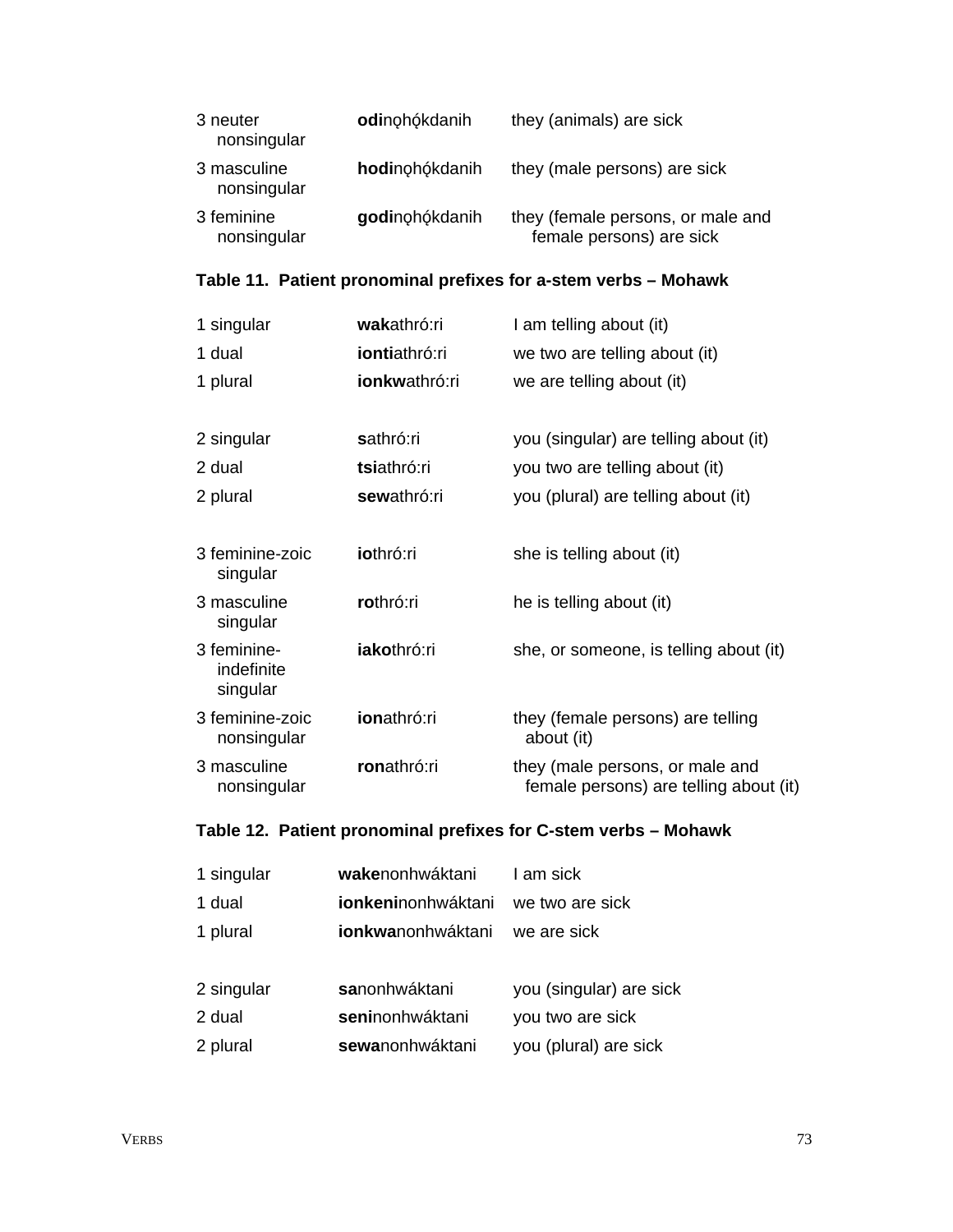| | | |
|---|---|---|
| 3 neuter nonsingular | **odi**nǫhǫ́kdanih | they (animals) are sick |
| 3 masculine nonsingular | **hodi**nǫhǫ́kdanih | they (male persons) are sick |
| 3 feminine nonsingular | **godi**nǫhǫ́kdanih | they (female persons, or male and female persons) are sick |

**Table 11. Patient pronominal prefixes for a-stem verbs – Mohawk**

| | | |
|---|---|---|
| 1 singular | **wak**athró:ri | I am telling about (it) |
| 1 dual | **ionti**athró:ri | we two are telling about (it) |
| 1 plural | **ionkw**athró:ri | we are telling about (it) |
| | | |
| 2 singular | **s**athró:ri | you (singular) are telling about (it) |
| 2 dual | **tsi**athró:ri | you two are telling about (it) |
| 2 plural | **sew**athró:ri | you (plural) are telling about (it) |
| | | |
| 3 feminine-zoic singular | **io**thró:ri | she is telling about (it) |
| 3 masculine singular | **ro**thró:ri | he is telling about (it) |
| 3 feminine-indefinite singular | **iako**thró:ri | she, or someone, is telling about (it) |
| 3 feminine-zoic nonsingular | **ion**athró:ri | they (female persons) are telling about (it) |
| 3 masculine nonsingular | **ron**athró:ri | they (male persons, or male and female persons) are telling about (it) |

**Table 12. Patient pronominal prefixes for C-stem verbs – Mohawk**

| | | |
|---|---|---|
| 1 singular | **wake**nonhwáktani | I am sick |
| 1 dual | **ionkeni**nonhwáktani | we two are sick |
| 1 plural | **ionkwa**nonhwáktani | we are sick |
| | | |
| 2 singular | **sa**nonhwáktani | you (singular) are sick |
| 2 dual | **seni**nonhwáktani | you two are sick |
| 2 plural | **sewa**nonhwáktani | you (plural) are sick |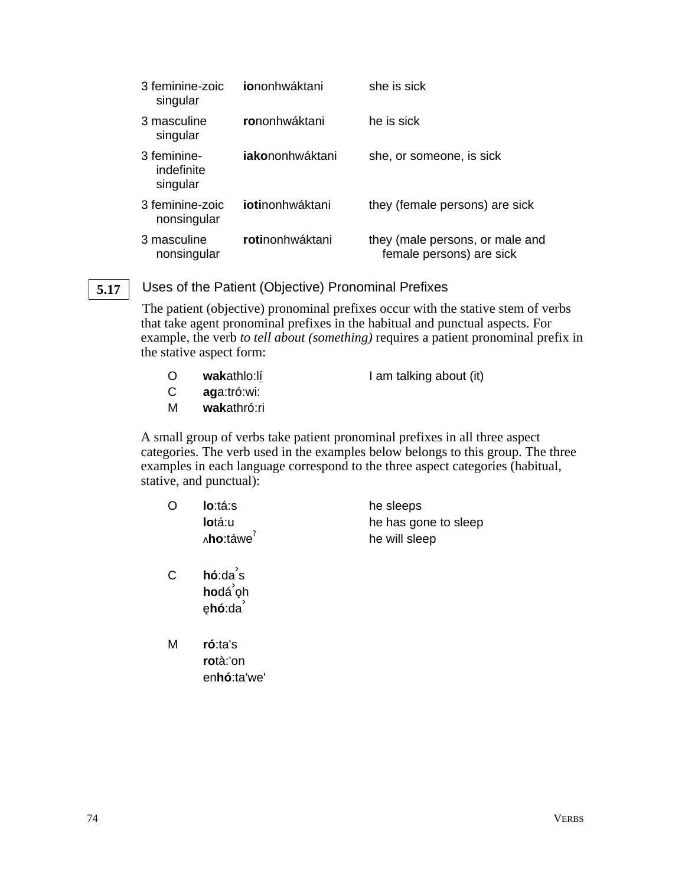| | | |
|---|---|---|
| 3 feminine-zoic singular | **io**nonhwáktani | she is sick |
| 3 masculine singular | **ro**nonhwáktani | he is sick |
| 3 feminine-indefinite singular | **iako**nonhwáktani | she, or someone, is sick |
| 3 feminine-zoic nonsingular | **ioti**nonhwáktani | they (female persons) are sick |
| 3 masculine nonsingular | **roti**nonhwáktani | they (male persons, or male and female persons) are sick |

## 5.17 Uses of the Patient (Objective) Pronominal Prefixes

The patient (objective) pronominal prefixes occur with the stative stem of verbs that take agent pronominal prefixes in the habitual and punctual aspects. For example, the verb *to tell about (something)* requires a patient pronominal prefix in the stative aspect form:

| | | |
|---|---|---|
| O | **wak**athlo:lį́ | I am talking about (it) |
| C | **ag**a:tró:wi: | |
| M | **wak**athró:ri | |

A small group of verbs take patient pronominal prefixes in all three aspect categories. The verb used in the examples below belongs to this group. The three examples in each language correspond to the three aspect categories (habitual, stative, and punctual):

| | | |
|---|---|---|
| O | **lo**:tá:s | he sleeps |
| | **lo**tá:u | he has gone to sleep |
| | ʌ**ho**:táweˀ | he will sleep |
| C | **hó**:da˺s | |
| | **ho**dá˺ǫh | |
| | ę**hó**:da˺ | |
| M | **ró**:ta's | |
| | **ro**tà:'on | |
| | en**hó**:ta'we' | |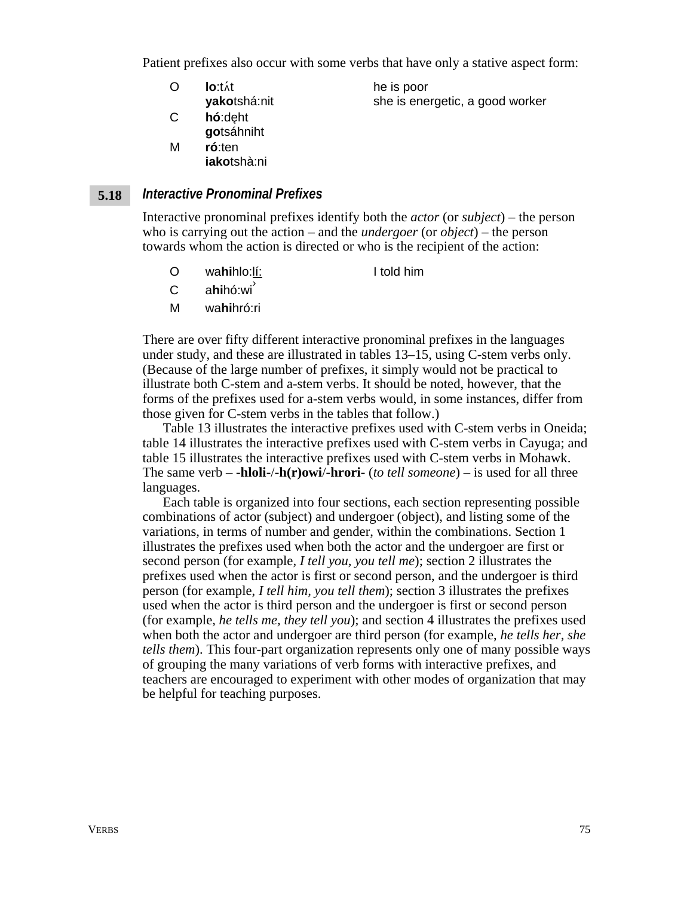Patient prefixes also occur with some verbs that have only a stative aspect form:

| | | |
|---|---|---|
| O | **lo**:tʌ́t | he is poor |
| | **yako**tshá:nit | she is energetic, a good worker |
| C | **hó**:dę̱ht | |
| | **go**tsáhniht | |
| M | **ró**:ten | |
| | **iako**tshà:ni | |

## 5.18 *Interactive Pronominal Prefixes*

Interactive pronominal prefixes identify both the *actor* (or *subject*) – the person who is carrying out the action – and the *undergoer* (or *object*) – the person towards whom the action is directed or who is the recipient of the action:

| | | |
|---|---|---|
| O | wa**hi**hlo:l̲í̲:̲ | I told him |
| C | a**hi**hó:wi˺ | |
| M | wa**hi**hró:ri | |

There are over fifty different interactive pronominal prefixes in the languages under study, and these are illustrated in tables 13–15, using C-stem verbs only. (Because of the large number of prefixes, it simply would not be practical to illustrate both C-stem and a-stem verbs. It should be noted, however, that the forms of the prefixes used for a-stem verbs would, in some instances, differ from those given for C-stem verbs in the tables that follow.)

Table 13 illustrates the interactive prefixes used with C-stem verbs in Oneida; table 14 illustrates the interactive prefixes used with C-stem verbs in Cayuga; and table 15 illustrates the interactive prefixes used with C-stem verbs in Mohawk. The same verb – **-hloli-**/**-h(r)owi**/**-hrori-** (*to tell someone*) – is used for all three languages.

Each table is organized into four sections, each section representing possible combinations of actor (subject) and undergoer (object), and listing some of the variations, in terms of number and gender, within the combinations. Section 1 illustrates the prefixes used when both the actor and the undergoer are first or second person (for example, *I tell you, you tell me*); section 2 illustrates the prefixes used when the actor is first or second person, and the undergoer is third person (for example, *I tell him, you tell them*); section 3 illustrates the prefixes used when the actor is third person and the undergoer is first or second person (for example, *he tells me, they tell you*); and section 4 illustrates the prefixes used when both the actor and undergoer are third person (for example, *he tells her, she tells them*). This four-part organization represents only one of many possible ways of grouping the many variations of verb forms with interactive prefixes, and teachers are encouraged to experiment with other modes of organization that may be helpful for teaching purposes.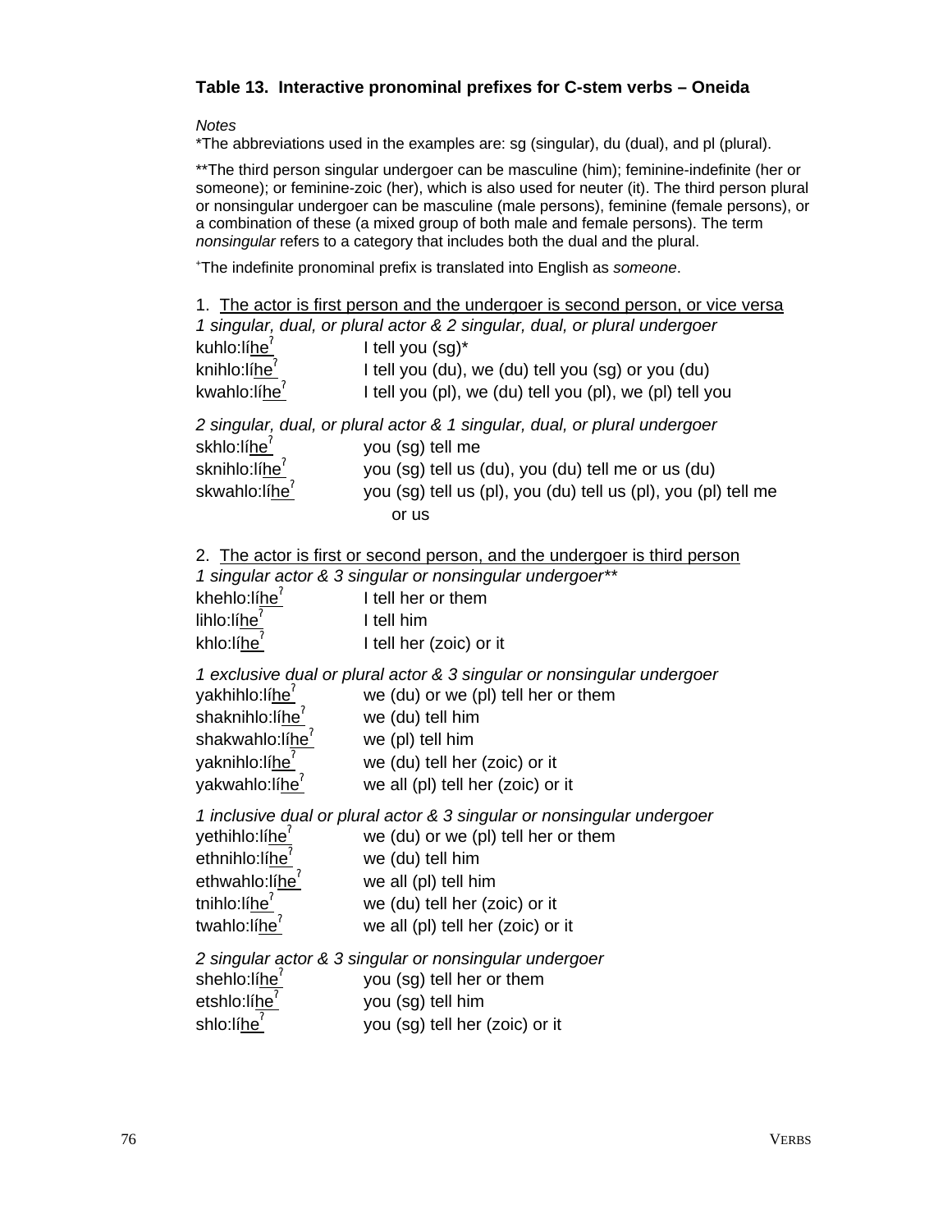### Table 13. Interactive pronominal prefixes for C-stem verbs – Oneida

*Notes*

*The abbreviations used in the examples are: sg (singular), du (dual), and pl (plural).

**The third person singular undergoer can be masculine (him); feminine-indefinite (her or someone); or feminine-zoic (her), which is also used for neuter (it). The third person plural or nonsingular undergoer can be masculine (male persons), feminine (female persons), or a combination of these (a mixed group of both male and female persons). The term *nonsingular* refers to a category that includes both the dual and the plural.

+The indefinite pronominal prefix is translated into English as *someone*.

1. The actor is first person and the undergoer is second person, or vice versa

*1 singular, dual, or plural actor & 2 singular, dual, or plural undergoer*

| | |
|---|---|
| kuhlo:líheˀ | I tell you (sg)* |
| knihlo:líheˀ | I tell you (du), we (du) tell you (sg) or you (du) |
| kwahlo:líheˀ | I tell you (pl), we (du) tell you (pl), we (pl) tell you |

*2 singular, dual, or plural actor & 1 singular, dual, or plural undergoer*

| | |
|---|---|
| skhlo:líheˀ | you (sg) tell me |
| sknihlo:líheˀ | you (sg) tell us (du), you (du) tell me or us (du) |
| skwahlo:líheˀ | you (sg) tell us (pl), you (du) tell us (pl), you (pl) tell me or us |

2. The actor is first or second person, and the undergoer is third person

*1 singular actor & 3 singular or nonsingular undergoer***

| | |
|---|---|
| khehlo:líheˀ | I tell her or them |
| lihlo:líheˀ | I tell him |
| khlo:líheˀ | I tell her (zoic) or it |

*1 exclusive dual or plural actor & 3 singular or nonsingular undergoer*

| | |
|---|---|
| yakhihlo:líheˀ | we (du) or we (pl) tell her or them |
| shaknihlo:líheˀ | we (du) tell him |
| shakwahlo:líheˀ | we (pl) tell him |
| yaknihlo:líheˀ | we (du) tell her (zoic) or it |
| yakwahlo:líheˀ | we all (pl) tell her (zoic) or it |

*1 inclusive dual or plural actor & 3 singular or nonsingular undergoer*

| | |
|---|---|
| yethihlo:líheˀ | we (du) or we (pl) tell her or them |
| ethnihlo:líheˀ | we (du) tell him |
| ethwahlo:líheˀ | we all (pl) tell him |
| tnihlo:líheˀ | we (du) tell her (zoic) or it |
| twahlo:líheˀ | we all (pl) tell her (zoic) or it |

*2 singular actor & 3 singular or nonsingular undergoer*

| | |
|---|---|
| shehlo:líheˀ | you (sg) tell her or them |
| etshlo:líheˀ | you (sg) tell him |
| shlo:líheˀ | you (sg) tell her (zoic) or it |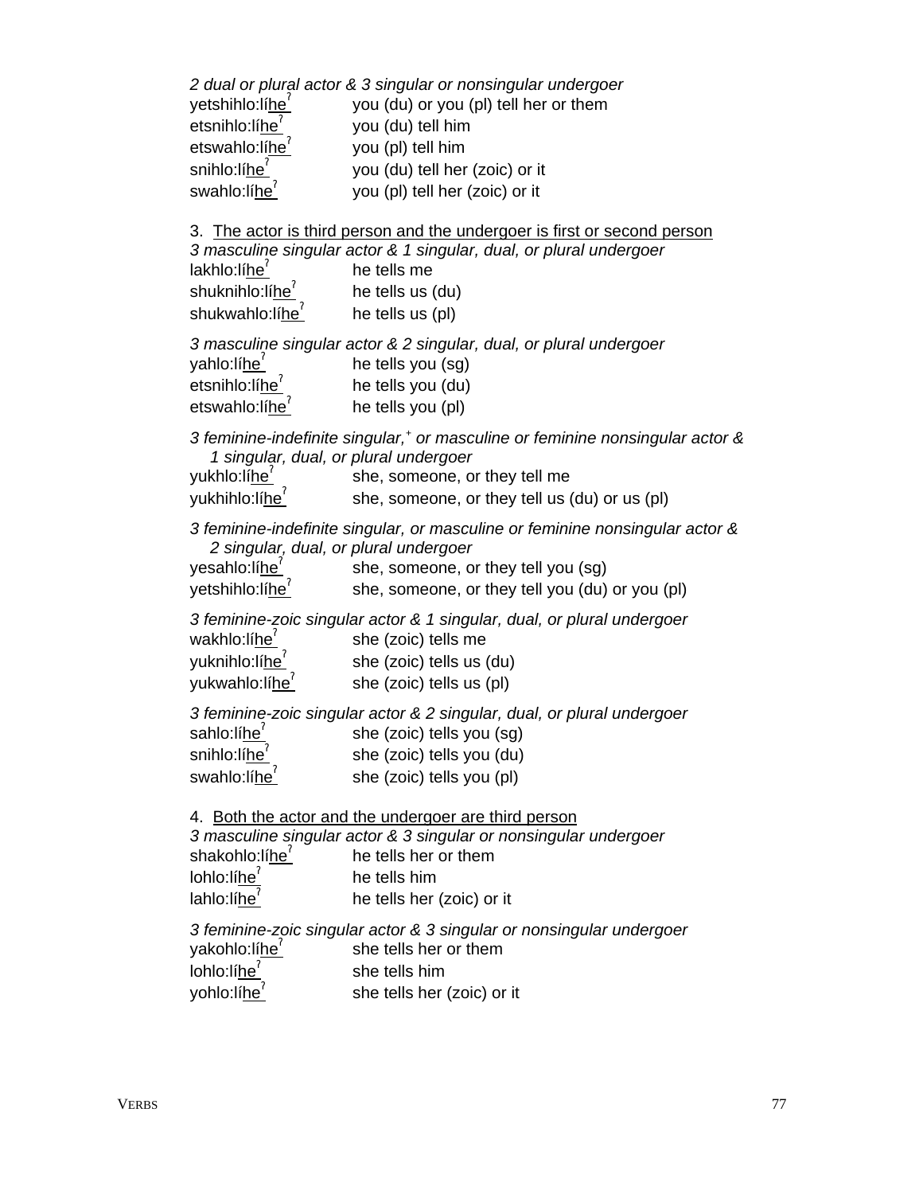*2 dual or plural actor & 3 singular or nonsingular undergoer*

| | |
|---|---|
| yetshihlo:lí<u>he</u>ˀ | you (du) or you (pl) tell her or them |
| etsnihlo:lí<u>he</u>ˀ | you (du) tell him |
| etswahlo:lí<u>he</u>ˀ | you (pl) tell him |
| snihlo:lí<u>he</u>ˀ | you (du) tell her (zoic) or it |
| swahlo:lí<u>he</u>ˀ | you (pl) tell her (zoic) or it |

3. <u>The actor is third person and the undergoer is first or second person</u>

*3 masculine singular actor & 1 singular, dual, or plural undergoer*

| | |
|---|---|
| lakhlo:lí<u>he</u>ˀ | he tells me |
| shuknihlo:lí<u>he</u>ˀ | he tells us (du) |
| shukwahlo:lí<u>he</u>ˀ | he tells us (pl) |

*3 masculine singular actor & 2 singular, dual, or plural undergoer*

| | |
|---|---|
| yahlo:lí<u>he</u>ˀ | he tells you (sg) |
| etsnihlo:lí<u>he</u>ˀ | he tells you (du) |
| etswahlo:lí<u>he</u>ˀ | he tells you (pl) |

*3 feminine-indefinite singular,+ or masculine or feminine nonsingular actor & 1 singular, dual, or plural undergoer*

| | |
|---|---|
| yukhlo:lí<u>he</u>ˀ | she, someone, or they tell me |
| yukhihlo:lí<u>he</u>ˀ | she, someone, or they tell us (du) or us (pl) |

*3 feminine-indefinite singular, or masculine or feminine nonsingular actor & 2 singular, dual, or plural undergoer*

| | |
|---|---|
| yesahlo:lí<u>he</u>ˀ | she, someone, or they tell you (sg) |
| yetshihlo:lí<u>he</u>ˀ | she, someone, or they tell you (du) or you (pl) |

*3 feminine-zoic singular actor & 1 singular, dual, or plural undergoer*

| | |
|---|---|
| wakhlo:lí<u>he</u>ˀ | she (zoic) tells me |
| yuknihlo:lí<u>he</u>ˀ | she (zoic) tells us (du) |
| yukwahlo:lí<u>he</u>ˀ | she (zoic) tells us (pl) |

*3 feminine-zoic singular actor & 2 singular, dual, or plural undergoer*

| | |
|---|---|
| sahlo:lí<u>he</u>ˀ | she (zoic) tells you (sg) |
| snihlo:lí<u>he</u>ˀ | she (zoic) tells you (du) |
| swahlo:lí<u>he</u>ˀ | she (zoic) tells you (pl) |

4. <u>Both the actor and the undergoer are third person</u>

*3 masculine singular actor & 3 singular or nonsingular undergoer*

| | |
|---|---|
| shakohlo:lí<u>he</u>ˀ | he tells her or them |
| lohlo:lí<u>he</u>ˀ | he tells him |
| lahlo:lí<u>he</u>ˀ | he tells her (zoic) or it |

*3 feminine-zoic singular actor & 3 singular or nonsingular undergoer*

| | |
|---|---|
| yakohlo:lí<u>he</u>ˀ | she tells her or them |
| lohlo:lí<u>he</u>ˀ | she tells him |
| yohlo:lí<u>he</u>ˀ | she tells her (zoic) or it |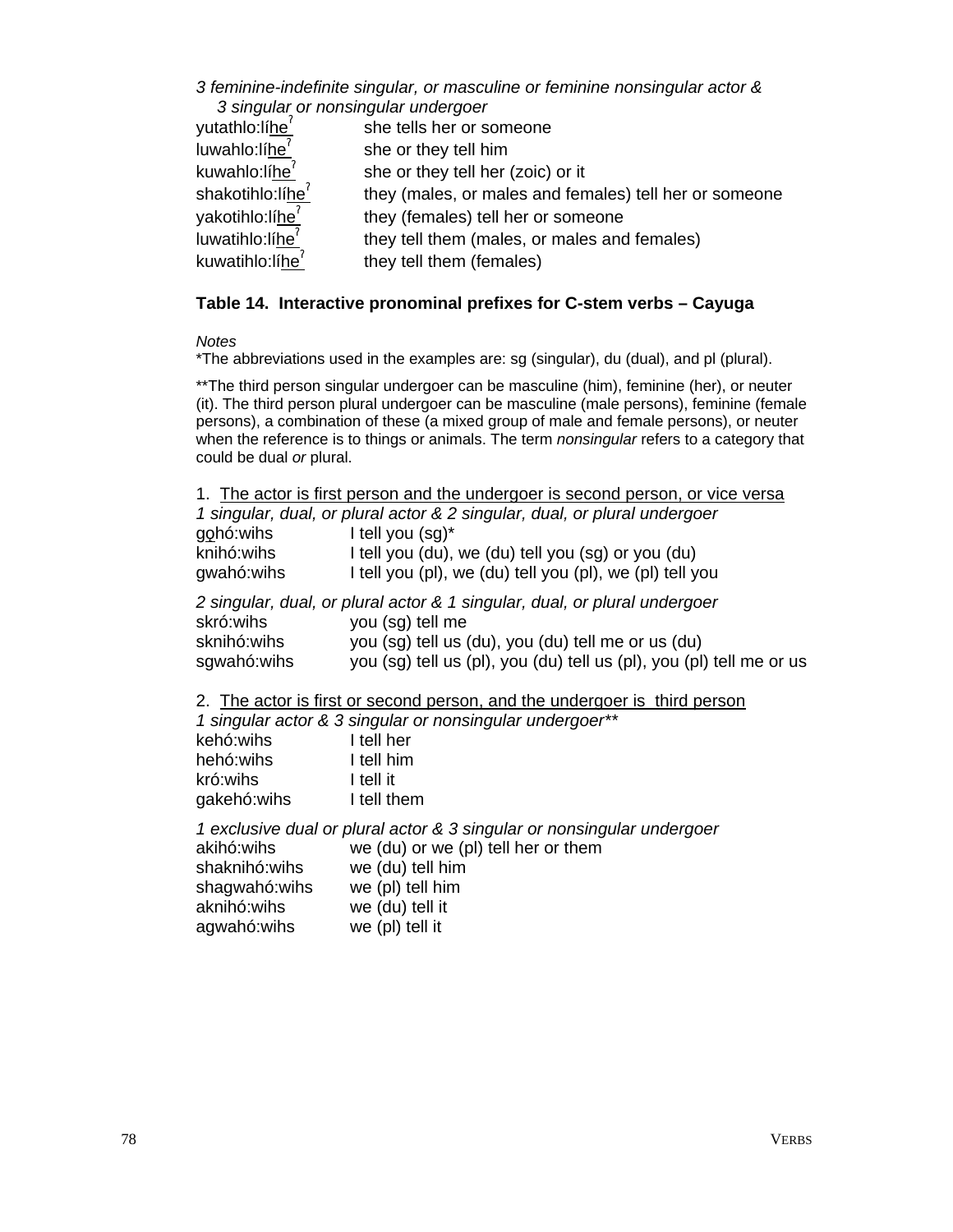*3 feminine-indefinite singular, or masculine or feminine nonsingular actor & 3 singular or nonsingular undergoer*

| | |
|---|---|
| yutathlo:lí<u>he</u>ˀ | she tells her or someone |
| luwahlo:lí<u>he</u>ˀ | she or they tell him |
| kuwahlo:lí<u>he</u>ˀ | she or they tell her (zoic) or it |
| shakotihlo:lí<u>he</u>ˀ | they (males, or males and females) tell her or someone |
| yakotihlo:lí<u>he</u>ˀ | they (females) tell her or someone |
| luwatihlo:lí<u>he</u>ˀ | they tell them (males, or males and females) |
| kuwatihlo:lí<u>he</u>ˀ | they tell them (females) |

**Table 14. Interactive pronominal prefixes for C-stem verbs – Cayuga**

*Notes*

*The abbreviations used in the examples are: sg (singular), du (dual), and pl (plural).

**The third person singular undergoer can be masculine (him), feminine (her), or neuter (it). The third person plural undergoer can be masculine (male persons), feminine (female persons), a combination of these (a mixed group of male and female persons), or neuter when the reference is to things or animals. The term *nonsingular* refers to a category that could be dual *or* plural.

1. <u>The actor is first person and the undergoer is second person, or vice versa</u>

*1 singular, dual, or plural actor & 2 singular, dual, or plural undergoer*

| | |
|---|---|
| g<u>o</u>hó:wihs | I tell you (sg)* |
| knihó:wihs | I tell you (du), we (du) tell you (sg) or you (du) |
| gwahó:wihs | I tell you (pl), we (du) tell you (pl), we (pl) tell you |

*2 singular, dual, or plural actor & 1 singular, dual, or plural undergoer*

| | |
|---|---|
| skró:wihs | you (sg) tell me |
| sknihó:wihs | you (sg) tell us (du), you (du) tell me or us (du) |
| sgwahó:wihs | you (sg) tell us (pl), you (du) tell us (pl), you (pl) tell me or us |

2. <u>The actor is first or second person, and the undergoer is third person</u>

*1 singular actor & 3 singular or nonsingular undergoer***

| | |
|---|---|
| kehó:wihs | I tell her |
| hehó:wihs | I tell him |
| kró:wihs | I tell it |
| gakehó:wihs | I tell them |

*1 exclusive dual or plural actor & 3 singular or nonsingular undergoer*

| | |
|---|---|
| akihó:wihs | we (du) or we (pl) tell her or them |
| shaknihó:wihs | we (du) tell him |
| shagwahó:wihs | we (pl) tell him |
| aknihó:wihs | we (du) tell it |
| agwahó:wihs | we (pl) tell it |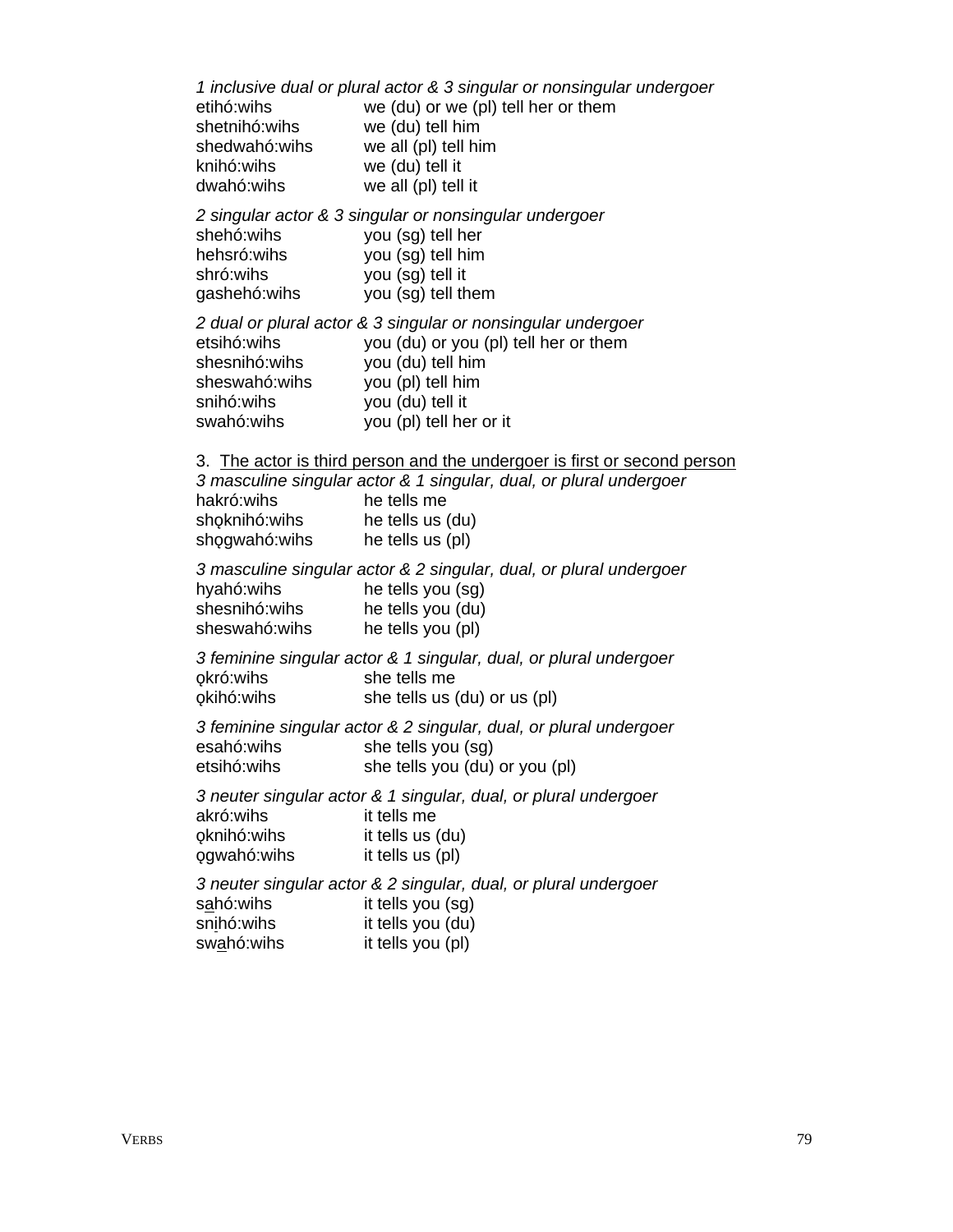*1 inclusive dual or plural actor & 3 singular or nonsingular undergoer*

| | |
|---|---|
| etihó:wihs | we (du) or we (pl) tell her or them |
| shetnihó:wihs | we (du) tell him |
| shedwahó:wihs | we all (pl) tell him |
| knihó:wihs | we (du) tell it |
| dwahó:wihs | we all (pl) tell it |

*2 singular actor & 3 singular or nonsingular undergoer*

| | |
|---|---|
| shehó:wihs | you (sg) tell her |
| hehsró:wihs | you (sg) tell him |
| shró:wihs | you (sg) tell it |
| gashehó:wihs | you (sg) tell them |

*2 dual or plural actor & 3 singular or nonsingular undergoer*

| | |
|---|---|
| etsihó:wihs | you (du) or you (pl) tell her or them |
| shesnihó:wihs | you (du) tell him |
| sheswahó:wihs | you (pl) tell him |
| snihó:wihs | you (du) tell it |
| swahó:wihs | you (pl) tell her or it |

3. <u>The actor is third person and the undergoer is first or second person</u>

*3 masculine singular actor & 1 singular, dual, or plural undergoer*

| | |
|---|---|
| hakró:wihs | he tells me |
| shǫknihó:wihs | he tells us (du) |
| shǫgwahó:wihs | he tells us (pl) |

*3 masculine singular actor & 2 singular, dual, or plural undergoer*

| | |
|---|---|
| hyahó:wihs | he tells you (sg) |
| shesnihó:wihs | he tells you (du) |
| sheswahó:wihs | he tells you (pl) |

*3 feminine singular actor & 1 singular, dual, or plural undergoer*

| | |
|---|---|
| ǫkró:wihs | she tells me |
| ǫkihó:wihs | she tells us (du) or us (pl) |

*3 feminine singular actor & 2 singular, dual, or plural undergoer*

| | |
|---|---|
| esahó:wihs | she tells you (sg) |
| etsihó:wihs | she tells you (du) or you (pl) |

*3 neuter singular actor & 1 singular, dual, or plural undergoer*

| | |
|---|---|
| akró:wihs | it tells me |
| ǫknihó:wihs | it tells us (du) |
| ǫgwahó:wihs | it tells us (pl) |

*3 neuter singular actor & 2 singular, dual, or plural undergoer*

| | |
|---|---|
| s<u>a</u>hó:wihs | it tells you (sg) |
| sn<u>i</u>hó:wihs | it tells you (du) |
| sw<u>a</u>hó:wihs | it tells you (pl) |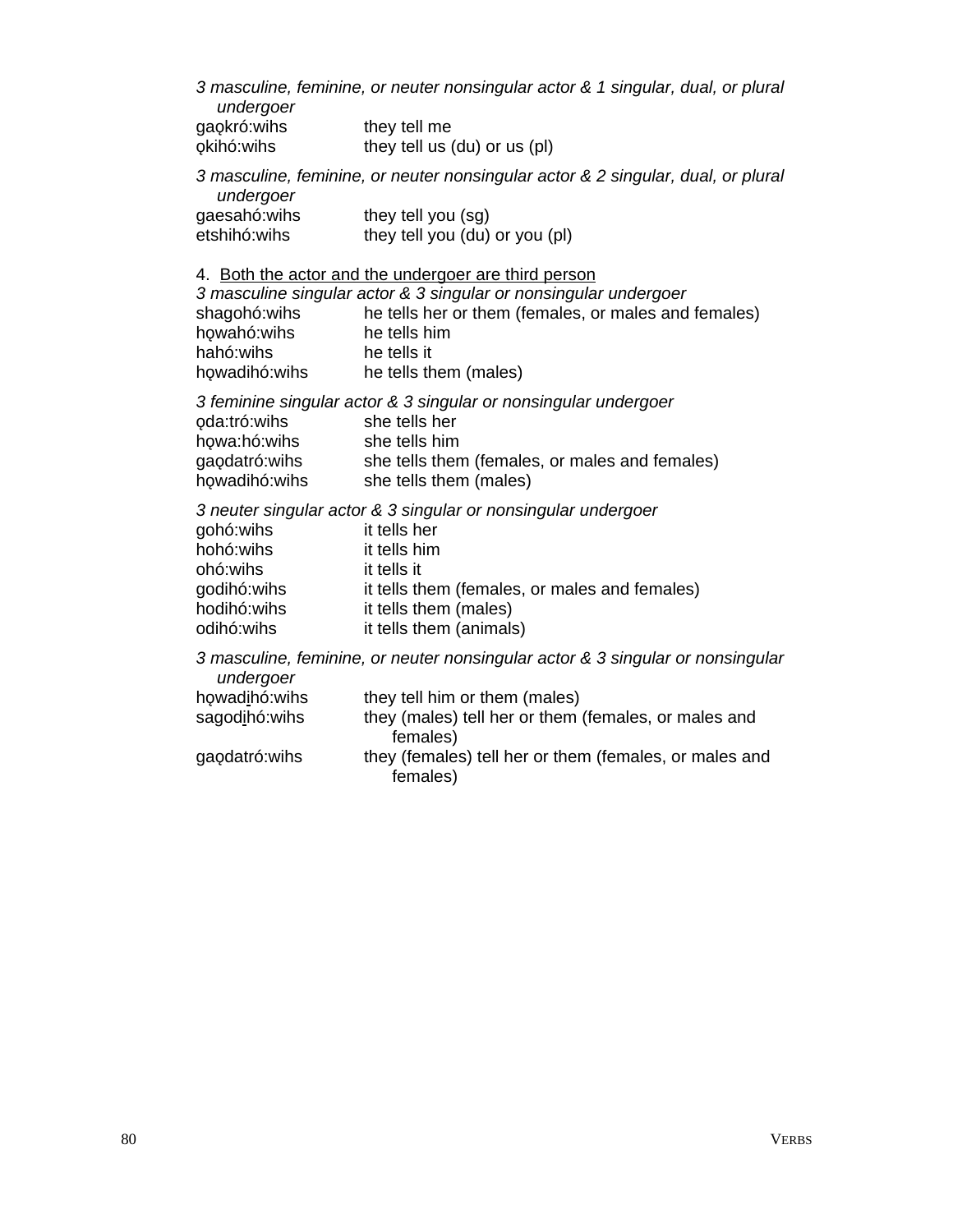*3 masculine, feminine, or neuter nonsingular actor & 1 singular, dual, or plural undergoer*

| | |
|---|---|
| gaǫkró:wihs | they tell me |
| ǫkihó:wihs | they tell us (du) or us (pl) |

*3 masculine, feminine, or neuter nonsingular actor & 2 singular, dual, or plural undergoer*

| | |
|---|---|
| gaesahó:wihs | they tell you (sg) |
| etshihó:wihs | they tell you (du) or you (pl) |

4. <u>Both the actor and the undergoer are third person</u>

*3 masculine singular actor & 3 singular or nonsingular undergoer*

| | |
|---|---|
| shagohó:wihs | he tells her or them (females, or males and females) |
| hǫwahó:wihs | he tells him |
| hahó:wihs | he tells it |
| hǫwadihó:wihs | he tells them (males) |

*3 feminine singular actor & 3 singular or nonsingular undergoer*

| | |
|---|---|
| ǫda:tró:wihs | she tells her |
| hǫwa:hó:wihs | she tells him |
| gaǫdatró:wihs | she tells them (females, or males and females) |
| hǫwadihó:wihs | she tells them (males) |

*3 neuter singular actor & 3 singular or nonsingular undergoer*

| | |
|---|---|
| gohó:wihs | it tells her |
| hohó:wihs | it tells him |
| ohó:wihs | it tells it |
| godihó:wihs | it tells them (females, or males and females) |
| hodihó:wihs | it tells them (males) |
| odihó:wihs | it tells them (animals) |

*3 masculine, feminine, or neuter nonsingular actor & 3 singular or nonsingular undergoer*

| | |
|---|---|
| hǫwad<u>i</u>hó:wihs | they tell him or them (males) |
| sagod<u>i</u>hó:wihs | they (males) tell her or them (females, or males and females) |
| gaǫdatró:wihs | they (females) tell her or them (females, or males and females) |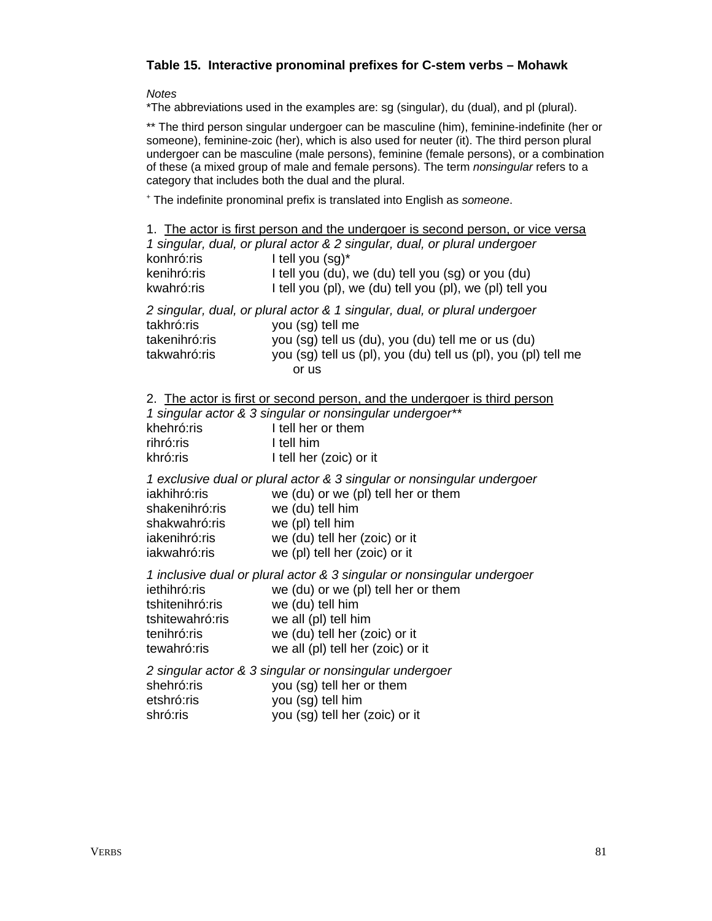### Table 15. Interactive pronominal prefixes for C-stem verbs – Mohawk

*Notes*

*The abbreviations used in the examples are: sg (singular), du (dual), and pl (plural).

** The third person singular undergoer can be masculine (him), feminine-indefinite (her or someone), feminine-zoic (her), which is also used for neuter (it). The third person plural undergoer can be masculine (male persons), feminine (female persons), or a combination of these (a mixed group of male and female persons). The term *nonsingular* refers to a category that includes both the dual and the plural.

[+] The indefinite pronominal prefix is translated into English as *someone*.

1. <u>The actor is first person and the undergoer is second person, or vice versa</u>

*1 singular, dual, or plural actor & 2 singular, dual, or plural undergoer*

| | |
|---|---|
| konhró:ris | I tell you (sg)* |
| kenihró:ris | I tell you (du), we (du) tell you (sg) or you (du) |
| kwahró:ris | I tell you (pl), we (du) tell you (pl), we (pl) tell you |

*2 singular, dual, or plural actor & 1 singular, dual, or plural undergoer*

| | |
|---|---|
| takhró:ris | you (sg) tell me |
| takenihró:ris | you (sg) tell us (du), you (du) tell me or us (du) |
| takwahró:ris | you (sg) tell us (pl), you (du) tell us (pl), you (pl) tell me or us |

2. <u>The actor is first or second person, and the undergoer is third person</u>

*1 singular actor & 3 singular or nonsingular undergoer***

| | |
|---|---|
| khehró:ris | I tell her or them |
| rihró:ris | I tell him |
| khró:ris | I tell her (zoic) or it |

*1 exclusive dual or plural actor & 3 singular or nonsingular undergoer*

| | |
|---|---|
| iakhihró:ris | we (du) or we (pl) tell her or them |
| shakenihró:ris | we (du) tell him |
| shakwahró:ris | we (pl) tell him |
| iakenihró:ris | we (du) tell her (zoic) or it |
| iakwahró:ris | we (pl) tell her (zoic) or it |

*1 inclusive dual or plural actor & 3 singular or nonsingular undergoer*

| | |
|---|---|
| iethihró:ris | we (du) or we (pl) tell her or them |
| tshitenihró:ris | we (du) tell him |
| tshitewahró:ris | we all (pl) tell him |
| tenihró:ris | we (du) tell her (zoic) or it |
| tewahró:ris | we all (pl) tell her (zoic) or it |

*2 singular actor & 3 singular or nonsingular undergoer*

| | |
|---|---|
| shehró:ris | you (sg) tell her or them |
| etshró:ris | you (sg) tell him |
| shró:ris | you (sg) tell her (zoic) or it |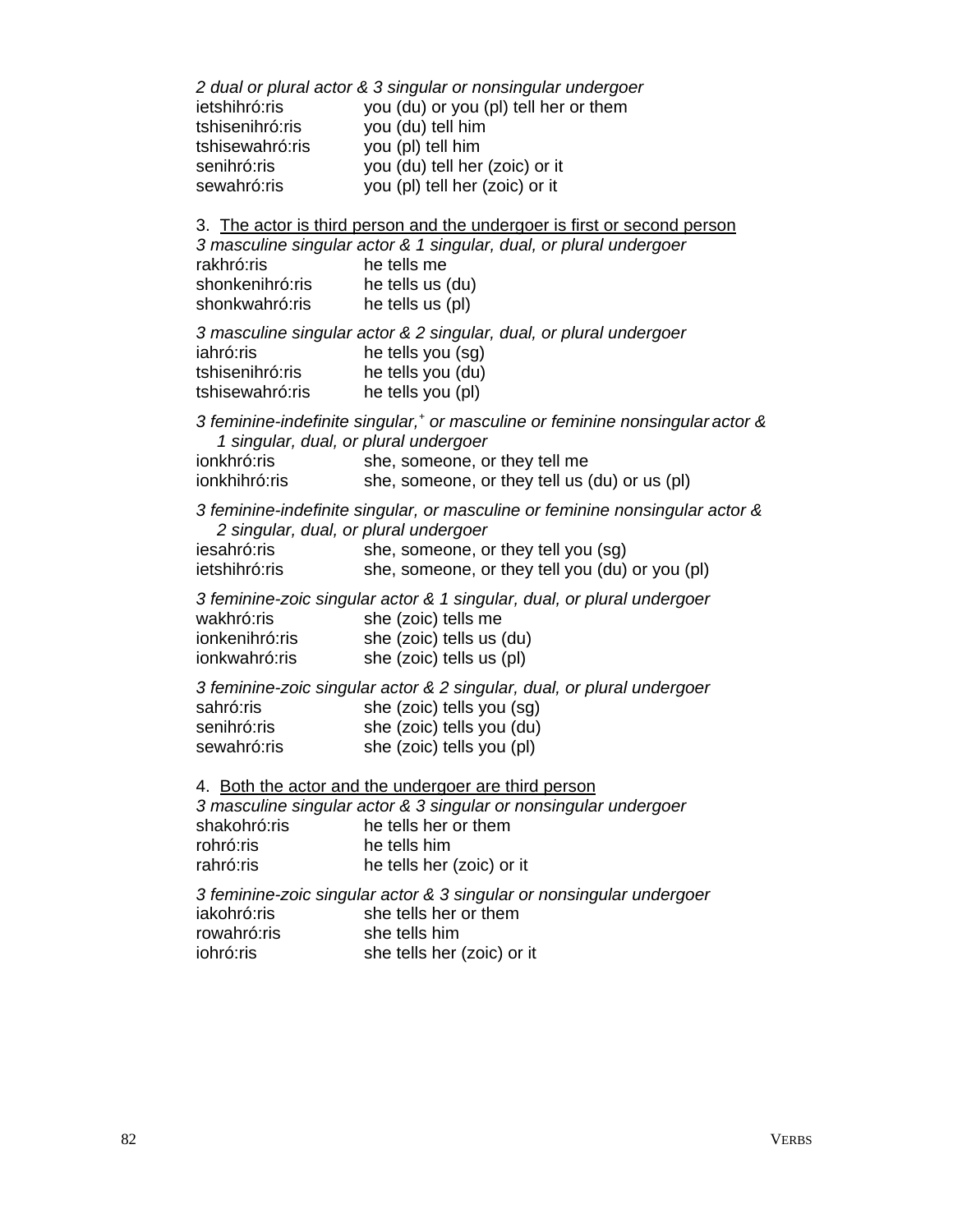*2 dual or plural actor & 3 singular or nonsingular undergoer*

| | |
|---|---|
| ietshihró:ris | you (du) or you (pl) tell her or them |
| tshisenihró:ris | you (du) tell him |
| tshisewahró:ris | you (pl) tell him |
| senihró:ris | you (du) tell her (zoic) or it |
| sewahró:ris | you (pl) tell her (zoic) or it |

3. <u>The actor is third person and the undergoer is first or second person</u>

*3 masculine singular actor & 1 singular, dual, or plural undergoer*

| | |
|---|---|
| rakhró:ris | he tells me |
| shonkenihró:ris | he tells us (du) |
| shonkwahró:ris | he tells us (pl) |

*3 masculine singular actor & 2 singular, dual, or plural undergoer*

| | |
|---|---|
| iahró:ris | he tells you (sg) |
| tshisenihró:ris | he tells you (du) |
| tshisewahró:ris | he tells you (pl) |

*3 feminine-indefinite singular,[+] or masculine or feminine nonsingular actor & 1 singular, dual, or plural undergoer*

| | |
|---|---|
| ionkhró:ris | she, someone, or they tell me |
| ionkhihró:ris | she, someone, or they tell us (du) or us (pl) |

*3 feminine-indefinite singular, or masculine or feminine nonsingular actor & 2 singular, dual, or plural undergoer*

| | |
|---|---|
| iesahró:ris | she, someone, or they tell you (sg) |
| ietshihró:ris | she, someone, or they tell you (du) or you (pl) |

*3 feminine-zoic singular actor & 1 singular, dual, or plural undergoer*

| | |
|---|---|
| wakhró:ris | she (zoic) tells me |
| ionkenihró:ris | she (zoic) tells us (du) |
| ionkwahró:ris | she (zoic) tells us (pl) |

*3 feminine-zoic singular actor & 2 singular, dual, or plural undergoer*

| | |
|---|---|
| sahró:ris | she (zoic) tells you (sg) |
| senihró:ris | she (zoic) tells you (du) |
| sewahró:ris | she (zoic) tells you (pl) |

4. <u>Both the actor and the undergoer are third person</u>

*3 masculine singular actor & 3 singular or nonsingular undergoer*

| | |
|---|---|
| shakohró:ris | he tells her or them |
| rohró:ris | he tells him |
| rahró:ris | he tells her (zoic) or it |

*3 feminine-zoic singular actor & 3 singular or nonsingular undergoer*

| | |
|---|---|
| iakohró:ris | she tells her or them |
| rowahró:ris | she tells him |
| iohró:ris | she tells her (zoic) or it |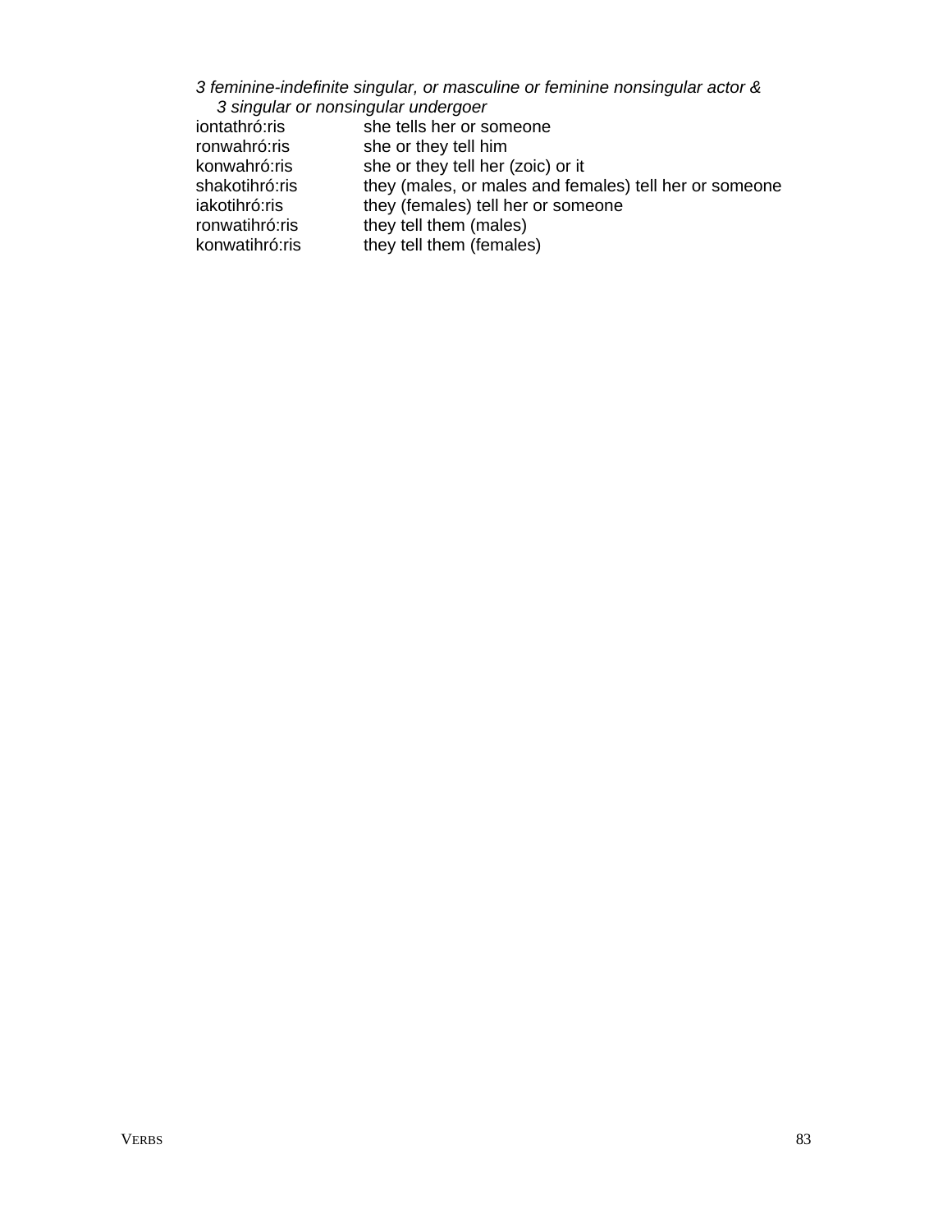*3 feminine-indefinite singular, or masculine or feminine nonsingular actor &*
*3 singular or nonsingular undergoer*

| | |
|---|---|
| iontathró:ris | she tells her or someone |
| ronwahró:ris | she or they tell him |
| konwahró:ris | she or they tell her (zoic) or it |
| shakotihró:ris | they (males, or males and females) tell her or someone |
| iakotihró:ris | they (females) tell her or someone |
| ronwatihró:ris | they tell them (males) |
| konwatihró:ris | they tell them (females) |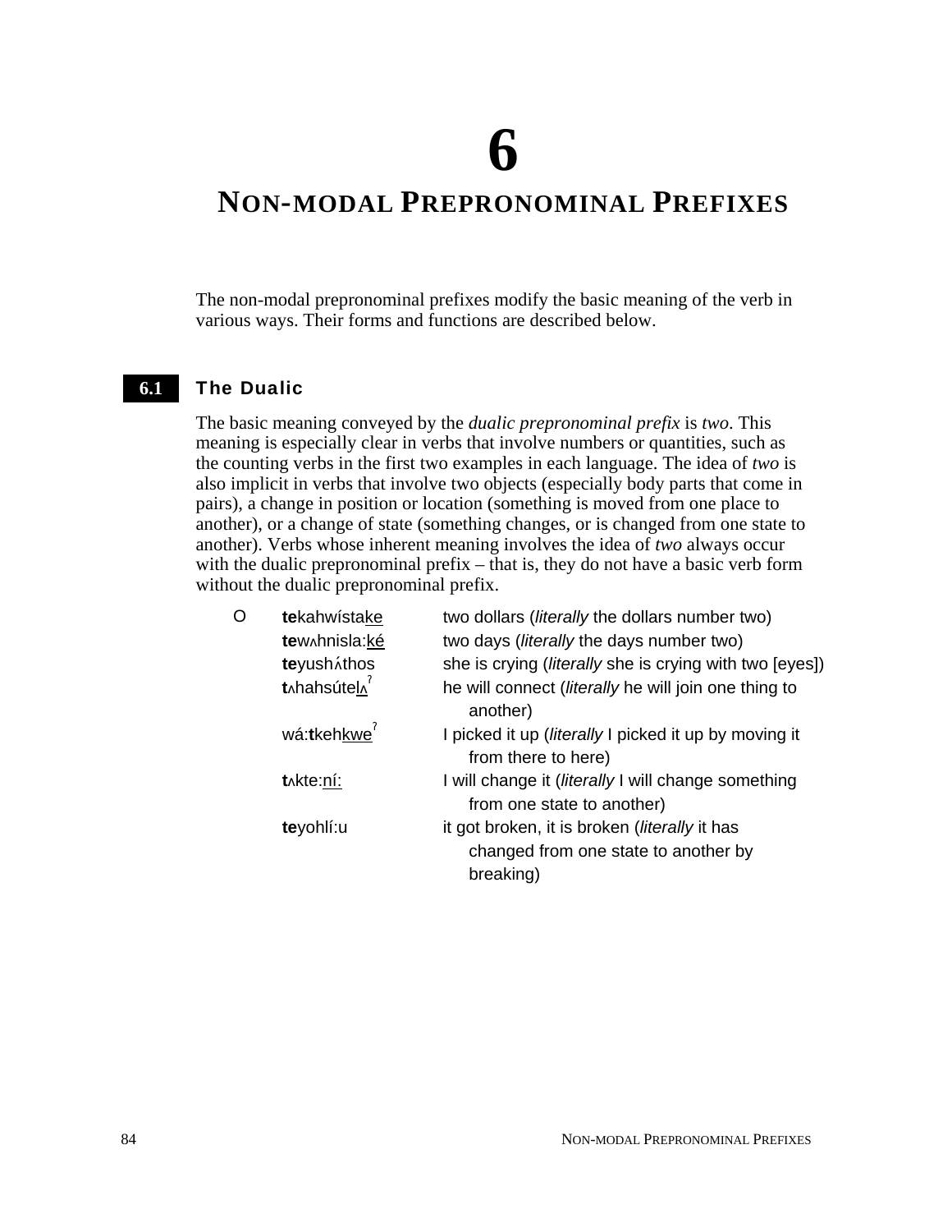#### 6

# NON-MODAL PREPRONOMINAL PREFIXES

The non-modal prepronominal prefixes modify the basic meaning of the verb in various ways. Their forms and functions are described below.

## 6.1 The Dualic

The basic meaning conveyed by the *dualic prepronominal prefix* is *two*. This meaning is especially clear in verbs that involve numbers or quantities, such as the counting verbs in the first two examples in each language. The idea of *two* is also implicit in verbs that involve two objects (especially body parts that come in pairs), a change in position or location (something is moved from one place to another), or a change of state (something changes, or is changed from one state to another). Verbs whose inherent meaning involves the idea of *two* always occur with the dualic prepronominal prefix – that is, they do not have a basic verb form without the dualic prepronominal prefix.

| O | | |
|---|---|---|
| | **te**kahwísta<u>ke</u> | two dollars (*literally* the dollars number two) |
| | **te**wʌhnisla:<u>ké</u> | two days (*literally* the days number two) |
| | **te**yushʌ́thos | she is crying (*literally* she is crying with two [eyes]) |
| | **t**ʌhahsútel<u>ʌ</u>ˀ | he will connect (*literally* he will join one thing to another) |
| | wá:**t**keh<u>kwe</u>ˀ | I picked it up (*literally* I picked it up by moving it from there to here) |
| | **t**ʌkte:<u>ní:</u> | I will change it (*literally* I will change something from one state to another) |
| | **te**yohlí:u | it got broken, it is broken (*literally* it has changed from one state to another by breaking) |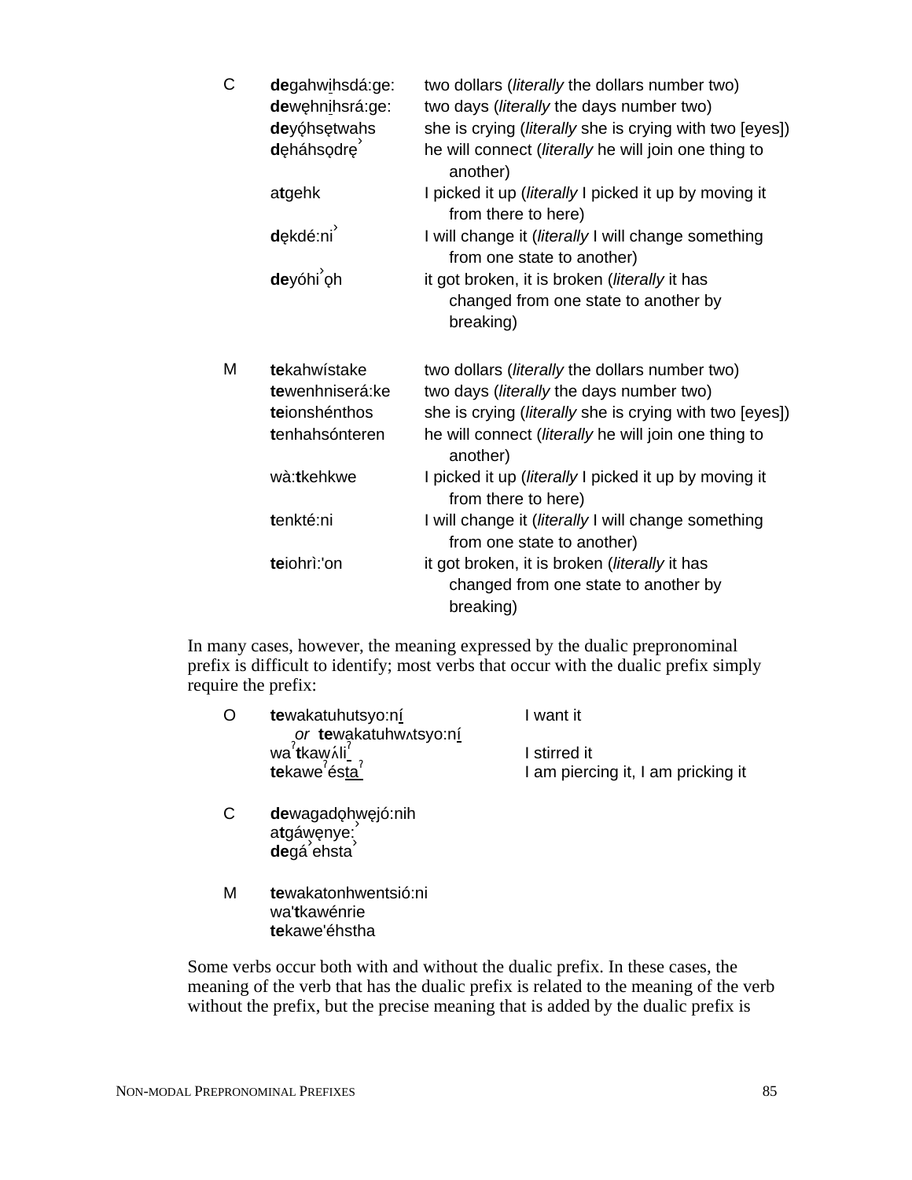| | | |
|---|---|---|
| C | **de**gahwi̱hsdá:ge: | two dollars (*literally* the dollars number two) |
| | **de**wę̨hni̱hsrá:ge: | two days (*literally* the days number two) |
| | **de**yǫ́hsętwahs | she is crying (*literally* she is crying with two [eyes]) |
| | **d**ęháhsǫdrę˺ | he will connect (*literally* he will join one thing to another) |
| | a**t**gehk | I picked it up (*literally* I picked it up by moving it from there to here) |
| | **d**ękdé:ni˺ | I will change it (*literally* I will change something from one state to another) |
| | **de**yóhi˺ǫh | it got broken, it is broken (*literally* it has changed from one state to another by breaking) |
| M | **te**kahwístake | two dollars (*literally* the dollars number two) |
| | **te**wenhniserá:ke | two days (*literally* the days number two) |
| | **te**ionshénthos | she is crying (*literally* she is crying with two [eyes]) |
| | **t**enhahsónteren | he will connect (*literally* he will join one thing to another) |
| | wà:**t**kehkwe | I picked it up (*literally* I picked it up by moving it from there to here) |
| | **t**enkté:ni | I will change it (*literally* I will change something from one state to another) |
| | **te**iohrì:'on | it got broken, it is broken (*literally* it has changed from one state to another by breaking) |

In many cases, however, the meaning expressed by the dualic prepronominal prefix is difficult to identify; most verbs that occur with the dualic prefix simply require the prefix:

| | | |
|---|---|---|
| O | **te**wakatuhutsyo:ní̱ *or* **te**wakatuhwʌtsyo:ní̱ | I want it |
| | waˀ**t**kawʌ́li̱ˀ | I stirred it |
| | **te**kaweˀésta̱ˀ | I am piercing it, I am pricking it |
| C | **de**wagadǫhwęjó:nih | |
| | a**t**gáwęnye:˺ | |
| | **de**gá˺ehsta˺ | |
| M | **te**wakatonhwentsió:ni | |
| | wa'**t**kawénrie | |
| | **te**kawe'éhstha | |

Some verbs occur both with and without the dualic prefix. In these cases, the meaning of the verb that has the dualic prefix is related to the meaning of the verb without the prefix, but the precise meaning that is added by the dualic prefix is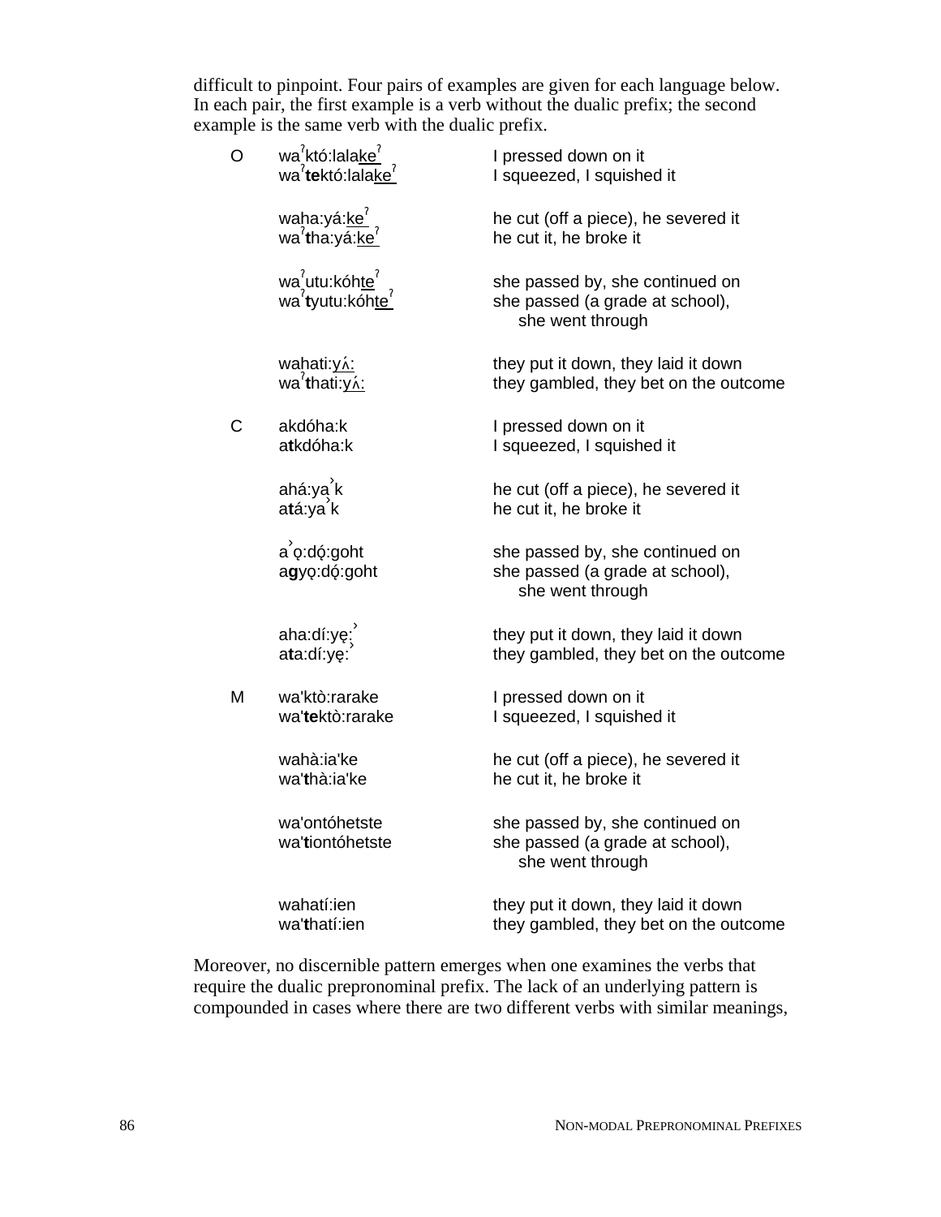difficult to pinpoint. Four pairs of examples are given for each language below. In each pair, the first example is a verb without the dualic prefix; the second example is the same verb with the dualic prefix.

| | | |
|---|---|---|
| O | waˀktó:lala<u>keˀ</u> | I pressed down on it |
| | waˀ**te**któ:lala<u>keˀ</u> | I squeezed, I squished it |
| | | |
| | waha:yá:<u>keˀ</u> | he cut (off a piece), he severed it |
| | waˀ**t**ha:yá:<u>keˀ</u> | he cut it, he broke it |
| | | |
| | waˀutu:kóh<u>teˀ</u> | she passed by, she continued on |
| | waˀ**t**yutu:kóh<u>teˀ</u> | she passed (a grade at school), she went through |
| | | |
| | wahati:<u>yʌ́:</u> | they put it down, they laid it down |
| | waˀ**t**hati:<u>yʌ́:</u> | they gambled, they bet on the outcome |
| | | |
| C | akdóha:k | I pressed down on it |
| | a**t**kdóha:k | I squeezed, I squished it |
| | | |
| | ahá:ya̛k | he cut (off a piece), he severed it |
| | a**t**á:ya̛k | he cut it, he broke it |
| | | |
| | a̛ǫ:dǫ́:goht | she passed by, she continued on |
| | a**g**yǫ:dǫ́:goht | she passed (a grade at school), she went through |
| | | |
| | aha:dí:yę:̛ | they put it down, they laid it down |
| | a**t**a:dí:yę:̛ | they gambled, they bet on the outcome |
| | | |
| M | wa'ktò:rarake | I pressed down on it |
| | wa'**te**ktò:rarake | I squeezed, I squished it |
| | | |
| | wahà:ia'ke | he cut (off a piece), he severed it |
| | wa'**t**hà:ia'ke | he cut it, he broke it |
| | | |
| | wa'ontóhetste | she passed by, she continued on |
| | wa'**t**iontóhetste | she passed (a grade at school), she went through |
| | | |
| | wahatí:ien | they put it down, they laid it down |
| | wa'**t**hatí:ien | they gambled, they bet on the outcome |

Moreover, no discernible pattern emerges when one examines the verbs that require the dualic prepronominal prefix. The lack of an underlying pattern is compounded in cases where there are two different verbs with similar meanings,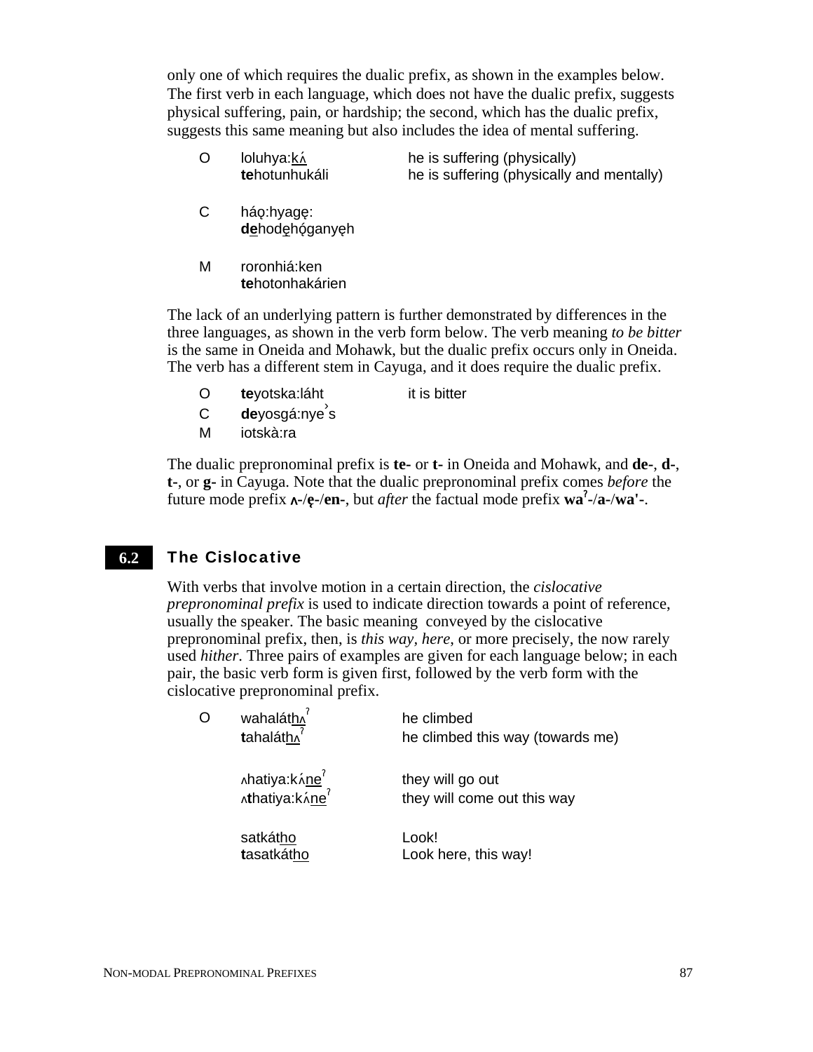only one of which requires the dualic prefix, as shown in the examples below. The first verb in each language, which does not have the dualic prefix, suggests physical suffering, pain, or hardship; the second, which has the dualic prefix, suggests this same meaning but also includes the idea of mental suffering.

| | | |
|---|---|---|
| O | loluhya:kʌ́ | he is suffering (physically) |
| | **te**hotunhukáli | he is suffering (physically and mentally) |
| C | háǫ:hyagę: | |
| | **de**hodęhǫ́ganyęh | |
| M | roronhiá:ken | |
| | **te**hotonhakárien | |

The lack of an underlying pattern is further demonstrated by differences in the three languages, as shown in the verb form below. The verb meaning *to be bitter* is the same in Oneida and Mohawk, but the dualic prefix occurs only in Oneida. The verb has a different stem in Cayuga, and it does require the dualic prefix.

| | | |
|---|---|---|
| O | **te**yotska:láht | it is bitter |
| C | **de**yosgá:nyeˀs | |
| M | iotskà:ra | |

The dualic prepronominal prefix is **te-** or **t-** in Oneida and Mohawk, and **de-**, **d-**, **t-**, or **g-** in Cayuga. Note that the dualic prepronominal prefix comes *before* the future mode prefix **ʌ-**/**ę-**/**en-**, but *after* the factual mode prefix **waˀ-**/**a-**/**wa'-**.

## 6.2 The Cislocative

With verbs that involve motion in a certain direction, the *cislocative prepronominal prefix* is used to indicate direction towards a point of reference, usually the speaker. The basic meaning conveyed by the cislocative prepronominal prefix, then, is *this way, here*, or more precisely, the now rarely used *hither*. Three pairs of examples are given for each language below; in each pair, the basic verb form is given first, followed by the verb form with the cislocative prepronominal prefix.

| | | |
|---|---|---|
| O | wahaláthʌˀ | he climbed |
| | **t**aha​láthʌˀ | he climbed this way (towards me) |
| | ʌhatiya:kʌ́neˀ | they will go out |
| | ʌ**t**hatiya:kʌ́neˀ | they will come out this way |
| | satkátho | Look! |
| | **t**asatkátho | Look here, this way! |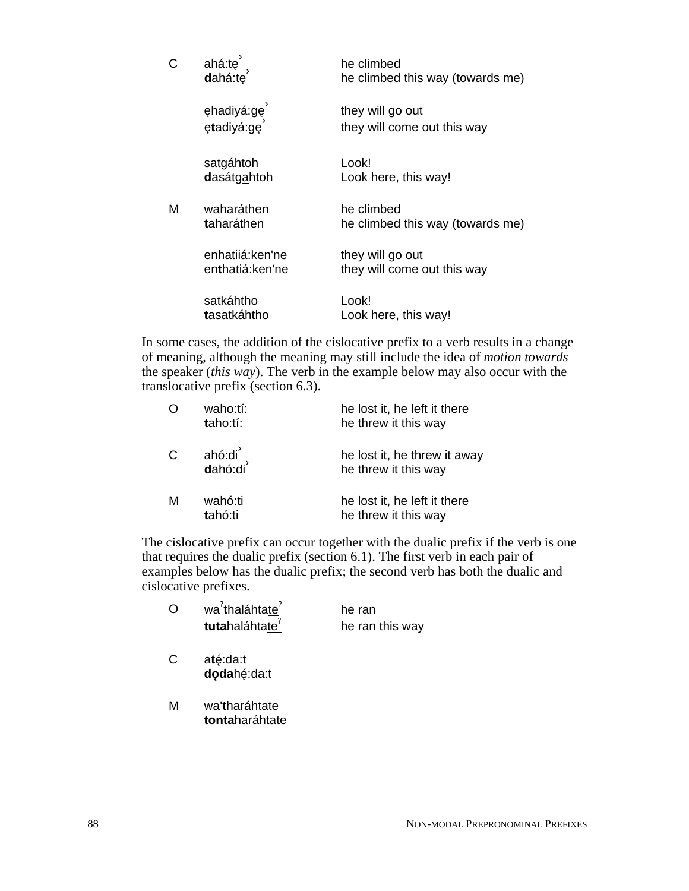| | | |
|---|---|---|
| C | ahá:tę˺ | he climbed |
| | **d**a̲há:tę˺ | he climbed this way (towards me) |
| | ęhadiyá:gę˺ | they will go out |
| | ę**t**adiyá:gę˺ | they will come out this way |
| | satgáhtoh | Look! |
| | **d**asátga̲htoh | Look here, this way! |
| M | waharáthen | he climbed |
| | **t**aharáthen | he climbed this way (towards me) |
| | enhatiiá:ken'ne | they will go out |
| | en**t**hatiá:ken'ne | they will come out this way |
| | satkáhtho | Look! |
| | **t**asatkáhtho | Look here, this way! |

In some cases, the addition of the cislocative prefix to a verb results in a change of meaning, although the meaning may still include the idea of *motion towards* the speaker (*this way*). The verb in the example below may also occur with the translocative prefix (section 6.3).

| | | |
|---|---|---|
| O | waho:t̲í̲:̲ | he lost it, he left it there |
| | **t**aho:t̲í̲:̲ | he threw it this way |
| C | ahó:di˺ | he lost it, he threw it away |
| | **d**a̲hó:di˺ | he threw it this way |
| M | wahó:ti | he lost it, he left it there |
| | **t**ahó:ti | he threw it this way |

The cislocative prefix can occur together with the dualic prefix if the verb is one that requires the dualic prefix (section 6.1). The first verb in each pair of examples below has the dualic prefix; the second verb has both the dualic and cislocative prefixes.

| | | |
|---|---|---|
| O | waˀ**t**haláhtat̲e̲ˀ | he ran |
| | **tuta**haláhtat̲e̲ˀ | he ran this way |
| C | a**tę́**:da:t | |
| | **dǫda**hę́:da:t | |
| M | wa'**t**haráhtate | |
| | **tonta**haráhtate | |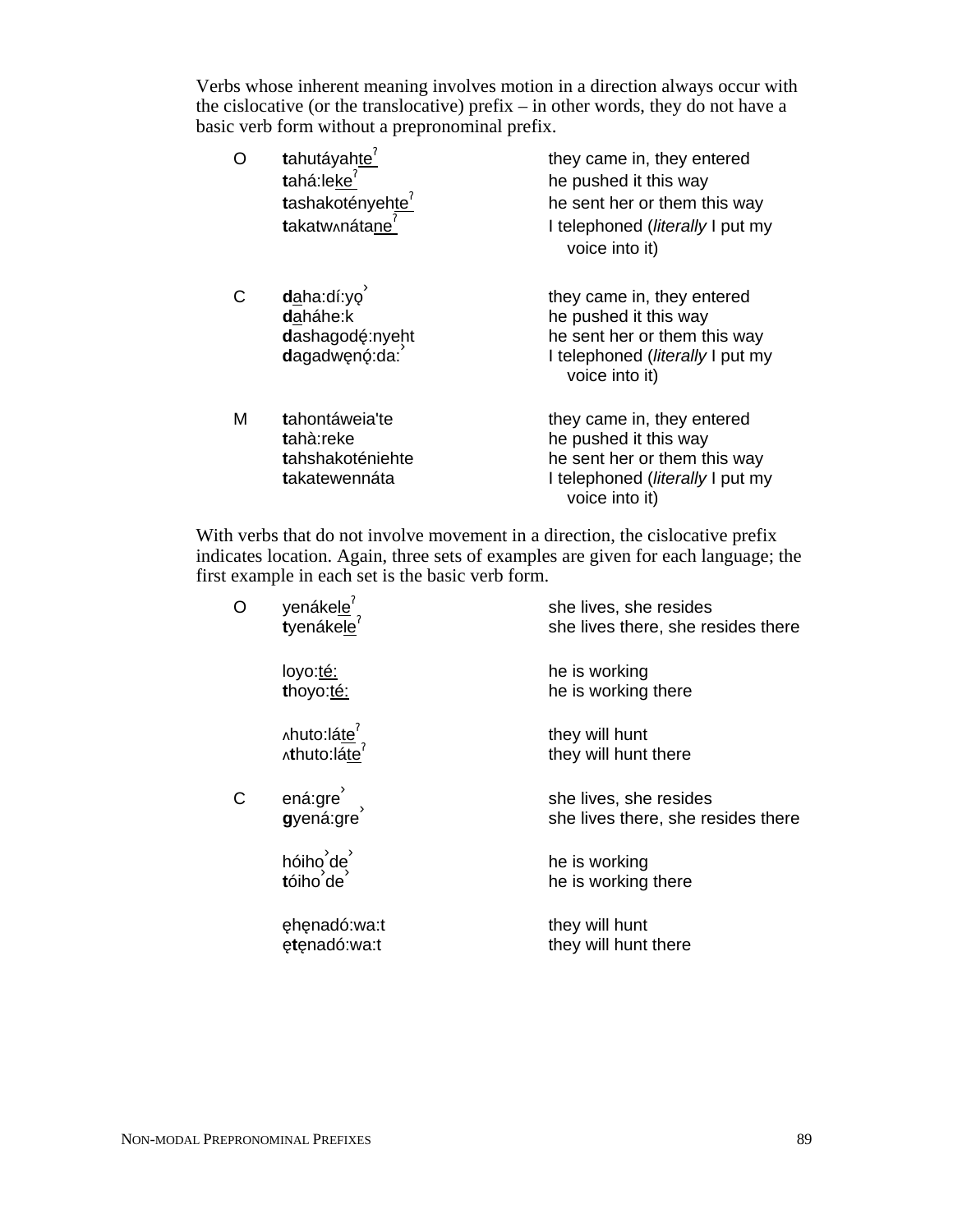Verbs whose inherent meaning involves motion in a direction always occur with the cislocative (or the translocative) prefix – in other words, they do not have a basic verb form without a prepronominal prefix.

| | | |
|---|---|---|
| O | **t**ahutáyah<u>te</u>ˀ | they came in, they entered |
| | **t**ahá:le<u>ke</u>ˀ | he pushed it this way |
| | **t**ashakoténye<u>hte</u>ˀ | he sent her or them this way |
| | **t**akatwʌnáta<u>ne</u>ˀ | I telephoned (*literally* I put my voice into it) |
| C | **d**<u>a</u>ha:dí:yǫˀ | they came in, they entered |
| | **d**aháhe:k | he pushed it this way |
| | **d**ashagodę́:nyeht | he sent her or them this way |
| | **d**agadwęnǫ́:da:ˀ | I telephoned (*literally* I put my voice into it) |
| M | **t**ahontáweia'te | they came in, they entered |
| | **t**ahà:reke | he pushed it this way |
| | **t**ahshakoténiehte | he sent her or them this way |
| | **t**akatewennáta | I telephoned (*literally* I put my voice into it) |

With verbs that do not involve movement in a direction, the cislocative prefix indicates location. Again, three sets of examples are given for each language; the first example in each set is the basic verb form.

| | | |
|---|---|---|
| O | yenáke<u>le</u>ˀ | she lives, she resides |
| | **t**yenáke<u>le</u>ˀ | she lives there, she resides there |
| | loyo:<u>té:</u> | he is working |
| | **t**hoyo:<u>té:</u> | he is working there |
| | ʌhuto:lá<u>te</u>ˀ | they will hunt |
| | ʌ**t**huto:lá<u>te</u>ˀ | they will hunt there |
| C | ená:greˀ | she lives, she resides |
| | **g**yená:greˀ | she lives there, she resides there |
| | hóihoˀdeˀ | he is working |
| | **t**óihoˀdeˀ | he is working there |
| | ęhęnadó:wa:t | they will hunt |
| | ę**t**ęnadó:wa:t | they will hunt there |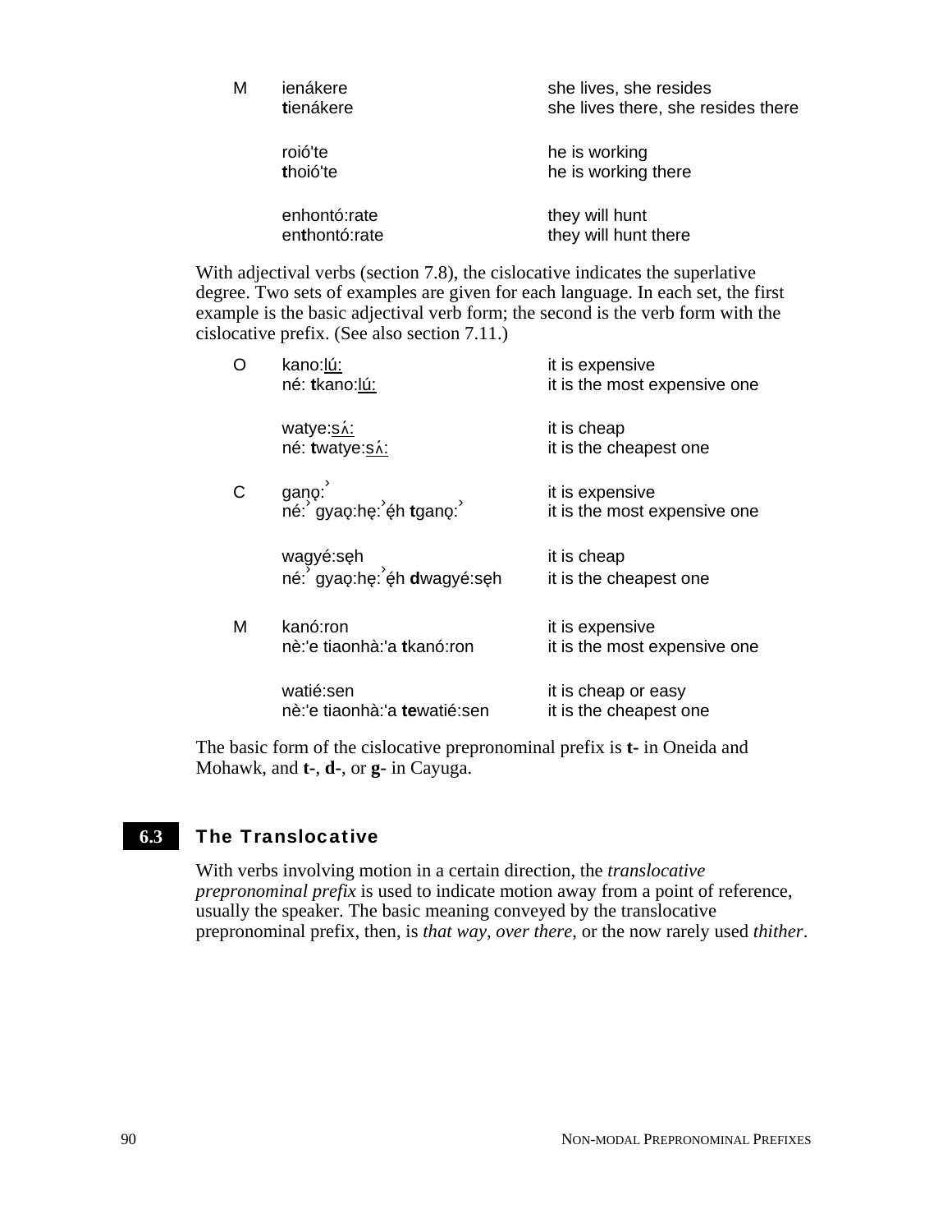| | | |
|---|---|---|
| M | ienákere | she lives, she resides |
| | **t**ienákere | she lives there, she resides there |
| | roió'te | he is working |
| | **t**hoió'te | he is working there |
| | enhontó:rate | they will hunt |
| | en**t**hontó:rate | they will hunt there |

With adjectival verbs (section 7.8), the cislocative indicates the superlative degree. Two sets of examples are given for each language. In each set, the first example is the basic adjectival verb form; the second is the verb form with the cislocative prefix. (See also section 7.11.)

| | | |
|---|---|---|
| O | kano:<u>lú:</u> | it is expensive |
| | né: **t**kano:<u>lú:</u> | it is the most expensive one |
| | watye:<u>sʌ́:</u> | it is cheap |
| | né: **t**watye:<u>sʌ́:</u> | it is the cheapest one |
| C | ganǫ:ˀ | it is expensive |
| | né:ˀ gyaǫ:hę:ˀę́h **t**ganǫ:ˀ | it is the most expensive one |
| | wagyé:sęh | it is cheap |
| | né:ˀ gyaǫ:hę:ˀę́h **d**wagyé:sęh | it is the cheapest one |
| M | kanó:ron | it is expensive |
| | nè:'e tiaonhà:'a **t**kanó:ron | it is the most expensive one |
| | watié:sen | it is cheap or easy |
| | nè:'e tiaonhà:'a **te**watié:sen | it is the cheapest one |

The basic form of the cislocative prepronominal prefix is **t-** in Oneida and Mohawk, and **t-**, **d-**, or **g-** in Cayuga.

## 6.3 The Translocative

With verbs involving motion in a certain direction, the *translocative prepronominal prefix* is used to indicate motion away from a point of reference, usually the speaker. The basic meaning conveyed by the translocative prepronominal prefix, then, is *that way*, *over there*, or the now rarely used *thither*.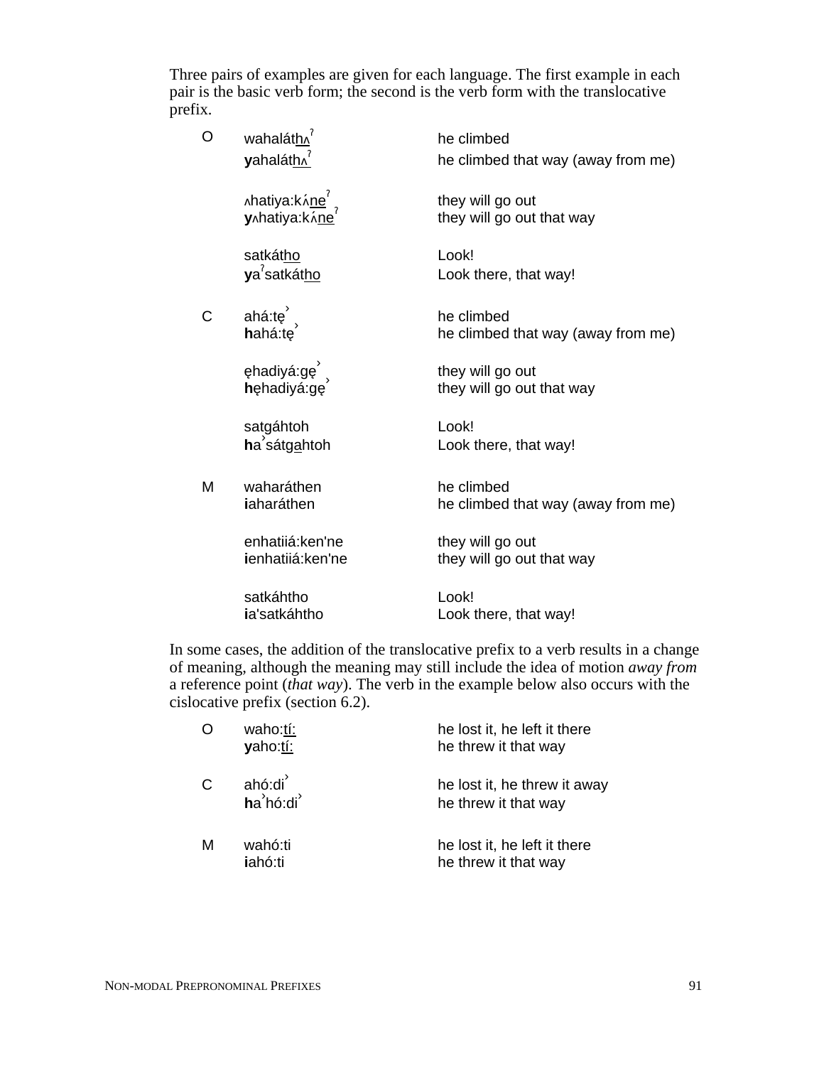Three pairs of examples are given for each language. The first example in each pair is the basic verb form; the second is the verb form with the translocative prefix.

| | | |
|---|---|---|
| O | wahaláth<u>ʌ</u>ˀ | he climbed |
| | **y**aháláth<u>ʌ</u>ˀ | he climbed that way (away from me) |
| | | |
| | ʌhatiya:kʌ́<u>ne</u>ˀ | they will go out |
| | **y**ʌhatiya:kʌ́<u>ne</u>ˀ | they will go out that way |
| | | |
| | satkát<u>ho</u> | Look! |
| | **y**aˀsatkát<u>ho</u> | Look there, that way! |
| | | |
| C | ahá:tęˀ | he climbed |
| | **h**ahá:tęˀ | he climbed that way (away from me) |
| | | |
| | ęhadiyá:gęˀ | they will go out |
| | **h**ęhadiyá:gęˀ | they will go out that way |
| | | |
| | satgáhtoh | Look! |
| | **h**aˀsátg<u>a</u>htoh | Look there, that way! |
| | | |
| M | waharáthen | he climbed |
| | **i**aharáthen | he climbed that way (away from me) |
| | | |
| | enhatiiá:ken'ne | they will go out |
| | **i**enhatiiá:ken'ne | they will go out that way |
| | | |
| | satkáhtho | Look! |
| | **i**a'satkáhtho | Look there, that way! |

In some cases, the addition of the translocative prefix to a verb results in a change of meaning, although the meaning may still include the idea of motion *away from* a reference point (*that way*). The verb in the example below also occurs with the cislocative prefix (section 6.2).

| | | |
|---|---|---|
| O | waho:<u>tí:</u> | he lost it, he left it there |
| | **y**aho:<u>tí:</u> | he threw it that way |
| | | |
| C | ahó:diˀ | he lost it, he threw it away |
| | **h**aˀhó:diˀ | he threw it that way |
| | | |
| M | wahó:ti | he lost it, he left it there |
| | **i**ahó:ti | he threw it that way |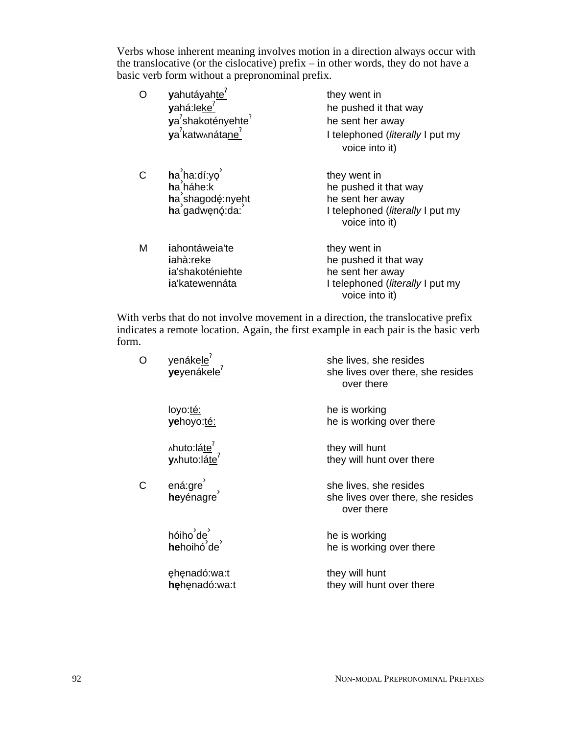Verbs whose inherent meaning involves motion in a direction always occur with the translocative (or the cislocative) prefix – in other words, they do not have a basic verb form without a prepronominal prefix.

| | | |
|---|---|---|
| O | **y**ahutáyah<u>te</u>ˀ | they went in |
| | **y**ahá:le<u>ke</u>ˀ | he pushed it that way |
| | **y**aˀshakotényeh<u>te</u>ˀ | he sent her away |
| | **y**aˀkatwʌnáta<u>ne</u>ˀ | I telephoned (*literally* I put my voice into it) |
| C | **h**a̓ha:dí:yǫ̓ | they went in |
| | **h**a̓háhe:k | he pushed it that way |
| | **h**a̓shagodę́:nyeht | he sent her away |
| | **h**a̓gadwęnǫ́:da:̓ | I telephoned (*literally* I put my voice into it) |
| M | **i**ahontáweia'te | they went in |
| | **i**ahà:reke | he pushed it that way |
| | **i**a'shakoténiehte | he sent her away |
| | **i**a'katewennáta | I telephoned (*literally* I put my voice into it) |

With verbs that do not involve movement in a direction, the translocative prefix indicates a remote location. Again, the first example in each pair is the basic verb form.

| | | |
|---|---|---|
| O | yenáke<u>le</u>ˀ | she lives, she resides |
| | **ye**yenáke<u>le</u>ˀ | she lives over there, she resides over there |
| | loyo:<u>té:</u> | he is working |
| | **ye**hoyo:<u>té:</u> | he is working over there |
| | ʌhuto:lá<u>te</u>ˀ | they will hunt |
| | **y**ʌhuto:lá<u>te</u>ˀ | they will hunt over there |
| C | ená:gre̓ | she lives, she resides |
| | **he**yénagre̓ | she lives over there, she resides over there |
| | hóiho̓de̓ | he is working |
| | **he**hoihó̓de̓ | he is working over there |
| | ęhęnadó:wa:t | they will hunt |
| | **hę**hęnadó:wa:t | they will hunt over there |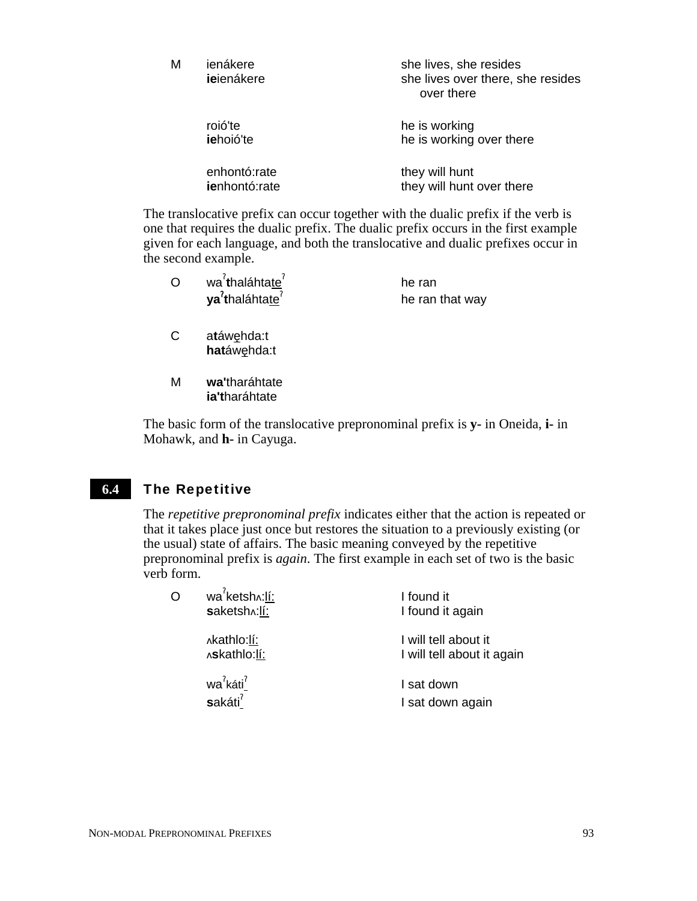| | | |
|---|---|---|
| M | ienákere | she lives, she resides |
| | **ie**ienákere | she lives over there, she resides over there |
| | roió'te | he is working |
| | **ie**hoió'te | he is working over there |
| | enhontó:rate | they will hunt |
| | **ie**nhontó:rate | they will hunt over there |

The translocative prefix can occur together with the dualic prefix if the verb is one that requires the dualic prefix. The dualic prefix occurs in the first example given for each language, and both the translocative and dualic prefixes occur in the second example.

| | | |
|---|---|---|
| O | waˀ**t**haláhtate̲ˀ | he ran |
| | **yaˀt**haláhtate̲ˀ | he ran that way |
| C | a**t**áwę̲hda:t | |
| | **hat**áwę̲hda:t | |
| M | **wa't**haráhtate | |
| | **ia't**haráhtate | |

The basic form of the translocative prepronominal prefix is **y-** in Oneida, **i-** in Mohawk, and **h-** in Cayuga.

## 6.4 The Repetitive

The *repetitive prepronominal prefix* indicates either that the action is repeated or that it takes place just once but restores the situation to a previously existing (or the usual) state of affairs. The basic meaning conveyed by the repetitive prepronominal prefix is *again*. The first example in each set of two is the basic verb form.

| | | |
|---|---|---|
| O | waˀketshʌ:lí: | I found it |
| | **s**aketshʌ:lí: | I found it again |
| | ʌkathlo:lí: | I will tell about it |
| | ʌ**s**kathlo:lí: | I will tell about it again |
| | waˀkátiˀ | I sat down |
| | **s**akátiˀ | I sat down again |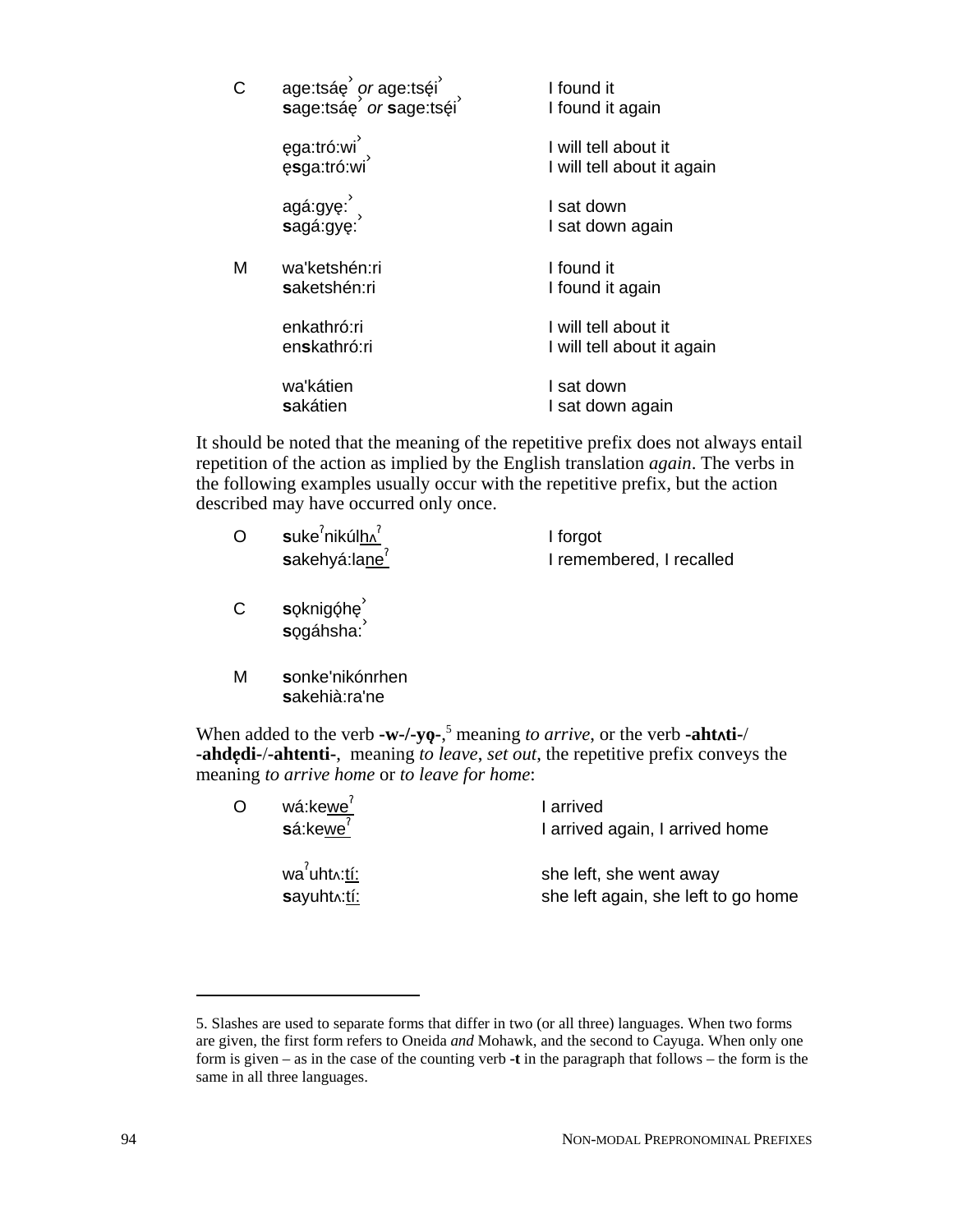| | | |
|---|---|---|
| C | age:tsáę̓ *or* age:tsę́i̓ | I found it |
| | **s**age:tsáę̓ *or* **s**age:tsę́i̓ | I found it again |
| | ęga:tró:wi̓ | I will tell about it |
| | ę**s**ga:tró:wi̓ | I will tell about it again |
| | agá:gyę:̓ | I sat down |
| | **s**agá:gyę:̓ | I sat down again |
| M | wa'ketshén:ri | I found it |
| | **s**aketshén:ri | I found it again |
| | enkathró:ri | I will tell about it |
| | en**s**kathró:ri | I will tell about it again |
| | wa'kátien | I sat down |
| | **s**akátien | I sat down again |

It should be noted that the meaning of the repetitive prefix does not always entail repetition of the action as implied by the English translation *again*. The verbs in the following examples usually occur with the repetitive prefix, but the action described may have occurred only once.

| | | |
|---|---|---|
| O | **s**ukeˀnikúl<u>hʌˀ</u> | I forgot |
| | **s**akehyá:la<u>neˀ</u> | I remembered, I recalled |
| C | **s**ǫknigǫ́hę̓ | |
| | **s**ǫgáhsha:̓ | |
| M | **s**onke'nikónrhen | |
| | **s**akehià:ra'ne | |

When added to the verb **-w-/-yǫ-**,[5] meaning *to arrive*, or the verb **-ahtʌti-**/ **-ahdę̨di-**/**-ahtenti-**, meaning *to leave*, *set out*, the repetitive prefix conveys the meaning *to arrive home* or *to leave for home*:

| | | |
|---|---|---|
| O | wá:ke<u>weˀ</u> | I arrived |
| | **s**á:ke<u>weˀ</u> | I arrived again, I arrived home |
| | waˀuhtʌ:<u>tí:</u> | she left, she went away |
| | **s**ayuhtʌ:<u>tí:</u> | she left again, she left to go home |

5. Slashes are used to separate forms that differ in two (or all three) languages. When two forms are given, the first form refers to Oneida *and* Mohawk, and the second to Cayuga. When only one form is given – as in the case of the counting verb **-t** in the paragraph that follows – the form is the same in all three languages.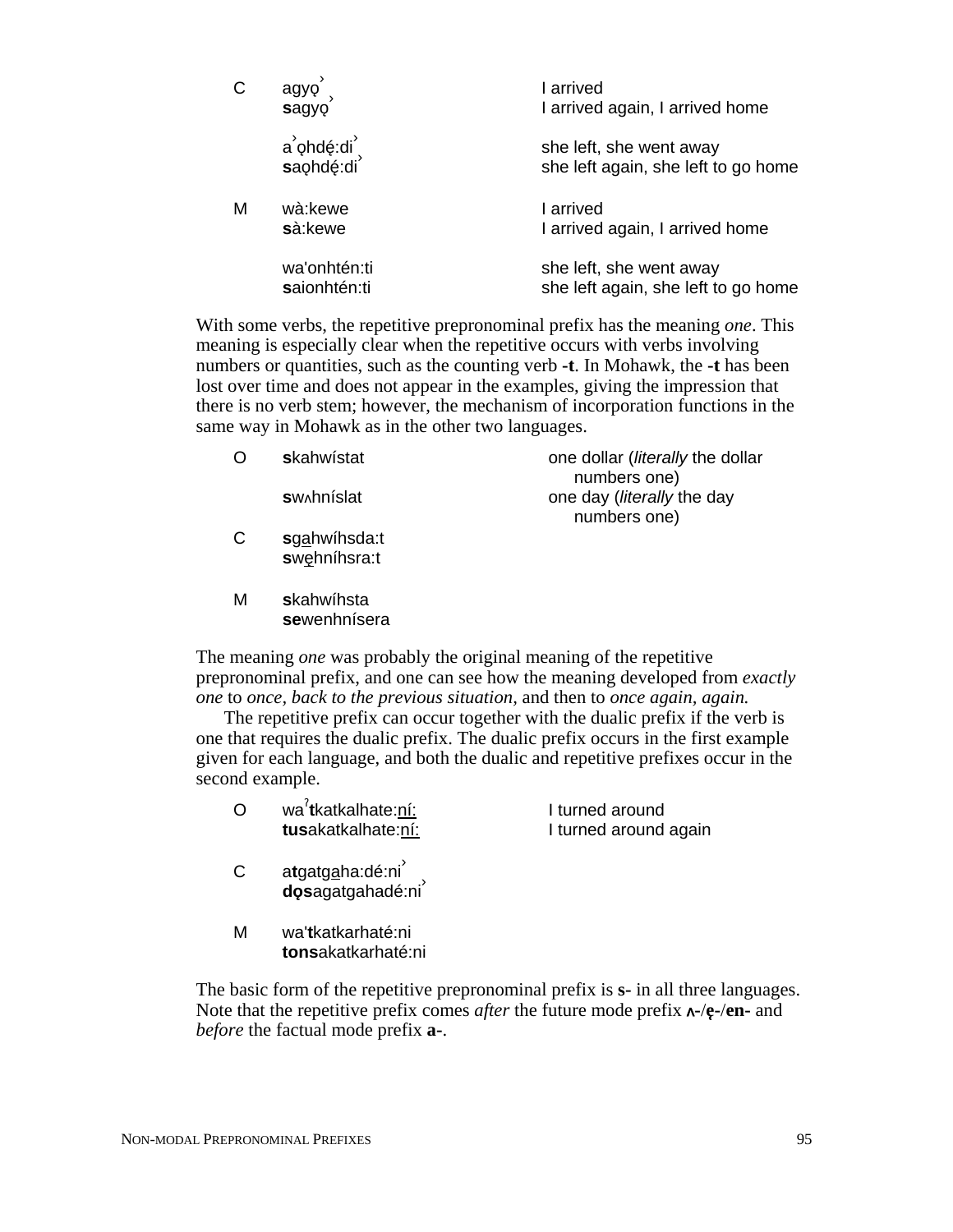| | | |
|---|---|---|
| C | agyǫ˺ | I arrived |
| | **s**agyǫ˺ | I arrived again, I arrived home |
| | a˺ǫhdę́:di˺ | she left, she went away |
| | **s**aǫhdę́:di˺ | she left again, she left to go home |
| M | wà:kewe | I arrived |
| | **s**à:kewe | I arrived again, I arrived home |
| | wa'onhtén:ti | she left, she went away |
| | **s**aionhtén:ti | she left again, she left to go home |

With some verbs, the repetitive prepronominal prefix has the meaning *one*. This meaning is especially clear when the repetitive occurs with verbs involving numbers or quantities, such as the counting verb **-t**. In Mohawk, the **-t** has been lost over time and does not appear in the examples, giving the impression that there is no verb stem; however, the mechanism of incorporation functions in the same way in Mohawk as in the other two languages.

| | | |
|---|---|---|
| O | **s**kahwístat | one dollar (*literally* the dollar numbers one) |
| | **s**wʌhníslat | one day (*literally* the day numbers one) |
| C | **s**ga̲hwíhsda:t | |
| | **s**wę̲hníhsra:t | |
| M | **s**kahwíhsta | |
| | **se**wenhnísera | |

The meaning *one* was probably the original meaning of the repetitive prepronominal prefix, and one can see how the meaning developed from *exactly one* to *once, back to the previous situation*, and then to *once again, again.*

The repetitive prefix can occur together with the dualic prefix if the verb is one that requires the dualic prefix. The dualic prefix occurs in the first example given for each language, and both the dualic and repetitive prefixes occur in the second example.

| | | |
|---|---|---|
| O | waˀ**t**katkalhate:n̲í̲:̲ | I turned around |
| | **tus**akatkalhate:n̲í̲:̲ | I turned around again |
| C | a**t**gatga̲ha:dé:ni˺ | |
| | **dǫs**agatgahadé:ni˺ | |
| M | wa'**t**katkarhaté:ni | |
| | **tons**akatkarhaté:ni | |

The basic form of the repetitive prepronominal prefix is **s-** in all three languages. Note that the repetitive prefix comes *after* the future mode prefix **ʌ-**/**ę-**/**en-** and *before* the factual mode prefix **a-**.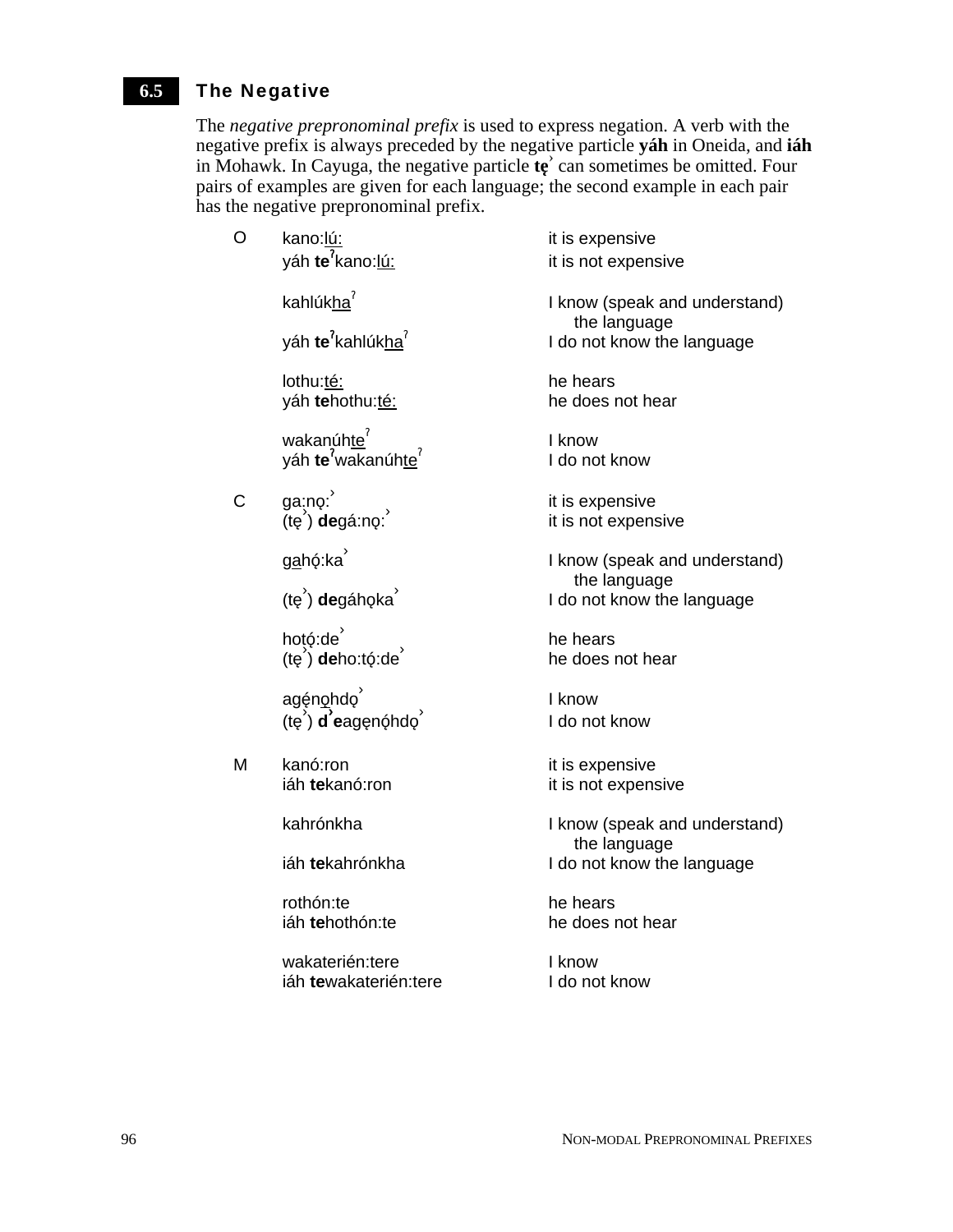## 6.5 The Negative

The *negative prepronominal prefix* is used to express negation. A verb with the negative prefix is always preceded by the negative particle **yáh** in Oneida, and **iáh** in Mohawk. In Cayuga, the negative particle **tę̨ˀ** can sometimes be omitted. Four pairs of examples are given for each language; the second example in each pair has the negative prepronominal prefix.

| | | |
|---|---|---|
| O | kano:<u>lú:</u> | it is expensive |
| | yáh **teˀ**kano:<u>lú:</u> | it is not expensive |
| | | |
| | kahlúk<u>ha</u>ˀ | I know (speak and understand) the language |
| | yáh **teˀ**kahlúk<u>ha</u>ˀ | I do not know the language |
| | | |
| | lothu:<u>té:</u> | he hears |
| | yáh **te**hothu:<u>té:</u> | he does not hear |
| | | |
| | wakanúh<u>te</u>ˀ | I know |
| | yáh **teˀ**wakanúh<u>te</u>ˀ | I do not know |
| | | |
| C | ga:nǫ:ˀ | it is expensive |
| | (tę̨ˀ) **de**gá:nǫ:ˀ | it is not expensive |
| | | |
| | g<u>a</u>hǫ́:kaˀ | I know (speak and understand) the language |
| | (tę̨ˀ) **de**gáhǫkaˀ | I do not know the language |
| | | |
| | hotǫ́:deˀ | he hears |
| | (tę̨ˀ) **de**ho:tǫ́:deˀ | he does not hear |
| | | |
| | agę́n<u>ǫ</u>hdǫˀ | I know |
| | (tę̨ˀ) **dˀe**agęnǫ́hdǫˀ | I do not know |
| | | |
| M | kanó:ron | it is expensive |
| | iáh **te**kanó:ron | it is not expensive |
| | | |
| | kahrónkha | I know (speak and understand) the language |
| | iáh **te**kahrónkha | I do not know the language |
| | | |
| | rothón:te | he hears |
| | iáh **te**hothón:te | he does not hear |
| | | |
| | wakaterién:tere | I know |
| | iáh **te**wakaterién:tere | I do not know |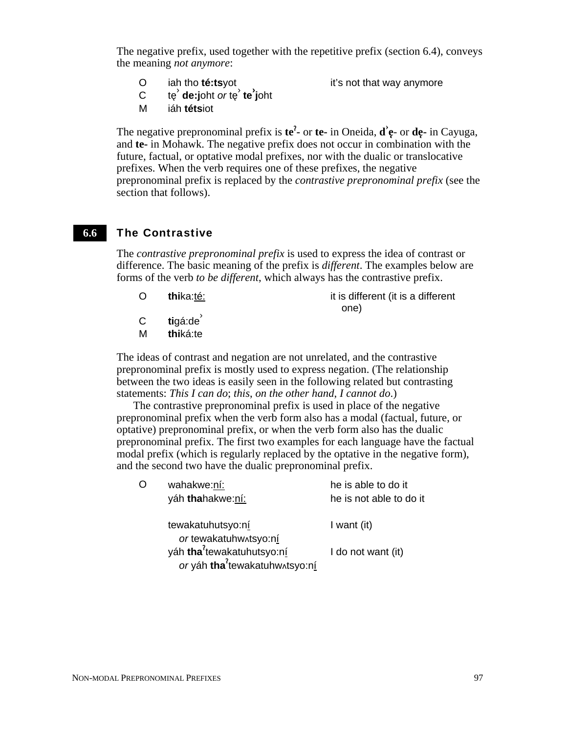The negative prefix, used together with the repetitive prefix (section 6.4), conveys the meaning *not anymore*:

| | | |
|---|---|---|
| O | iah tho **té:ts**yot | it's not that way anymore |
| C | tę̓ **de:j**oht *or* tę̓ **te̓j**oht | |
| M | iáh **téts**iot | |

The negative prepronominal prefix is **teʔ-** or **te-** in Oneida, **d̓ę-** or **dę-** in Cayuga, and **te-** in Mohawk. The negative prefix does not occur in combination with the future, factual, or optative modal prefixes, nor with the dualic or translocative prefixes. When the verb requires one of these prefixes, the negative prepronominal prefix is replaced by the *contrastive prepronominal prefix* (see the section that follows).

## 6.6 The Contrastive

The *contrastive prepronominal prefix* is used to express the idea of contrast or difference. The basic meaning of the prefix is *different*. The examples below are forms of the verb *to be different*, which always has the contrastive prefix.

| | | |
|---|---|---|
| O | **thi**ka:<u>té:</u> | it is different (it is a different one) |
| C | **ti**gá:de̓ | |
| M | **thi**ká:te | |

The ideas of contrast and negation are not unrelated, and the contrastive prepronominal prefix is mostly used to express negation. (The relationship between the two ideas is easily seen in the following related but contrasting statements: *This I can do*; *this, on the other hand, I cannot do*.)

The contrastive prepronominal prefix is used in place of the negative prepronominal prefix when the verb form also has a modal (factual, future, or optative) prepronominal prefix, or when the verb form also has the dualic prepronominal prefix. The first two examples for each language have the factual modal prefix (which is regularly replaced by the optative in the negative form), and the second two have the dualic prepronominal prefix.

| | | |
|---|---|---|
| O | wahakwe:<u>ní:</u> | he is able to do it |
| | yáh **tha**hakwe:<u>ní:</u> | he is not able to do it |
| | | |
| | tewakatuhutsyo:n<u>í</u> *or* tewakatuhwʌtsyo:n<u>í</u> | I want (it) |
| | yáh **thaʔ**tewakatuhutsyo:n<u>í</u> *or* yáh **thaʔ**tewakatuhwʌtsyo:n<u>í</u> | I do not want (it) |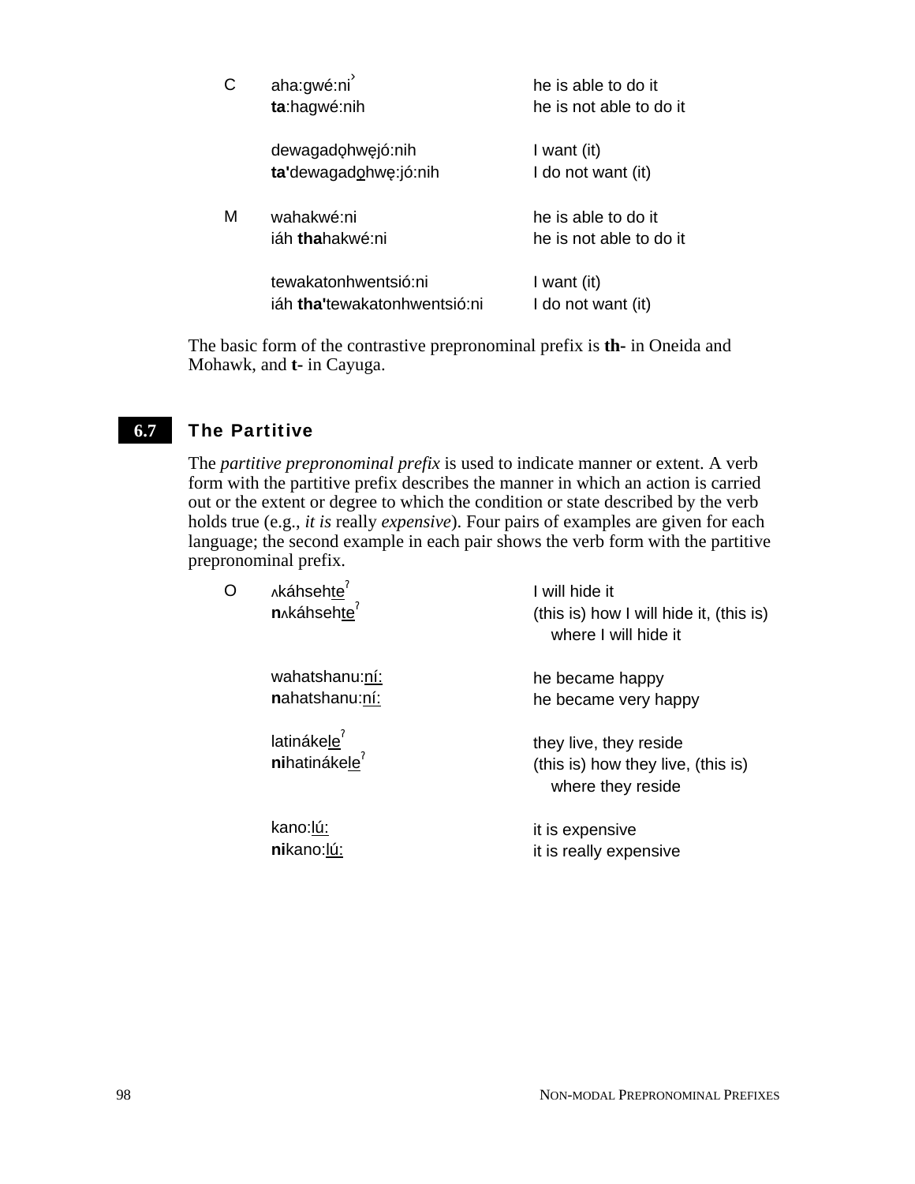| | | |
|---|---|---|
| C | aha:gwé:ni̓ | he is able to do it |
| | **ta**:hagwé:nih | he is not able to do it |
| | | |
| | dewagadǫhwęjó:nih | I want (it) |
| | **ta'**dewagadǫhwę:jó:nih | I do not want (it) |
| | | |
| M | wahakwé:ni | he is able to do it |
| | iáh **tha**hakwé:ni | he is not able to do it |
| | | |
| | tewakatonhwentsió:ni | I want (it) |
| | iáh **tha'**tewakatonhwentsió:ni | I do not want (it) |

The basic form of the contrastive prepronominal prefix is **th-** in Oneida and Mohawk, and **t-** in Cayuga.

## 6.7 The Partitive

The *partitive prepronominal prefix* is used to indicate manner or extent. A verb form with the partitive prefix describes the manner in which an action is carried out or the extent or degree to which the condition or state described by the verb holds true (e.g., *it is* really *expensive*). Four pairs of examples are given for each language; the second example in each pair shows the verb form with the partitive prepronominal prefix.

| | | |
|---|---|---|
| O | ʌkáhsehteˀ | I will hide it |
| | **n**ʌkáhsehteˀ | (this is) how I will hide it, (this is) where I will hide it |
| | | |
| | wahatshanu:ní: | he became happy |
| | **n**ahatshanu:ní: | he became very happy |
| | | |
| | latinákeleˀ | they live, they reside |
| | **ni**hatinákeleˀ | (this is) how they live, (this is) where they reside |
| | | |
| | kano:lú: | it is expensive |
| | **ni**kano:lú: | it is really expensive |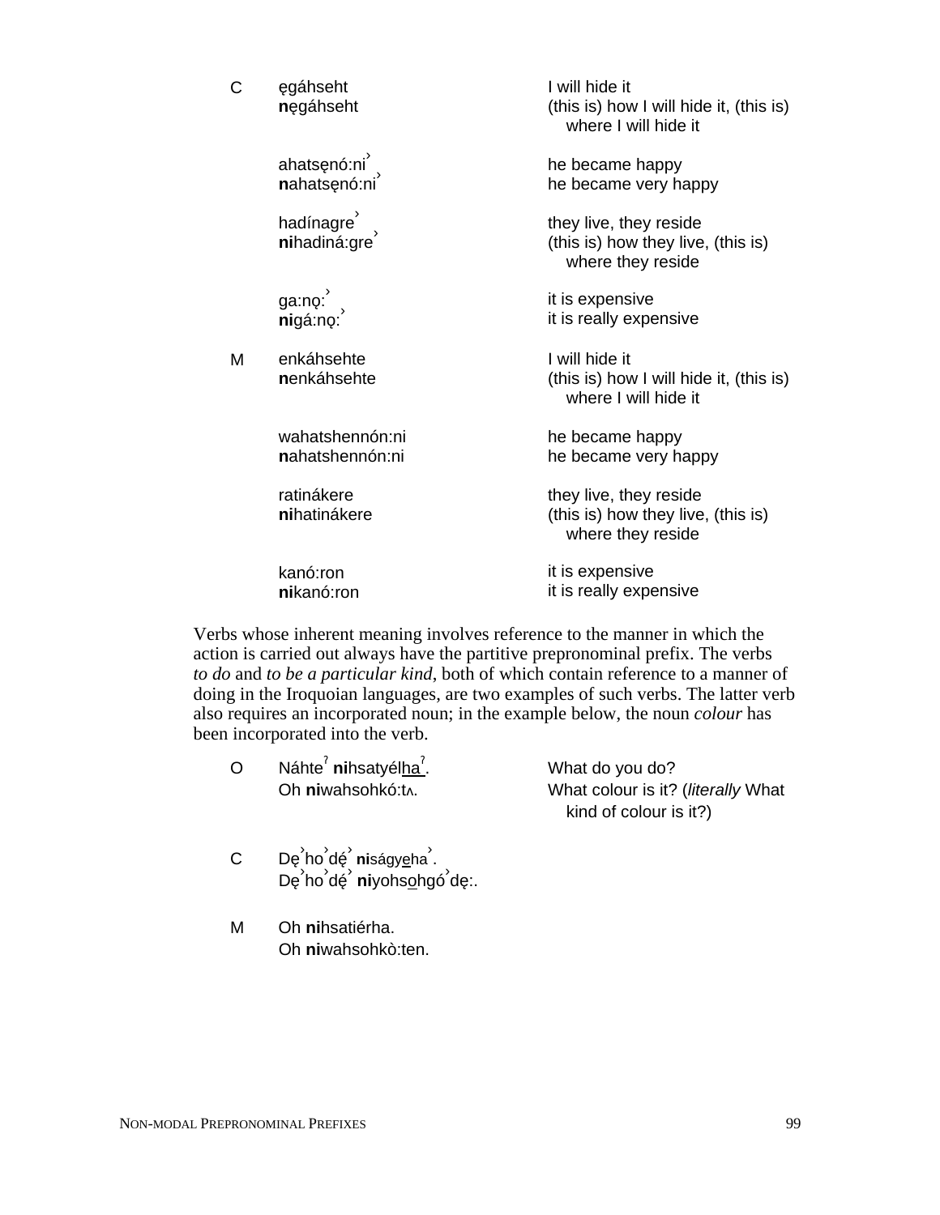| | | |
|---|---|---|
| C | ęgáhseht | I will hide it |
| | **n**ęgáhseht | (this is) how I will hide it, (this is) where I will hide it |
| | ahatsęnó:ni˺ | he became happy |
| | **n**ahatsęnó:ni˺ | he became very happy |
| | hadínagre˺ | they live, they reside |
| | **ni**hadiná:gre˺ | (this is) how they live, (this is) where they reside |
| | ga:nǫ:˺ | it is expensive |
| | **ni**gá:nǫ:˺ | it is really expensive |
| M | enkáhsehte | I will hide it |
| | **n**enkáhsehte | (this is) how I will hide it, (this is) where I will hide it |
| | wahatshennón:ni | he became happy |
| | **n**ahatshennón:ni | he became very happy |
| | ratinákere | they live, they reside |
| | **ni**hatinákere | (this is) how they live, (this is) where they reside |
| | kanó:ron | it is expensive |
| | **ni**kanó:ron | it is really expensive |

Verbs whose inherent meaning involves reference to the manner in which the action is carried out always have the partitive prepronominal prefix. The verbs *to do* and *to be a particular kind*, both of which contain reference to a manner of doing in the Iroquoian languages, are two examples of such verbs. The latter verb also requires an incorporated noun; in the example below, the noun *colour* has been incorporated into the verb.

| | | |
|---|---|---|
| O | Náhteˀ **ni**hsatyél<u>ha</u>ˀ. | What do you do? |
| | Oh **ni**wahsohkó:tʌ. | What colour is it? (*literally* What kind of colour is it?) |
| C | Dę˺ho˺dę́˺ **ni**ságy<u>e</u>ha˺. | |
| | Dę˺ho˺dę́˺ **ni**yohs<u>o</u>hgó˺dę:. | |
| M | Oh **ni**hsatiérha. | |
| | Oh **ni**wahsohkò:ten. | |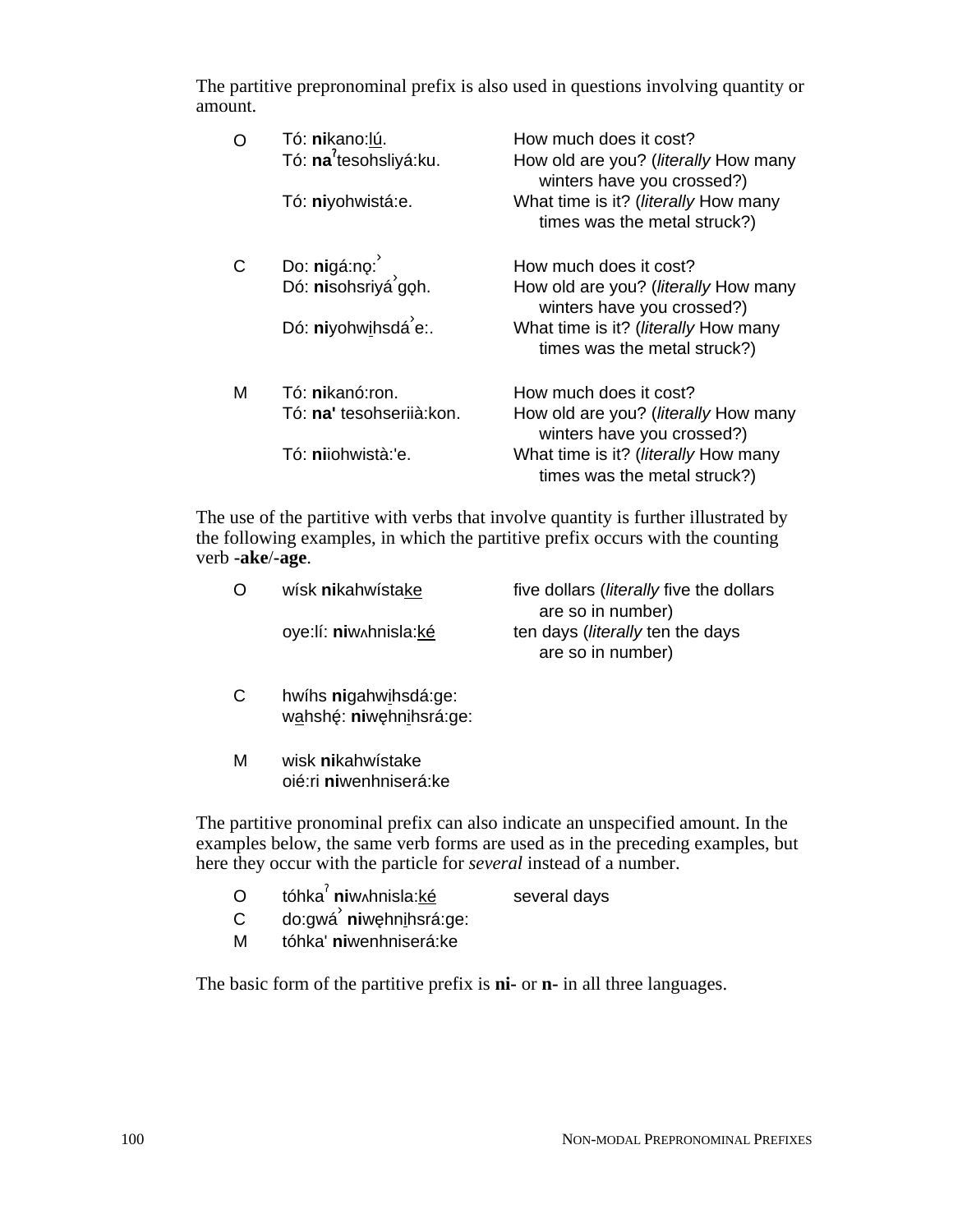The partitive prepronominal prefix is also used in questions involving quantity or amount.

| | | |
|---|---|---|
| O | Tó: **ni**kano:l<u>ú</u>. | How much does it cost? |
| | Tó: **naˀ**tesohsliyá:ku. | How old are you? (*literally* How many winters have you crossed?) |
| | Tó: **ni**yohwistá:e. | What time is it? (*literally* How many times was the metal struck?) |
| C | Do: **ni**gá:nǫ:ˀ | How much does it cost? |
| | Dó: **ni**sohsriyáˀgǫh. | How old are you? (*literally* How many winters have you crossed?) |
| | Dó: **ni**yohw<u>i</u>hsdáˀe:. | What time is it? (*literally* How many times was the metal struck?) |
| M | Tó: **ni**kanó:ron. | How much does it cost? |
| | Tó: **na'** tesohseriià:kon. | How old are you? (*literally* How many winters have you crossed?) |
| | Tó: **ni**iohwistà:'e. | What time is it? (*literally* How many times was the metal struck?) |

The use of the partitive with verbs that involve quantity is further illustrated by the following examples, in which the partitive prefix occurs with the counting verb **-ake**/**-age**.

| | | |
|---|---|---|
| O | wísk **ni**kahwísta<u>ke</u> | five dollars (*literally* five the dollars are so in number) |
| | oye:lí: **ni**wʌhnisla:<u>ké</u> | ten days (*literally* ten the days are so in number) |
| C | hwíhs **ni**gahw<u>i</u>hsdá:ge: | |
| | w<u>a</u>hshę́: **ni**węhn<u>i</u>hsrá:ge: | |
| M | wisk **ni**kahwístake | |
| | oié:ri **ni**wenhniserá:ke | |

The partitive pronominal prefix can also indicate an unspecified amount. In the examples below, the same verb forms are used as in the preceding examples, but here they occur with the particle for *several* instead of a number.

| | | |
|---|---|---|
| O | tóhkaˀ **ni**wʌhnisla:<u>ké</u> | several days |
| C | do:gwáˀ **ni**węhn<u>i</u>hsrá:ge: | |
| M | tóhka' **ni**wenhniserá:ke | |

The basic form of the partitive prefix is **ni-** or **n-** in all three languages.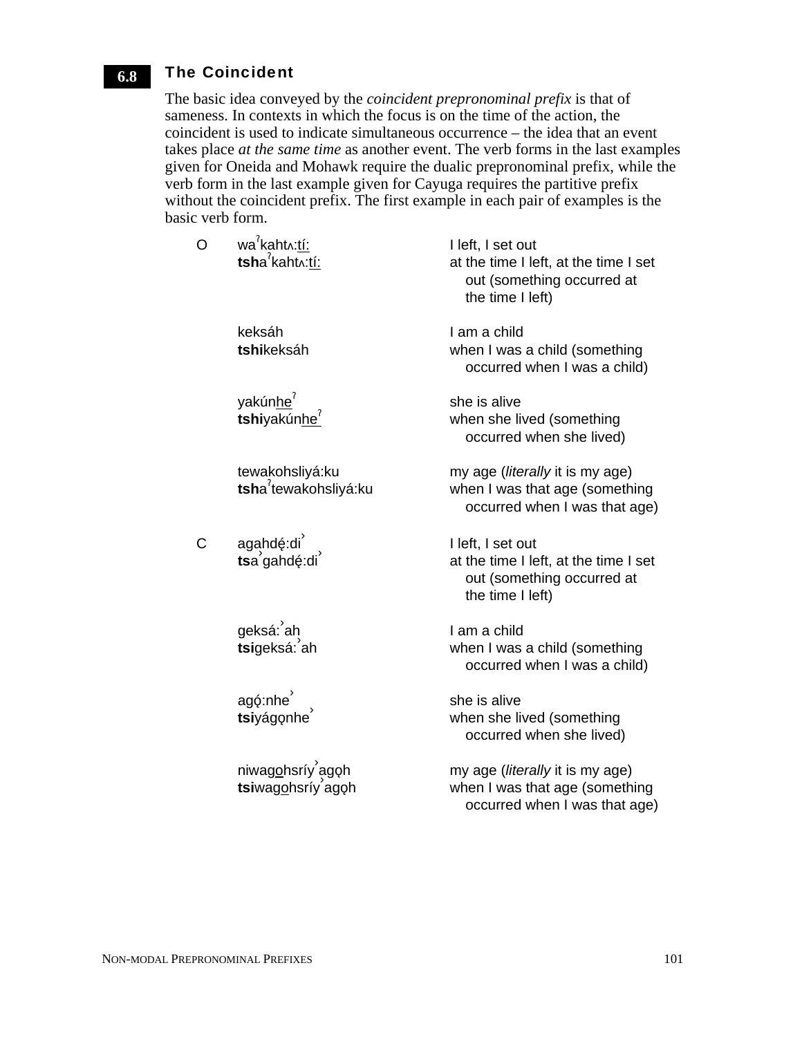## 6.8 The Coincident

The basic idea conveyed by the *coincident prepronominal prefix* is that of sameness. In contexts in which the focus is on the time of the action, the coincident is used to indicate simultaneous occurrence – the idea that an event takes place *at the same time* as another event. The verb forms in the last examples given for Oneida and Mohawk require the dualic prepronominal prefix, while the verb form in the last example given for Cayuga requires the partitive prefix without the coincident prefix. The first example in each pair of examples is the basic verb form.

| | | |
|---|---|---|
| O | waˀkahtʌ:tí: | I left, I set out |
| | **tsh**aˀkahtʌ:tí: | at the time I left, at the time I set out (something occurred at the time I left) |
| | keksáh | I am a child |
| | **tshi**keksáh | when I was a child (something occurred when I was a child) |
| | yakúnheˀ | she is alive |
| | **tshi**yakúnheˀ | when she lived (something occurred when she lived) |
| | tewakohsliyá:ku | my age (*literally* it is my age) |
| | **tsh**aˀtewakohsliyá:ku | when I was that age (something occurred when I was that age) |
| C | agahdę́:diˀ | I left, I set out |
| | **ts**aˀgahdę́:diˀ | at the time I left, at the time I set out (something occurred at the time I left) |
| | geksá:ˀah | I am a child |
| | **tsi**geksá:ˀah | when I was a child (something occurred when I was a child) |
| | agǫ́:nheˀ | she is alive |
| | **tsi**yágǫnheˀ | when she lived (something occurred when she lived) |
| | niwagohsríyˀagǫh | my age (*literally* it is my age) |
| | **tsi**wagohsríyˀagǫh | when I was that age (something occurred when I was that age) |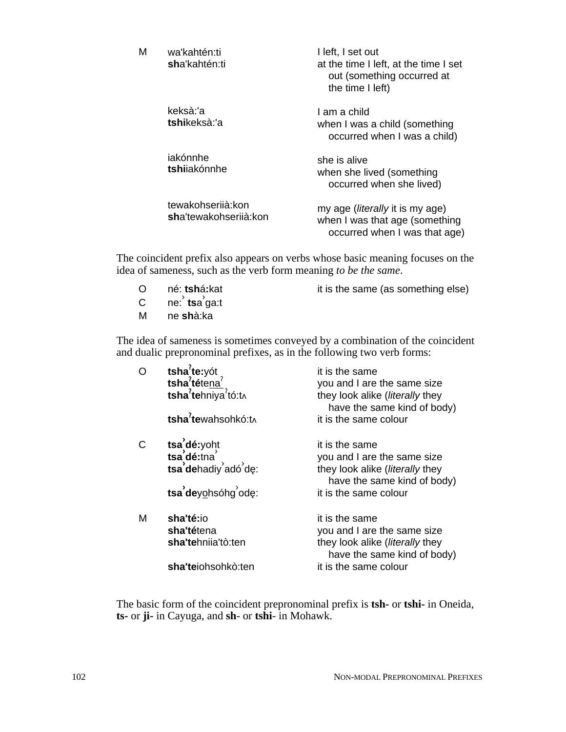| | | |
|---|---|---|
| M | wa'kahtén:ti | I left, I set out |
| | **sh**a'kahtén:ti | at the time I left, at the time I set out (something occurred at the time I left) |
| | keksà:'a | I am a child |
| | **tshi**keksà:'a | when I was a child (something occurred when I was a child) |
| | iakónnhe | she is alive |
| | **tshi**iakónnhe | when she lived (something occurred when she lived) |
| | tewakohseriià:kon | my age (*literally* it is my age) |
| | **sh**a'tewakohseriià:kon | when I was that age (something occurred when I was that age) |

The coincident prefix also appears on verbs whose basic meaning focuses on the idea of sameness, such as the verb form meaning *to be the same*.

| | | |
|---|---|---|
| O | né: **tsh**á**:**kat | it is the same (as something else) |
| C | ne:ˀ **ts**aˀga:t | |
| M | ne **sh**à:ka | |

The idea of sameness is sometimes conveyed by a combination of the coincident and dualic prepronominal prefixes, as in the following two verb forms:

| | | |
|---|---|---|
| O | **tshaˀte:**yót | it is the same |
| | **tshaˀté**te<u>na</u>ˀ | you and I are the same size |
| | **tshaˀte**hniyaˀtó:tʌ | they look alike (*literally* they have the same kind of body) |
| | **tshaˀte**wahsohkó:tʌ | it is the same colour |
| C | **tsaˀdé:**yoht | it is the same |
| | **tsaˀdé:**tnaˀ | you and I are the same size |
| | **tsaˀde**hadiyˀadóˀdę: | they look alike (*literally* they have the same kind of body) |
| | **tsaˀde**y<u>o</u>hsóhgˀodę: | it is the same colour |
| M | **sha'té:**io | it is the same |
| | **sha'té**tena | you and I are the same size |
| | **sha'te**hniia'tò:ten | they look alike (*literally* they have the same kind of body) |
| | **sha'te**iohsohkò:ten | it is the same colour |

The basic form of the coincident prepronominal prefix is **tsh-** or **tshi-** in Oneida, **ts-** or **ji-** in Cayuga, and **sh**- or **tshi**- in Mohawk.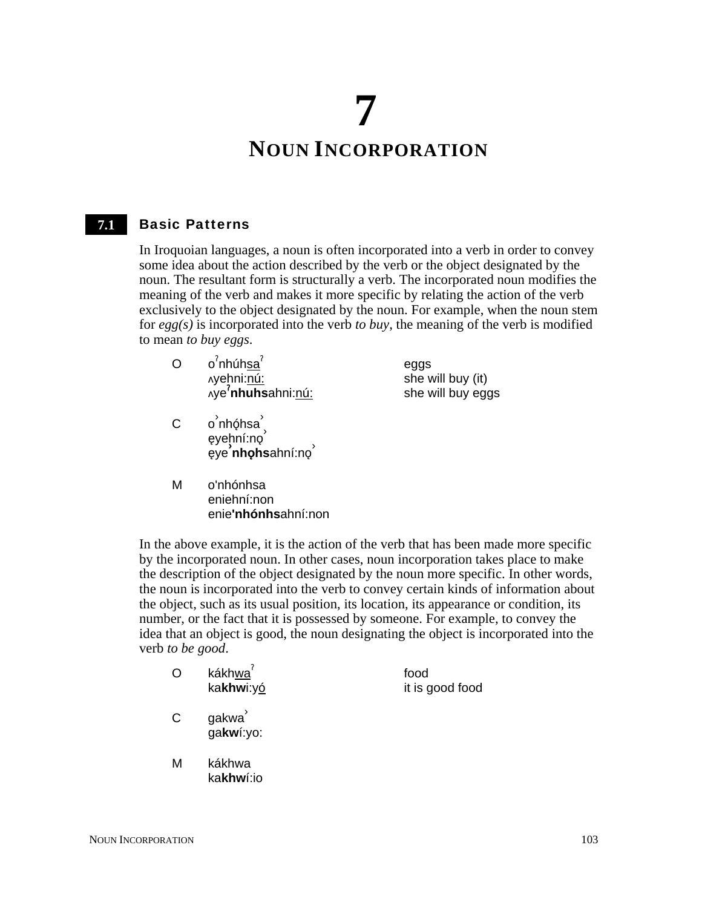# 7

# NOUN INCORPORATION

## 7.1 Basic Patterns

In Iroquoian languages, a noun is often incorporated into a verb in order to convey some idea about the action described by the verb or the object designated by the noun. The resultant form is structurally a verb. The incorporated noun modifies the meaning of the verb and makes it more specific by relating the action of the verb exclusively to the object designated by the noun. For example, when the noun stem for *egg(s)* is incorporated into the verb *to buy*, the meaning of the verb is modified to mean *to buy eggs*.

| | | |
|---|---|---|
| O | oˀnhúhsaˀ | eggs |
| | ʌyehni:nú: | she will buy (it) |
| | ʌyeˀ**nhuhs**ahni:nú: | she will buy eggs |
| C | o˺nhǫ́hsa˺ | |
| | ęyehní:nǫ˺ | |
| | ęye˺**nhǫhs**ahní:nǫ˺ | |
| M | o'nhónhsa | |
| | eniehní:non | |
| | enie**'nhónhs**ahní:non | |

In the above example, it is the action of the verb that has been made more specific by the incorporated noun. In other cases, noun incorporation takes place to make the description of the object designated by the noun more specific. In other words, the noun is incorporated into the verb to convey certain kinds of information about the object, such as its usual position, its location, its appearance or condition, its number, or the fact that it is possessed by someone. For example, to convey the idea that an object is good, the noun designating the object is incorporated into the verb *to be good*.

| | | |
|---|---|---|
| O | kákhwaˀ | food |
| | ka**khw**i:yó | it is good food |
| C | gakwa˺ | |
| | ga**kw**í:yo: | |
| M | kákhwa | |
| | ka**khw**í:io | |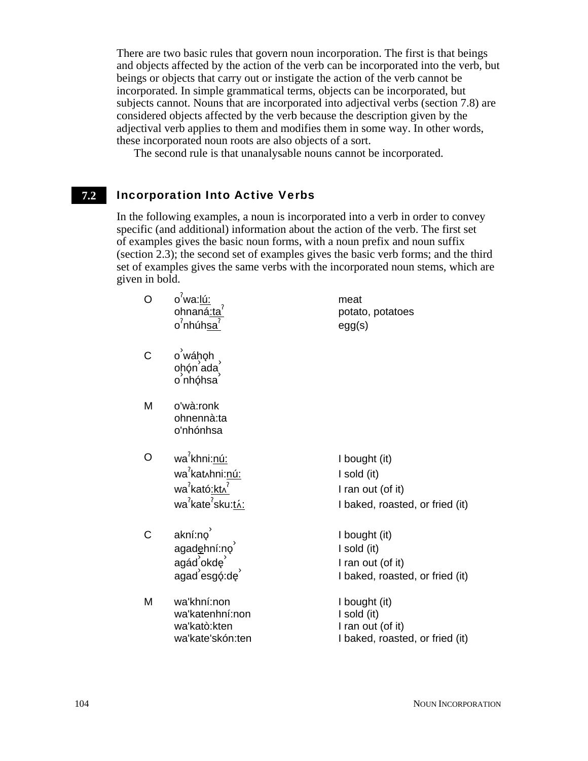There are two basic rules that govern noun incorporation. The first is that beings and objects affected by the action of the verb can be incorporated into the verb, but beings or objects that carry out or instigate the action of the verb cannot be incorporated. In simple grammatical terms, objects can be incorporated, but subjects cannot. Nouns that are incorporated into adjectival verbs (section 7.8) are considered objects affected by the verb because the description given by the adjectival verb applies to them and modifies them in some way. In other words, these incorporated noun roots are also objects of a sort.

The second rule is that unanalysable nouns cannot be incorporated.

## 7.2 Incorporation Into Active Verbs

In the following examples, a noun is incorporated into a verb in order to convey specific (and additional) information about the action of the verb. The first set of examples gives the basic noun forms, with a noun prefix and noun suffix (section 2.3); the second set of examples gives the basic verb forms; and the third set of examples gives the same verbs with the incorporated noun stems, which are given in bold.

| | | |
|---|---|---|
| O | oˀwa:lú: | meat |
| | ohnaná:taˀ | potato, potatoes |
| | oˀnhúhsaˀ | egg(s) |
| C | o˺wáhǫh | |
| | ohǫ́n˺ada˺ | |
| | o˺nhǫ́hsa˺ | |
| M | o'wà:ronk | |
| | ohnennà:ta | |
| | o'nhónhsa | |

| | | |
|---|---|---|
| O | waˀkhni:nú: | I bought (it) |
| | waˀkatʌhni:nú: | I sold (it) |
| | waˀkató:ktʌˀ | I ran out (of it) |
| | waˀkateˀsku:tʌ́: | I baked, roasted, or fried (it) |
| C | akní:nǫ˺ | I bought (it) |
| | agadę̱hní:nǫ˺ | I sold (it) |
| | agád˺okdę˺ | I ran out (of it) |
| | agad˺esgǫ́:dę˺ | I baked, roasted, or fried (it) |
| M | wa'khní:non | I bought (it) |
| | wa'katenhní:non | I sold (it) |
| | wa'katò:kten | I ran out (of it) |
| | wa'kate'skón:ten | I baked, roasted, or fried (it) |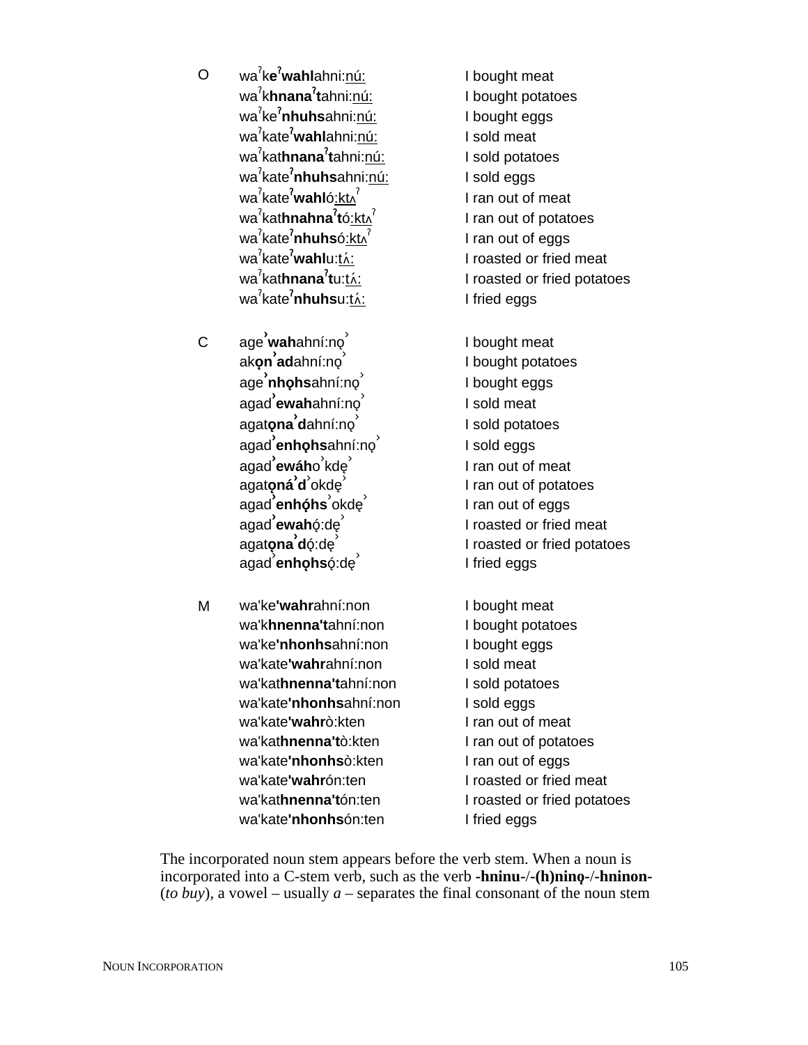| | | |
|---|---|---|
| O | waˀk**eˀwahl**ahni:nú: | I bought meat |
| | waˀk**hnanaˀt**ahni:nú: | I bought potatoes |
| | waˀke**ˀnhuhs**ahni:nú: | I bought eggs |
| | waˀkate**ˀwahl**ahni:nú: | I sold meat |
| | waˀkat**hnanaˀt**ahni:nú: | I sold potatoes |
| | waˀkate**ˀnhuhs**ahni:nú: | I sold eggs |
| | waˀkate**ˀwahl**ó:ktʌˀ | I ran out of meat |
| | waˀkat**hnahnaˀt**ó:ktʌˀ | I ran out of potatoes |
| | waˀkate**ˀnhuhs**ó:ktʌˀ | I ran out of eggs |
| | waˀkate**ˀwahl**u:tʌ́: | I roasted or fried meat |
| | waˀkat**hnanaˀt**u:tʌ́: | I roasted or fried potatoes |
| | waˀkate**ˀnhuhs**u:tʌ́: | I fried eggs |
| | | |
| C | age**ˀwah**ahní:nǫˀ | I bought meat |
| | ak**ǫnˀad**ahní:nǫˀ | I bought potatoes |
| | age**ˀnhǫhs**ahní:nǫˀ | I bought eggs |
| | agad**ˀewah**ahní:nǫˀ | I sold meat |
| | agat**ǫnaˀd**ahní:nǫˀ | I sold potatoes |
| | agad**ˀenhǫhs**ahní:nǫˀ | I sold eggs |
| | agad**ˀewáh**oˀkdęˀ | I ran out of meat |
| | agat**ǫ́náˀd**ˀokdęˀ | I ran out of potatoes |
| | agad**ˀenhǫ́hs**ˀokdęˀ | I ran out of eggs |
| | agad**ˀewah**ǫ́:dęˀ | I roasted or fried meat |
| | agat**ǫnaˀd**ǫ́:dęˀ | I roasted or fried potatoes |
| | agadˀ**enhǫhs**ǫ́:dęˀ | I fried eggs |
| | | |
| M | wa'ke**'wahr**ahní:non | I bought meat |
| | wa'k**hnenna't**ahní:non | I bought potatoes |
| | wa'ke**'nhonhs**ahní:non | I bought eggs |
| | wa'kate**'wahr**ahní:non | I sold meat |
| | wa'kat**hnenna't**ahní:non | I sold potatoes |
| | wa'kate**'nhonhs**ahní:non | I sold eggs |
| | wa'kate**'wahr**ò:kten | I ran out of meat |
| | wa'kat**hnenna't**ò:kten | I ran out of potatoes |
| | wa'kate**'nhonhs**ò:kten | I ran out of eggs |
| | wa'kate**'wahr**ón:ten | I roasted or fried meat |
| | wa'kat**hnenna't**ón:ten | I roasted or fried potatoes |
| | wa'kate**'nhonhs**ón:ten | I fried eggs |

The incorporated noun stem appears before the verb stem. When a noun is incorporated into a C-stem verb, such as the verb **-hninu-**/**-(h)ninǫ-**/**-hninon-** (*to buy*), a vowel – usually *a* – separates the final consonant of the noun stem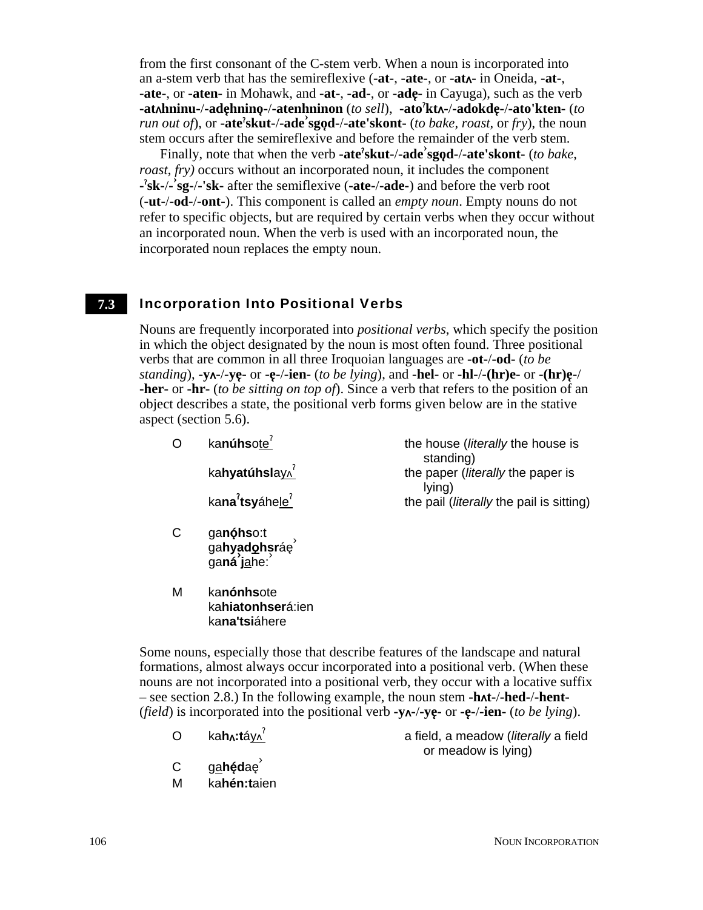from the first consonant of the C-stem verb. When a noun is incorporated into an a-stem verb that has the semireflexive (**-at-**, **-ate-**, or **-atʌ-** in Oneida, **-at-**, **-ate-**, or **-aten-** in Mohawk, and **-at-**, **-ad-**, or **-adę-** in Cayuga), such as the verb **-atʌhninu-**/**-adęhnino̜-**/**-atenhninon** (*to sell*), **-atoˀktʌ-**/**-adokdę-**/**-ato'kten-** (*to run out of*), or **-ateˀskut-**/**-adeˀsgo̜d-**/**-ate'skont-** (*to bake, roast,* or *fry*), the noun stem occurs after the semireflexive and before the remainder of the verb stem.

Finally, note that when the verb **-ateˀskut-**/**-adeˀsgo̜d-**/**-ate'skont-** (*to bake, roast, fry)* occurs without an incorporated noun, it includes the component **-ˀsk-**/**-ˀsg-**/**-'sk-** after the semiflexive (**-ate-**/**-ade-**) and before the verb root (**-ut-**/**-od-**/**-ont-**). This component is called an *empty noun*. Empty nouns do not refer to specific objects, but are required by certain verbs when they occur without an incorporated noun. When the verb is used with an incorporated noun, the incorporated noun replaces the empty noun.

## 7.3 Incorporation Into Positional Verbs

Nouns are frequently incorporated into *positional verbs*, which specify the position in which the object designated by the noun is most often found. Three positional verbs that are common in all three Iroquoian languages are **-ot-**/**-od-** (*to be standing*), **-yʌ-**/**-yę-** or **-ę-**/**-ien-** (*to be lying*), and **-hel-** or **-hl-**/**-(hr)e-** or **-(hr)ę-**/**-her-** or **-hr-** (*to be sitting on top of*). Since a verb that refers to the position of an object describes a state, the positional verb forms given below are in the stative aspect (section 5.6).

| | | |
|---|---|---|
| O | ka**núhs**o<u>teˀ</u> | the house (*literally* the house is standing) |
| | ka**hyatúhsl**a<u>yʌˀ</u> | the paper (*literally* the paper is lying) |
| | ka**naˀtsy**áhe<u>leˀ</u> | the pail (*literally* the pail is sitting) |
| C | ga**nǫ́hs**o:t | |
| | ga**hyado̜hsr**áęˀ | |
| | ga**náˀj**<u>a</u>he:ˀ | |
| M | ka**nónhs**ote | |
| | ka**hiatonhser**á:ien | |
| | ka**na'tsi**áhere | |

Some nouns, especially those that describe features of the landscape and natural formations, almost always occur incorporated into a positional verb. (When these nouns are not incorporated into a positional verb, they occur with a locative suffix – see section 2.8.) In the following example, the noun stem **-hʌt-**/**-hed-**/**-hent-** (*field*) is incorporated into the positional verb **-yʌ-**/**-yę-** or **-ę-**/**-ien-** (*to be lying*).

| | | |
|---|---|---|
| O | ka**hʌ:t**á<u>yʌˀ</u> | a field, a meadow (*literally* a field or meadow is lying) |
| C | g<u>a</u>**hę́d**aęˀ | |
| M | ka**hén:t**aien | |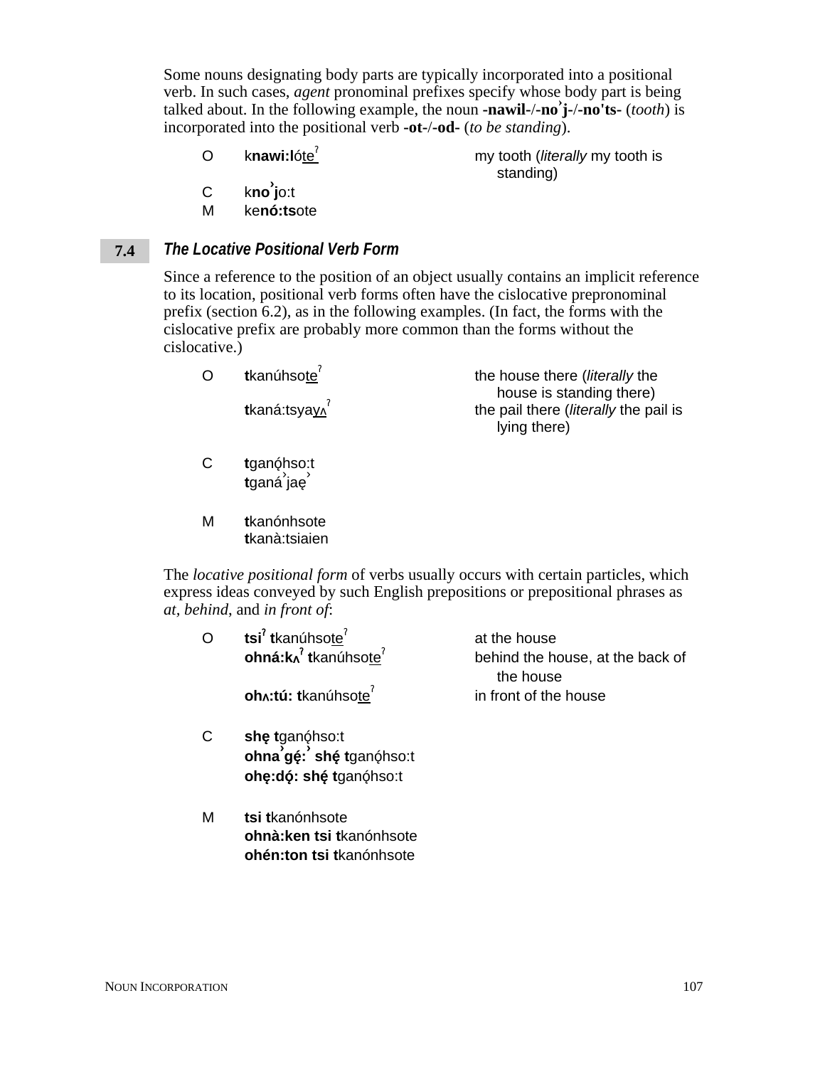Some nouns designating body parts are typically incorporated into a positional verb. In such cases, *agent* pronominal prefixes specify whose body part is being talked about. In the following example, the noun **-nawil**-/-**noˀj**-/-**no'ts-** (*tooth*) is incorporated into the positional verb **-ot**-/-**od**- (*to be standing*).

| | | |
|---|---|---|
| O | k**nawi:l**óte̲ˀ | my tooth (*literally* my tooth is standing) |
| C | k**noˀj**o:t | |
| M | ke**nó:ts**ote | |

## 7.4 *The Locative Positional Verb Form*

Since a reference to the position of an object usually contains an implicit reference to its location, positional verb forms often have the cislocative prepronominal prefix (section 6.2), as in the following examples. (In fact, the forms with the cislocative prefix are probably more common than the forms without the cislocative.)

| | | |
|---|---|---|
| O | **t**kanúhsote̲ˀ | the house there (*literally* the house is standing there) |
| | **t**kaná:tsyay̲ʌ̲ˀ | the pail there (*literally* the pail is lying there) |
| C | **t**ganǫ́hso:t | |
| | **t**ganáˀjaęˀ | |
| M | **t**kanónhsote | |
| | **t**kanà:tsiaien | |

The *locative positional form* of verbs usually occurs with certain particles, which express ideas conveyed by such English prepositions or prepositional phrases as *at*, *behind*, and *in front of*:

| | | |
|---|---|---|
| O | **tsiˀ t**kanúhsote̲ˀ | at the house |
| | **ohná:kʌˀ t**kanúhsote̲ˀ | behind the house, at the back of the house |
| | **ohʌ:tú: t**kanúhsote̲ˀ | in front of the house |
| C | **shę t**ganǫ́hso:t | |
| | **ohnaˀgę́:ˀ shę́ t**ganǫ́hso:t | |
| | **ohę:dǫ́: shę́ t**ganǫ́hso:t | |
| M | **tsi t**kanónhsote | |
| | **ohnà:ken tsi t**kanónhsote | |
| | **ohén:ton tsi t**kanónhsote | |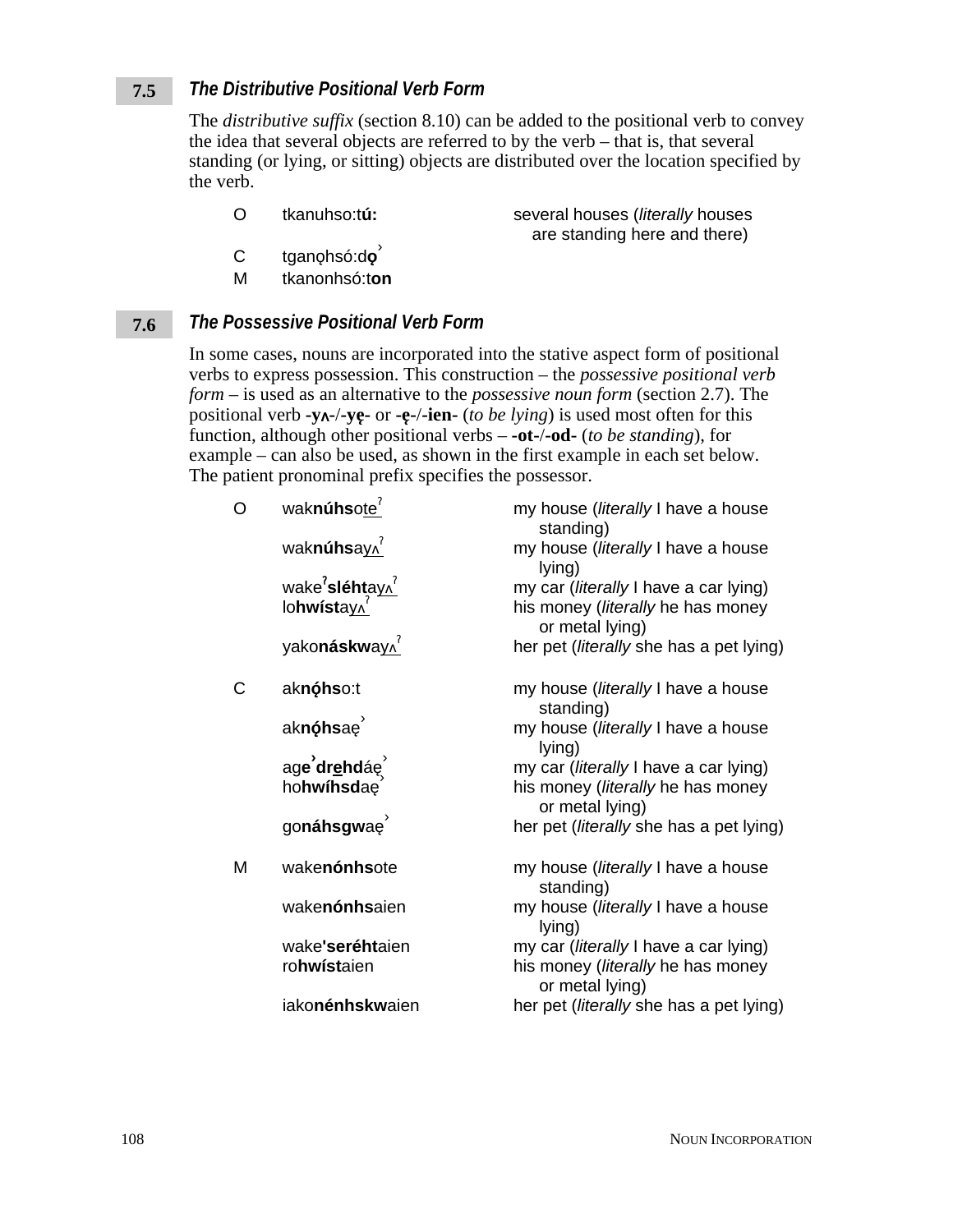## 7.5 *The Distributive Positional Verb Form*

The *distributive suffix* (section 8.10) can be added to the positional verb to convey the idea that several objects are referred to by the verb – that is, that several standing (or lying, or sitting) objects are distributed over the location specified by the verb.

| | | |
|---|---|---|
| O | tkanuhso:t**ú:** | several houses (*literally* houses are standing here and there) |
| C | tganǫhsó:d**ǫ**ˀ | |
| M | tkanonhsó:t**on** | |

## 7.6 *The Possessive Positional Verb Form*

In some cases, nouns are incorporated into the stative aspect form of positional verbs to express possession. This construction – the *possessive positional verb form* – is used as an alternative to the *possessive noun form* (section 2.7). The positional verb **-yʌ-**/**-yę-** or **-ę-**/**-ien-** (*to be lying*) is used most often for this function, although other positional verbs – **-ot-**/**-od-** (*to be standing*), for example – can also be used, as shown in the first example in each set below. The patient pronominal prefix specifies the possessor.

| | | |
|---|---|---|
| O | wak**núhs**o<u>teˀ</u> | my house (*literally* I have a house standing) |
| | wak**núhs**a<u>yʌˀ</u> | my house (*literally* I have a house lying) |
| | wake**ˀsléht**a<u>yʌˀ</u> | my car (*literally* I have a car lying) |
| | lo**hwíst**a<u>yʌˀ</u> | his money (*literally* he has money or metal lying) |
| | yako**náskw**a<u>yʌˀ</u> | her pet (*literally* she has a pet lying) |
| C | ak**nǫ́hs**o:t | my house (*literally* I have a house standing) |
| | ak**nǫ́hs**aęˀ | my house (*literally* I have a house lying) |
| | ag**eˀdr<u>e</u>hd**áęˀ | my car (*literally* I have a car lying) |
| | ho**hwíhsd**aęˀ | his money (*literally* he has money or metal lying) |
| | go**náhsgw**aęˀ | her pet (*literally* she has a pet lying) |
| M | wake**nónhs**ote | my house (*literally* I have a house standing) |
| | wake**nónhs**aien | my house (*literally* I have a house lying) |
| | wake**'seréht**aien | my car (*literally* I have a car lying) |
| | ro**hwíst**aien | his money (*literally* he has money or metal lying) |
| | iako**nénhskw**aien | her pet (*literally* she has a pet lying) |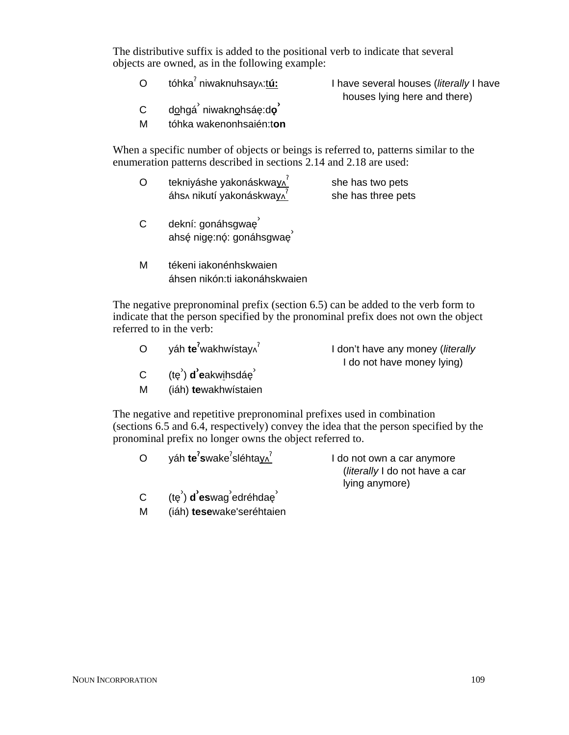The distributive suffix is added to the positional verb to indicate that several objects are owned, as in the following example:

| | | |
|---|---|---|
| O | tóhkaˀ niwaknuhsayʌ:**tú:** | I have several houses (*literally* I have houses lying here and there) |
| C | dohgá˺ niwaknohsáę:d**ǫ˺** | |
| M | tóhka wakenonhsaién:t**on** | |

When a specific number of objects or beings is referred to, patterns similar to the enumeration patterns described in sections 2.14 and 2.18 are used:

| | | |
|---|---|---|
| O | tekniyáshe yakonáskwayʌˀ | she has two pets |
| | áhsʌ nikutí yakonáskwayʌˀ | she has three pets |
| C | dekní: gonáhsgwaę˺ | |
| | ahsę́ nigę:nǫ́: gonáhsgwaę˺ | |
| M | tékeni iakonénhskwaien | |
| | áhsen nikón:ti iakonáhskwaien | |

The negative prepronominal prefix (section 6.5) can be added to the verb form to indicate that the person specified by the pronominal prefix does not own the object referred to in the verb:

| | | |
|---|---|---|
| O | yáh **teˀ**wakhwístayʌˀ | I don't have any money (*literally* I do not have money lying) |
| C | (tę˺) **d˺e**akwihsdáę˺ | |
| M | (iáh) **te**wakhwístaien | |

The negative and repetitive prepronominal prefixes used in combination (sections 6.5 and 6.4, respectively) convey the idea that the person specified by the pronominal prefix no longer owns the object referred to.

| | | |
|---|---|---|
| O | yáh **teˀs**wakeˀsléhtayʌˀ | I do not own a car anymore (*literally* I do not have a car lying anymore) |
| C | (tę˺) **d˺es**wag˺edréhdaę˺ | |
| M | (iáh) **tese**wake'seréhtaien | |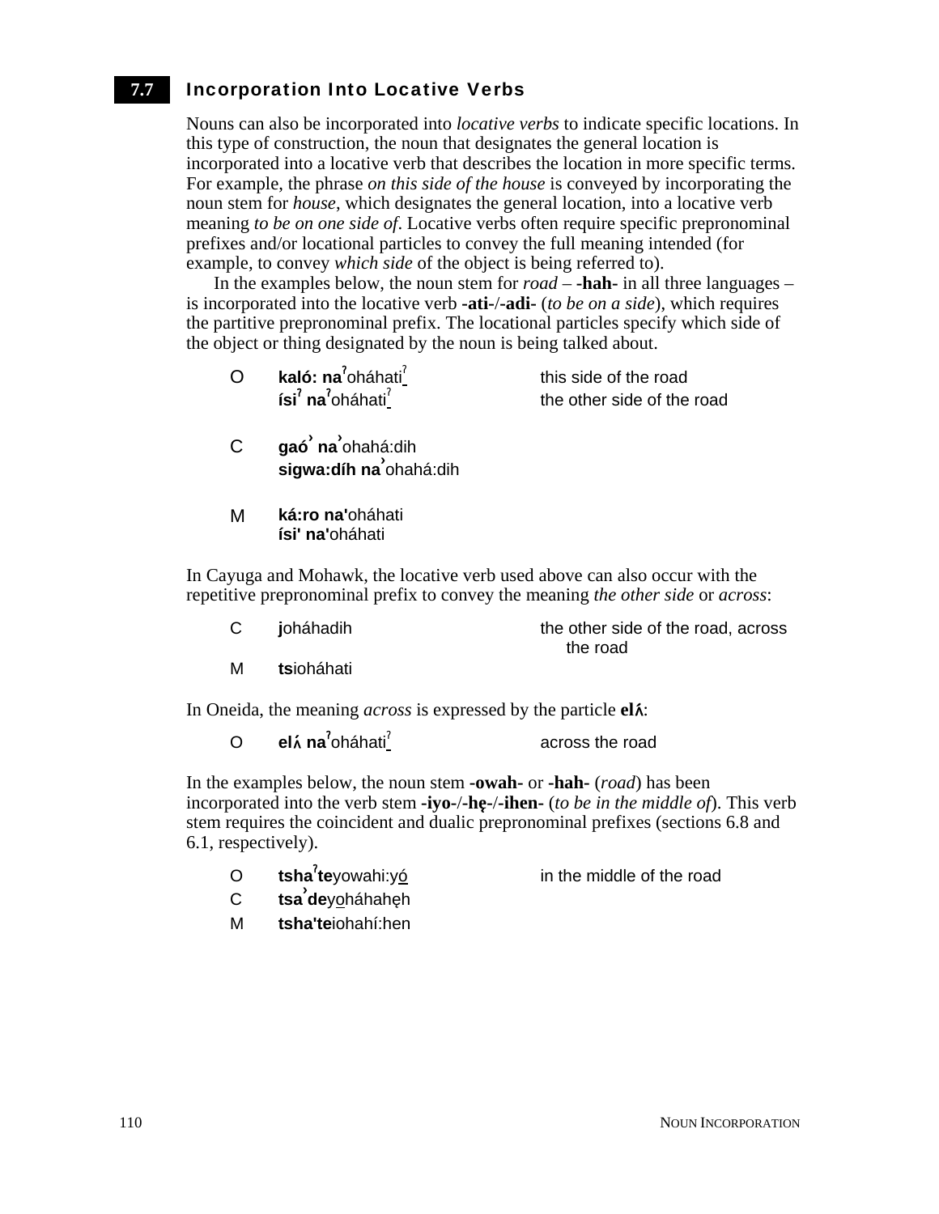## 7.7 Incorporation Into Locative Verbs

Nouns can also be incorporated into *locative verbs* to indicate specific locations. In this type of construction, the noun that designates the general location is incorporated into a locative verb that describes the location in more specific terms. For example, the phrase *on this side of the house* is conveyed by incorporating the noun stem for *house*, which designates the general location, into a locative verb meaning *to be on one side of*. Locative verbs often require specific prepronominal prefixes and/or locational particles to convey the full meaning intended (for example, to convey *which side* of the object is being referred to).

In the examples below, the noun stem for *road* – **-hah-** in all three languages – is incorporated into the locative verb **-ati-**/**-adi-** (*to be on a side*), which requires the partitive prepronominal prefix. The locational particles specify which side of the object or thing designated by the noun is being talked about.

| | | |
|---|---|---|
| O | **kaló: naˀ**oháhatiˀ | this side of the road |
| | **ísiˀ naˀ**oháhatiˀ | the other side of the road |
| C | **gaóʼ naʼ**ohahá:dih | |
| | **sigwa:díh naʼ**ohahá:dih | |
| M | **ká:ro na'**oháhati | |
| | **ísi' na'**oháhati | |

In Cayuga and Mohawk, the locative verb used above can also occur with the repetitive prepronominal prefix to convey the meaning *the other side* or *across*:

| | | |
|---|---|---|
| C | **j**oháhadih | the other side of the road, across the road |
| M | **ts**ioháhati | |

In Oneida, the meaning *across* is expressed by the particle **elʌ́**:

| | | |
|---|---|---|
| O | **elʌ́ naˀ**oháhatiˀ | across the road |

In the examples below, the noun stem **-owah-** or **-hah-** (*road*) has been incorporated into the verb stem **-iyo-**/**-hę-**/**-ihen-** (*to be in the middle of*). This verb stem requires the coincident and dualic prepronominal prefixes (sections 6.8 and 6.1, respectively).

| | | |
|---|---|---|
| O | **tshaˀte**yowahi:yó | in the middle of the road |
| C | **tsaʼde**yoháhahęh | |
| M | **tsha'te**iohahí:hen | |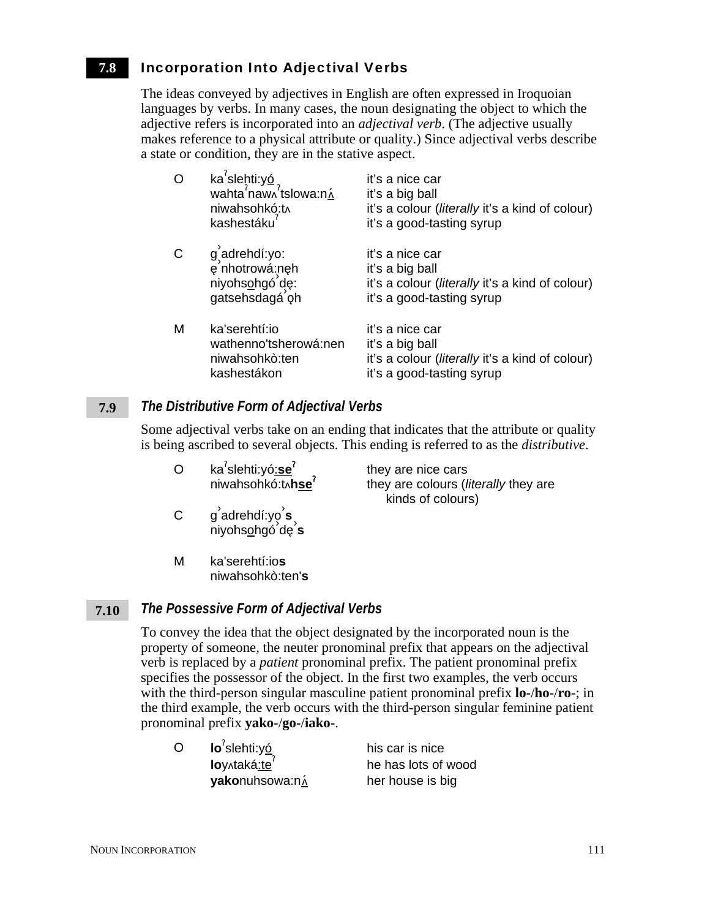## 7.8 Incorporation Into Adjectival Verbs

The ideas conveyed by adjectives in English are often expressed in Iroquoian languages by verbs. In many cases, the noun designating the object to which the adjective refers is incorporated into an *adjectival verb*. (The adjective usually makes reference to a physical attribute or quality.) Since adjectival verbs describe a state or condition, they are in the stative aspect.

| | | |
|---|---|---|
| O | kaˀslehti:yó | it's a nice car |
| | wahtaˀnawʌˀtslowa:nʌ́ | it's a big ball |
| | niwahsohkó:tʌ | it's a colour (*literally* it's a kind of colour) |
| | kashestákuˀ | it's a good-tasting syrup |
| C | g̓adrehdí:yo: | it's a nice car |
| | ę̓nhotrowá:nęh | it's a big ball |
| | niyohsohgó̓dę: | it's a colour (*literally* it's a kind of colour) |
| | gatsehsdagá̓ǫh | it's a good-tasting syrup |
| M | ka'serehtí:io | it's a nice car |
| | wathenno'tsherowá:nen | it's a big ball |
| | niwahsohkò:ten | it's a colour (*literally* it's a kind of colour) |
| | kashestákon | it's a good-tasting syrup |

### 7.9 *The Distributive Form of Adjectival Verbs*

Some adjectival verbs take on an ending that indicates that the attribute or quality is being ascribed to several objects. This ending is referred to as the *distributive*.

| | | |
|---|---|---|
| O | kaˀslehti:yó:**seˀ** | they are nice cars |
| | niwahsohkó:tʌ**hseˀ** | they are colours (*literally* they are kinds of colours) |
| C | g̓adrehdí:yo̓**s** | |
| | niyohsohgó̓dę̓**s** | |
| M | ka'serehtí:io**s** | |
| | niwahsohkò:ten'**s** | |

### 7.10 *The Possessive Form of Adjectival Verbs*

To convey the idea that the object designated by the incorporated noun is the property of someone, the neuter pronominal prefix that appears on the adjectival verb is replaced by a *patient* pronominal prefix. The patient pronominal prefix specifies the possessor of the object. In the first two examples, the verb occurs with the third-person singular masculine patient pronominal prefix **lo-**/**ho-**/**ro-**; in the third example, the verb occurs with the third-person singular feminine patient pronominal prefix **yako-**/**go-**/**iako-**.

| | | |
|---|---|---|
| O | **lo**ˀslehti:yó | his car is nice |
| | **lo**yʌtaká:teˀ | he has lots of wood |
| | **yako**nuhsowa:nʌ́ | her house is big |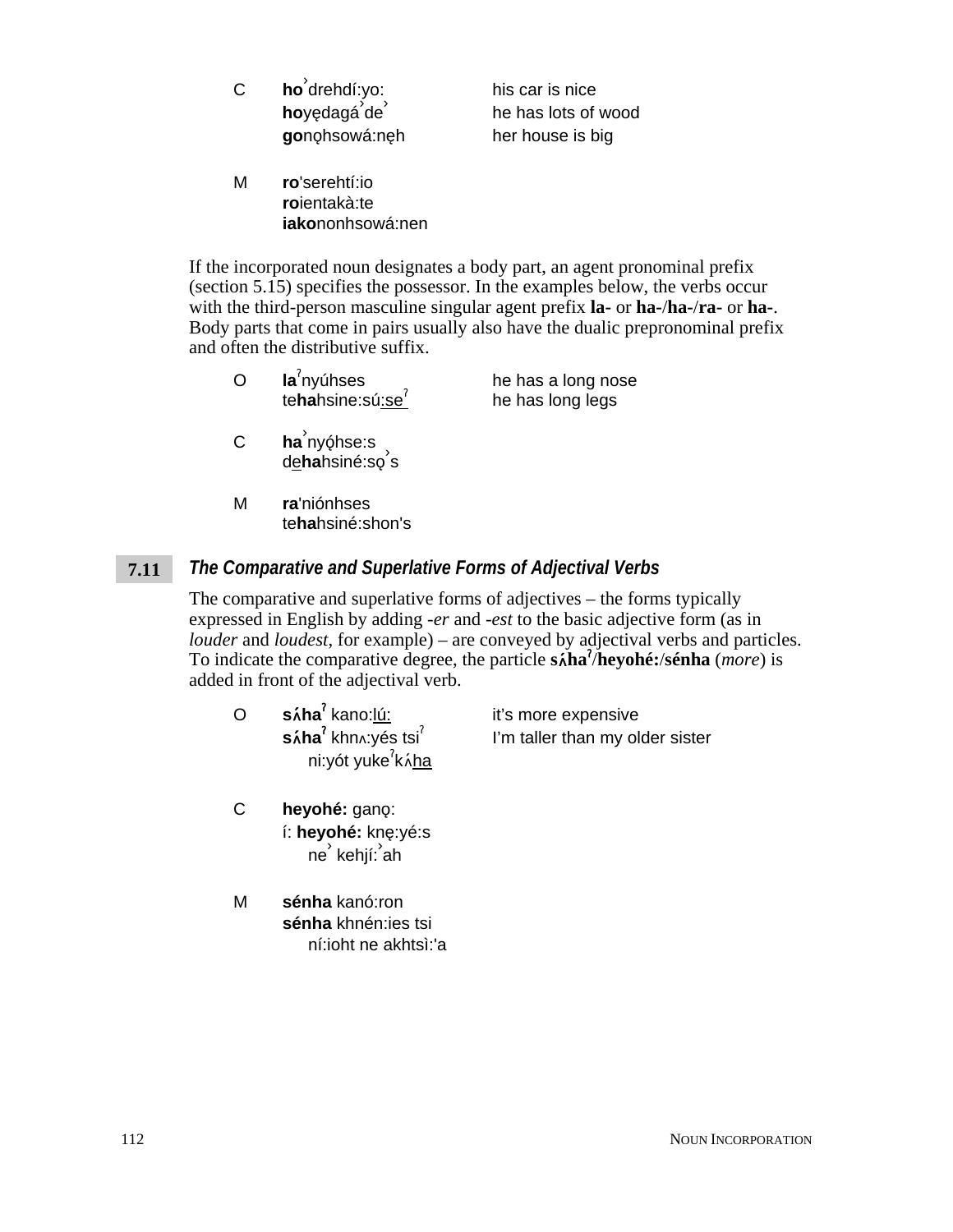| | | |
|---|---|---|
| C | **ho**ˀdrehdí:yo: | his car is nice |
| | **ho**yę̨dagáˀdeˀ | he has lots of wood |
| | **go**nǫ̨hsowá:nę̨h | her house is big |
| | | |
| M | **ro**'serehtí:io | |
| | **ro**ientakà:te | |
| | **iako**nonhsowá:nen | |

If the incorporated noun designates a body part, an agent pronominal prefix (section 5.15) specifies the possessor. In the examples below, the verbs occur with the third-person masculine singular agent prefix **la-** or **ha-**/**ha-**/**ra-** or **ha-**. Body parts that come in pairs usually also have the dualic prepronominal prefix and often the distributive suffix.

| | | |
|---|---|---|
| O | **la**ˀnyúhses | he has a long nose |
| | te**ha**hsine:sú:seˀ | he has long legs |
| | | |
| C | **ha**ˀnyǫ́hse:s | |
| | de**ha**hsiné:sǫˀs | |
| | | |
| M | **ra**'niónhses | |
| | te**ha**hsiné:shon's | |

## 7.11 *The Comparative and Superlative Forms of Adjectival Verbs*

The comparative and superlative forms of adjectives – the forms typically expressed in English by adding *-er* and *-est* to the basic adjective form (as in *louder* and *loudest*, for example) – are conveyed by adjectival verbs and particles. To indicate the comparative degree, the particle **sʌ́haˀ**/**heyohé:**/**sénha** (*more*) is added in front of the adjectival verb.

| | | |
|---|---|---|
| O | **sʌ́haˀ** kano:lú: | it's more expensive |
| | **sʌ́haˀ** khnʌ:yés tsiˀ ni:yót yukeˀkʌ́ha | I'm taller than my older sister |
| | | |
| C | **heyohé:** ganǫ: | |
| | í: **heyohé:** knę:yé:s neˀ kehjí:ˀah | |
| | | |
| M | **sénha** kanó:ron | |
| | **sénha** khnén:ies tsi ní:ioht ne akhtsì:'a | |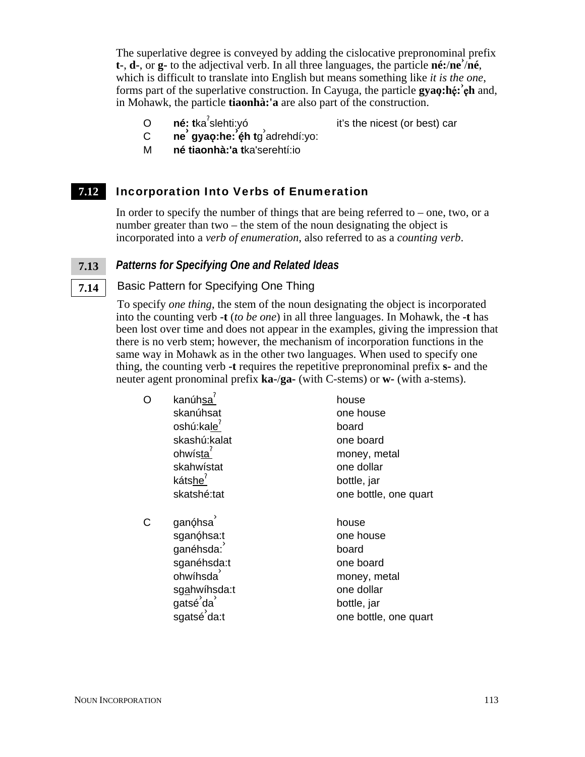The superlative degree is conveyed by adding the cislocative prepronominal prefix **t-**, **d-**, or **g-** to the adjectival verb. In all three languages, the particle **né:**/**neˀ**/**né**, which is difficult to translate into English but means something like *it is the one*, forms part of the superlative construction. In Cayuga, the particle **gyaǫ:hę́:ˀęh** and, in Mohawk, the particle **tiaonhà:'a** are also part of the construction.

| | | |
|---|---|---|
| O | **né: t**kaˀslehti:yó | it's the nicest (or best) car |
| C | **neˀ gyaǫ:he:ˀę́h t**gˀadrehdí:yo: | |
| M | **né tiaonhà:'a t**ka'serehtí:io | |

## 7.12 Incorporation Into Verbs of Enumeration

In order to specify the number of things that are being referred to – one, two, or a number greater than two – the stem of the noun designating the object is incorporated into a *verb of enumeration*, also referred to as a *counting verb*.

### 7.13 *Patterns for Specifying One and Related Ideas*

#### 7.14 Basic Pattern for Specifying One Thing

To specify *one thing*, the stem of the noun designating the object is incorporated into the counting verb **-t** (*to be one*) in all three languages. In Mohawk, the **-t** has been lost over time and does not appear in the examples, giving the impression that there is no verb stem; however, the mechanism of incorporation functions in the same way in Mohawk as in the other two languages. When used to specify one thing, the counting verb **-t** requires the repetitive prepronominal prefix **s-** and the neuter agent pronominal prefix **ka-**/**ga-** (with C-stems) or **w-** (with a-stems).

| | | |
|---|---|---|
| O | kanúh<u>saˀ</u> | house |
| | skanúhsat | one house |
| | oshú:ka<u>leˀ</u> | board |
| | skashú:kalat | one board |
| | ohwís<u>taˀ</u> | money, metal |
| | skahwístat | one dollar |
| | káts<u>heˀ</u> | bottle, jar |
| | skatshé:tat | one bottle, one quart |
| C | ganǫ́hsaˀ | house |
| | sganǫ́hsa:t | one house |
| | ganéhsda:ˀ | board |
| | sganéhsda:t | one board |
| | ohwíhsdaˀ | money, metal |
| | sg<u>a</u>hwíhsda:t | one dollar |
| | gatséˀdaˀ | bottle, jar |
| | sgatséˀda:t | one bottle, one quart |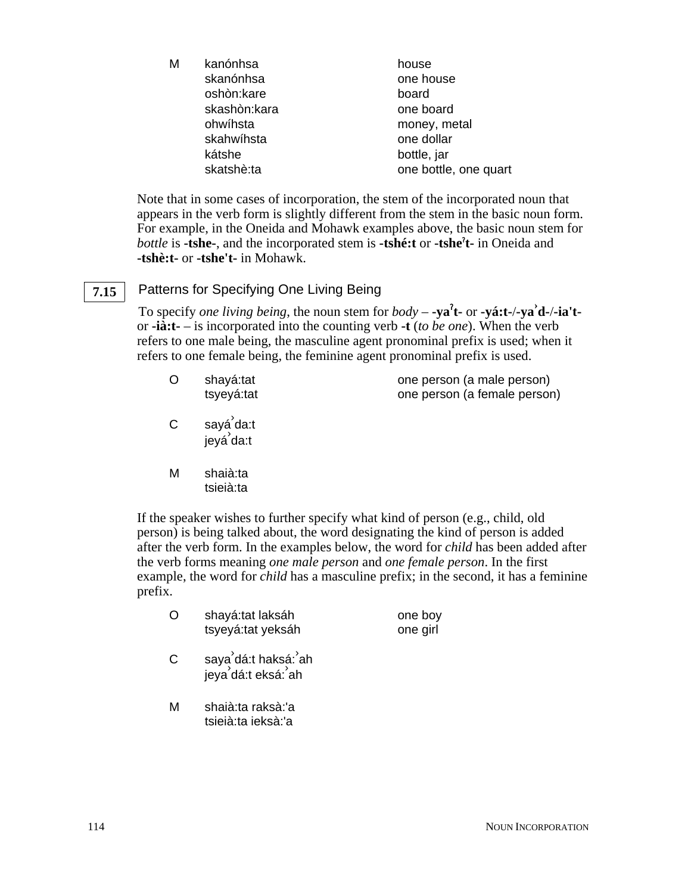| | | |
|---|---|---|
| M | kanónhsa | house |
| | skanónhsa | one house |
| | oshòn:kare | board |
| | skashòn:kara | one board |
| | ohwíhsta | money, metal |
| | skahwíhsta | one dollar |
| | kátshe | bottle, jar |
| | skatshè:ta | one bottle, one quart |

Note that in some cases of incorporation, the stem of the incorporated noun that appears in the verb form is slightly different from the stem in the basic noun form. For example, in the Oneida and Mohawk examples above, the basic noun stem for *bottle* is **-tshe-**, and the incorporated stem is **-tshé:t** or **-tsheˀt-** in Oneida and **-tshè:t-** or **-tshe't-** in Mohawk.

## 7.15 Patterns for Specifying One Living Being

To specify *one living being*, the noun stem for *body* – **-yaˀt-** or **-yá:t-**/**-yaˀd-**/**-ia't-** or **-ià:t-** – is incorporated into the counting verb **-t** (*to be one*). When the verb refers to one male being, the masculine agent pronominal prefix is used; when it refers to one female being, the feminine agent pronominal prefix is used.

| | | |
|---|---|---|
| O | shayá:tat | one person (a male person) |
| | tsyeyá:tat | one person (a female person) |
| C | sayáˀda:t | |
| | jeyáˀda:t | |
| M | shaià:ta | |
| | tsieià:ta | |

If the speaker wishes to further specify what kind of person (e.g., child, old person) is being talked about, the word designating the kind of person is added after the verb form. In the examples below, the word for *child* has been added after the verb forms meaning *one male person* and *one female person*. In the first example, the word for *child* has a masculine prefix; in the second, it has a feminine prefix.

| | | |
|---|---|---|
| O | shayá:tat laksáh | one boy |
| | tsyeyá:tat yeksáh | one girl |
| C | sayaˀdá:t haksá:ˀah | |
| | jeyaˀdá:t eksá:ˀah | |
| M | shaià:ta raksà:'a | |
| | tsieià:ta ieksà:'a | |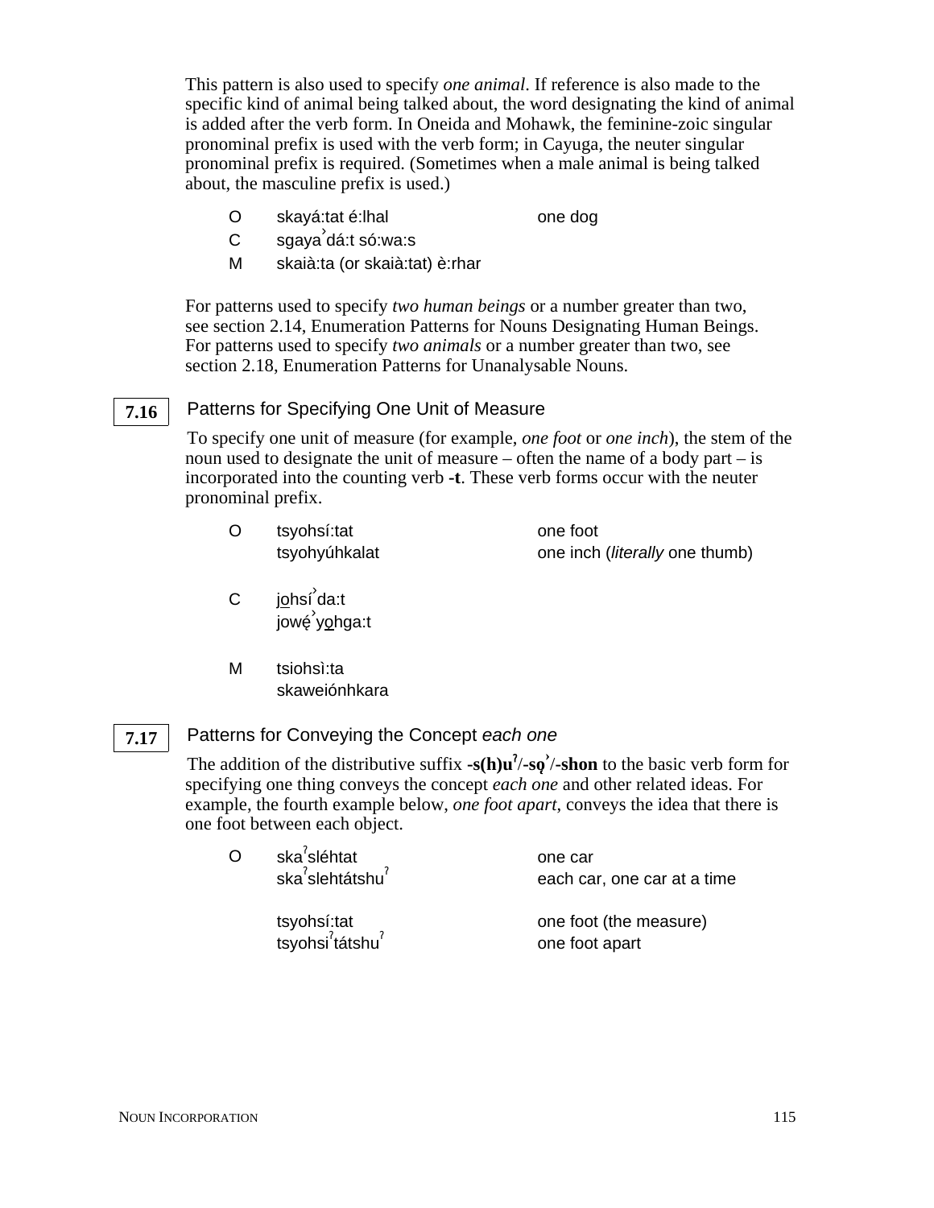This pattern is also used to specify *one animal*. If reference is also made to the specific kind of animal being talked about, the word designating the kind of animal is added after the verb form. In Oneida and Mohawk, the feminine-zoic singular pronominal prefix is used with the verb form; in Cayuga, the neuter singular pronominal prefix is required. (Sometimes when a male animal is being talked about, the masculine prefix is used.)

| | | |
|---|---|---|
| O | skayá:tat é:lhal | one dog |
| C | sgayaˀdá:t só:wa:s | |
| M | skaià:ta (or skaià:tat) è:rhar | |

For patterns used to specify *two human beings* or a number greater than two, see section 2.14, Enumeration Patterns for Nouns Designating Human Beings. For patterns used to specify *two animals* or a number greater than two, see section 2.18, Enumeration Patterns for Unanalysable Nouns.

## 7.16 Patterns for Specifying One Unit of Measure

To specify one unit of measure (for example, *one foot* or *one inch*), the stem of the noun used to designate the unit of measure – often the name of a body part – is incorporated into the counting verb **-t**. These verb forms occur with the neuter pronominal prefix.

| | | |
|---|---|---|
| O | tsyohsí:tat | one foot |
| | tsyohyúhkalat | one inch (*literally* one thumb) |
| C | jo̲hsíˀda:t | |
| | jowę́ˀyo̲hga:t | |
| M | tsiohsì:ta | |
| | skaweiónhkara | |

## 7.17 Patterns for Conveying the Concept *each one*

The addition of the distributive suffix **-s(h)uˀ/-są̨ˀ/-shon** to the basic verb form for specifying one thing conveys the concept *each one* and other related ideas. For example, the fourth example below, *one foot apart*, conveys the idea that there is one foot between each object.

| | | |
|---|---|---|
| O | skaˀsléhtat | one car |
| | skaˀslehtátshuˀ | each car, one car at a time |
| | tsyohsí:tat | one foot (the measure) |
| | tsyohsiˀtátshuˀ | one foot apart |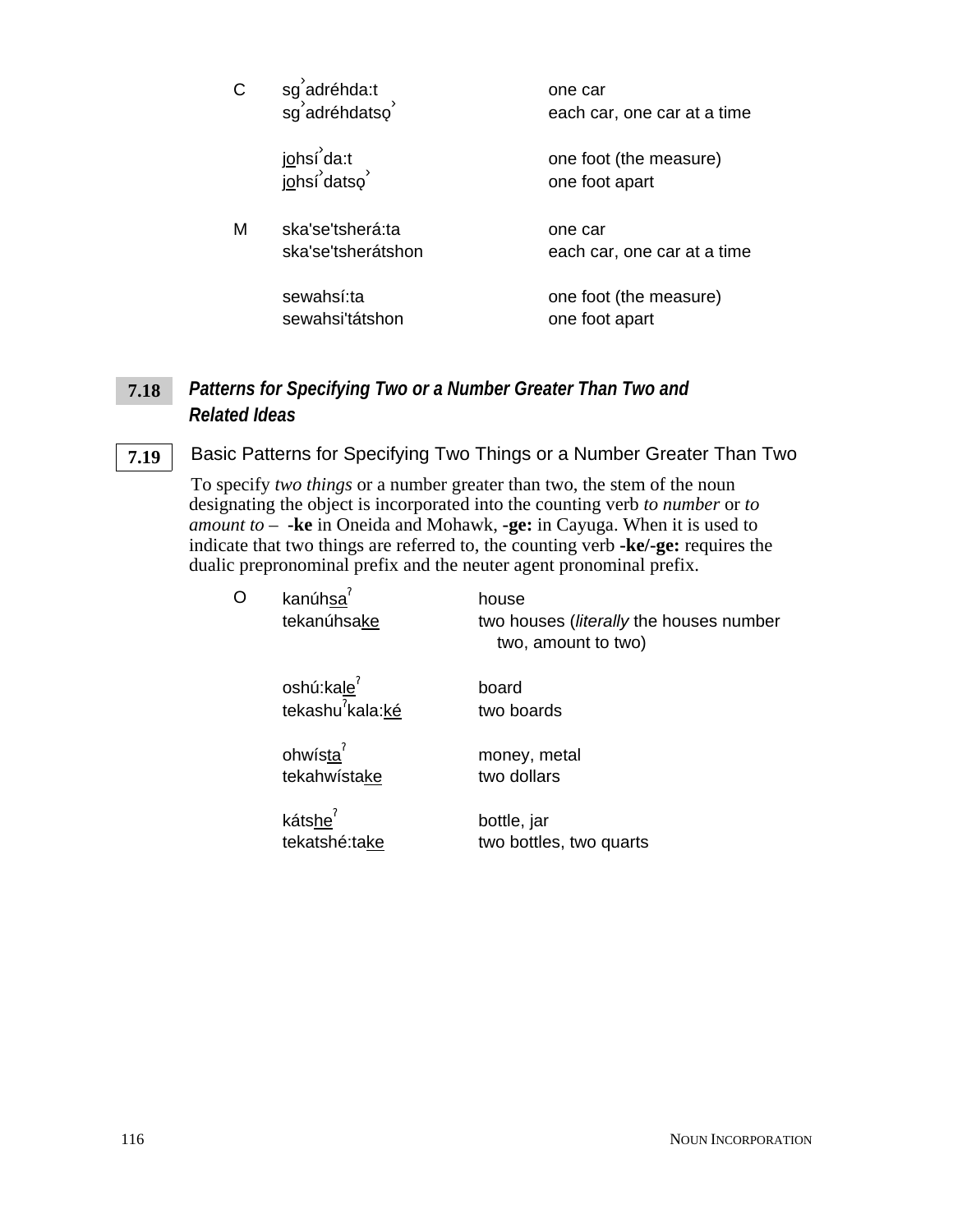| | | |
|---|---|---|
| C | sg̓adréhda:t | one car |
| | sg̓adréhdatsǫ̓ | each car, one car at a time |
| | | |
| | j<u>o</u>hsí̓da:t | one foot (the measure) |
| | j<u>o</u>hsí̓datsǫ̓ | one foot apart |
| | | |
| M | ska'se'tsherá:ta | one car |
| | ska'se'tsherátshon | each car, one car at a time |
| | | |
| | sewahsí:ta | one foot (the measure) |
| | sewahsi'tátshon | one foot apart |

## 7.18 *Patterns for Specifying Two or a Number Greater Than Two and Related Ideas*

### 7.19 Basic Patterns for Specifying Two Things or a Number Greater Than Two

To specify *two things* or a number greater than two, the stem of the noun designating the object is incorporated into the counting verb *to number* or *to amount to* – **-ke** in Oneida and Mohawk, **-ge:** in Cayuga. When it is used to indicate that two things are referred to, the counting verb **-ke/-ge:** requires the dualic prepronominal prefix and the neuter agent pronominal prefix.

| | | |
|---|---|---|
| O | kanúh<u>sa</u>ˀ | house |
| | tekanúhsa<u>ke</u> | two houses (*literally* the houses number two, amount to two) |
| | | |
| | oshú:ka<u>le</u>ˀ | board |
| | tekashuˀkala:<u>ké</u> | two boards |
| | | |
| | ohwís<u>ta</u>ˀ | money, metal |
| | tekahwísta<u>ke</u> | two dollars |
| | | |
| | káts<u>he</u>ˀ | bottle, jar |
| | tekatshé:ta<u>ke</u> | two bottles, two quarts |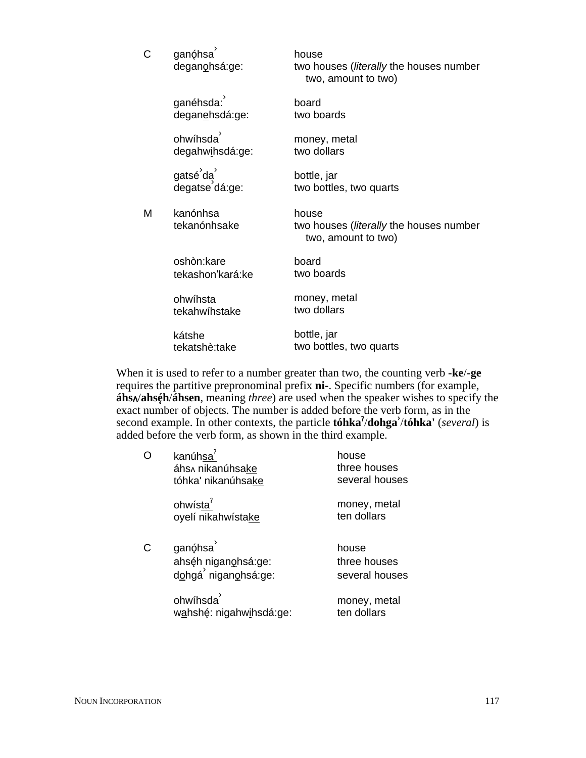| | | |
|---|---|---|
| C | ganǫ́hsa˺ | house |
| | deganǫhsá:ge: | two houses (*literally* the houses number two, amount to two) |
| | ganéhsda:˺ | board |
| | deganehsdá:ge: | two boards |
| | ohwíhsda˺ | money, metal |
| | degahwihsdá:ge: | two dollars |
| | gatsé˺da˺ | bottle, jar |
| | degatse˺dá:ge: | two bottles, two quarts |
| M | kanónhsa | house |
| | tekanónhsake | two houses (*literally* the houses number two, amount to two) |
| | oshòn:kare | board |
| | tekashon'kará:ke | two boards |
| | ohwíhsta | money, metal |
| | tekahwíhstake | two dollars |
| | kátshe | bottle, jar |
| | tekatshè:take | two bottles, two quarts |

When it is used to refer to a number greater than two, the counting verb **-ke**/**-ge** requires the partitive prepronominal prefix **ni-**. Specific numbers (for example, **áhsʌ**/**ahsę́h**/**áhsen**, meaning *three*) are used when the speaker wishes to specify the exact number of objects. The number is added before the verb form, as in the second example. In other contexts, the particle **tóhkaˀ**/**dohga˺**/**tóhka'** (*several*) is added before the verb form, as shown in the third example.

| | | |
|---|---|---|
| O | kanúhsaˀ | house |
| | áhsʌ nikanúhsake | three houses |
| | tóhka' nikanúhsake | several houses |
| | ohwístaˀ | money, metal |
| | oyelí nikahwístake | ten dollars |
| C | ganǫ́hsa˺ | house |
| | ahsę́h niganǫhsá:ge: | three houses |
| | dohgá˺ niganǫhsá:ge: | several houses |
| | ohwíhsda˺ | money, metal |
| | wahshę́: nigahwihsdá:ge: | ten dollars |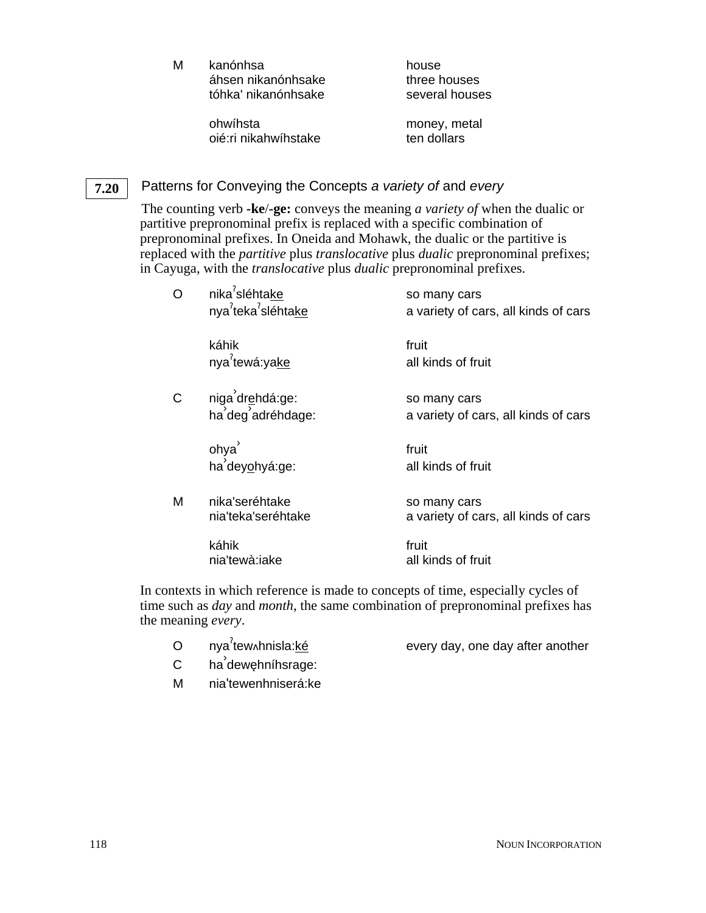| | | |
|---|---|---|
| M | kanónhsa | house |
| | áhsen nikanónhsake | three houses |
| | tóhka' nikanónhsake | several houses |
| | | |
| | ohwíhsta | money, metal |
| | oié:ri nikahwíhstake | ten dollars |

## 7.20 Patterns for Conveying the Concepts *a variety of* and *every*

The counting verb **-ke**/**-ge:** conveys the meaning *a variety of* when the dualic or partitive prepronominal prefix is replaced with a specific combination of prepronominal prefixes. In Oneida and Mohawk, the dualic or the partitive is replaced with the *partitive* plus *translocative* plus *dualic* prepronominal prefixes; in Cayuga, with the *translocative* plus *dualic* prepronominal prefixes.

| | | |
|---|---|---|
| O | nikaˀsléhta<u>ke</u> | so many cars |
| | nyaˀtekaˀsléhta<u>ke</u> | a variety of cars, all kinds of cars |
| | | |
| | káhik | fruit |
| | nyaˀtewá:ya<u>ke</u> | all kinds of fruit |
| | | |
| C | nigaˀdr<u>e</u>hdá:ge: | so many cars |
| | haˀdegˀadréhdage: | a variety of cars, all kinds of cars |
| | | |
| | ohyaˀ | fruit |
| | haˀdey<u>o</u>hyá:ge: | all kinds of fruit |
| | | |
| M | nika'seréhtake | so many cars |
| | nia'teka'seréhtake | a variety of cars, all kinds of cars |
| | | |
| | káhik | fruit |
| | nia'tewà:iake | all kinds of fruit |

In contexts in which reference is made to concepts of time, especially cycles of time such as *day* and *month*, the same combination of prepronominal prefixes has the meaning *every*.

| | | |
|---|---|---|
| O | nyaˀtewʌhnisla:<u>ké</u> | every day, one day after another |
| C | haˀdewę̨hníhsrage: | |
| M | nia'tewenhniserá:ke | |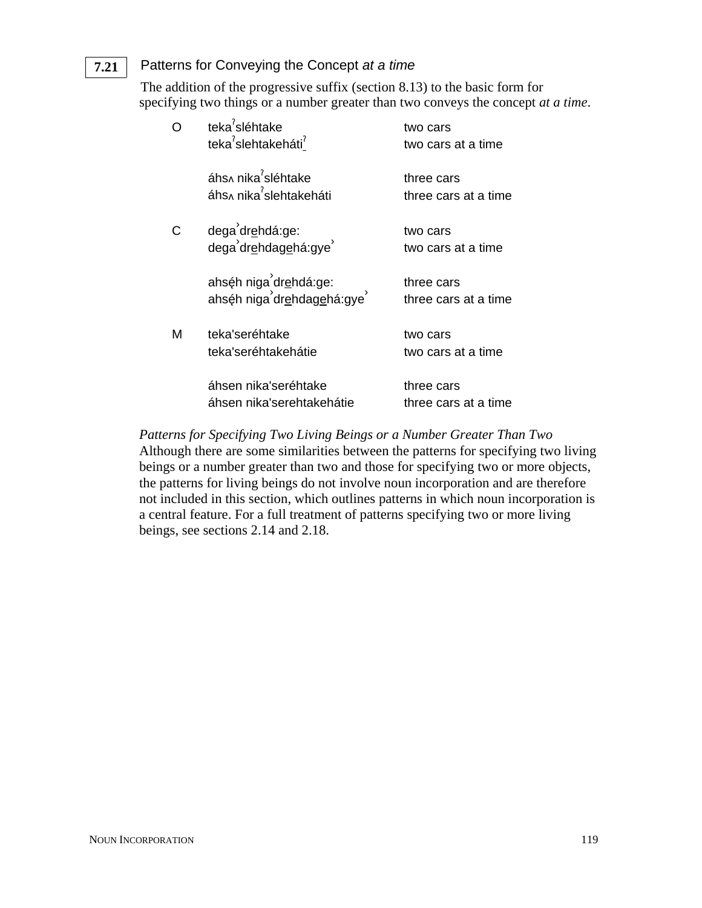## 7.21 Patterns for Conveying the Concept *at a time*

The addition of the progressive suffix (section 8.13) to the basic form for specifying two things or a number greater than two conveys the concept *at a time*.

| | | |
|---|---|---|
| O | tekaˀsléhtake | two cars |
| | tekaˀslehtakehátiˀ | two cars at a time |
| | | |
| | áhsʌ nikaˀsléhtake | three cars |
| | áhsʌ nikaˀslehtakeháti | three cars at a time |
| | | |
| C | degaˀdrḛhdá:ge: | two cars |
| | degaˀdrḛhdagḛhá:gyeˀ | two cars at a time |
| | | |
| | ahsę́h nigaˀdrḛhdá:ge: | three cars |
| | ahsę́h nigaˀdrḛhdagḛhá:gyeˀ | three cars at a time |
| | | |
| M | teka'seréhtake | two cars |
| | teka'seréhtakehátie | two cars at a time |
| | | |
| | áhsen nika'seréhtake | three cars |
| | áhsen nika'serehtakehátie | three cars at a time |

*Patterns for Specifying Two Living Beings or a Number Greater Than Two*
Although there are some similarities between the patterns for specifying two living beings or a number greater than two and those for specifying two or more objects, the patterns for living beings do not involve noun incorporation and are therefore not included in this section, which outlines patterns in which noun incorporation is a central feature. For a full treatment of patterns specifying two or more living beings, see sections 2.14 and 2.18.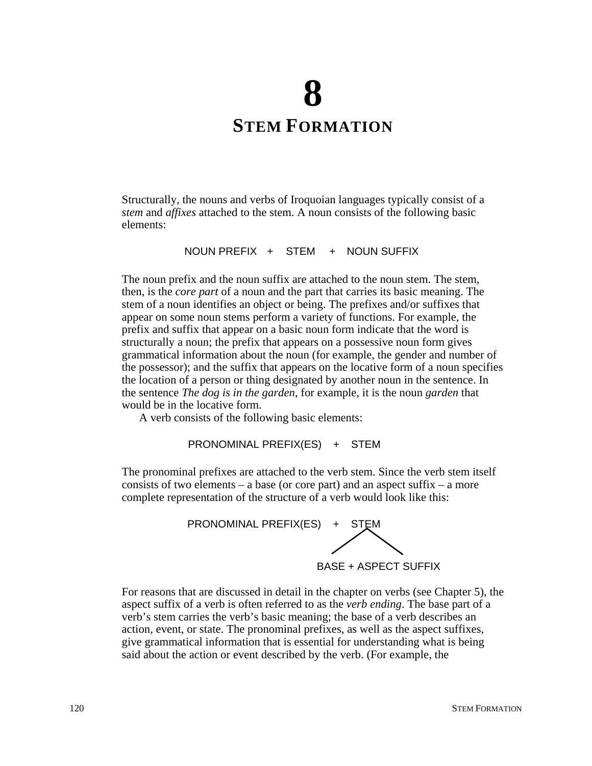# 8
# STEM FORMATION

Structurally, the nouns and verbs of Iroquoian languages typically consist of a *stem* and *affixes* attached to the stem. A noun consists of the following basic elements:

NOUN PREFIX + STEM + NOUN SUFFIX

The noun prefix and the noun suffix are attached to the noun stem. The stem, then, is the *core part* of a noun and the part that carries its basic meaning. The stem of a noun identifies an object or being. The prefixes and/or suffixes that appear on some noun stems perform a variety of functions. For example, the prefix and suffix that appear on a basic noun form indicate that the word is structurally a noun; the prefix that appears on a possessive noun form gives grammatical information about the noun (for example, the gender and number of the possessor); and the suffix that appears on the locative form of a noun specifies the location of a person or thing designated by another noun in the sentence. In the sentence *The dog is in the garden*, for example, it is the noun *garden* that would be in the locative form.

A verb consists of the following basic elements:

PRONOMINAL PREFIX(ES) + STEM

The pronominal prefixes are attached to the verb stem. Since the verb stem itself consists of two elements – a base (or core part) and an aspect suffix – a more complete representation of the structure of a verb would look like this:

```
PRONOMINAL PREFIX(ES)  +  STEM
                          /    \
                BASE + ASPECT SUFFIX
```

For reasons that are discussed in detail in the chapter on verbs (see Chapter 5), the aspect suffix of a verb is often referred to as the *verb ending*. The base part of a verb's stem carries the verb's basic meaning; the base of a verb describes an action, event, or state. The pronominal prefixes, as well as the aspect suffixes, give grammatical information that is essential for understanding what is being said about the action or event described by the verb. (For example, the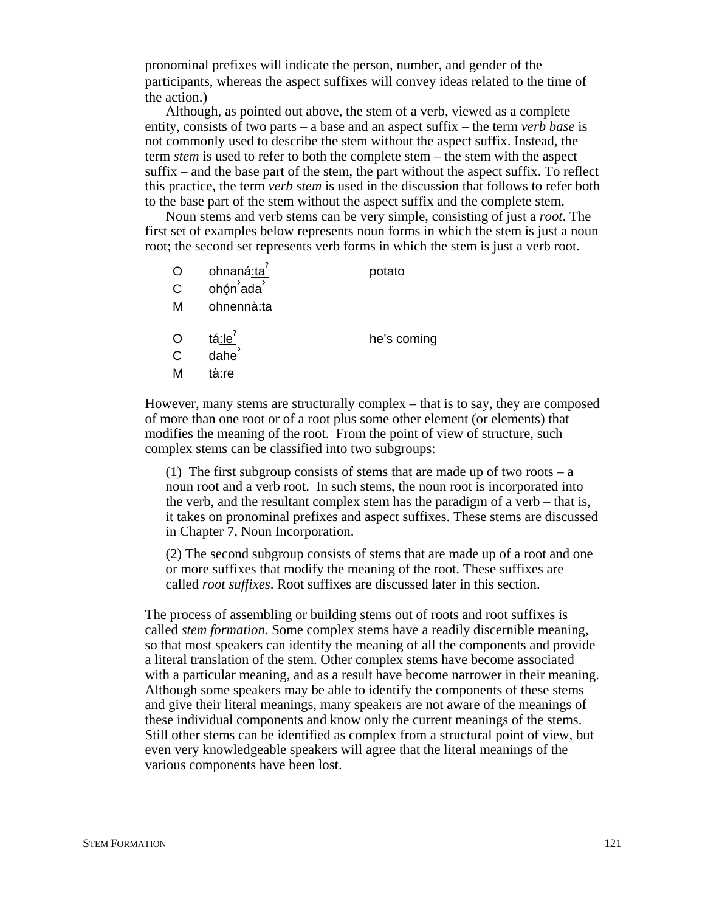pronominal prefixes will indicate the person, number, and gender of the participants, whereas the aspect suffixes will convey ideas related to the time of the action.)

Although, as pointed out above, the stem of a verb, viewed as a complete entity, consists of two parts – a base and an aspect suffix – the term *verb base* is not commonly used to describe the stem without the aspect suffix. Instead, the term *stem* is used to refer to both the complete stem – the stem with the aspect suffix – and the base part of the stem, the part without the aspect suffix. To reflect this practice, the term *verb stem* is used in the discussion that follows to refer both to the base part of the stem without the aspect suffix and the complete stem.

Noun stems and verb stems can be very simple, consisting of just a *root*. The first set of examples below represents noun forms in which the stem is just a noun root; the second set represents verb forms in which the stem is just a verb root.

| | | |
|---|---|---|
| O | ohnaná:taˀ | potato |
| C | ohǫ́nˀadaˀ | |
| M | ohnennà:ta | |
| | | |
| O | tá:leˀ | he's coming |
| C | dahe˺ | |
| M | tà:re | |

However, many stems are structurally complex – that is to say, they are composed of more than one root or of a root plus some other element (or elements) that modifies the meaning of the root. From the point of view of structure, such complex stems can be classified into two subgroups:

(1) The first subgroup consists of stems that are made up of two roots – a noun root and a verb root. In such stems, the noun root is incorporated into the verb, and the resultant complex stem has the paradigm of a verb – that is, it takes on pronominal prefixes and aspect suffixes. These stems are discussed in Chapter 7, Noun Incorporation.

(2) The second subgroup consists of stems that are made up of a root and one or more suffixes that modify the meaning of the root. These suffixes are called *root suffixes*. Root suffixes are discussed later in this section.

The process of assembling or building stems out of roots and root suffixes is called *stem formation*. Some complex stems have a readily discernible meaning, so that most speakers can identify the meaning of all the components and provide a literal translation of the stem. Other complex stems have become associated with a particular meaning, and as a result have become narrower in their meaning. Although some speakers may be able to identify the components of these stems and give their literal meanings, many speakers are not aware of the meanings of these individual components and know only the current meanings of the stems. Still other stems can be identified as complex from a structural point of view, but even very knowledgeable speakers will agree that the literal meanings of the various components have been lost.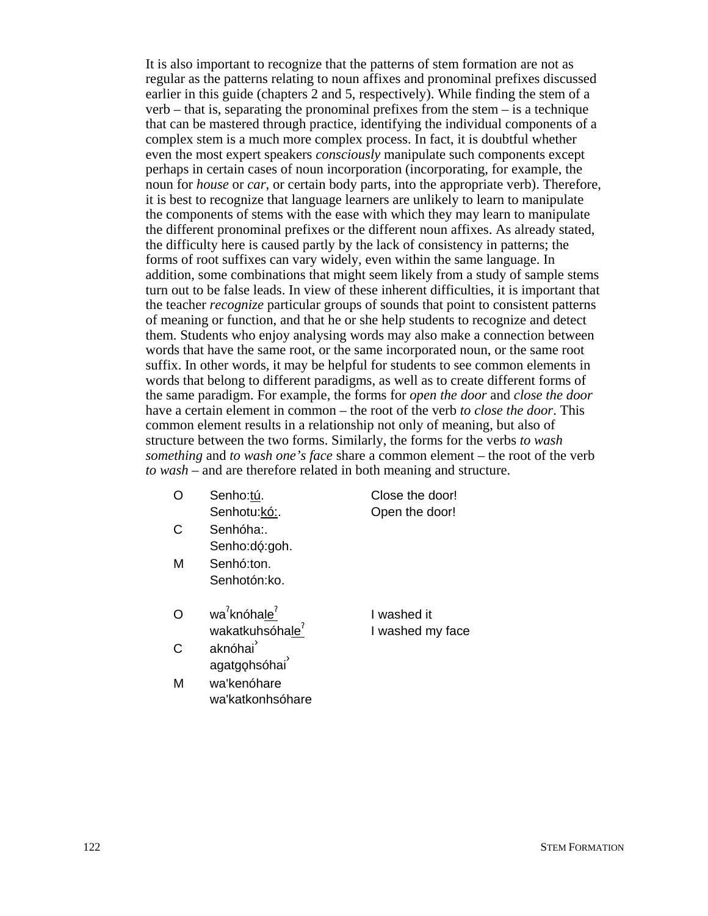It is also important to recognize that the patterns of stem formation are not as regular as the patterns relating to noun affixes and pronominal prefixes discussed earlier in this guide (chapters 2 and 5, respectively). While finding the stem of a verb – that is, separating the pronominal prefixes from the stem – is a technique that can be mastered through practice, identifying the individual components of a complex stem is a much more complex process. In fact, it is doubtful whether even the most expert speakers *consciously* manipulate such components except perhaps in certain cases of noun incorporation (incorporating, for example, the noun for *house* or *car*, or certain body parts, into the appropriate verb). Therefore, it is best to recognize that language learners are unlikely to learn to manipulate the components of stems with the ease with which they may learn to manipulate the different pronominal prefixes or the different noun affixes. As already stated, the difficulty here is caused partly by the lack of consistency in patterns; the forms of root suffixes can vary widely, even within the same language. In addition, some combinations that might seem likely from a study of sample stems turn out to be false leads. In view of these inherent difficulties, it is important that the teacher *recognize* particular groups of sounds that point to consistent patterns of meaning or function, and that he or she help students to recognize and detect them. Students who enjoy analysing words may also make a connection between words that have the same root, or the same incorporated noun, or the same root suffix. In other words, it may be helpful for students to see common elements in words that belong to different paradigms, as well as to create different forms of the same paradigm. For example, the forms for *open the door* and *close the door* have a certain element in common – the root of the verb *to close the door*. This common element results in a relationship not only of meaning, but also of structure between the two forms. Similarly, the forms for the verbs *to wash something* and *to wash one’s face* share a common element – the root of the verb *to wash* – and are therefore related in both meaning and structure.

| | | |
|---|---|---|
| O | Senho:<u>tú</u>. | Close the door! |
| | Senhotu:<u>kó:</u>. | Open the door! |
| C | Senhóha:. | |
| | Senho:dǫ́:goh. | |
| M | Senhó:ton. | |
| | Senhotón:ko. | |
| | | |
| O | waˀknóha<u>leˀ</u> | I washed it |
| | wakatkuhsóha<u>leˀ</u> | I washed my face |
| C | aknóhaiˀ | |
| | agatgǫhsóhaiˀ | |
| M | wa'kenóhare | |
| | wa'katkonhsóhare | |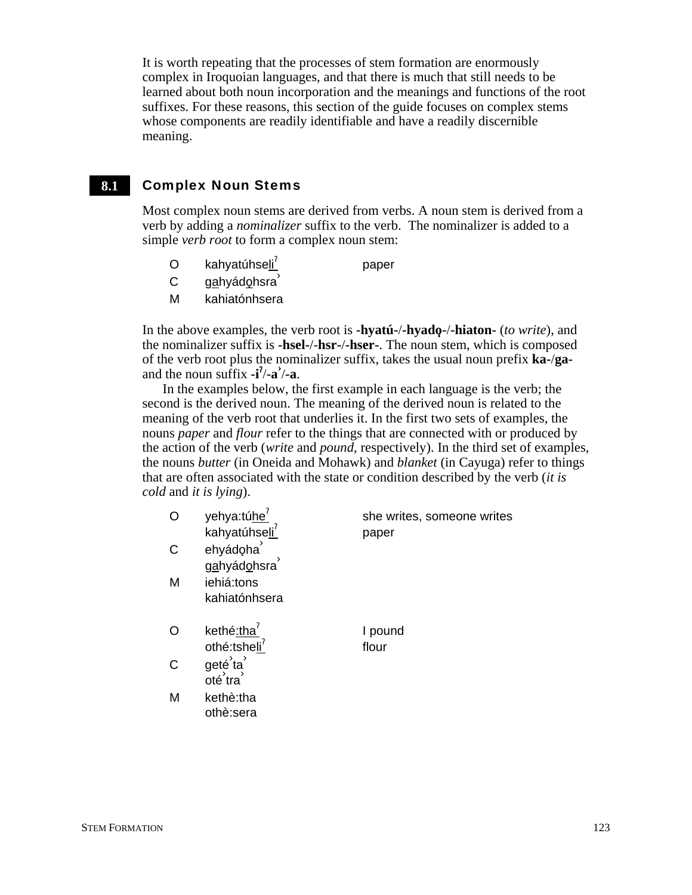It is worth repeating that the processes of stem formation are enormously complex in Iroquoian languages, and that there is much that still needs to be learned about both noun incorporation and the meanings and functions of the root suffixes. For these reasons, this section of the guide focuses on complex stems whose components are readily identifiable and have a readily discernible meaning.

## 8.1 Complex Noun Stems

Most complex noun stems are derived from verbs. A noun stem is derived from a verb by adding a *nominalizer* suffix to the verb. The nominalizer is added to a simple *verb root* to form a complex noun stem:

| | | |
|---|---|---|
| O | kahyatúhse<u>li</u>ˀ | paper |
| C | g<u>a</u>hyád<u>ǫ</u>hsra˺ | |
| M | kahiatónhsera | |

In the above examples, the verb root is **-hyatú-**/**-hyadǫ-**/**-hiaton-** (*to write*), and the nominalizer suffix is **-hsel-**/**-hsr-**/**-hser-**. The noun stem, which is composed of the verb root plus the nominalizer suffix, takes the usual noun prefix **ka-**/**ga-** and the noun suffix **-iˀ**/**-a˺**/**-a**.

In the examples below, the first example in each language is the verb; the second is the derived noun. The meaning of the derived noun is related to the meaning of the verb root that underlies it. In the first two sets of examples, the nouns *paper* and *flour* refer to the things that are connected with or produced by the action of the verb (*write* and *pound*, respectively). In the third set of examples, the nouns *butter* (in Oneida and Mohawk) and *blanket* (in Cayuga) refer to things that are often associated with the state or condition described by the verb (*it is cold* and *it is lying*).

| | | |
|---|---|---|
| O | yehya:tú<u>he</u>ˀ | she writes, someone writes |
| | kahyatúhse<u>li</u>ˀ | paper |
| C | ehyádǫha˺ | |
| | g<u>a</u>hyád<u>ǫ</u>hsra˺ | |
| M | iehiá:tons | |
| | kahiatónhsera | |
| | | |
| O | kethé<u>:tha</u>ˀ | I pound |
| | othé:tshe<u>li</u>ˀ | flour |
| C | geté˺ta˺ | |
| | oté˺tra˺ | |
| M | kethè:tha | |
| | othè:sera | |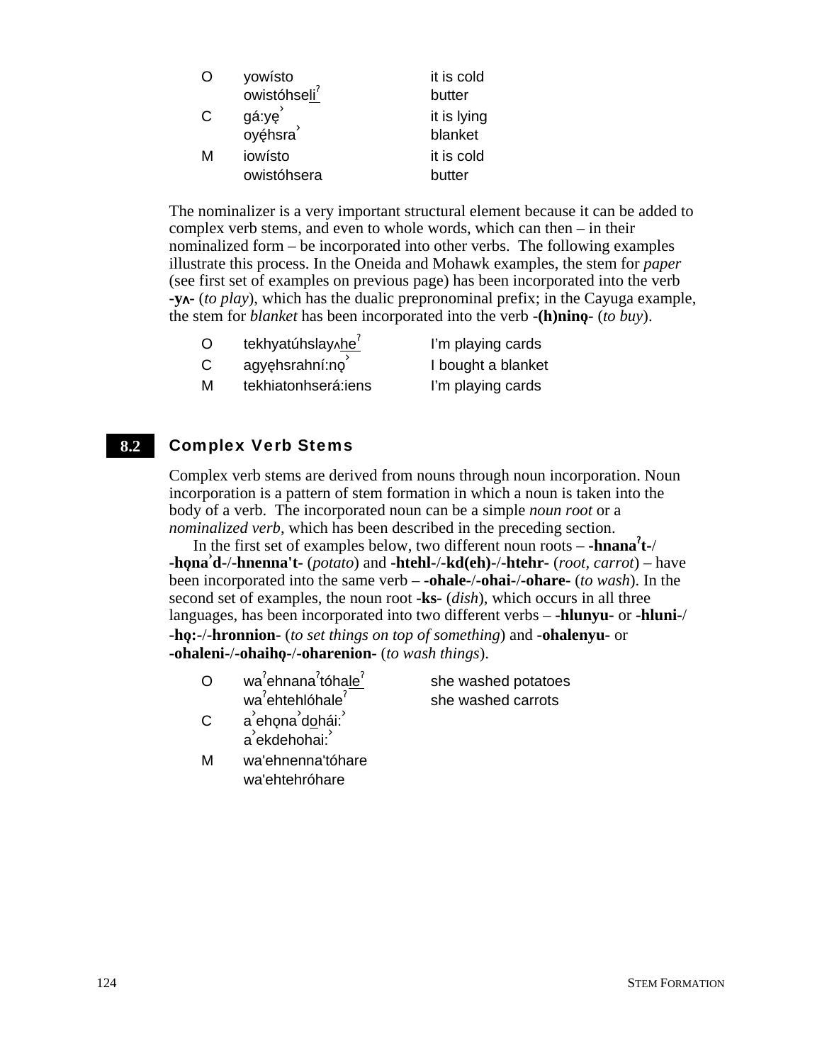| | | |
|---|---|---|
| O | yowísto | it is cold |
| | owistóhseli<u>ˀ</u> | butter |
| C | gá:yę˺ | it is lying |
| | oyę́hsra˺ | blanket |
| M | iowísto | it is cold |
| | owistóhsera | butter |

The nominalizer is a very important structural element because it can be added to complex verb stems, and even to whole words, which can then – in their nominalized form – be incorporated into other verbs. The following examples illustrate this process. In the Oneida and Mohawk examples, the stem for *paper* (see first set of examples on previous page) has been incorporated into the verb **-yʌ-** (*to play*), which has the dualic preprononimal prefix; in the Cayuga example, the stem for *blanket* has been incorporated into the verb **-(h)ninǫ-** (*to buy*).

| | | |
|---|---|---|
| O | tekhyatúhslayʌ<u>heˀ</u> | I'm playing cards |
| C | agyęhsrahní:nǫ˺ | I bought a blanket |
| M | tekhiatonhserá:iens | I'm playing cards |

## 8.2 Complex Verb Stems

Complex verb stems are derived from nouns through noun incorporation. Noun incorporation is a pattern of stem formation in which a noun is taken into the body of a verb. The incorporated noun can be a simple *noun root* or a *nominalized verb*, which has been described in the preceding section.

In the first set of examples below, two different noun roots – **-hnanaˀt-**/ **-hǫna˺d-**/**-hnenna't-** (*potato*) and **-htehl-**/**-kd(eh)-**/**-htehr-** (*root, carrot*) – have been incorporated into the same verb – **-ohale-**/**-ohai-**/**-ohare-** (*to wash*). In the second set of examples, the noun root **-ks-** (*dish*), which occurs in all three languages, has been incorporated into two different verbs – **-hlunyu-** or **-hluni-**/ **-hǫ:-**/**-hronnion-** (*to set things on top of something*) and **-ohalenyu-** or **-ohaleni-**/**-ohaihǫ-**/**-oharenion-** (*to wash things*).

| | | |
|---|---|---|
| O | waˀehnanaˀtóha<u>leˀ</u> | she washed potatoes |
| | waˀehtehlóhaleˀ | she washed carrots |
| C | a˺ehǫna˺d<u>o</u>hái:˺ | |
| | a˺ekdehohai:˺ | |
| M | wa'ehnenna'tóhare | |
| | wa'ehtehróhare | |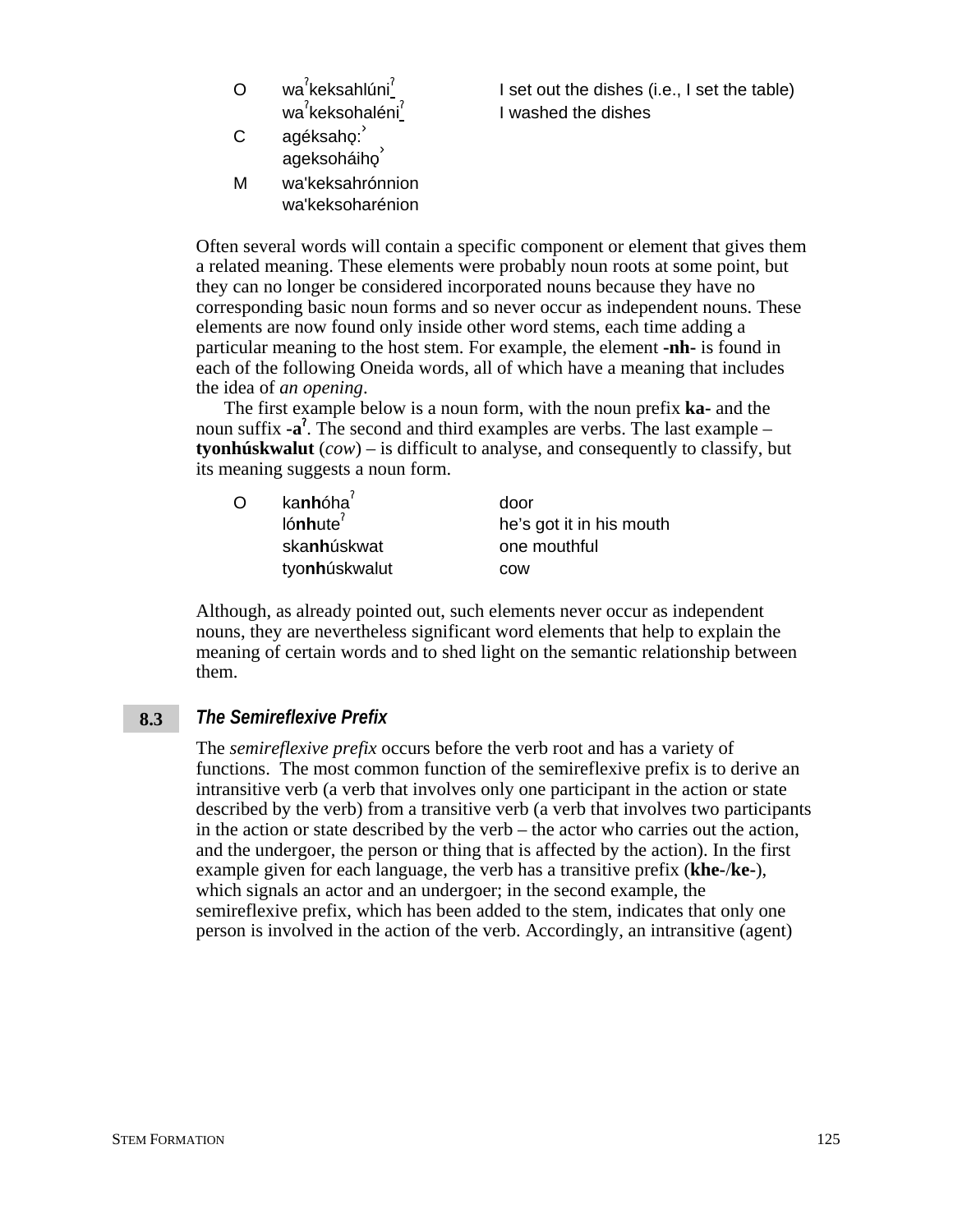| | | |
|---|---|---|
| O | waˀkeksahlúniˀ | I set out the dishes (i.e., I set the table) |
| | waˀkeksohaléniˀ | I washed the dishes |
| C | agéksahǫ:ˀ | |
| | ageksoháihǫˀ | |
| M | wa'keksahrónnion | |
| | wa'keksoharénion | |

Often several words will contain a specific component or element that gives them a related meaning. These elements were probably noun roots at some point, but they can no longer be considered incorporated nouns because they have no corresponding basic noun forms and so never occur as independent nouns. These elements are now found only inside other word stems, each time adding a particular meaning to the host stem. For example, the element **-nh-** is found in each of the following Oneida words, all of which have a meaning that includes the idea of *an opening*.

The first example below is a noun form, with the noun prefix **ka-** and the noun suffix **-aˀ**. The second and third examples are verbs. The last example – **tyonhúskwalut** (*cow*) – is difficult to analyse, and consequently to classify, but its meaning suggests a noun form.

| | | |
|---|---|---|
| O | ka**nh**óhaˀ | door |
| | ló**nh**uteˀ | he's got it in his mouth |
| | ska**nh**úskwat | one mouthful |
| | tyo**nh**úskwalut | cow |

Although, as already pointed out, such elements never occur as independent nouns, they are nevertheless significant word elements that help to explain the meaning of certain words and to shed light on the semantic relationship between them.

## 8.3 *The Semireflexive Prefix*

The *semireflexive prefix* occurs before the verb root and has a variety of functions. The most common function of the semireflexive prefix is to derive an intransitive verb (a verb that involves only one participant in the action or state described by the verb) from a transitive verb (a verb that involves two participants in the action or state described by the verb – the actor who carries out the action, and the undergoer, the person or thing that is affected by the action). In the first example given for each language, the verb has a transitive prefix (**khe-**/**ke-**), which signals an actor and an undergoer; in the second example, the semireflexive prefix, which has been added to the stem, indicates that only one person is involved in the action of the verb. Accordingly, an intransitive (agent)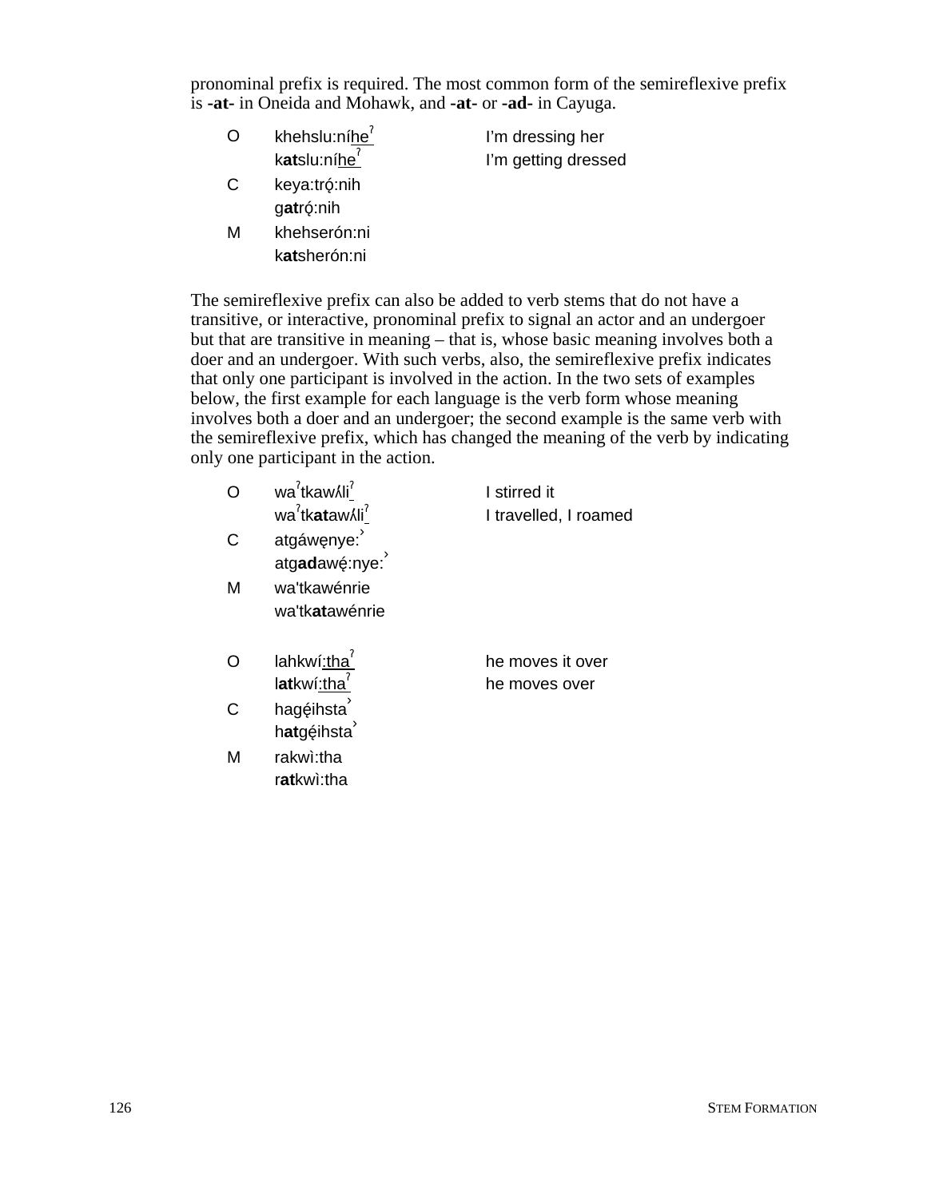pronominal prefix is required. The most common form of the semireflexive prefix is **-at-** in Oneida and Mohawk, and **-at-** or **-ad-** in Cayuga.

| | | |
|---|---|---|
| O | khehslu:níhe&#x02C0; | I'm dressing her |
| | k**at**slu:níhe&#x02C0; | I'm getting dressed |
| C | keya:trǫ́:nih | |
| | g**at**rǫ́:nih | |
| M | khehserón:ni | |
| | k**at**sherón:ni | |

The semireflexive prefix can also be added to verb stems that do not have a transitive, or interactive, pronominal prefix to signal an actor and an undergoer but that are transitive in meaning – that is, whose basic meaning involves both a doer and an undergoer. With such verbs, also, the semireflexive prefix indicates that only one participant is involved in the action. In the two sets of examples below, the first example for each language is the verb form whose meaning involves both a doer and an undergoer; the second example is the same verb with the semireflexive prefix, which has changed the meaning of the verb by indicating only one participant in the action.

| | | |
|---|---|---|
| O | wa&#x02C0;tkawʌ́li&#x02C0; | I stirred it |
| | wa&#x02C0;tk**at**awʌ́li&#x02C0; | I travelled, I roamed |
| C | atgáwęnye:&#x02C3; | |
| | atg**ad**awę́:nye:&#x02C3; | |
| M | wa'tkawénrie | |
| | wa'tk**at**awénrie | |
| | | |
| O | lahkwí:tha&#x02C0; | he moves it over |
| | l**at**kwí:tha&#x02C0; | he moves over |
| C | hagę́ihsta&#x02C3; | |
| | h**at**gę́ihsta&#x02C3; | |
| M | rakwì:tha | |
| | r**at**kwì:tha | |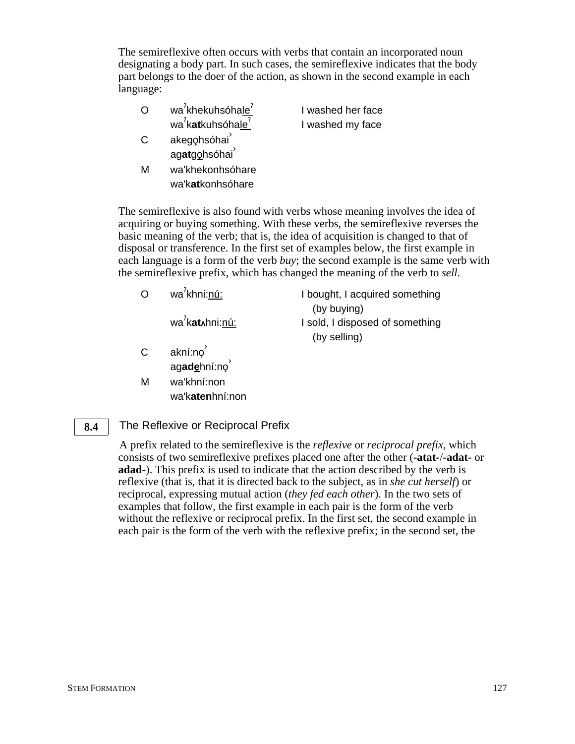The semireflexive often occurs with verbs that contain an incorporated noun designating a body part. In such cases, the semireflexive indicates that the body part belongs to the doer of the action, as shown in the second example in each language:

| | | |
|---|---|---|
| O | waˀkhekuhsóha<u>leˀ</u> | I washed her face |
| | waˀk**at**kuhsóha<u>leˀ</u> | I washed my face |
| C | akeg<u>o</u>hsóhai˒ | |
| | ag**at**g<u>o</u>hsóhai˒ | |
| M | wa'khekonhsóhare | |
| | wa'k**at**konhsóhare | |

The semireflexive is also found with verbs whose meaning involves the idea of acquiring or buying something. With these verbs, the semireflexive reverses the basic meaning of the verb; that is, the idea of acquisition is changed to that of disposal or transference. In the first set of examples below, the first example in each language is a form of the verb *buy*; the second example is the same verb with the semireflexive prefix, which has changed the meaning of the verb to *sell*.

| | | |
|---|---|---|
| O | waˀkhni:<u>nú:</u> | I bought, I acquired something (by buying) |
| | waˀk**atʌ**hni:<u>nú:</u> | I sold, I disposed of something (by selling) |
| C | akní:nǫ˒ | |
| | ag**ad<u>e</u>**hní:nǫ˒ | |
| M | wa'khní:non | |
| | wa'k**aten**hní:non | |

## 8.4 The Reflexive or Reciprocal Prefix

A prefix related to the semireflexive is the *reflexive* or *reciprocal prefix*, which consists of two semireflexive prefixes placed one after the other (**-atat-**/**-adat-** or **adad-**). This prefix is used to indicate that the action described by the verb is reflexive (that is, that it is directed back to the subject, as in *she cut herself*) or reciprocal, expressing mutual action (*they fed each other*). In the two sets of examples that follow, the first example in each pair is the form of the verb without the reflexive or reciprocal prefix. In the first set, the second example in each pair is the form of the verb with the reflexive prefix; in the second set, the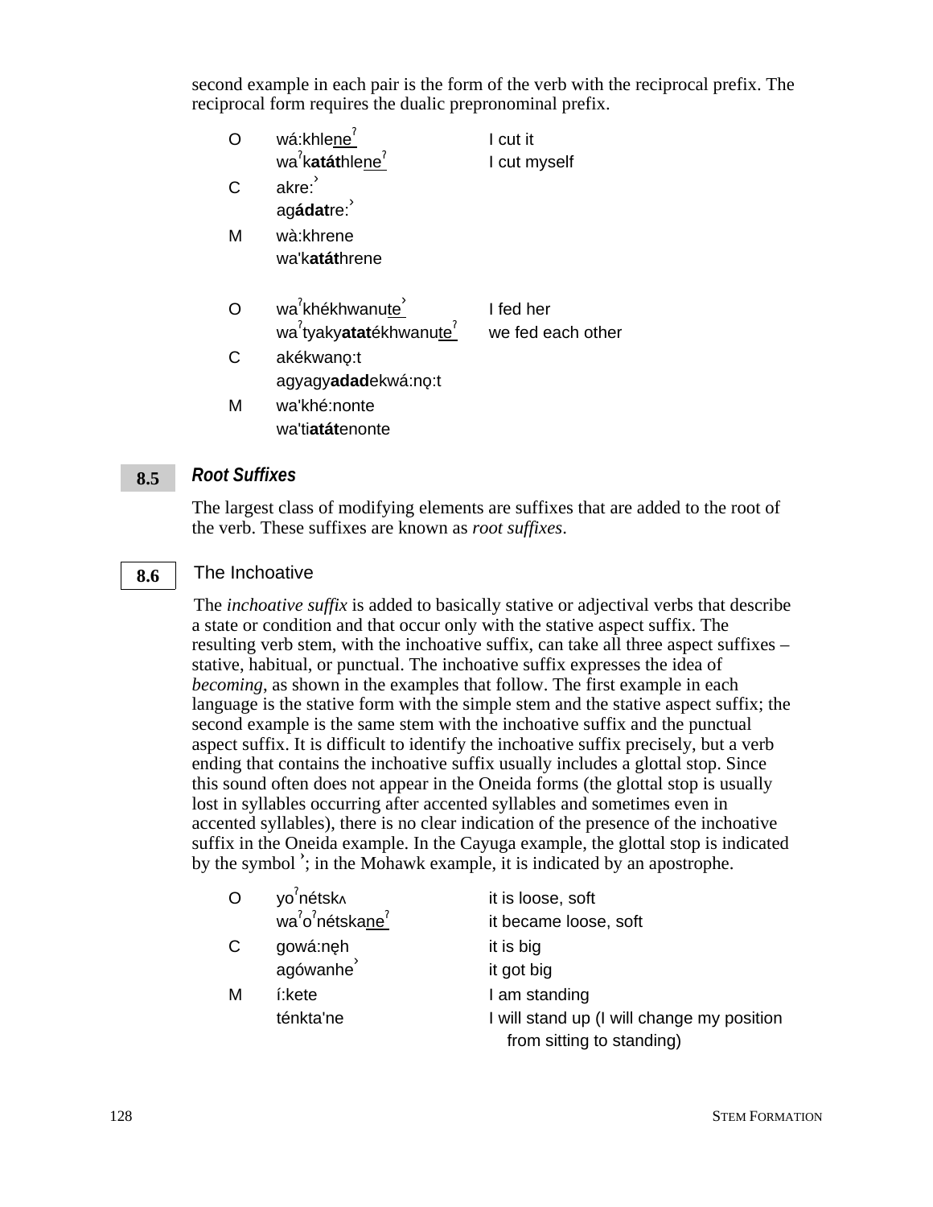second example in each pair is the form of the verb with the reciprocal prefix. The reciprocal form requires the dualic prepronominal prefix.

| | | |
|---|---|---|
| O | wá:khle<u>neˀ</u> | I cut it |
| | waˀk**atát**hle<u>neˀ</u> | I cut myself |
| C | akre:ˀ | |
| | ag**ádat**re:ˀ | |
| M | wà:khrene | |
| | wa'k**atát**hrene | |

| | | |
|---|---|---|
| O | waˀkhékhwanu<u>teˀ</u> | I fed her |
| | waˀtyaky**atat**ékhwanu<u>teˀ</u> | we fed each other |
| C | akékwanǫ:t | |
| | agyagy**adad**ekwá:nǫ:t | |
| M | wa'khé:nonte | |
| | wa'ti**atát**enonte | |

## 8.5 *Root Suffixes*

The largest class of modifying elements are suffixes that are added to the root of the verb. These suffixes are known as *root suffixes*.

## 8.6 The Inchoative

The *inchoative suffix* is added to basically stative or adjectival verbs that describe a state or condition and that occur only with the stative aspect suffix. The resulting verb stem, with the inchoative suffix, can take all three aspect suffixes – stative, habitual, or punctual. The inchoative suffix expresses the idea of *becoming*, as shown in the examples that follow. The first example in each language is the stative form with the simple stem and the stative aspect suffix; the second example is the same stem with the inchoative suffix and the punctual aspect suffix. It is difficult to identify the inchoative suffix precisely, but a verb ending that contains the inchoative suffix usually includes a glottal stop. Since this sound often does not appear in the Oneida forms (the glottal stop is usually lost in syllables occurring after accented syllables and sometimes even in accented syllables), there is no clear indication of the presence of the inchoative suffix in the Oneida example. In the Cayuga example, the glottal stop is indicated by the symbol ˀ; in the Mohawk example, it is indicated by an apostrophe.

| | | |
|---|---|---|
| O | yoˀnétskʌ | it is loose, soft |
| | waˀoˀnétska<u>neˀ</u> | it became loose, soft |
| C | gowá:nęh | it is big |
| | agówanheˀ | it got big |
| M | í:kete | I am standing |
| | ténkta'ne | I will stand up (I will change my position from sitting to standing) |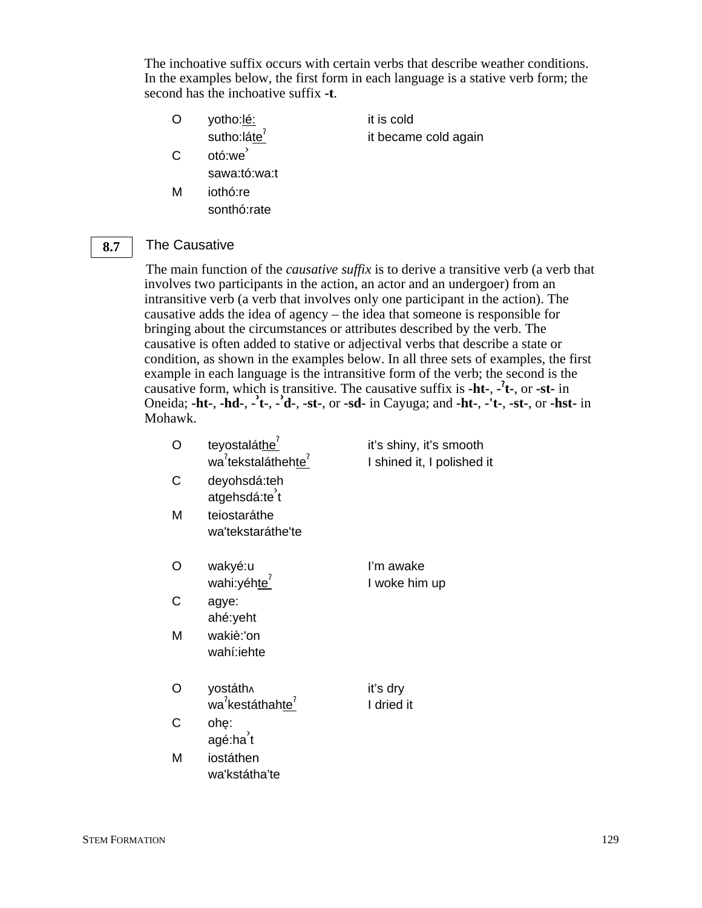The inchoative suffix occurs with certain verbs that describe weather conditions. In the examples below, the first form in each language is a stative verb form; the second has the inchoative suffix **-t**.

| | | |
|---|---|---|
| O | yotho:<u>lé:</u> | it is cold |
| | sutho:lá<u>teˀ</u> | it became cold again |
| C | otó:weˀ | |
| | sawa:tó:wa:t | |
| M | iothó:re | |
| | sonthó:rate | |

## 8.7 The Causative

The main function of the *causative suffix* is to derive a transitive verb (a verb that involves two participants in the action, an actor and an undergoer) from an intransitive verb (a verb that involves only one participant in the action). The causative adds the idea of agency – the idea that someone is responsible for bringing about the circumstances or attributes described by the verb. The causative is often added to stative or adjectival verbs that describe a state or condition, as shown in the examples below. In all three sets of examples, the first example in each language is the intransitive form of the verb; the second is the causative form, which is transitive. The causative suffix is **-ht-**, **-ˀt-**, or **-st-** in Oneida; **-ht-**, **-hd-**, **-ˀt-**, **-ˀd-**, **-st-**, or **-sd-** in Cayuga; and **-ht-**, **-'t-**, **-st-**, or **-hst-** in Mohawk.

| | | |
|---|---|---|
| O | teyostalá<u>theˀ</u> | it's shiny, it's smooth |
| | waˀtekstaláthe h<u>teˀ</u> | I shined it, I polished it |
| C | deyohsdá:teh | |
| | atgehsdá:teˀt | |
| M | teiostaráthe | |
| | wa'tekstaráthe'te | |
| | | |
| O | wakyé:u | I'm awake |
| | wahi:yéh<u>teˀ</u> | I woke him up |
| C | agye: | |
| | ahé:yeht | |
| M | wakiè:'on | |
| | wahí:iehte | |
| | | |
| O | yostáthʌ | it's dry |
| | waˀkestáthah<u>teˀ</u> | I dried it |
| C | ohę: | |
| | agé:haˀt | |
| M | iostáthen | |
| | wa'kstátha'te | |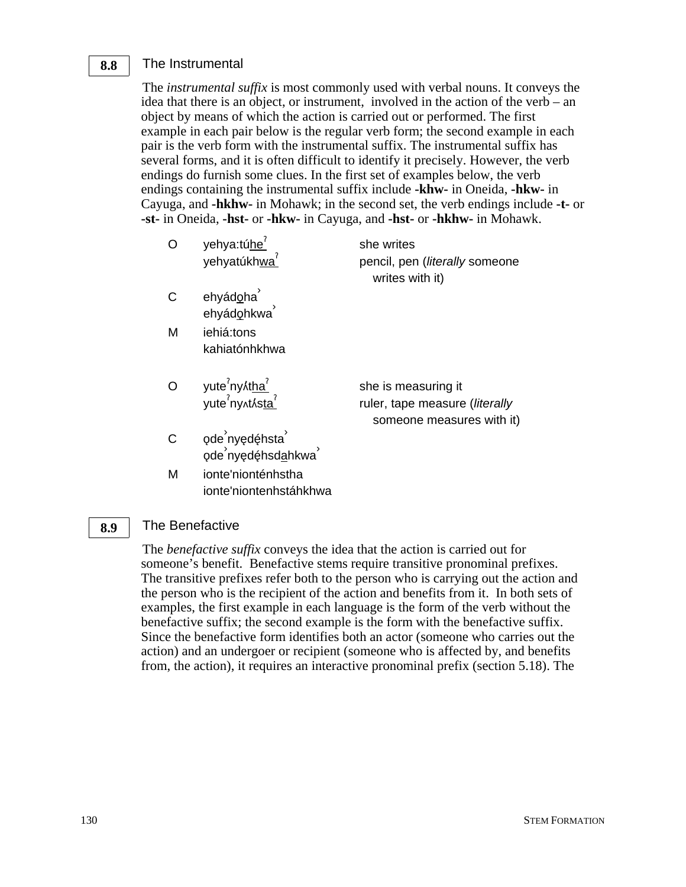## 8.8 The Instrumental

The *instrumental suffix* is most commonly used with verbal nouns. It conveys the idea that there is an object, or instrument, involved in the action of the verb – an object by means of which the action is carried out or performed. The first example in each pair below is the regular verb form; the second example in each pair is the verb form with the instrumental suffix. The instrumental suffix has several forms, and it is often difficult to identify it precisely. However, the verb endings do furnish some clues. In the first set of examples below, the verb endings containing the instrumental suffix include **-khw-** in Oneida, **-hkw-** in Cayuga, and **-hkhw-** in Mohawk; in the second set, the verb endings include **-t-** or **-st-** in Oneida, **-hst-** or **-hkw-** in Cayuga, and **-hst-** or **-hkhw-** in Mohawk.

| | | |
|---|---|---|
| O | yehya:tú<u>heˀ</u> | she writes |
| | yehyatúkh<u>waˀ</u> | pencil, pen (*literally* someone writes with it) |
| C | ehyád<u>ǫ</u>haˀ | |
| | ehyád<u>ǫ</u>hkwaˀ | |
| M | iehiá:tons | |
| | kahiatónhkhwa | |
| O | yuteˀnyʌ́<u>thaˀ</u> | she is measuring it |
| | yuteˀnyʌtʌ́s<u>taˀ</u> | ruler, tape measure (*literally* someone measures with it) |
| C | ǫdeˀnyęd<u>ę́</u>hstaˀ | |
| | ǫdeˀnyędę́hsd<u>a</u>hkwaˀ | |
| M | ionte'nionténhstha | |
| | ionte'niontenhstáhkhwa | |

## 8.9 The Benefactive

The *benefactive suffix* conveys the idea that the action is carried out for someone's benefit. Benefactive stems require transitive pronominal prefixes. The transitive prefixes refer both to the person who is carrying out the action and the person who is the recipient of the action and benefits from it. In both sets of examples, the first example in each language is the form of the verb without the benefactive suffix; the second example is the form with the benefactive suffix. Since the benefactive form identifies both an actor (someone who carries out the action) and an undergoer or recipient (someone who is affected by, and benefits from, the action), it requires an interactive pronominal prefix (section 5.18). The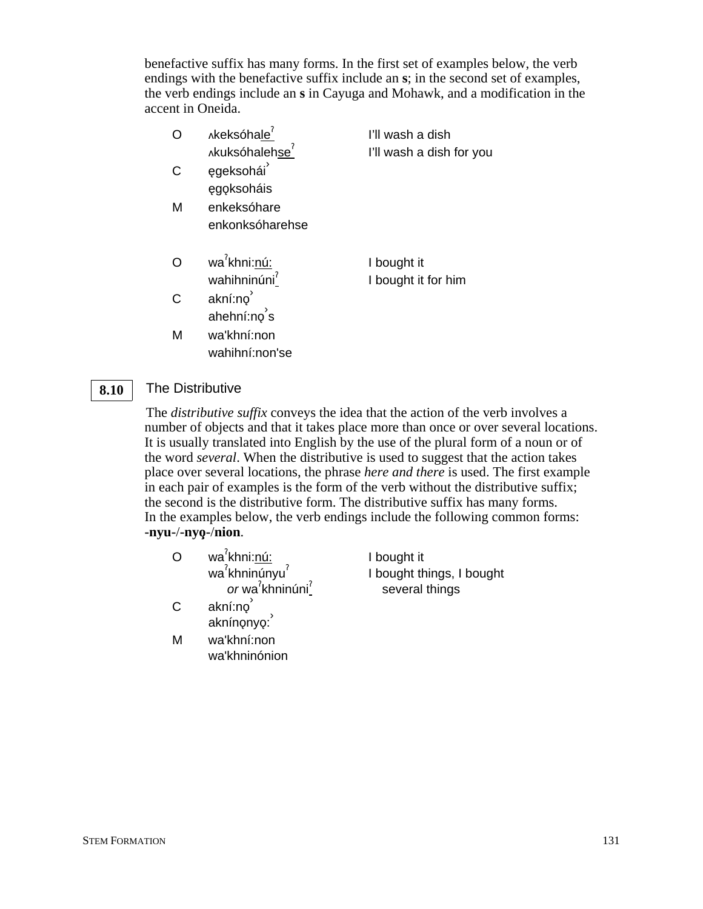benefactive suffix has many forms. In the first set of examples below, the verb endings with the benefactive suffix include an **s**; in the second set of examples, the verb endings include an **s** in Cayuga and Mohawk, and a modification in the accent in Oneida.

| | | |
|---|---|---|
| O | ʌkeksóhale<u>ˀ</u> | I'll wash a dish |
| | ʌkuksóhaleh<u>seˀ</u> | I'll wash a dish for you |
| C | ęgeksohái˒ | |
| | ęgǫksoháis | |
| M | enkeksóhare | |
| | enkonksóharehse | |

| | | |
|---|---|---|
| O | waˀkhni:<u>nú:</u> | I bought it |
| | wahihninúni<u>ˀ</u> | I bought it for him |
| C | akní:nǫ˒ | |
| | ahehní:nǫ˒s | |
| M | wa'khní:non | |
| | wahihní:non'se | |

## 8.10 The Distributive

The *distributive suffix* conveys the idea that the action of the verb involves a number of objects and that it takes place more than once or over several locations. It is usually translated into English by the use of the plural form of a noun or of the word *several*. When the distributive is used to suggest that the action takes place over several locations, the phrase *here and there* is used. The first example in each pair of examples is the form of the verb without the distributive suffix; the second is the distributive form. The distributive suffix has many forms. In the examples below, the verb endings include the following common forms: **-nyu-**/**-nyǫ-**/**nion**.

| | | |
|---|---|---|
| O | waˀkhni:<u>nú:</u> | I bought it |
| | waˀkhninúnyuˀ *or* waˀkhninúni<u>ˀ</u> | I bought things, I bought several things |
| C | akní:nǫ˒ | |
| | akníṇǫnyǫ:˒ | |
| M | wa'khní:non | |
| | wa'khninónion | |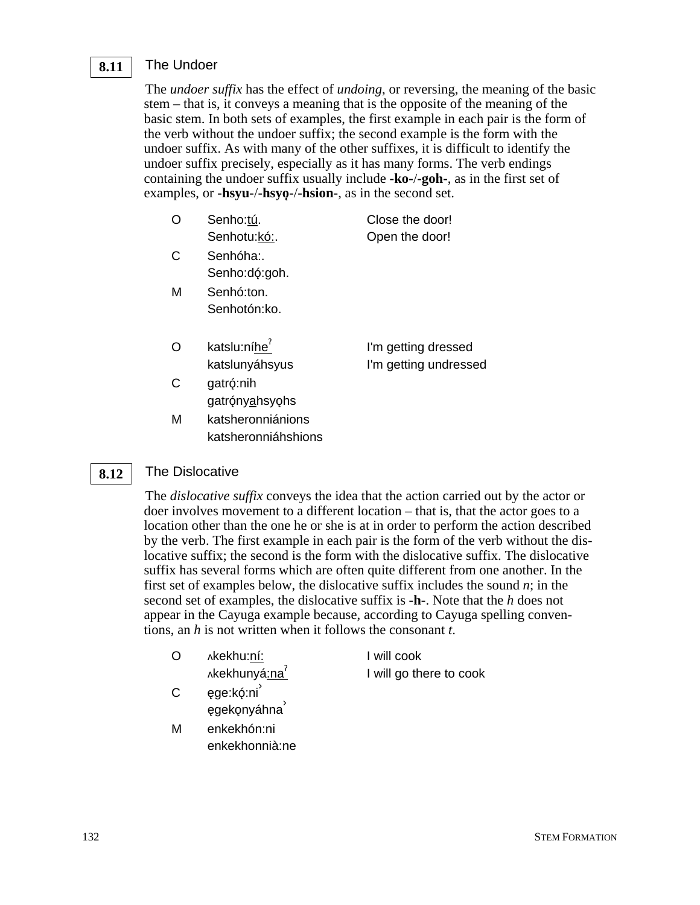## 8.11 The Undoer

The *undoer suffix* has the effect of *undoing*, or reversing, the meaning of the basic stem – that is, it conveys a meaning that is the opposite of the meaning of the basic stem. In both sets of examples, the first example in each pair is the form of the verb without the undoer suffix; the second example is the form with the undoer suffix. As with many of the other suffixes, it is difficult to identify the undoer suffix precisely, especially as it has many forms. The verb endings containing the undoer suffix usually include **-ko-**/**-goh-**, as in the first set of examples, or **-hsyu-**/**-hsyǫ-**/**-hsion-**, as in the second set.

| | | |
|---|---|---|
| O | Senho:tú. | Close the door! |
| | Senhotu:kó:. | Open the door! |
| C | Senhóha:. | |
| | Senho:dǫ́:goh. | |
| M | Senhó:ton. | |
| | Senhotón:ko. | |

| | | |
|---|---|---|
| O | katslu:níheˀ | I'm getting dressed |
| | katslunyáhsyus | I'm getting undressed |
| C | gatrǫ́:nih | |
| | gatrǫ́nyahsyǫhs | |
| M | katsheronniánions | |
| | katsheronniáhshions | |

## 8.12 The Dislocative

The *dislocative suffix* conveys the idea that the action carried out by the actor or doer involves movement to a different location – that is, that the actor goes to a location other than the one he or she is at in order to perform the action described by the verb. The first example in each pair is the form of the verb without the dislocative suffix; the second is the form with the dislocative suffix. The dislocative suffix has several forms which are often quite different from one another. In the first set of examples below, the dislocative suffix includes the sound *n*; in the second set of examples, the dislocative suffix is **-h-**. Note that the *h* does not appear in the Cayuga example because, according to Cayuga spelling conventions, an *h* is not written when it follows the consonant *t*.

| | | |
|---|---|---|
| O | ʌkekhu:ní: | I will cook |
| | ʌkekhunyá:naˀ | I will go there to cook |
| C | ęge:kǫ́:ni˺ | |
| | ęgekǫnyáhna˺ | |
| M | enkekhón:ni | |
| | enkekhonnià:ne | |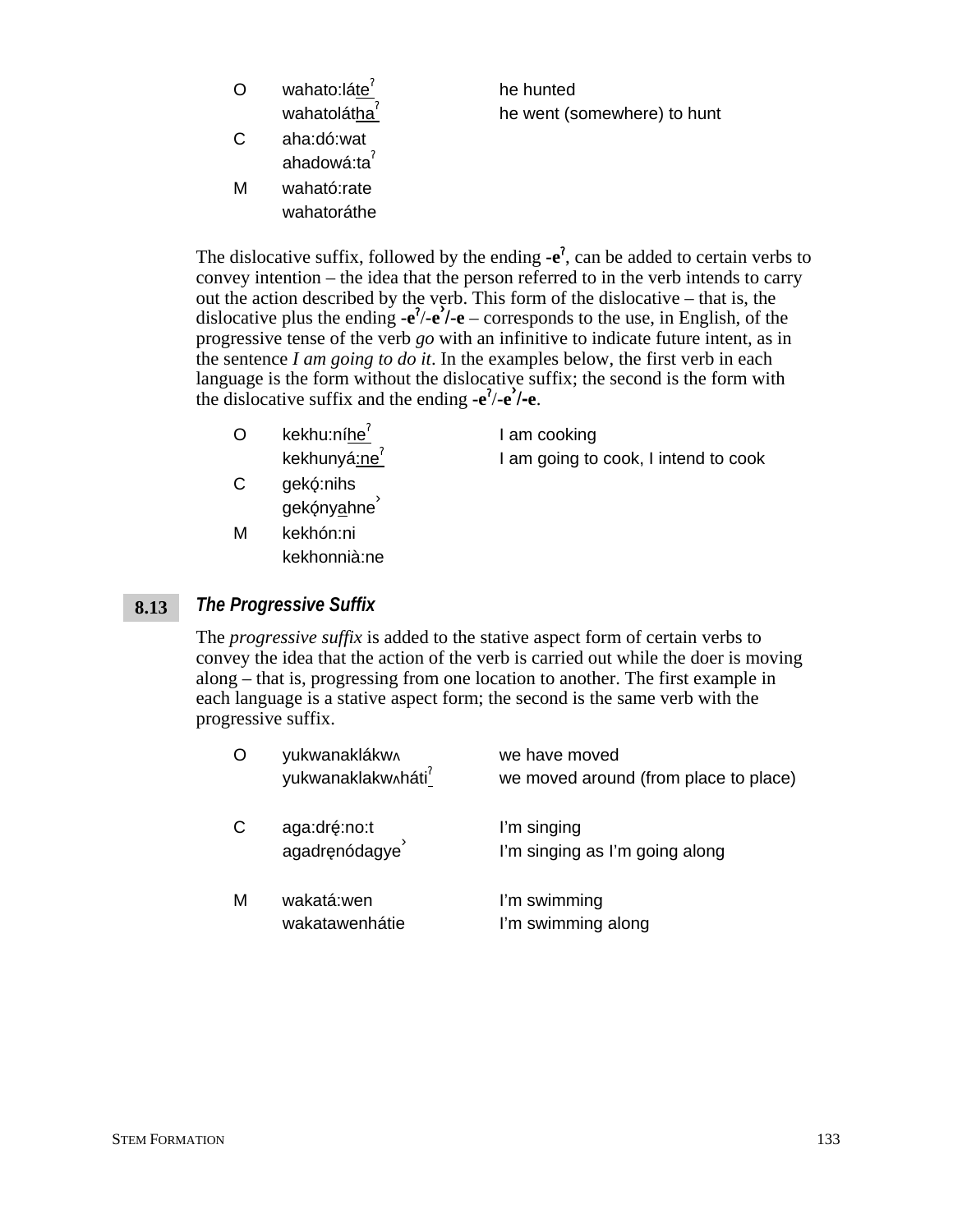| | | |
|---|---|---|
| O | wahato:láte<u>ˀ</u> | he hunted |
| | wahatolát<u>ha</u>ˀ | he went (somewhere) to hunt |
| C | aha:dó:wat | |
| | ahadowá:taˀ | |
| M | waható:rate | |
| | wahatoráthe | |

The dislocative suffix, followed by the ending **-eˀ**, can be added to certain verbs to convey intention – the idea that the person referred to in the verb intends to carry out the action described by the verb. This form of the dislocative – that is, the dislocative plus the ending **-eˀ/-e˺/-e** – corresponds to the use, in English, of the progressive tense of the verb *go* with an infinitive to indicate future intent, as in the sentence *I am going to do it*. In the examples below, the first verb in each language is the form without the dislocative suffix; the second is the form with the dislocative suffix and the ending **-eˀ/-e˺/-e**.

| | | |
|---|---|---|
| O | kekhu:ní<u>he</u>ˀ | I am cooking |
| | kekhuny<u>á:ne</u>ˀ | I am going to cook, I intend to cook |
| C | gekǫ́:nihs | |
| | gekǫ́ny<u>a</u>hne˺ | |
| M | kekhón:ni | |
| | kekhonnià:ne | |

## 8.13 *The Progressive Suffix*

The *progressive suffix* is added to the stative aspect form of certain verbs to convey the idea that the action of the verb is carried out while the doer is moving along – that is, progressing from one location to another. The first example in each language is a stative aspect form; the second is the same verb with the progressive suffix.

| | | |
|---|---|---|
| O | yukwanaklákwʌ | we have moved |
| | yukwanaklakwʌháti<u>ˀ</u> | we moved around (from place to place) |
| C | aga:dré̜:no:t | I'm singing |
| | agadrę̜nódagye˺ | I'm singing as I'm going along |
| M | wakatá:wen | I'm swimming |
| | wakatawenhátie | I'm swimming along |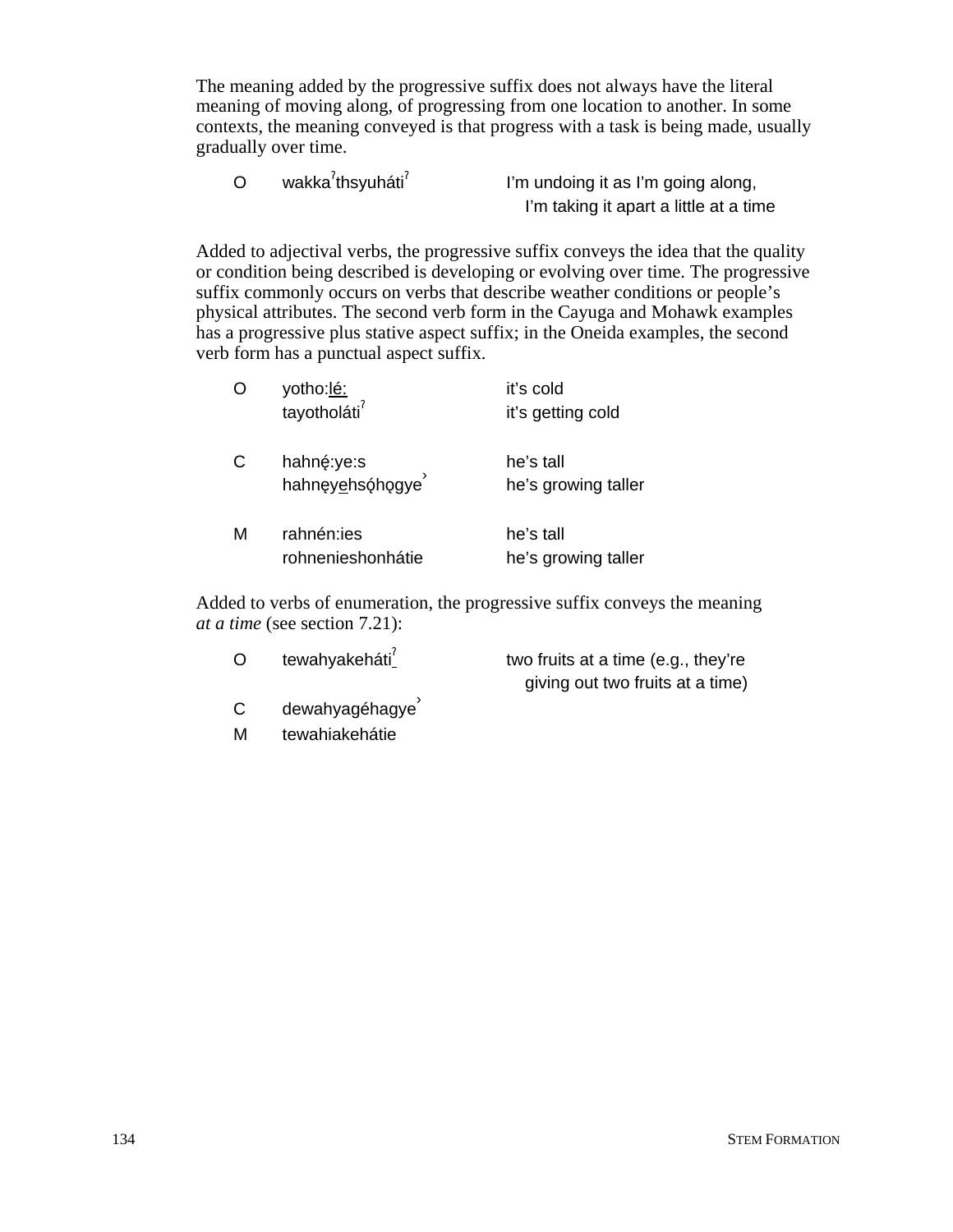The meaning added by the progressive suffix does not always have the literal meaning of moving along, of progressing from one location to another. In some contexts, the meaning conveyed is that progress with a task is being made, usually gradually over time.

| | | |
|---|---|---|
| O | wakkaˀthsyuhátiˀ | I'm undoing it as I'm going along, I'm taking it apart a little at a time |

Added to adjectival verbs, the progressive suffix conveys the idea that the quality or condition being described is developing or evolving over time. The progressive suffix commonly occurs on verbs that describe weather conditions or people's physical attributes. The second verb form in the Cayuga and Mohawk examples has a progressive plus stative aspect suffix; in the Oneida examples, the second verb form has a punctual aspect suffix.

| | | |
|---|---|---|
| O | yotho:<u>lé:</u> | it's cold |
| | tayotholátiˀ | it's getting cold |
| C | hahnę́:ye:s | he's tall |
| | hahnęy<u>e</u>hsǫ́hǫgye˺ | he's growing taller |
| M | rahnén:ies | he's tall |
| | rohnenieshonhátie | he's growing taller |

Added to verbs of enumeration, the progressive suffix conveys the meaning *at a time* (see section 7.21):

| | | |
|---|---|---|
| O | tewahyakehát<u>iˀ</u> | two fruits at a time (e.g., they're giving out two fruits at a time) |
| C | dewahyagéhagye˺ | |
| M | tewahiakehátie | |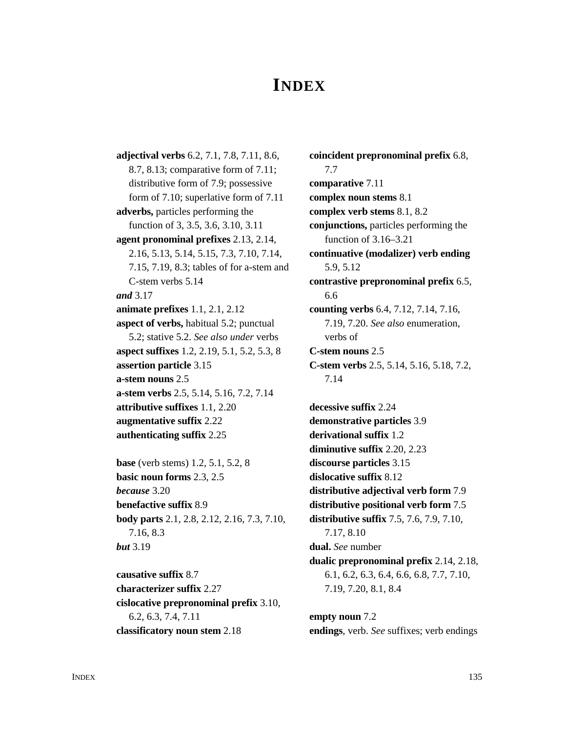# INDEX

**adjectival verbs** 6.2, 7.1, 7.8, 7.11, 8.6, 8.7, 8.13; comparative form of 7.11; distributive form of 7.9; possessive form of 7.10; superlative form of 7.11

**adverbs,** particles performing the function of 3, 3.5, 3.6, 3.10, 3.11

**agent pronominal prefixes** 2.13, 2.14, 2.16, 5.13, 5.14, 5.15, 7.3, 7.10, 7.14, 7.15, 7.19, 8.3; tables of for a-stem and C-stem verbs 5.14

***and*** 3.17

**animate prefixes** 1.1, 2.1, 2.12

**aspect of verbs,** habitual 5.2; punctual 5.2; stative 5.2. *See also under* verbs

**aspect suffixes** 1.2, 2.19, 5.1, 5.2, 5.3, 8

**assertion particle** 3.15

**a-stem nouns** 2.5

**a-stem verbs** 2.5, 5.14, 5.16, 7.2, 7.14

**attributive suffixes** 1.1, 2.20

**augmentative suffix** 2.22

**authenticating suffix** 2.25

**base** (verb stems) 1.2, 5.1, 5.2, 8

**basic noun forms** 2.3, 2.5

***because*** 3.20

**benefactive suffix** 8.9

**body parts** 2.1, 2.8, 2.12, 2.16, 7.3, 7.10, 7.16, 8.3

***but*** 3.19

**causative suffix** 8.7

**characterizer suffix** 2.27

**cislocative prepronominal prefix** 3.10, 6.2, 6.3, 7.4, 7.11

**classificatory noun stem** 2.18

**coincident prepronominal prefix** 6.8, 7.7

**comparative** 7.11

**complex noun stems** 8.1

**complex verb stems** 8.1, 8.2

**conjunctions,** particles performing the function of 3.16–3.21

**continuative (modalizer) verb ending** 5.9, 5.12

**contrastive prepronominal prefix** 6.5, 6.6

**counting verbs** 6.4, 7.12, 7.14, 7.16, 7.19, 7.20. *See also* enumeration, verbs of

**C-stem nouns** 2.5

**C-stem verbs** 2.5, 5.14, 5.16, 5.18, 7.2, 7.14

**decessive suffix** 2.24

**demonstrative particles** 3.9

**derivational suffix** 1.2

**diminutive suffix** 2.20, 2.23

**discourse particles** 3.15

**dislocative suffix** 8.12

**distributive adjectival verb form** 7.9

**distributive positional verb form** 7.5

**distributive suffix** 7.5, 7.6, 7.9, 7.10, 7.17, 8.10

**dual.** *See* number

**dualic prepronominal prefix** 2.14, 2.18, 6.1, 6.2, 6.3, 6.4, 6.6, 6.8, 7.7, 7.10, 7.19, 7.20, 8.1, 8.4

**empty noun** 7.2

**endings**, verb. *See* suffixes; verb endings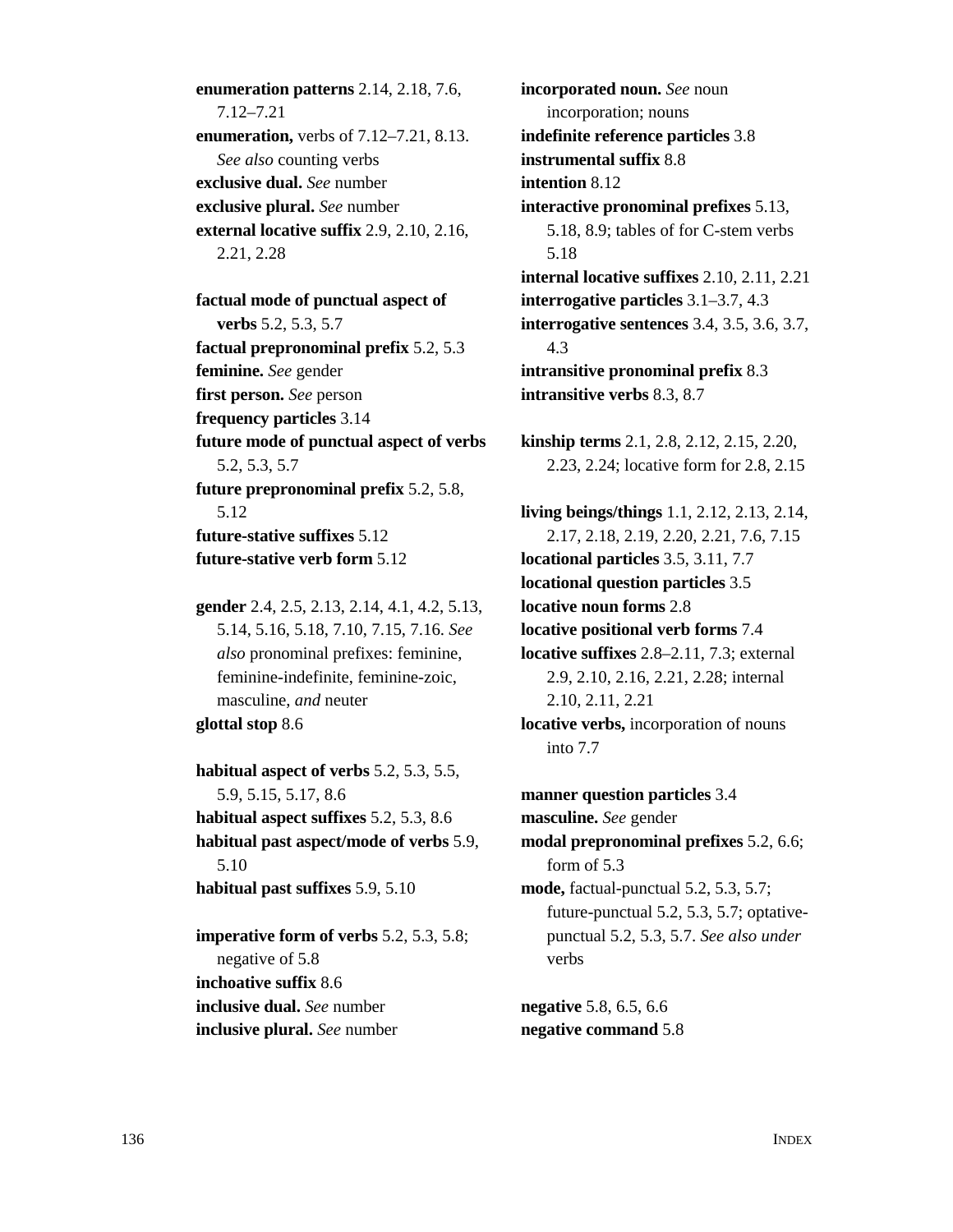**enumeration patterns** 2.14, 2.18, 7.6, 7.12–7.21
**enumeration,** verbs of 7.12–7.21, 8.13. *See also* counting verbs
**exclusive dual.** *See* number
**exclusive plural.** *See* number
**external locative suffix** 2.9, 2.10, 2.16, 2.21, 2.28

**factual mode of punctual aspect of verbs** 5.2, 5.3, 5.7
**factual prepronominal prefix** 5.2, 5.3
**feminine.** *See* gender
**first person.** *See* person
**frequency particles** 3.14
**future mode of punctual aspect of verbs** 5.2, 5.3, 5.7
**future prepronominal prefix** 5.2, 5.8, 5.12
**future-stative suffixes** 5.12
**future-stative verb form** 5.12

**gender** 2.4, 2.5, 2.13, 2.14, 4.1, 4.2, 5.13, 5.14, 5.16, 5.18, 7.10, 7.15, 7.16. *See also* pronominal prefixes: feminine, feminine-indefinite, feminine-zoic, masculine, *and* neuter
**glottal stop** 8.6

**habitual aspect of verbs** 5.2, 5.3, 5.5, 5.9, 5.15, 5.17, 8.6
**habitual aspect suffixes** 5.2, 5.3, 8.6
**habitual past aspect/mode of verbs** 5.9, 5.10
**habitual past suffixes** 5.9, 5.10

**imperative form of verbs** 5.2, 5.3, 5.8; negative of 5.8
**inchoative suffix** 8.6
**inclusive dual.** *See* number
**inclusive plural.** *See* number
**incorporated noun.** *See* noun incorporation; nouns
**indefinite reference particles** 3.8
**instrumental suffix** 8.8
**intention** 8.12
**interactive pronominal prefixes** 5.13, 5.18, 8.9; tables of for C-stem verbs 5.18
**internal locative suffixes** 2.10, 2.11, 2.21
**interrogative particles** 3.1–3.7, 4.3
**interrogative sentences** 3.4, 3.5, 3.6, 3.7, 4.3
**intransitive pronominal prefix** 8.3
**intransitive verbs** 8.3, 8.7

**kinship terms** 2.1, 2.8, 2.12, 2.15, 2.20, 2.23, 2.24; locative form for 2.8, 2.15

**living beings/things** 1.1, 2.12, 2.13, 2.14, 2.17, 2.18, 2.19, 2.20, 2.21, 7.6, 7.15
**locational particles** 3.5, 3.11, 7.7
**locational question particles** 3.5
**locative noun forms** 2.8
**locative positional verb forms** 7.4
**locative suffixes** 2.8–2.11, 7.3; external 2.9, 2.10, 2.16, 2.21, 2.28; internal 2.10, 2.11, 2.21
**locative verbs,** incorporation of nouns into 7.7

**manner question particles** 3.4
**masculine.** *See* gender
**modal prepronominal prefixes** 5.2, 6.6; form of 5.3
**mode,** factual-punctual 5.2, 5.3, 5.7; future-punctual 5.2, 5.3, 5.7; optative-punctual 5.2, 5.3, 5.7. *See also under* verbs

**negative** 5.8, 6.5, 6.6
**negative command** 5.8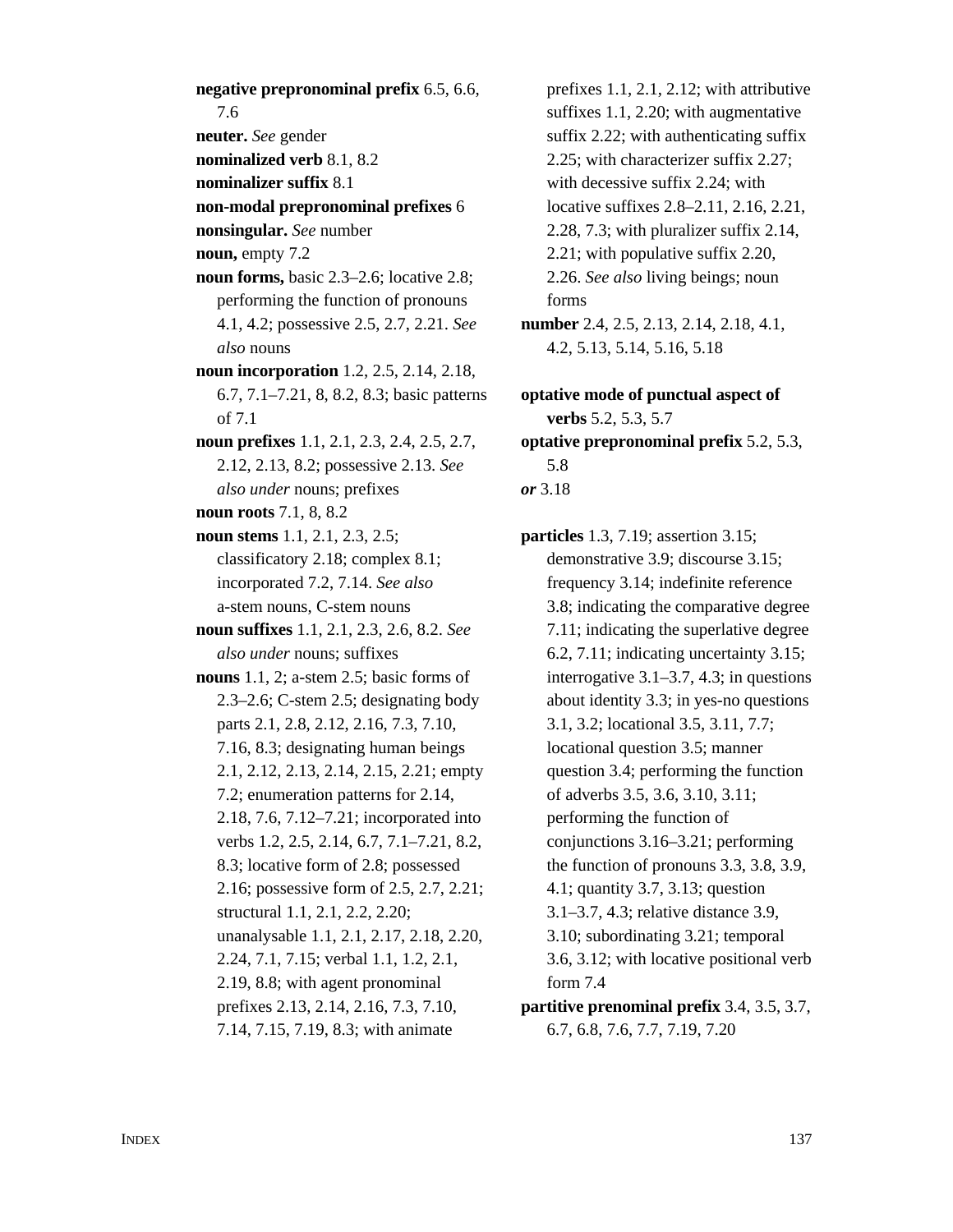**negative prepronominal prefix** 6.5, 6.6, 7.6

**neuter.** *See* gender

**nominalized verb** 8.1, 8.2

**nominalizer suffix** 8.1

**non-modal prepronominal prefixes** 6

**nonsingular.** *See* number

**noun,** empty 7.2

**noun forms,** basic 2.3–2.6; locative 2.8; performing the function of pronouns 4.1, 4.2; possessive 2.5, 2.7, 2.21. *See also* nouns

**noun incorporation** 1.2, 2.5, 2.14, 2.18, 6.7, 7.1–7.21, 8, 8.2, 8.3; basic patterns of 7.1

**noun prefixes** 1.1, 2.1, 2.3, 2.4, 2.5, 2.7, 2.12, 2.13, 8.2; possessive 2.13. *See also under* nouns; prefixes

**noun roots** 7.1, 8, 8.2

**noun stems** 1.1, 2.1, 2.3, 2.5; classificatory 2.18; complex 8.1; incorporated 7.2, 7.14. *See also* a-stem nouns, C-stem nouns

**noun suffixes** 1.1, 2.1, 2.3, 2.6, 8.2. *See also under* nouns; suffixes

**nouns** 1.1, 2; a-stem 2.5; basic forms of 2.3–2.6; C-stem 2.5; designating body parts 2.1, 2.8, 2.12, 2.16, 7.3, 7.10, 7.16, 8.3; designating human beings 2.1, 2.12, 2.13, 2.14, 2.15, 2.21; empty 7.2; enumeration patterns for 2.14, 2.18, 7.6, 7.12–7.21; incorporated into verbs 1.2, 2.5, 2.14, 6.7, 7.1–7.21, 8.2, 8.3; locative form of 2.8; possessed 2.16; possessive form of 2.5, 2.7, 2.21; structural 1.1, 2.1, 2.2, 2.20; unanalysable 1.1, 2.1, 2.17, 2.18, 2.20, 2.24, 7.1, 7.15; verbal 1.1, 1.2, 2.1, 2.19, 8.8; with agent pronominal prefixes 2.13, 2.14, 2.16, 7.3, 7.10, 7.14, 7.15, 7.19, 8.3; with animate prefixes 1.1, 2.1, 2.12; with attributive suffixes 1.1, 2.20; with augmentative suffix 2.22; with authenticating suffix 2.25; with characterizer suffix 2.27; with decessive suffix 2.24; with locative suffixes 2.8–2.11, 2.16, 2.21, 2.28, 7.3; with pluralizer suffix 2.14, 2.21; with populative suffix 2.20, 2.26. *See also* living beings; noun forms

**number** 2.4, 2.5, 2.13, 2.14, 2.18, 4.1, 4.2, 5.13, 5.14, 5.16, 5.18

**optative mode of punctual aspect of verbs** 5.2, 5.3, 5.7

**optative prepronominal prefix** 5.2, 5.3, 5.8

***or*** 3.18

**particles** 1.3, 7.19; assertion 3.15; demonstrative 3.9; discourse 3.15; frequency 3.14; indefinite reference 3.8; indicating the comparative degree 7.11; indicating the superlative degree 6.2, 7.11; indicating uncertainty 3.15; interrogative 3.1–3.7, 4.3; in questions about identity 3.3; in yes-no questions 3.1, 3.2; locational 3.5, 3.11, 7.7; locational question 3.5; manner question 3.4; performing the function of adverbs 3.5, 3.6, 3.10, 3.11; performing the function of conjunctions 3.16–3.21; performing the function of pronouns 3.3, 3.8, 3.9, 4.1; quantity 3.7, 3.13; question 3.1–3.7, 4.3; relative distance 3.9, 3.10; subordinating 3.21; temporal 3.6, 3.12; with locative positional verb form 7.4

**partitive prenominal prefix** 3.4, 3.5, 3.7, 6.7, 6.8, 7.6, 7.7, 7.19, 7.20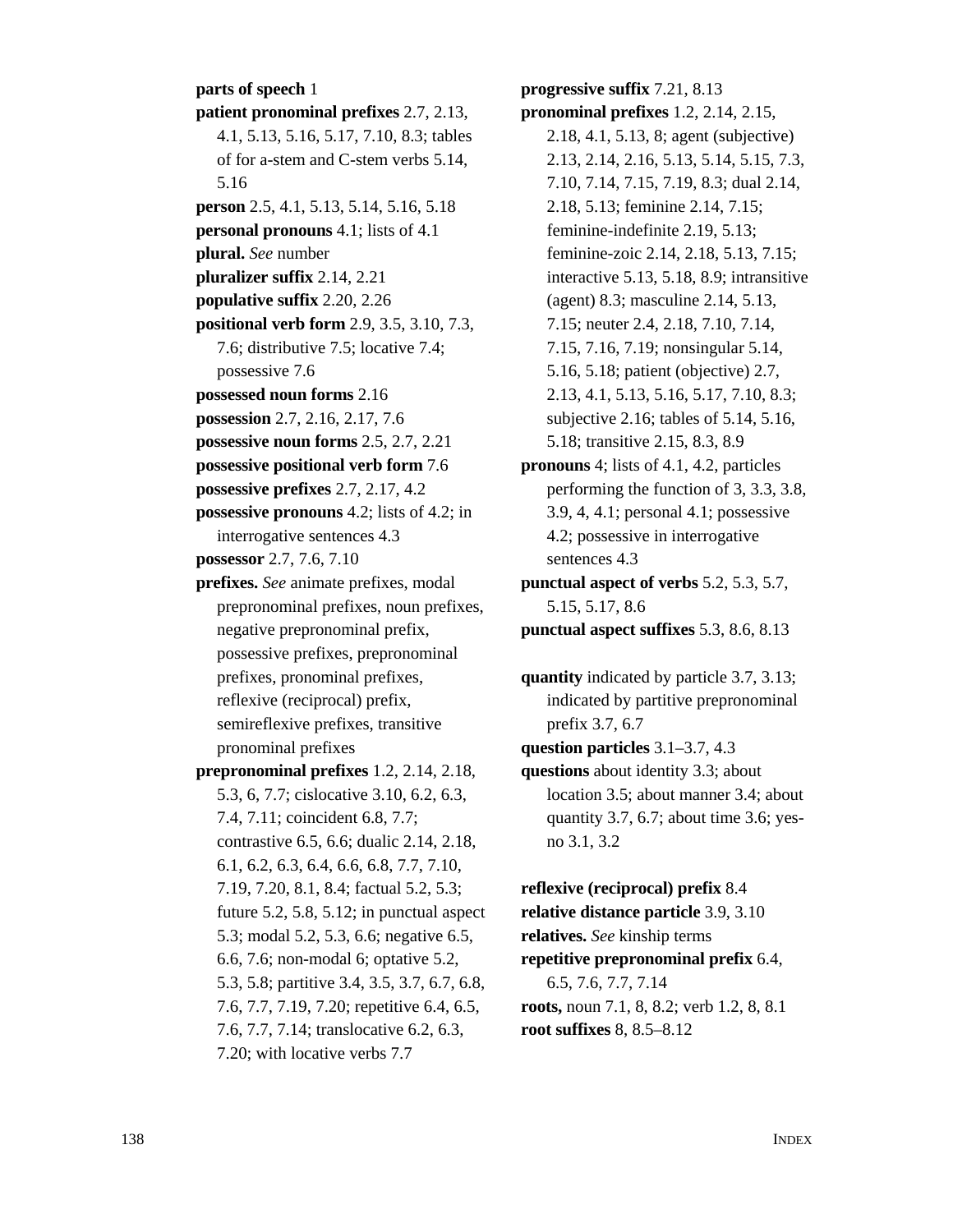**parts of speech** 1

**patient pronominal prefixes** 2.7, 2.13, 4.1, 5.13, 5.16, 5.17, 7.10, 8.3; tables of for a-stem and C-stem verbs 5.14, 5.16

**person** 2.5, 4.1, 5.13, 5.14, 5.16, 5.18

**personal pronouns** 4.1; lists of 4.1

**plural.** *See* number

**pluralizer suffix** 2.14, 2.21

**populative suffix** 2.20, 2.26

**positional verb form** 2.9, 3.5, 3.10, 7.3, 7.6; distributive 7.5; locative 7.4; possessive 7.6

**possessed noun forms** 2.16

**possession** 2.7, 2.16, 2.17, 7.6

**possessive noun forms** 2.5, 2.7, 2.21

**possessive positional verb form** 7.6

**possessive prefixes** 2.7, 2.17, 4.2

**possessive pronouns** 4.2; lists of 4.2; in interrogative sentences 4.3

**possessor** 2.7, 7.6, 7.10

**prefixes.** *See* animate prefixes, modal prepronominal prefixes, noun prefixes, negative prepronominal prefix, possessive prefixes, prepronominal prefixes, pronominal prefixes, reflexive (reciprocal) prefix, semireflexive prefixes, transitive pronominal prefixes

**prepronominal prefixes** 1.2, 2.14, 2.18, 5.3, 6, 7.7; cislocative 3.10, 6.2, 6.3, 7.4, 7.11; coincident 6.8, 7.7; contrastive 6.5, 6.6; dualic 2.14, 2.18, 6.1, 6.2, 6.3, 6.4, 6.6, 6.8, 7.7, 7.10, 7.19, 7.20, 8.1, 8.4; factual 5.2, 5.3; future 5.2, 5.8, 5.12; in punctual aspect 5.3; modal 5.2, 5.3, 6.6; negative 6.5, 6.6, 7.6; non-modal 6; optative 5.2, 5.3, 5.8; partitive 3.4, 3.5, 3.7, 6.7, 6.8, 7.6, 7.7, 7.19, 7.20; repetitive 6.4, 6.5, 7.6, 7.7, 7.14; translocative 6.2, 6.3, 7.20; with locative verbs 7.7

**progressive suffix** 7.21, 8.13

**pronominal prefixes** 1.2, 2.14, 2.15, 2.18, 4.1, 5.13, 8; agent (subjective) 2.13, 2.14, 2.16, 5.13, 5.14, 5.15, 7.3, 7.10, 7.14, 7.15, 7.19, 8.3; dual 2.14, 2.18, 5.13; feminine 2.14, 7.15; feminine-indefinite 2.19, 5.13; feminine-zoic 2.14, 2.18, 5.13, 7.15; interactive 5.13, 5.18, 8.9; intransitive (agent) 8.3; masculine 2.14, 5.13, 7.15; neuter 2.4, 2.18, 7.10, 7.14, 7.15, 7.16, 7.19; nonsingular 5.14, 5.16, 5.18; patient (objective) 2.7, 2.13, 4.1, 5.13, 5.16, 5.17, 7.10, 8.3; subjective 2.16; tables of 5.14, 5.16, 5.18; transitive 2.15, 8.3, 8.9

**pronouns** 4; lists of 4.1, 4.2, particles performing the function of 3, 3.3, 3.8, 3.9, 4, 4.1; personal 4.1; possessive 4.2; possessive in interrogative sentences 4.3

**punctual aspect of verbs** 5.2, 5.3, 5.7, 5.15, 5.17, 8.6

**punctual aspect suffixes** 5.3, 8.6, 8.13

**quantity** indicated by particle 3.7, 3.13; indicated by partitive prepronominal prefix 3.7, 6.7

**question particles** 3.1–3.7, 4.3

**questions** about identity 3.3; about location 3.5; about manner 3.4; about quantity 3.7, 6.7; about time 3.6; yes-no 3.1, 3.2

**reflexive (reciprocal) prefix** 8.4

**relative distance particle** 3.9, 3.10

**relatives.** *See* kinship terms

**repetitive prepronominal prefix** 6.4, 6.5, 7.6, 7.7, 7.14

**roots,** noun 7.1, 8, 8.2; verb 1.2, 8, 8.1

**root suffixes** 8, 8.5–8.12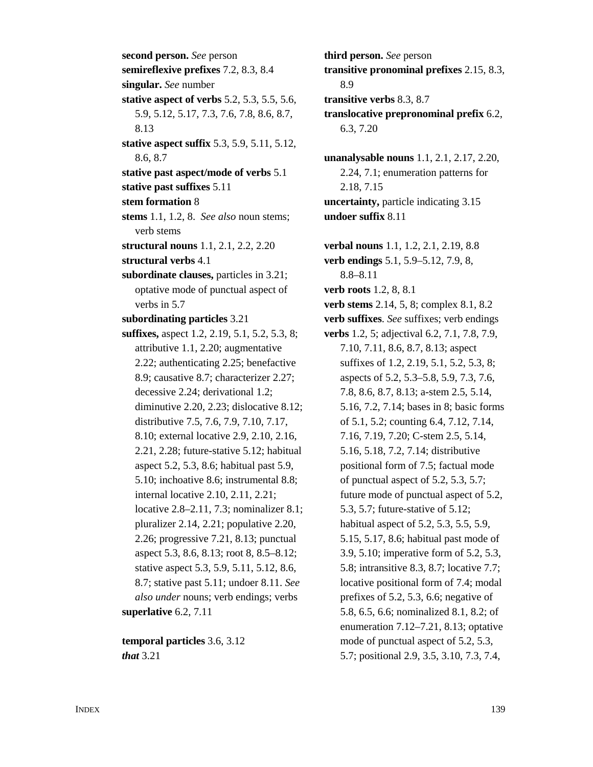**second person.** *See* person
**semireflexive prefixes** 7.2, 8.3, 8.4
**singular.** *See* number
**stative aspect of verbs** 5.2, 5.3, 5.5, 5.6, 5.9, 5.12, 5.17, 7.3, 7.6, 7.8, 8.6, 8.7, 8.13
**stative aspect suffix** 5.3, 5.9, 5.11, 5.12, 8.6, 8.7
**stative past aspect/mode of verbs** 5.1
**stative past suffixes** 5.11
**stem formation** 8
**stems** 1.1, 1.2, 8. *See also* noun stems; verb stems
**structural nouns** 1.1, 2.1, 2.2, 2.20
**structural verbs** 4.1
**subordinate clauses,** particles in 3.21; optative mode of punctual aspect of verbs in 5.7
**subordinating particles** 3.21
**suffixes,** aspect 1.2, 2.19, 5.1, 5.2, 5.3, 8; attributive 1.1, 2.20; augmentative 2.22; authenticating 2.25; benefactive 8.9; causative 8.7; characterizer 2.27; decessive 2.24; derivational 1.2; diminutive 2.20, 2.23; dislocative 8.12; distributive 7.5, 7.6, 7.9, 7.10, 7.17, 8.10; external locative 2.9, 2.10, 2.16, 2.21, 2.28; future-stative 5.12; habitual aspect 5.2, 5.3, 8.6; habitual past 5.9, 5.10; inchoative 8.6; instrumental 8.8; internal locative 2.10, 2.11, 2.21; locative 2.8–2.11, 7.3; nominalizer 8.1; pluralizer 2.14, 2.21; populative 2.20, 2.26; progressive 7.21, 8.13; punctual aspect 5.3, 8.6, 8.13; root 8, 8.5–8.12; stative aspect 5.3, 5.9, 5.11, 5.12, 8.6, 8.7; stative past 5.11; undoer 8.11. *See also under* nouns; verb endings; verbs
**superlative** 6.2, 7.11

**temporal particles** 3.6, 3.12
***that*** 3.21
**third person.** *See* person
**transitive pronominal prefixes** 2.15, 8.3, 8.9
**transitive verbs** 8.3, 8.7
**translocative prepronominal prefix** 6.2, 6.3, 7.20

**unanalysable nouns** 1.1, 2.1, 2.17, 2.20, 2.24, 7.1; enumeration patterns for 2.18, 7.15
**uncertainty,** particle indicating 3.15
**undoer suffix** 8.11

**verbal nouns** 1.1, 1.2, 2.1, 2.19, 8.8
**verb endings** 5.1, 5.9–5.12, 7.9, 8, 8.8–8.11
**verb roots** 1.2, 8, 8.1
**verb stems** 2.14, 5, 8; complex 8.1, 8.2
**verb suffixes**. *See* suffixes; verb endings
**verbs** 1.2, 5; adjectival 6.2, 7.1, 7.8, 7.9, 7.10, 7.11, 8.6, 8.7, 8.13; aspect suffixes of 1.2, 2.19, 5.1, 5.2, 5.3, 8; aspects of 5.2, 5.3–5.8, 5.9, 7.3, 7.6, 7.8, 8.6, 8.7, 8.13; a-stem 2.5, 5.14, 5.16, 7.2, 7.14; bases in 8; basic forms of 5.1, 5.2; counting 6.4, 7.12, 7.14, 7.16, 7.19, 7.20; C-stem 2.5, 5.14, 5.16, 5.18, 7.2, 7.14; distributive positional form of 7.5; factual mode of punctual aspect of 5.2, 5.3, 5.7; future mode of punctual aspect of 5.2, 5.3, 5.7; future-stative of 5.12; habitual aspect of 5.2, 5.3, 5.5, 5.9, 5.15, 5.17, 8.6; habitual past mode of 3.9, 5.10; imperative form of 5.2, 5.3, 5.8; intransitive 8.3, 8.7; locative 7.7; locative positional form of 7.4; modal prefixes of 5.2, 5.3, 6.6; negative of 5.8, 6.5, 6.6; nominalized 8.1, 8.2; of enumeration 7.12–7.21, 8.13; optative mode of punctual aspect of 5.2, 5.3, 5.7; positional 2.9, 3.5, 3.10, 7.3, 7.4,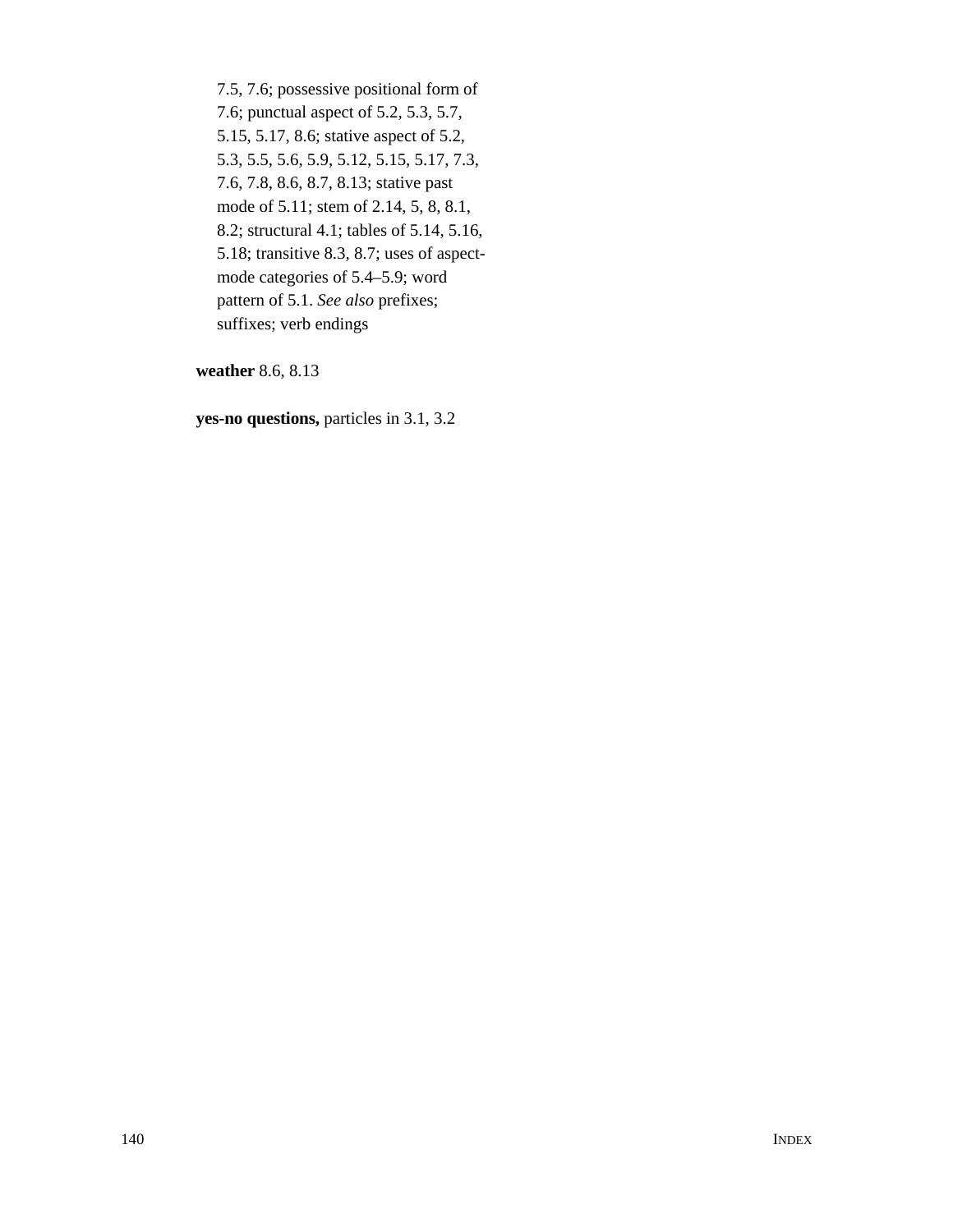7.5, 7.6; possessive positional form of 7.6; punctual aspect of 5.2, 5.3, 5.7, 5.15, 5.17, 8.6; stative aspect of 5.2, 5.3, 5.5, 5.6, 5.9, 5.12, 5.15, 5.17, 7.3, 7.6, 7.8, 8.6, 8.7, 8.13; stative past mode of 5.11; stem of 2.14, 5, 8, 8.1, 8.2; structural 4.1; tables of 5.14, 5.16, 5.18; transitive 8.3, 8.7; uses of aspect-mode categories of 5.4–5.9; word pattern of 5.1. *See also* prefixes; suffixes; verb endings

**weather** 8.6, 8.13

**yes-no questions,** particles in 3.1, 3.2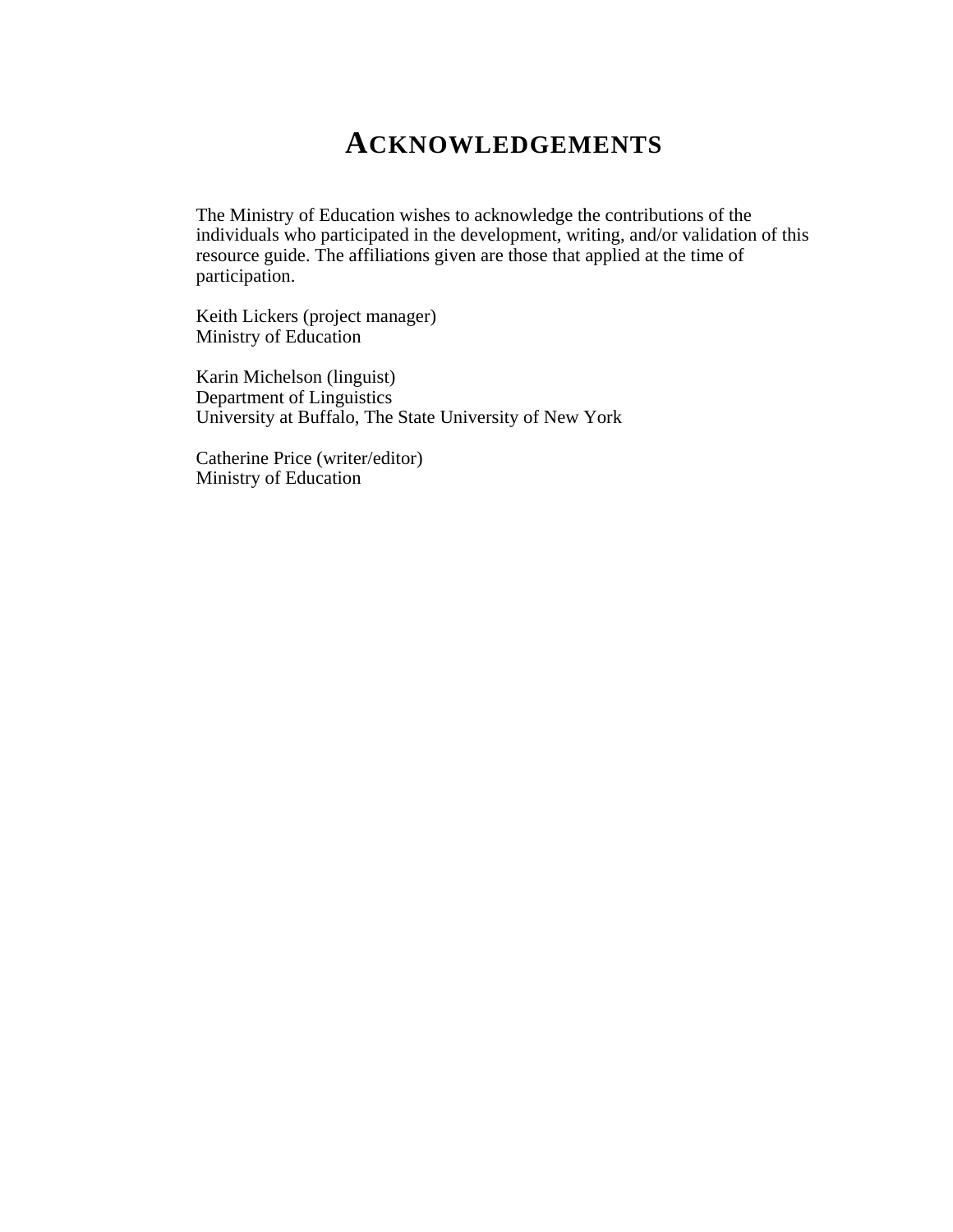# ACKNOWLEDGEMENTS

The Ministry of Education wishes to acknowledge the contributions of the individuals who participated in the development, writing, and/or validation of this resource guide. The affiliations given are those that applied at the time of participation.

Keith Lickers (project manager)
Ministry of Education

Karin Michelson (linguist)
Department of Linguistics
University at Buffalo, The State University of New York

Catherine Price (writer/editor)
Ministry of Education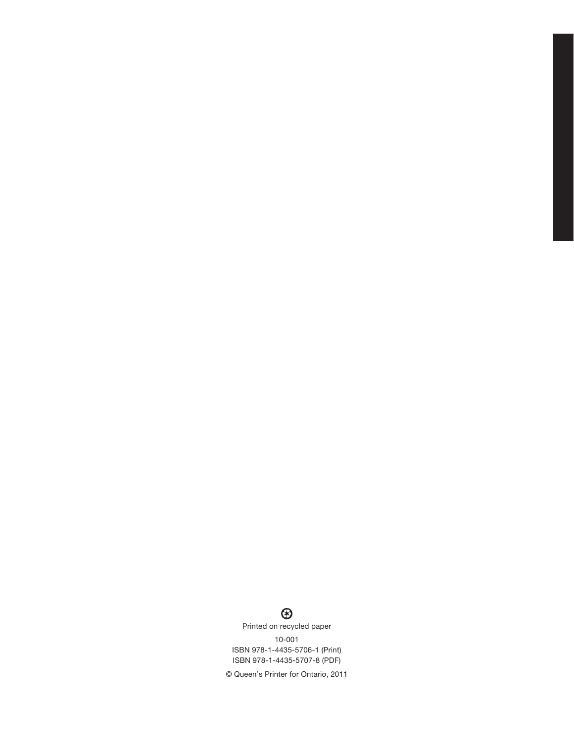Printed on recycled paper

10-001

ISBN 978-1-4435-5706-1 (Print)

ISBN 978-1-4435-5707-8 (PDF)

© Queen's Printer for Ontario, 2011